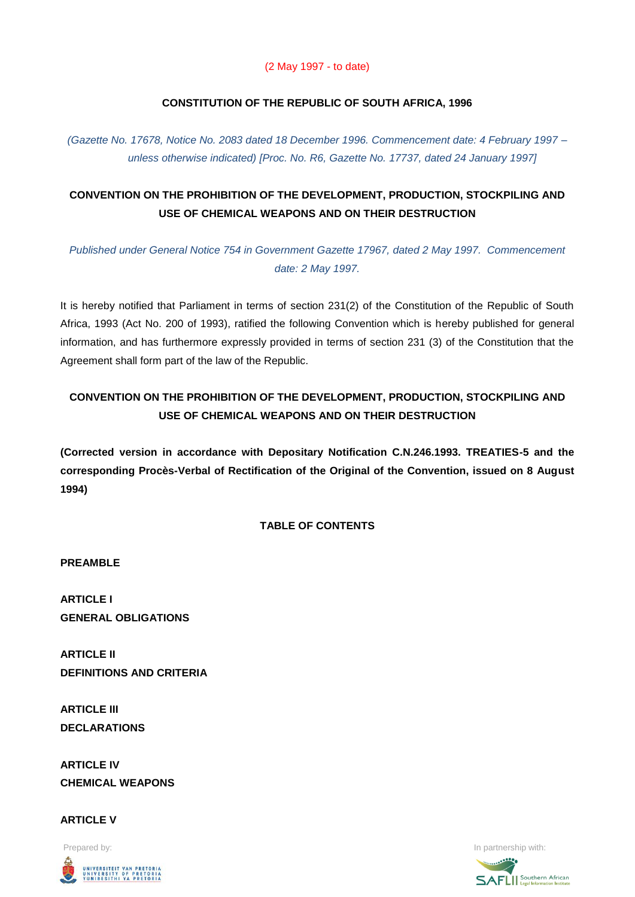(2 May 1997 - to date)

**CONSTITUTION OF THE REPUBLIC OF SOUTH AFRICA, 1996**

*(Gazette No. 17678, Notice No. 2083 dated 18 December 1996. Commencement date: 4 February 1997 – unless otherwise indicated) [Proc. No. R6, Gazette No. 17737, dated 24 January 1997]*

## CONVENTION ON THE PROHIBITION OF THE DEVELOPMENT, PRODUCTION, STOCKPILING AND USE OF CHEMICAL WEAPONS AND ON THEIR DESTRUCTION

*Published under General Notice 754 in Government Gazette 17967, dated 2 May 1997. Commencement date: 2 May 1997.*

It is hereby notified that Parliament in terms of section 231(2) of the Constitution of the Republic of South Africa, 1993 (Act No. 200 of 1993), ratified the following Convention which is hereby published for general information, and has furthermore expressly provided in terms of section 231 (3) of the Constitution that the Agreement shall form part of the law of the Republic.

## CONVENTION ON THE PROHIBITION OF THE DEVELOPMENT, PRODUCTION, STOCKPILING AND USE OF CHEMICAL WEAPONS AND ON THEIR DESTRUCTION

**(Corrected version in accordance with Depositary Notification C.N.246.1993. TREATIES-5 and the corresponding Procès-Verbal of Rectification of the Original of the Convention, issued on 8 August 1994)**

**TABLE OF CONTENTS**

**PREAMBLE**

**ARTICLE I**
**GENERAL OBLIGATIONS**

**ARTICLE II**
**DEFINITIONS AND CRITERIA**

**ARTICLE III**
**DECLARATIONS**

**ARTICLE IV**
**CHEMICAL WEAPONS**

**ARTICLE V**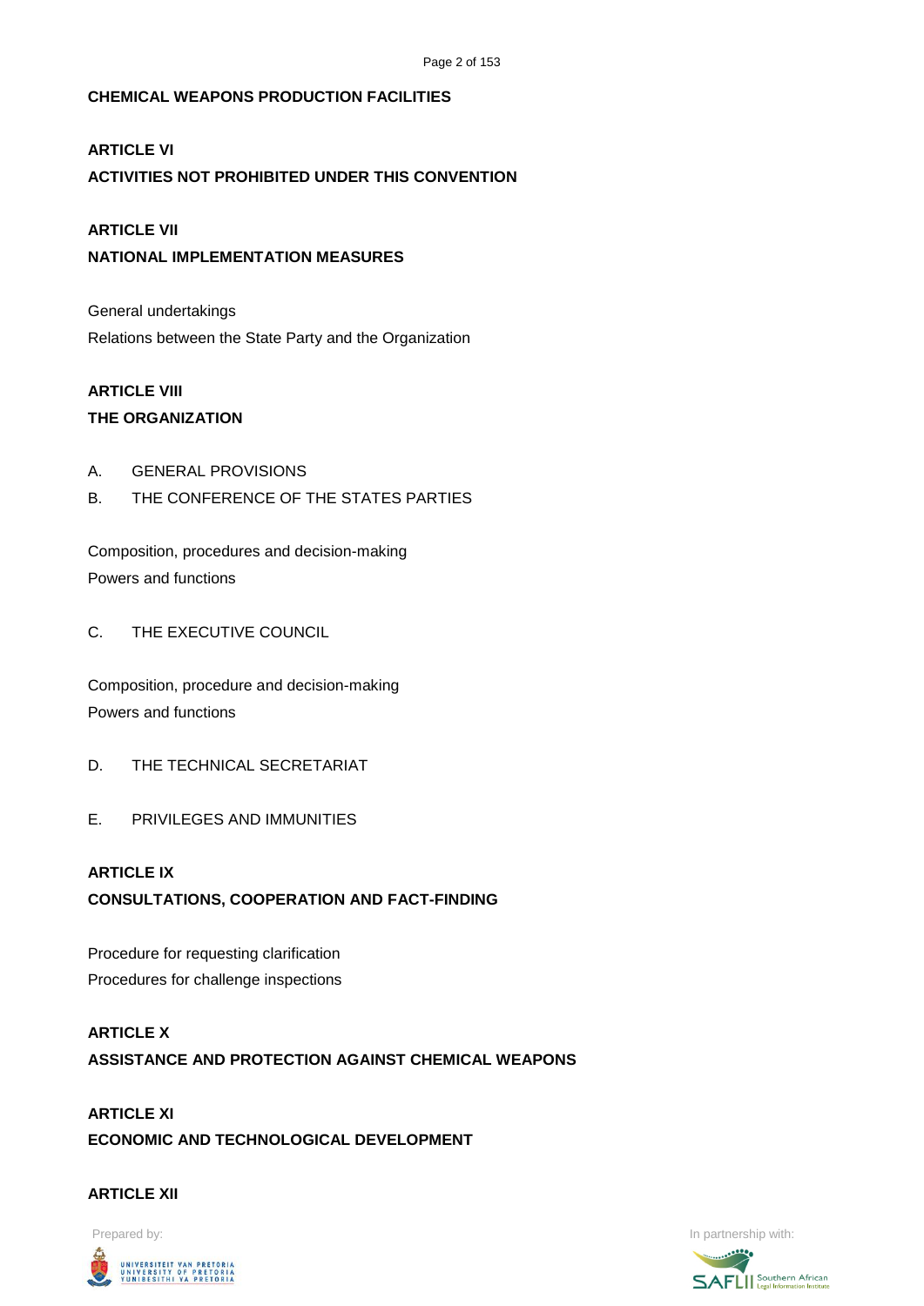**CHEMICAL WEAPONS PRODUCTION FACILITIES**

**ARTICLE VI**

**ACTIVITIES NOT PROHIBITED UNDER THIS CONVENTION**

**ARTICLE VII**

**NATIONAL IMPLEMENTATION MEASURES**

General undertakings

Relations between the State Party and the Organization

**ARTICLE VIII**

**THE ORGANIZATION**

A. GENERAL PROVISIONS

B. THE CONFERENCE OF THE STATES PARTIES

Composition, procedures and decision-making

Powers and functions

C. THE EXECUTIVE COUNCIL

Composition, procedure and decision-making

Powers and functions

D. THE TECHNICAL SECRETARIAT

E. PRIVILEGES AND IMMUNITIES

**ARTICLE IX**

**CONSULTATIONS, COOPERATION AND FACT-FINDING**

Procedure for requesting clarification

Procedures for challenge inspections

**ARTICLE X**

**ASSISTANCE AND PROTECTION AGAINST CHEMICAL WEAPONS**

**ARTICLE XI**

**ECONOMIC AND TECHNOLOGICAL DEVELOPMENT**

**ARTICLE XII**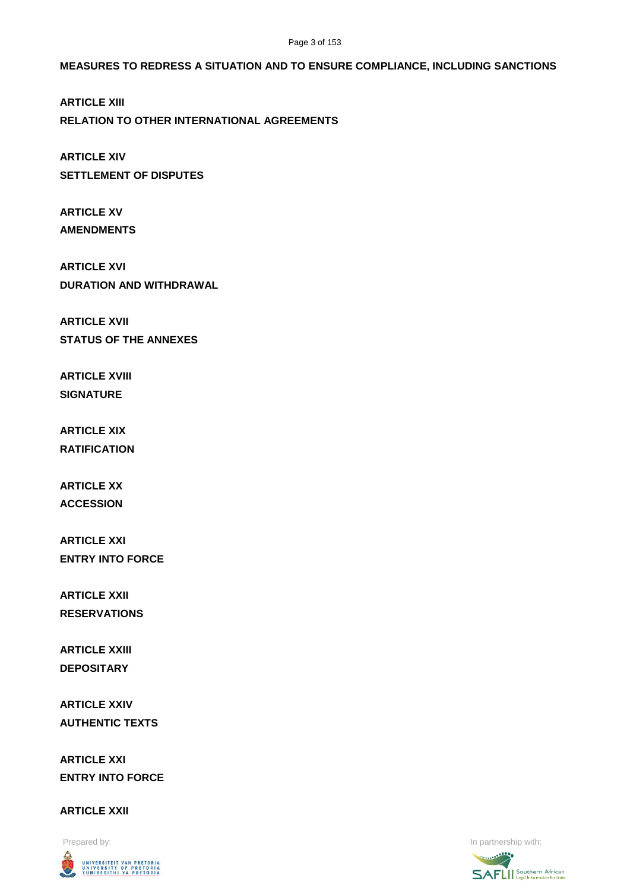**MEASURES TO REDRESS A SITUATION AND TO ENSURE COMPLIANCE, INCLUDING SANCTIONS**

**ARTICLE XIII**

**RELATION TO OTHER INTERNATIONAL AGREEMENTS**

**ARTICLE XIV**

**SETTLEMENT OF DISPUTES**

**ARTICLE XV**

**AMENDMENTS**

**ARTICLE XVI**

**DURATION AND WITHDRAWAL**

**ARTICLE XVII**

**STATUS OF THE ANNEXES**

**ARTICLE XVIII**

**SIGNATURE**

**ARTICLE XIX**

**RATIFICATION**

**ARTICLE XX**

**ACCESSION**

**ARTICLE XXI**

**ENTRY INTO FORCE**

**ARTICLE XXII**

**RESERVATIONS**

**ARTICLE XXIII**

**DEPOSITARY**

**ARTICLE XXIV**

**AUTHENTIC TEXTS**

**ARTICLE XXI**

**ENTRY INTO FORCE**

**ARTICLE XXII**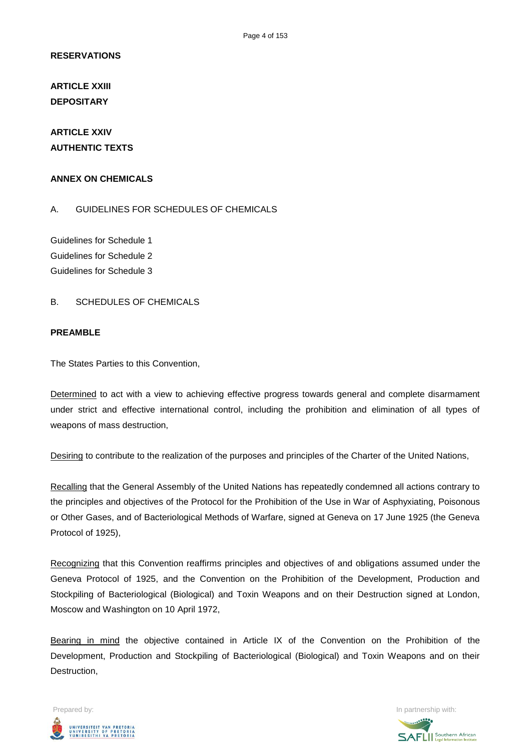**RESERVATIONS**

**ARTICLE XXIII**
**DEPOSITARY**

**ARTICLE XXIV**
**AUTHENTIC TEXTS**

**ANNEX ON CHEMICALS**

A. GUIDELINES FOR SCHEDULES OF CHEMICALS

Guidelines for Schedule 1
Guidelines for Schedule 2
Guidelines for Schedule 3

B. SCHEDULES OF CHEMICALS

**PREAMBLE**

The States Parties to this Convention,

Determined to act with a view to achieving effective progress towards general and complete disarmament under strict and effective international control, including the prohibition and elimination of all types of weapons of mass destruction,

Desiring to contribute to the realization of the purposes and principles of the Charter of the United Nations,

Recalling that the General Assembly of the United Nations has repeatedly condemned all actions contrary to the principles and objectives of the Protocol for the Prohibition of the Use in War of Asphyxiating, Poisonous or Other Gases, and of Bacteriological Methods of Warfare, signed at Geneva on 17 June 1925 (the Geneva Protocol of 1925),

Recognizing that this Convention reaffirms principles and objectives of and obligations assumed under the Geneva Protocol of 1925, and the Convention on the Prohibition of the Development, Production and Stockpiling of Bacteriological (Biological) and Toxin Weapons and on their Destruction signed at London, Moscow and Washington on 10 April 1972,

Bearing in mind the objective contained in Article IX of the Convention on the Prohibition of the Development, Production and Stockpiling of Bacteriological (Biological) and Toxin Weapons and on their Destruction,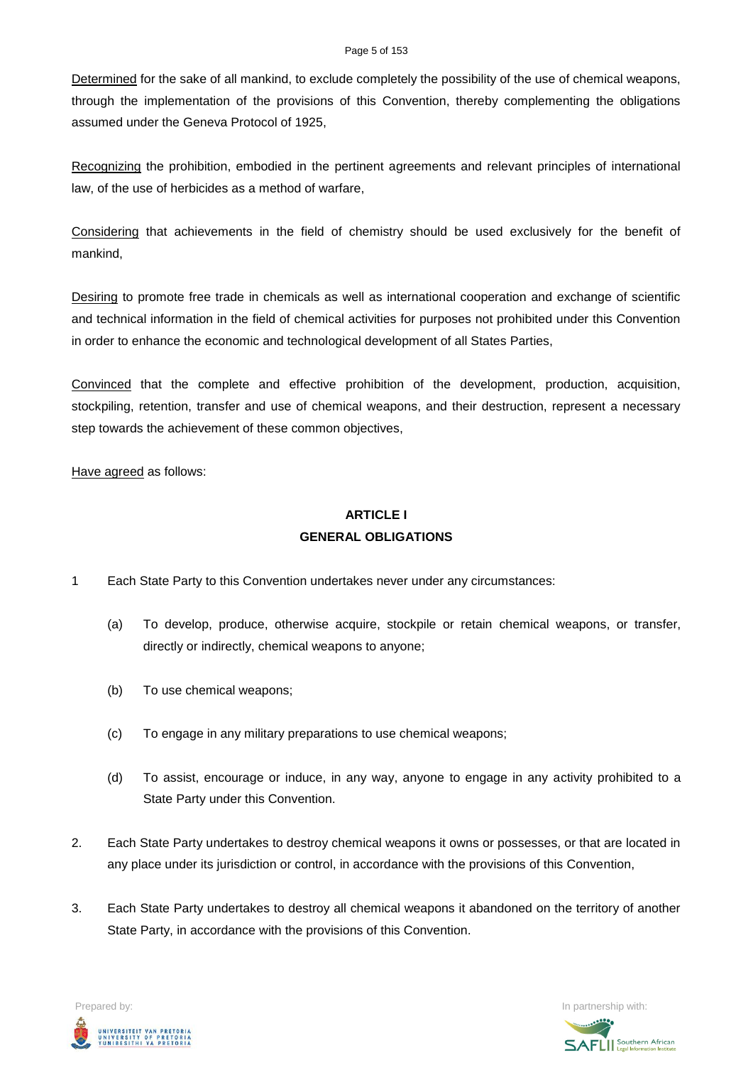Determined for the sake of all mankind, to exclude completely the possibility of the use of chemical weapons, through the implementation of the provisions of this Convention, thereby complementing the obligations assumed under the Geneva Protocol of 1925,

Recognizing the prohibition, embodied in the pertinent agreements and relevant principles of international law, of the use of herbicides as a method of warfare,

Considering that achievements in the field of chemistry should be used exclusively for the benefit of mankind,

Desiring to promote free trade in chemicals as well as international cooperation and exchange of scientific and technical information in the field of chemical activities for purposes not prohibited under this Convention in order to enhance the economic and technological development of all States Parties,

Convinced that the complete and effective prohibition of the development, production, acquisition, stockpiling, retention, transfer and use of chemical weapons, and their destruction, represent a necessary step towards the achievement of these common objectives,

Have agreed as follows:

## ARTICLE I
## GENERAL OBLIGATIONS

1 Each State Party to this Convention undertakes never under any circumstances:

(a) To develop, produce, otherwise acquire, stockpile or retain chemical weapons, or transfer, directly or indirectly, chemical weapons to anyone;

(b) To use chemical weapons;

(c) To engage in any military preparations to use chemical weapons;

(d) To assist, encourage or induce, in any way, anyone to engage in any activity prohibited to a State Party under this Convention.

2. Each State Party undertakes to destroy chemical weapons it owns or possesses, or that are located in any place under its jurisdiction or control, in accordance with the provisions of this Convention,

3. Each State Party undertakes to destroy all chemical weapons it abandoned on the territory of another State Party, in accordance with the provisions of this Convention.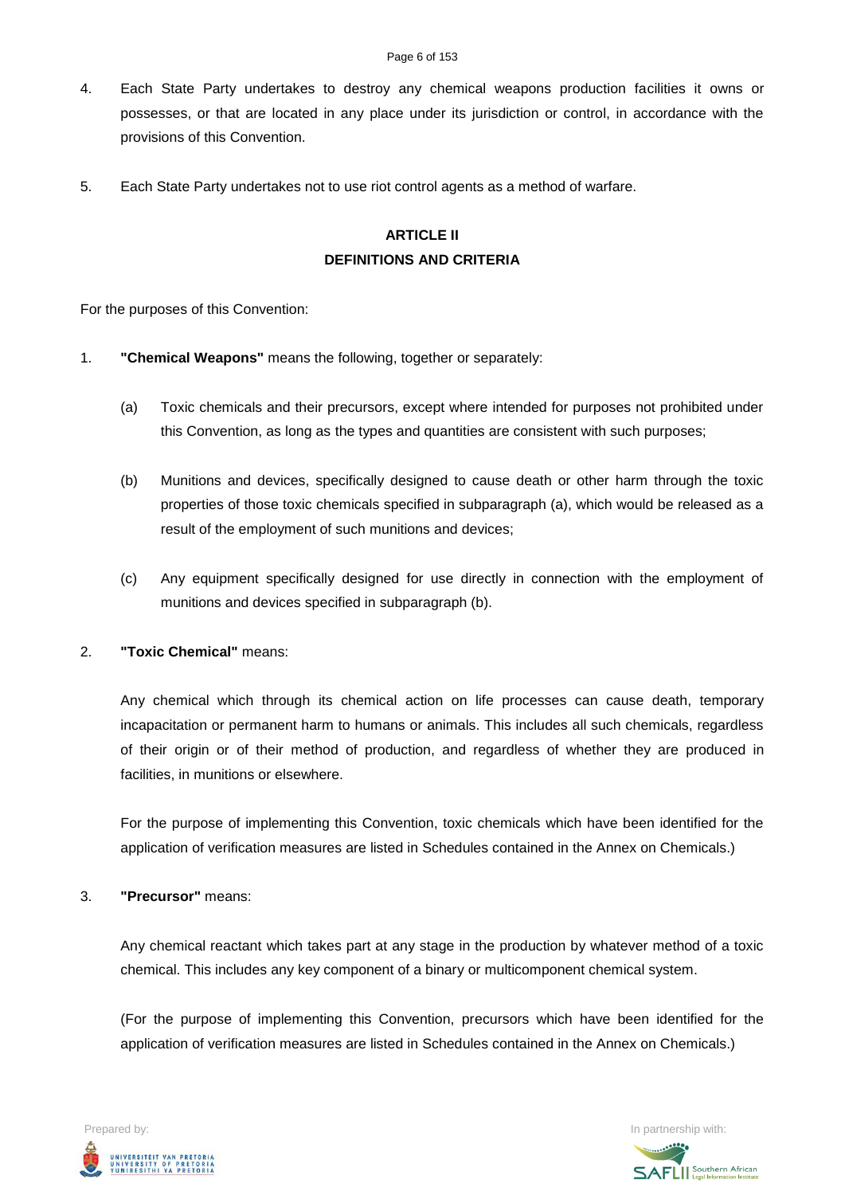4. Each State Party undertakes to destroy any chemical weapons production facilities it owns or possesses, or that are located in any place under its jurisdiction or control, in accordance with the provisions of this Convention.

5. Each State Party undertakes not to use riot control agents as a method of warfare.

## ARTICLE II
## DEFINITIONS AND CRITERIA

For the purposes of this Convention:

1. **"Chemical Weapons"** means the following, together or separately:

   (a) Toxic chemicals and their precursors, except where intended for purposes not prohibited under this Convention, as long as the types and quantities are consistent with such purposes;

   (b) Munitions and devices, specifically designed to cause death or other harm through the toxic properties of those toxic chemicals specified in subparagraph (a), which would be released as a result of the employment of such munitions and devices;

   (c) Any equipment specifically designed for use directly in connection with the employment of munitions and devices specified in subparagraph (b).

2. **"Toxic Chemical"** means:

   Any chemical which through its chemical action on life processes can cause death, temporary incapacitation or permanent harm to humans or animals. This includes all such chemicals, regardless of their origin or of their method of production, and regardless of whether they are produced in facilities, in munitions or elsewhere.

   For the purpose of implementing this Convention, toxic chemicals which have been identified for the application of verification measures are listed in Schedules contained in the Annex on Chemicals.)

3. **"Precursor"** means:

   Any chemical reactant which takes part at any stage in the production by whatever method of a toxic chemical. This includes any key component of a binary or multicomponent chemical system.

   (For the purpose of implementing this Convention, precursors which have been identified for the application of verification measures are listed in Schedules contained in the Annex on Chemicals.)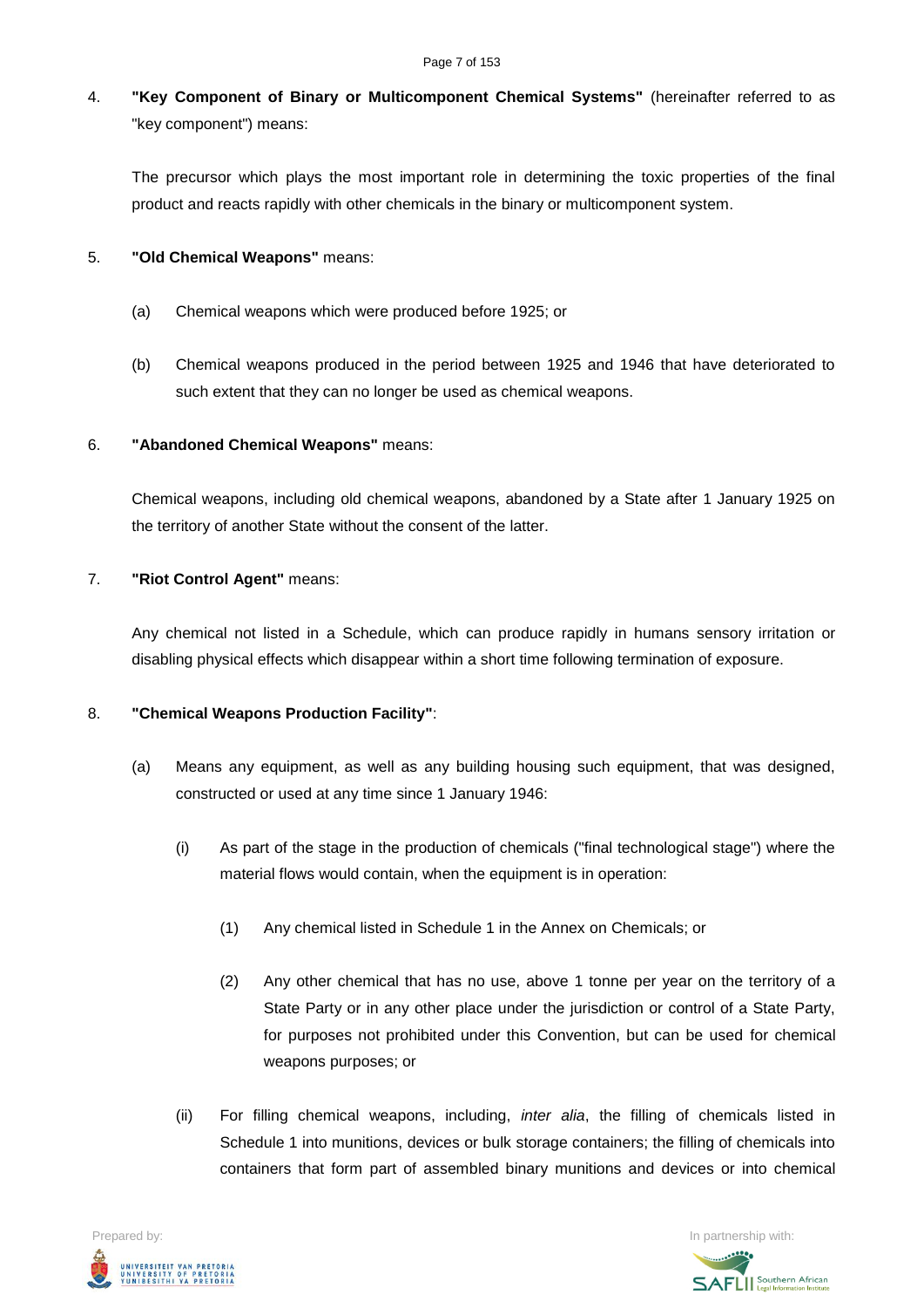4. **"Key Component of Binary or Multicomponent Chemical Systems"** (hereinafter referred to as "key component") means:

   The precursor which plays the most important role in determining the toxic properties of the final product and reacts rapidly with other chemicals in the binary or multicomponent system.

5. **"Old Chemical Weapons"** means:

   (a) Chemical weapons which were produced before 1925; or

   (b) Chemical weapons produced in the period between 1925 and 1946 that have deteriorated to such extent that they can no longer be used as chemical weapons.

6. **"Abandoned Chemical Weapons"** means:

   Chemical weapons, including old chemical weapons, abandoned by a State after 1 January 1925 on the territory of another State without the consent of the latter.

7. **"Riot Control Agent"** means:

   Any chemical not listed in a Schedule, which can produce rapidly in humans sensory irritation or disabling physical effects which disappear within a short time following termination of exposure.

8. **"Chemical Weapons Production Facility"**:

   (a) Means any equipment, as well as any building housing such equipment, that was designed, constructed or used at any time since 1 January 1946:

      (i) As part of the stage in the production of chemicals ("final technological stage") where the material flows would contain, when the equipment is in operation:

         (1) Any chemical listed in Schedule 1 in the Annex on Chemicals; or

         (2) Any other chemical that has no use, above 1 tonne per year on the territory of a State Party or in any other place under the jurisdiction or control of a State Party, for purposes not prohibited under this Convention, but can be used for chemical weapons purposes; or

      (ii) For filling chemical weapons, including, *inter alia*, the filling of chemicals listed in Schedule 1 into munitions, devices or bulk storage containers; the filling of chemicals into containers that form part of assembled binary munitions and devices or into chemical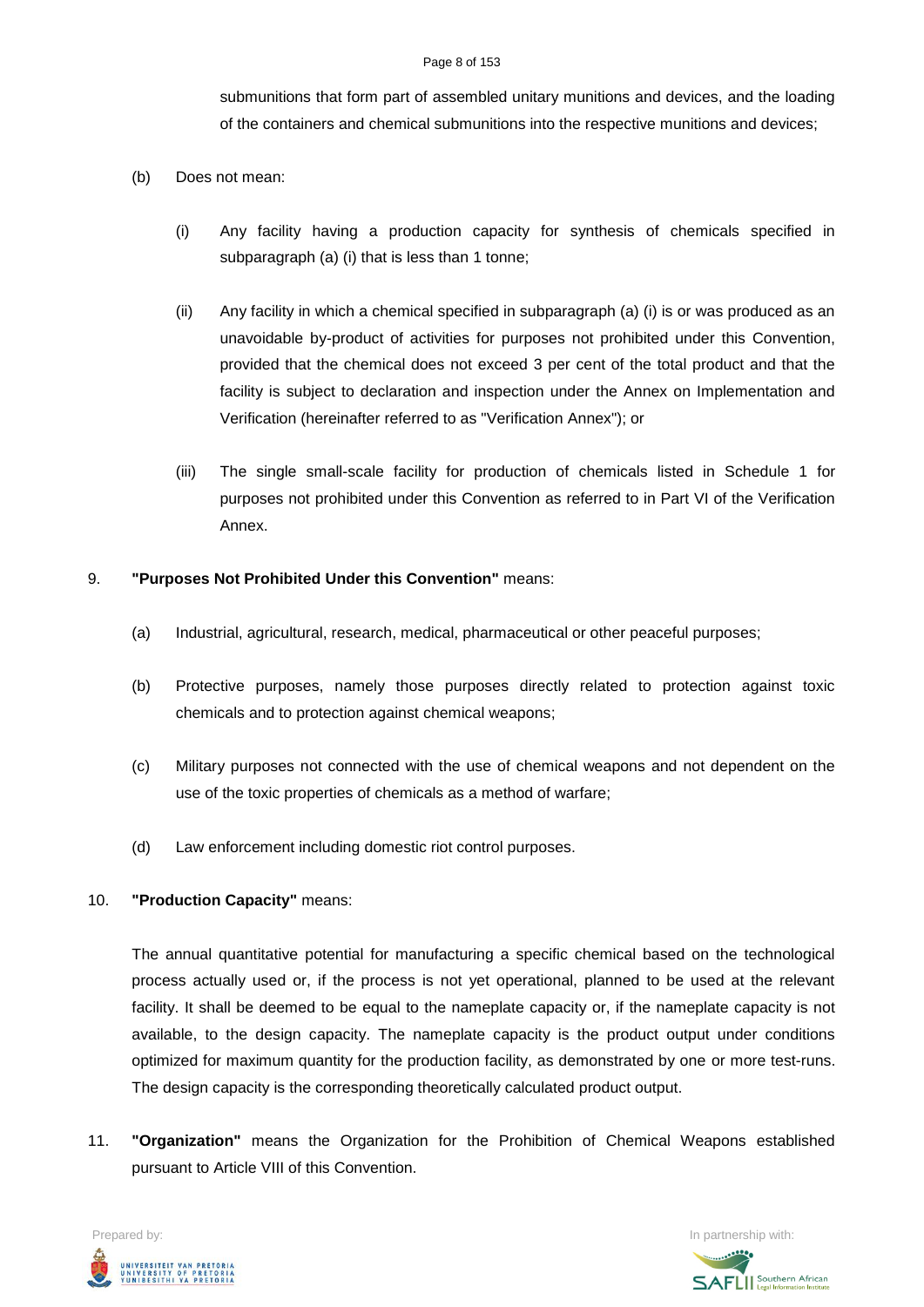submunitions that form part of assembled unitary munitions and devices, and the loading of the containers and chemical submunitions into the respective munitions and devices;

(b) Does not mean:

(i) Any facility having a production capacity for synthesis of chemicals specified in subparagraph (a) (i) that is less than 1 tonne;

(ii) Any facility in which a chemical specified in subparagraph (a) (i) is or was produced as an unavoidable by-product of activities for purposes not prohibited under this Convention, provided that the chemical does not exceed 3 per cent of the total product and that the facility is subject to declaration and inspection under the Annex on Implementation and Verification (hereinafter referred to as "Verification Annex"); or

(iii) The single small-scale facility for production of chemicals listed in Schedule 1 for purposes not prohibited under this Convention as referred to in Part VI of the Verification Annex.

9. **"Purposes Not Prohibited Under this Convention"** means:

(a) Industrial, agricultural, research, medical, pharmaceutical or other peaceful purposes;

(b) Protective purposes, namely those purposes directly related to protection against toxic chemicals and to protection against chemical weapons;

(c) Military purposes not connected with the use of chemical weapons and not dependent on the use of the toxic properties of chemicals as a method of warfare;

(d) Law enforcement including domestic riot control purposes.

10. **"Production Capacity"** means:

The annual quantitative potential for manufacturing a specific chemical based on the technological process actually used or, if the process is not yet operational, planned to be used at the relevant facility. It shall be deemed to be equal to the nameplate capacity or, if the nameplate capacity is not available, to the design capacity. The nameplate capacity is the product output under conditions optimized for maximum quantity for the production facility, as demonstrated by one or more test-runs. The design capacity is the corresponding theoretically calculated product output.

11. **"Organization"** means the Organization for the Prohibition of Chemical Weapons established pursuant to Article VIII of this Convention.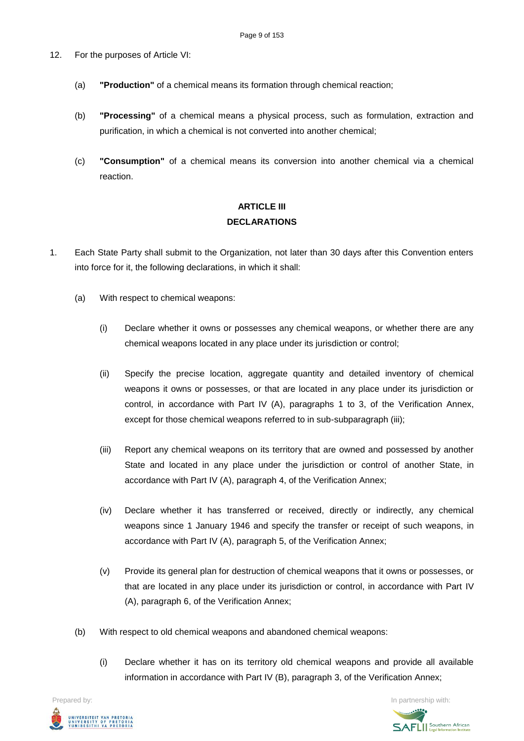12. For the purposes of Article VI:

    (a) **"Production"** of a chemical means its formation through chemical reaction;

    (b) **"Processing"** of a chemical means a physical process, such as formulation, extraction and purification, in which a chemical is not converted into another chemical;

    (c) **"Consumption"** of a chemical means its conversion into another chemical via a chemical reaction.

## ARTICLE III
## DECLARATIONS

1. Each State Party shall submit to the Organization, not later than 30 days after this Convention enters into force for it, the following declarations, in which it shall:

    (a) With respect to chemical weapons:

        (i) Declare whether it owns or possesses any chemical weapons, or whether there are any chemical weapons located in any place under its jurisdiction or control;

        (ii) Specify the precise location, aggregate quantity and detailed inventory of chemical weapons it owns or possesses, or that are located in any place under its jurisdiction or control, in accordance with Part IV (A), paragraphs 1 to 3, of the Verification Annex, except for those chemical weapons referred to in sub-subparagraph (iii);

        (iii) Report any chemical weapons on its territory that are owned and possessed by another State and located in any place under the jurisdiction or control of another State, in accordance with Part IV (A), paragraph 4, of the Verification Annex;

        (iv) Declare whether it has transferred or received, directly or indirectly, any chemical weapons since 1 January 1946 and specify the transfer or receipt of such weapons, in accordance with Part IV (A), paragraph 5, of the Verification Annex;

        (v) Provide its general plan for destruction of chemical weapons that it owns or possesses, or that are located in any place under its jurisdiction or control, in accordance with Part IV (A), paragraph 6, of the Verification Annex;

    (b) With respect to old chemical weapons and abandoned chemical weapons:

        (i) Declare whether it has on its territory old chemical weapons and provide all available information in accordance with Part IV (B), paragraph 3, of the Verification Annex;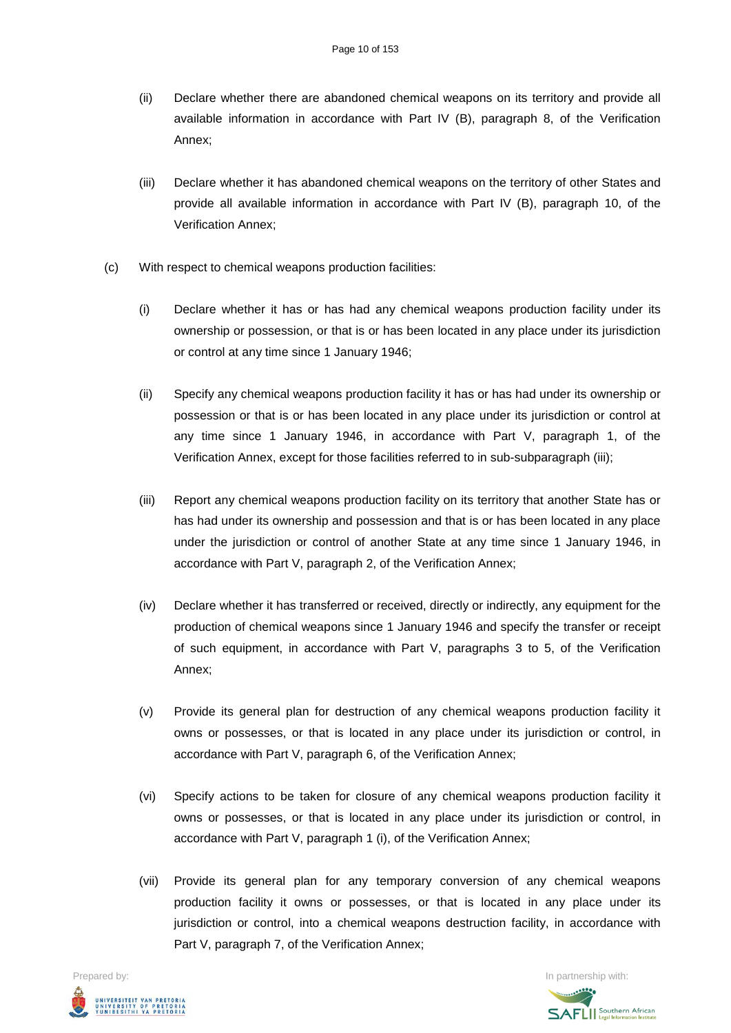(ii) Declare whether there are abandoned chemical weapons on its territory and provide all available information in accordance with Part IV (B), paragraph 8, of the Verification Annex;

(iii) Declare whether it has abandoned chemical weapons on the territory of other States and provide all available information in accordance with Part IV (B), paragraph 10, of the Verification Annex;

(c) With respect to chemical weapons production facilities:

(i) Declare whether it has or has had any chemical weapons production facility under its ownership or possession, or that is or has been located in any place under its jurisdiction or control at any time since 1 January 1946;

(ii) Specify any chemical weapons production facility it has or has had under its ownership or possession or that is or has been located in any place under its jurisdiction or control at any time since 1 January 1946, in accordance with Part V, paragraph 1, of the Verification Annex, except for those facilities referred to in sub-subparagraph (iii);

(iii) Report any chemical weapons production facility on its territory that another State has or has had under its ownership and possession and that is or has been located in any place under the jurisdiction or control of another State at any time since 1 January 1946, in accordance with Part V, paragraph 2, of the Verification Annex;

(iv) Declare whether it has transferred or received, directly or indirectly, any equipment for the production of chemical weapons since 1 January 1946 and specify the transfer or receipt of such equipment, in accordance with Part V, paragraphs 3 to 5, of the Verification Annex;

(v) Provide its general plan for destruction of any chemical weapons production facility it owns or possesses, or that is located in any place under its jurisdiction or control, in accordance with Part V, paragraph 6, of the Verification Annex;

(vi) Specify actions to be taken for closure of any chemical weapons production facility it owns or possesses, or that is located in any place under its jurisdiction or control, in accordance with Part V, paragraph 1 (i), of the Verification Annex;

(vii) Provide its general plan for any temporary conversion of any chemical weapons production facility it owns or possesses, or that is located in any place under its jurisdiction or control, into a chemical weapons destruction facility, in accordance with Part V, paragraph 7, of the Verification Annex;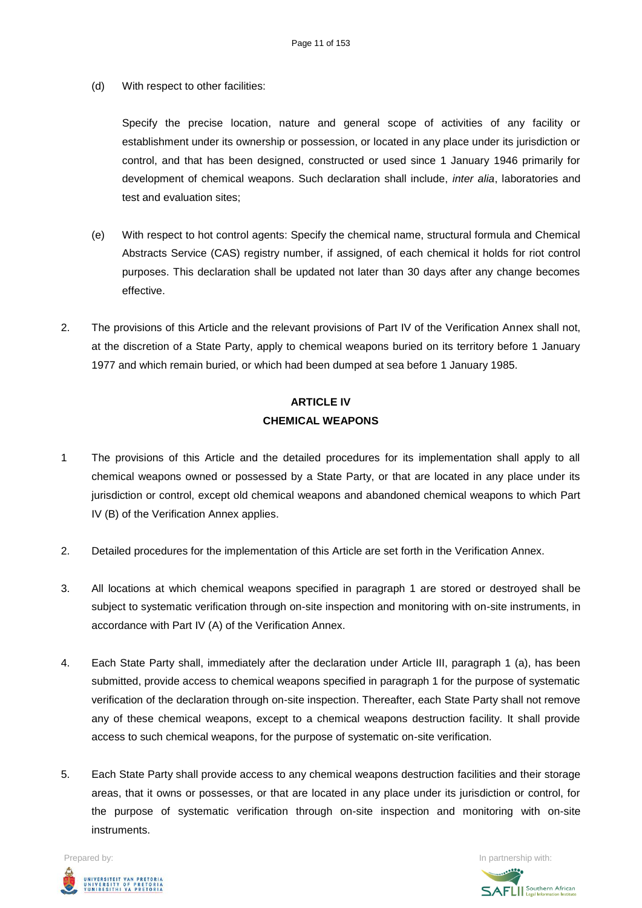(d) With respect to other facilities:

Specify the precise location, nature and general scope of activities of any facility or establishment under its ownership or possession, or located in any place under its jurisdiction or control, and that has been designed, constructed or used since 1 January 1946 primarily for development of chemical weapons. Such declaration shall include, *inter alia*, laboratories and test and evaluation sites;

(e) With respect to hot control agents: Specify the chemical name, structural formula and Chemical Abstracts Service (CAS) registry number, if assigned, of each chemical it holds for riot control purposes. This declaration shall be updated not later than 30 days after any change becomes effective.

2. The provisions of this Article and the relevant provisions of Part IV of the Verification Annex shall not, at the discretion of a State Party, apply to chemical weapons buried on its territory before 1 January 1977 and which remain buried, or which had been dumped at sea before 1 January 1985.

## ARTICLE IV
## CHEMICAL WEAPONS

1 The provisions of this Article and the detailed procedures for its implementation shall apply to all chemical weapons owned or possessed by a State Party, or that are located in any place under its jurisdiction or control, except old chemical weapons and abandoned chemical weapons to which Part IV (B) of the Verification Annex applies.

2. Detailed procedures for the implementation of this Article are set forth in the Verification Annex.

3. All locations at which chemical weapons specified in paragraph 1 are stored or destroyed shall be subject to systematic verification through on-site inspection and monitoring with on-site instruments, in accordance with Part IV (A) of the Verification Annex.

4. Each State Party shall, immediately after the declaration under Article III, paragraph 1 (a), has been submitted, provide access to chemical weapons specified in paragraph 1 for the purpose of systematic verification of the declaration through on-site inspection. Thereafter, each State Party shall not remove any of these chemical weapons, except to a chemical weapons destruction facility. It shall provide access to such chemical weapons, for the purpose of systematic on-site verification.

5. Each State Party shall provide access to any chemical weapons destruction facilities and their storage areas, that it owns or possesses, or that are located in any place under its jurisdiction or control, for the purpose of systematic verification through on-site inspection and monitoring with on-site instruments.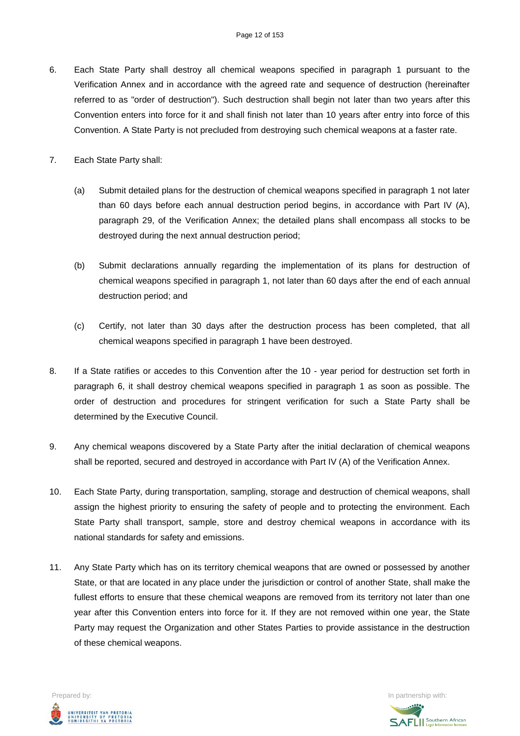6. Each State Party shall destroy all chemical weapons specified in paragraph 1 pursuant to the Verification Annex and in accordance with the agreed rate and sequence of destruction (hereinafter referred to as "order of destruction"). Such destruction shall begin not later than two years after this Convention enters into force for it and shall finish not later than 10 years after entry into force of this Convention. A State Party is not precluded from destroying such chemical weapons at a faster rate.

7. Each State Party shall:

   (a) Submit detailed plans for the destruction of chemical weapons specified in paragraph 1 not later than 60 days before each annual destruction period begins, in accordance with Part IV (A), paragraph 29, of the Verification Annex; the detailed plans shall encompass all stocks to be destroyed during the next annual destruction period;

   (b) Submit declarations annually regarding the implementation of its plans for destruction of chemical weapons specified in paragraph 1, not later than 60 days after the end of each annual destruction period; and

   (c) Certify, not later than 30 days after the destruction process has been completed, that all chemical weapons specified in paragraph 1 have been destroyed.

8. If a State ratifies or accedes to this Convention after the 10 - year period for destruction set forth in paragraph 6, it shall destroy chemical weapons specified in paragraph 1 as soon as possible. The order of destruction and procedures for stringent verification for such a State Party shall be determined by the Executive Council.

9. Any chemical weapons discovered by a State Party after the initial declaration of chemical weapons shall be reported, secured and destroyed in accordance with Part IV (A) of the Verification Annex.

10. Each State Party, during transportation, sampling, storage and destruction of chemical weapons, shall assign the highest priority to ensuring the safety of people and to protecting the environment. Each State Party shall transport, sample, store and destroy chemical weapons in accordance with its national standards for safety and emissions.

11. Any State Party which has on its territory chemical weapons that are owned or possessed by another State, or that are located in any place under the jurisdiction or control of another State, shall make the fullest efforts to ensure that these chemical weapons are removed from its territory not later than one year after this Convention enters into force for it. If they are not removed within one year, the State Party may request the Organization and other States Parties to provide assistance in the destruction of these chemical weapons.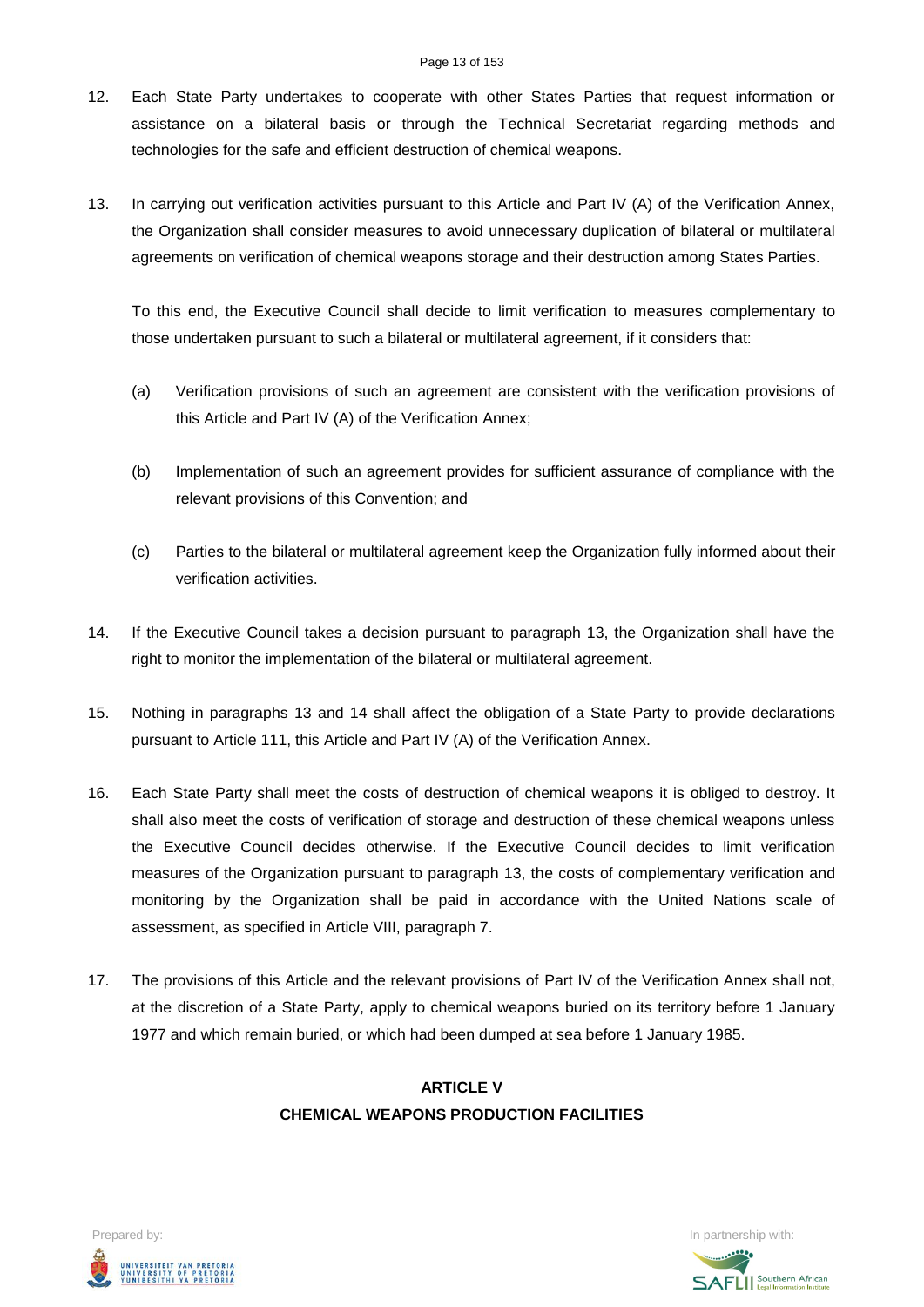12. Each State Party undertakes to cooperate with other States Parties that request information or assistance on a bilateral basis or through the Technical Secretariat regarding methods and technologies for the safe and efficient destruction of chemical weapons.

13. In carrying out verification activities pursuant to this Article and Part IV (A) of the Verification Annex, the Organization shall consider measures to avoid unnecessary duplication of bilateral or multilateral agreements on verification of chemical weapons storage and their destruction among States Parties.

    To this end, the Executive Council shall decide to limit verification to measures complementary to those undertaken pursuant to such a bilateral or multilateral agreement, if it considers that:

    (a) Verification provisions of such an agreement are consistent with the verification provisions of this Article and Part IV (A) of the Verification Annex;

    (b) Implementation of such an agreement provides for sufficient assurance of compliance with the relevant provisions of this Convention; and

    (c) Parties to the bilateral or multilateral agreement keep the Organization fully informed about their verification activities.

14. If the Executive Council takes a decision pursuant to paragraph 13, the Organization shall have the right to monitor the implementation of the bilateral or multilateral agreement.

15. Nothing in paragraphs 13 and 14 shall affect the obligation of a State Party to provide declarations pursuant to Article 111, this Article and Part IV (A) of the Verification Annex.

16. Each State Party shall meet the costs of destruction of chemical weapons it is obliged to destroy. It shall also meet the costs of verification of storage and destruction of these chemical weapons unless the Executive Council decides otherwise. If the Executive Council decides to limit verification measures of the Organization pursuant to paragraph 13, the costs of complementary verification and monitoring by the Organization shall be paid in accordance with the United Nations scale of assessment, as specified in Article VIII, paragraph 7.

17. The provisions of this Article and the relevant provisions of Part IV of the Verification Annex shall not, at the discretion of a State Party, apply to chemical weapons buried on its territory before 1 January 1977 and which remain buried, or which had been dumped at sea before 1 January 1985.

## ARTICLE V
## CHEMICAL WEAPONS PRODUCTION FACILITIES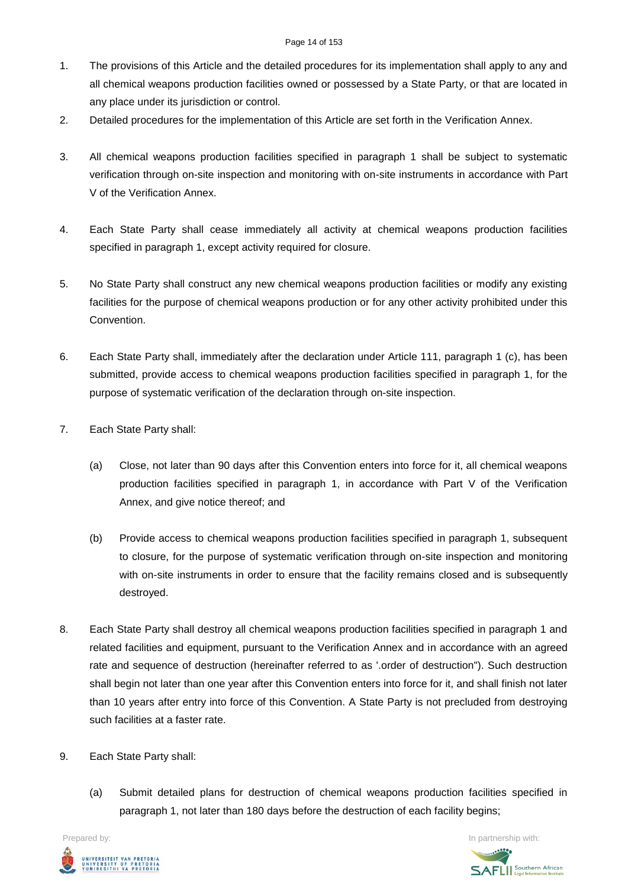1. The provisions of this Article and the detailed procedures for its implementation shall apply to any and all chemical weapons production facilities owned or possessed by a State Party, or that are located in any place under its jurisdiction or control.

2. Detailed procedures for the implementation of this Article are set forth in the Verification Annex.

3. All chemical weapons production facilities specified in paragraph 1 shall be subject to systematic verification through on-site inspection and monitoring with on-site instruments in accordance with Part V of the Verification Annex.

4. Each State Party shall cease immediately all activity at chemical weapons production facilities specified in paragraph 1, except activity required for closure.

5. No State Party shall construct any new chemical weapons production facilities or modify any existing facilities for the purpose of chemical weapons production or for any other activity prohibited under this Convention.

6. Each State Party shall, immediately after the declaration under Article 111, paragraph 1 (c), has been submitted, provide access to chemical weapons production facilities specified in paragraph 1, for the purpose of systematic verification of the declaration through on-site inspection.

7. Each State Party shall:

   (a) Close, not later than 90 days after this Convention enters into force for it, all chemical weapons production facilities specified in paragraph 1, in accordance with Part V of the Verification Annex, and give notice thereof; and

   (b) Provide access to chemical weapons production facilities specified in paragraph 1, subsequent to closure, for the purpose of systematic verification through on-site inspection and monitoring with on-site instruments in order to ensure that the facility remains closed and is subsequently destroyed.

8. Each State Party shall destroy all chemical weapons production facilities specified in paragraph 1 and related facilities and equipment, pursuant to the Verification Annex and in accordance with an agreed rate and sequence of destruction (hereinafter referred to as '.order of destruction"). Such destruction shall begin not later than one year after this Convention enters into force for it, and shall finish not later than 10 years after entry into force of this Convention. A State Party is not precluded from destroying such facilities at a faster rate.

9. Each State Party shall:

   (a) Submit detailed plans for destruction of chemical weapons production facilities specified in paragraph 1, not later than 180 days before the destruction of each facility begins;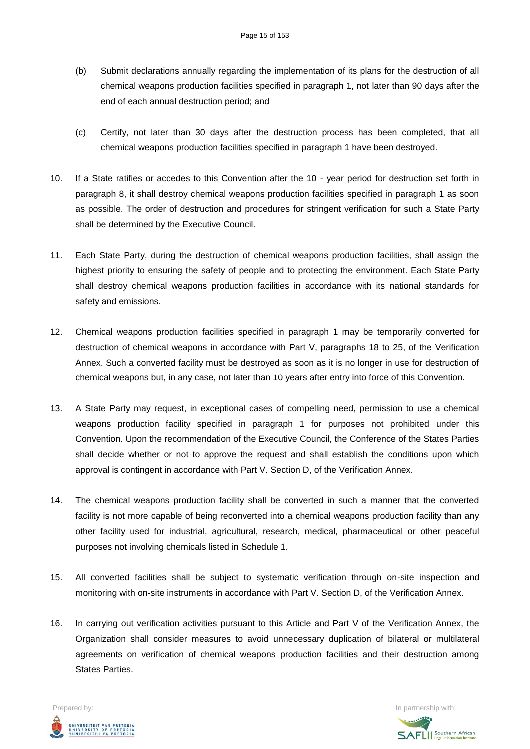(b) Submit declarations annually regarding the implementation of its plans for the destruction of all chemical weapons production facilities specified in paragraph 1, not later than 90 days after the end of each annual destruction period; and

(c) Certify, not later than 30 days after the destruction process has been completed, that all chemical weapons production facilities specified in paragraph 1 have been destroyed.

10. If a State ratifies or accedes to this Convention after the 10 - year period for destruction set forth in paragraph 8, it shall destroy chemical weapons production facilities specified in paragraph 1 as soon as possible. The order of destruction and procedures for stringent verification for such a State Party shall be determined by the Executive Council.

11. Each State Party, during the destruction of chemical weapons production facilities, shall assign the highest priority to ensuring the safety of people and to protecting the environment. Each State Party shall destroy chemical weapons production facilities in accordance with its national standards for safety and emissions.

12. Chemical weapons production facilities specified in paragraph 1 may be temporarily converted for destruction of chemical weapons in accordance with Part V, paragraphs 18 to 25, of the Verification Annex. Such a converted facility must be destroyed as soon as it is no longer in use for destruction of chemical weapons but, in any case, not later than 10 years after entry into force of this Convention.

13. A State Party may request, in exceptional cases of compelling need, permission to use a chemical weapons production facility specified in paragraph 1 for purposes not prohibited under this Convention. Upon the recommendation of the Executive Council, the Conference of the States Parties shall decide whether or not to approve the request and shall establish the conditions upon which approval is contingent in accordance with Part V. Section D, of the Verification Annex.

14. The chemical weapons production facility shall be converted in such a manner that the converted facility is not more capable of being reconverted into a chemical weapons production facility than any other facility used for industrial, agricultural, research, medical, pharmaceutical or other peaceful purposes not involving chemicals listed in Schedule 1.

15. All converted facilities shall be subject to systematic verification through on-site inspection and monitoring with on-site instruments in accordance with Part V. Section D, of the Verification Annex.

16. In carrying out verification activities pursuant to this Article and Part V of the Verification Annex, the Organization shall consider measures to avoid unnecessary duplication of bilateral or multilateral agreements on verification of chemical weapons production facilities and their destruction among States Parties.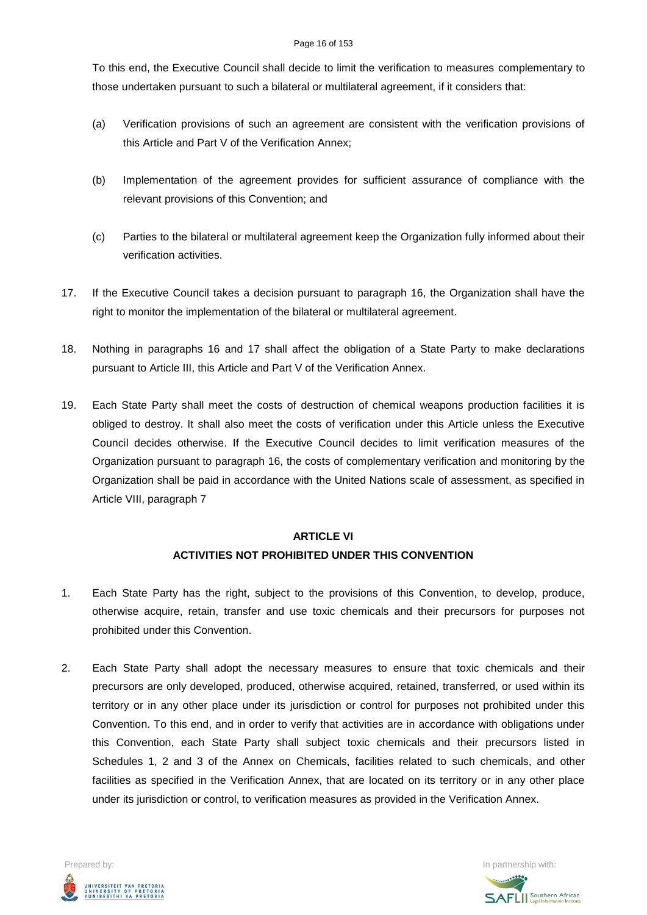To this end, the Executive Council shall decide to limit the verification to measures complementary to those undertaken pursuant to such a bilateral or multilateral agreement, if it considers that:

(a) Verification provisions of such an agreement are consistent with the verification provisions of this Article and Part V of the Verification Annex;

(b) Implementation of the agreement provides for sufficient assurance of compliance with the relevant provisions of this Convention; and

(c) Parties to the bilateral or multilateral agreement keep the Organization fully informed about their verification activities.

17. If the Executive Council takes a decision pursuant to paragraph 16, the Organization shall have the right to monitor the implementation of the bilateral or multilateral agreement.

18. Nothing in paragraphs 16 and 17 shall affect the obligation of a State Party to make declarations pursuant to Article III, this Article and Part V of the Verification Annex.

19. Each State Party shall meet the costs of destruction of chemical weapons production facilities it is obliged to destroy. It shall also meet the costs of verification under this Article unless the Executive Council decides otherwise. If the Executive Council decides to limit verification measures of the Organization pursuant to paragraph 16, the costs of complementary verification and monitoring by the Organization shall be paid in accordance with the United Nations scale of assessment, as specified in Article VIII, paragraph 7

## ARTICLE VI
## ACTIVITIES NOT PROHIBITED UNDER THIS CONVENTION

1. Each State Party has the right, subject to the provisions of this Convention, to develop, produce, otherwise acquire, retain, transfer and use toxic chemicals and their precursors for purposes not prohibited under this Convention.

2. Each State Party shall adopt the necessary measures to ensure that toxic chemicals and their precursors are only developed, produced, otherwise acquired, retained, transferred, or used within its territory or in any other place under its jurisdiction or control for purposes not prohibited under this Convention. To this end, and in order to verify that activities are in accordance with obligations under this Convention, each State Party shall subject toxic chemicals and their precursors listed in Schedules 1, 2 and 3 of the Annex on Chemicals, facilities related to such chemicals, and other facilities as specified in the Verification Annex, that are located on its territory or in any other place under its jurisdiction or control, to verification measures as provided in the Verification Annex.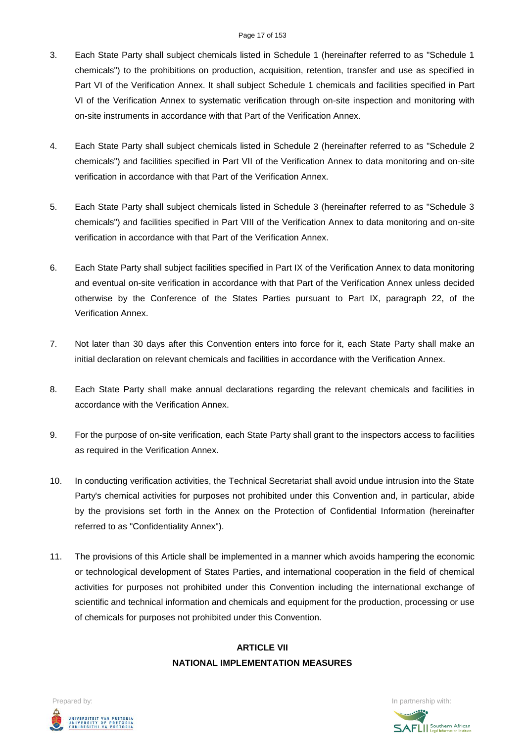3. Each State Party shall subject chemicals listed in Schedule 1 (hereinafter referred to as "Schedule 1 chemicals") to the prohibitions on production, acquisition, retention, transfer and use as specified in Part VI of the Verification Annex. It shall subject Schedule 1 chemicals and facilities specified in Part VI of the Verification Annex to systematic verification through on-site inspection and monitoring with on-site instruments in accordance with that Part of the Verification Annex.

4. Each State Party shall subject chemicals listed in Schedule 2 (hereinafter referred to as "Schedule 2 chemicals") and facilities specified in Part VII of the Verification Annex to data monitoring and on-site verification in accordance with that Part of the Verification Annex.

5. Each State Party shall subject chemicals listed in Schedule 3 (hereinafter referred to as "Schedule 3 chemicals") and facilities specified in Part VIII of the Verification Annex to data monitoring and on-site verification in accordance with that Part of the Verification Annex.

6. Each State Party shall subject facilities specified in Part IX of the Verification Annex to data monitoring and eventual on-site verification in accordance with that Part of the Verification Annex unless decided otherwise by the Conference of the States Parties pursuant to Part IX, paragraph 22, of the Verification Annex.

7. Not later than 30 days after this Convention enters into force for it, each State Party shall make an initial declaration on relevant chemicals and facilities in accordance with the Verification Annex.

8. Each State Party shall make annual declarations regarding the relevant chemicals and facilities in accordance with the Verification Annex.

9. For the purpose of on-site verification, each State Party shall grant to the inspectors access to facilities as required in the Verification Annex.

10. In conducting verification activities, the Technical Secretariat shall avoid undue intrusion into the State Party's chemical activities for purposes not prohibited under this Convention and, in particular, abide by the provisions set forth in the Annex on the Protection of Confidential Information (hereinafter referred to as "Confidentiality Annex").

11. The provisions of this Article shall be implemented in a manner which avoids hampering the economic or technological development of States Parties, and international cooperation in the field of chemical activities for purposes not prohibited under this Convention including the international exchange of scientific and technical information and chemicals and equipment for the production, processing or use of chemicals for purposes not prohibited under this Convention.

## ARTICLE VII
## NATIONAL IMPLEMENTATION MEASURES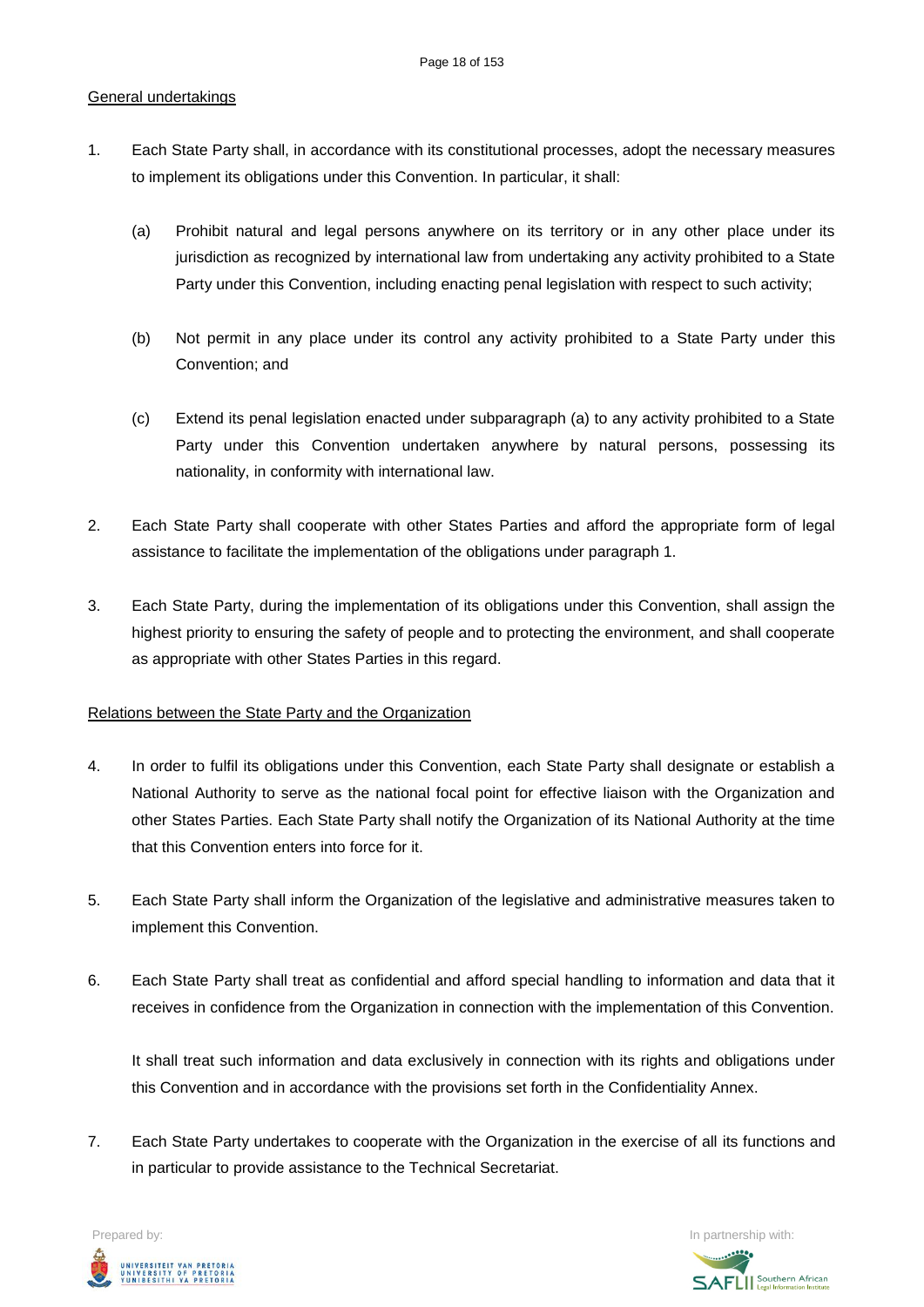General undertakings

1. Each State Party shall, in accordance with its constitutional processes, adopt the necessary measures to implement its obligations under this Convention. In particular, it shall:

   (a) Prohibit natural and legal persons anywhere on its territory or in any other place under its jurisdiction as recognized by international law from undertaking any activity prohibited to a State Party under this Convention, including enacting penal legislation with respect to such activity;

   (b) Not permit in any place under its control any activity prohibited to a State Party under this Convention; and

   (c) Extend its penal legislation enacted under subparagraph (a) to any activity prohibited to a State Party under this Convention undertaken anywhere by natural persons, possessing its nationality, in conformity with international law.

2. Each State Party shall cooperate with other States Parties and afford the appropriate form of legal assistance to facilitate the implementation of the obligations under paragraph 1.

3. Each State Party, during the implementation of its obligations under this Convention, shall assign the highest priority to ensuring the safety of people and to protecting the environment, and shall cooperate as appropriate with other States Parties in this regard.

Relations between the State Party and the Organization

4. In order to fulfil its obligations under this Convention, each State Party shall designate or establish a National Authority to serve as the national focal point for effective liaison with the Organization and other States Parties. Each State Party shall notify the Organization of its National Authority at the time that this Convention enters into force for it.

5. Each State Party shall inform the Organization of the legislative and administrative measures taken to implement this Convention.

6. Each State Party shall treat as confidential and afford special handling to information and data that it receives in confidence from the Organization in connection with the implementation of this Convention.

   It shall treat such information and data exclusively in connection with its rights and obligations under this Convention and in accordance with the provisions set forth in the Confidentiality Annex.

7. Each State Party undertakes to cooperate with the Organization in the exercise of all its functions and in particular to provide assistance to the Technical Secretariat.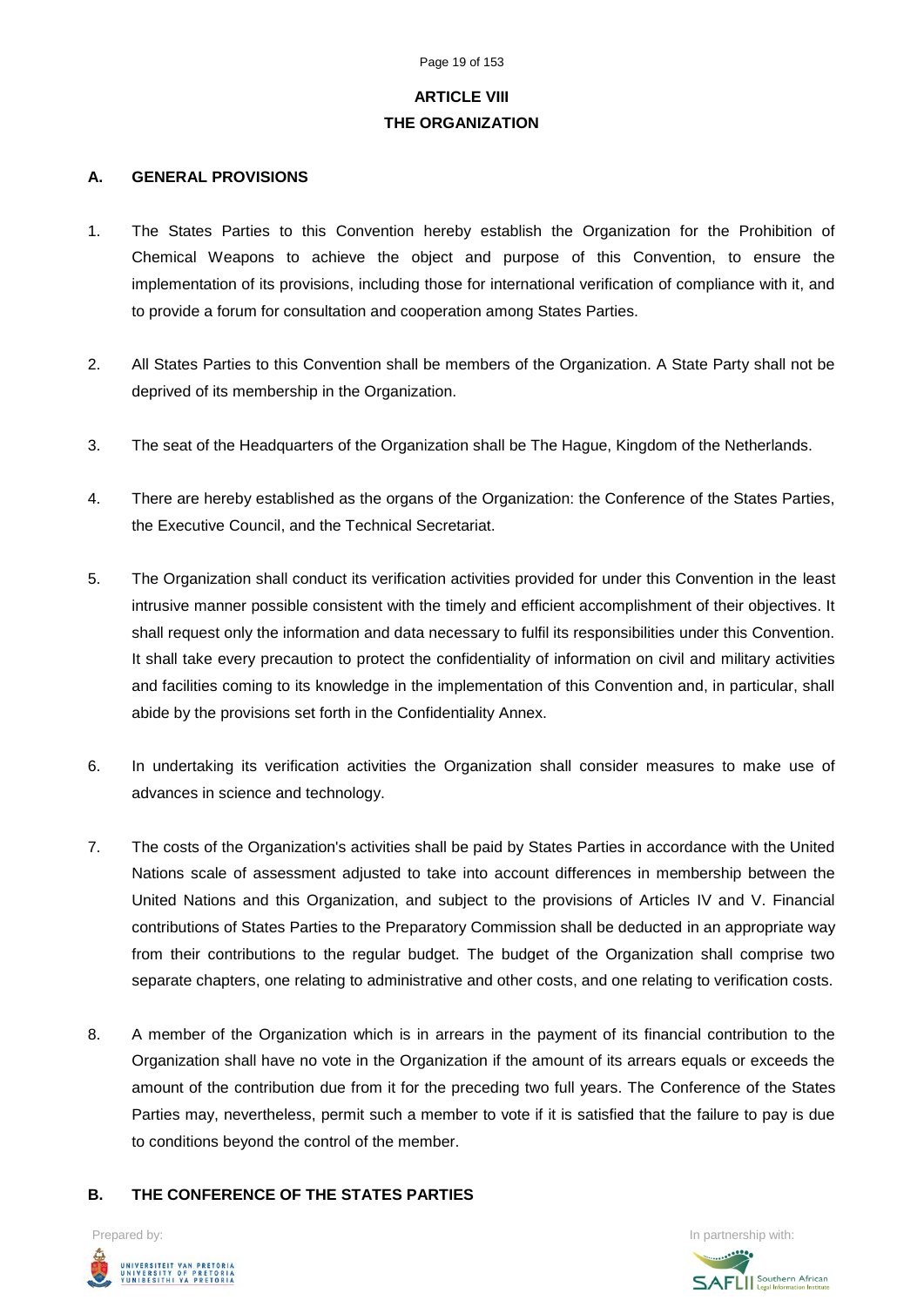## ARTICLE VIII
## THE ORGANIZATION

### A. GENERAL PROVISIONS

1. The States Parties to this Convention hereby establish the Organization for the Prohibition of Chemical Weapons to achieve the object and purpose of this Convention, to ensure the implementation of its provisions, including those for international verification of compliance with it, and to provide a forum for consultation and cooperation among States Parties.

2. All States Parties to this Convention shall be members of the Organization. A State Party shall not be deprived of its membership in the Organization.

3. The seat of the Headquarters of the Organization shall be The Hague, Kingdom of the Netherlands.

4. There are hereby established as the organs of the Organization: the Conference of the States Parties, the Executive Council, and the Technical Secretariat.

5. The Organization shall conduct its verification activities provided for under this Convention in the least intrusive manner possible consistent with the timely and efficient accomplishment of their objectives. It shall request only the information and data necessary to fulfil its responsibilities under this Convention. It shall take every precaution to protect the confidentiality of information on civil and military activities and facilities coming to its knowledge in the implementation of this Convention and, in particular, shall abide by the provisions set forth in the Confidentiality Annex.

6. In undertaking its verification activities the Organization shall consider measures to make use of advances in science and technology.

7. The costs of the Organization's activities shall be paid by States Parties in accordance with the United Nations scale of assessment adjusted to take into account differences in membership between the United Nations and this Organization, and subject to the provisions of Articles IV and V. Financial contributions of States Parties to the Preparatory Commission shall be deducted in an appropriate way from their contributions to the regular budget. The budget of the Organization shall comprise two separate chapters, one relating to administrative and other costs, and one relating to verification costs.

8. A member of the Organization which is in arrears in the payment of its financial contribution to the Organization shall have no vote in the Organization if the amount of its arrears equals or exceeds the amount of the contribution due from it for the preceding two full years. The Conference of the States Parties may, nevertheless, permit such a member to vote if it is satisfied that the failure to pay is due to conditions beyond the control of the member.

### B. THE CONFERENCE OF THE STATES PARTIES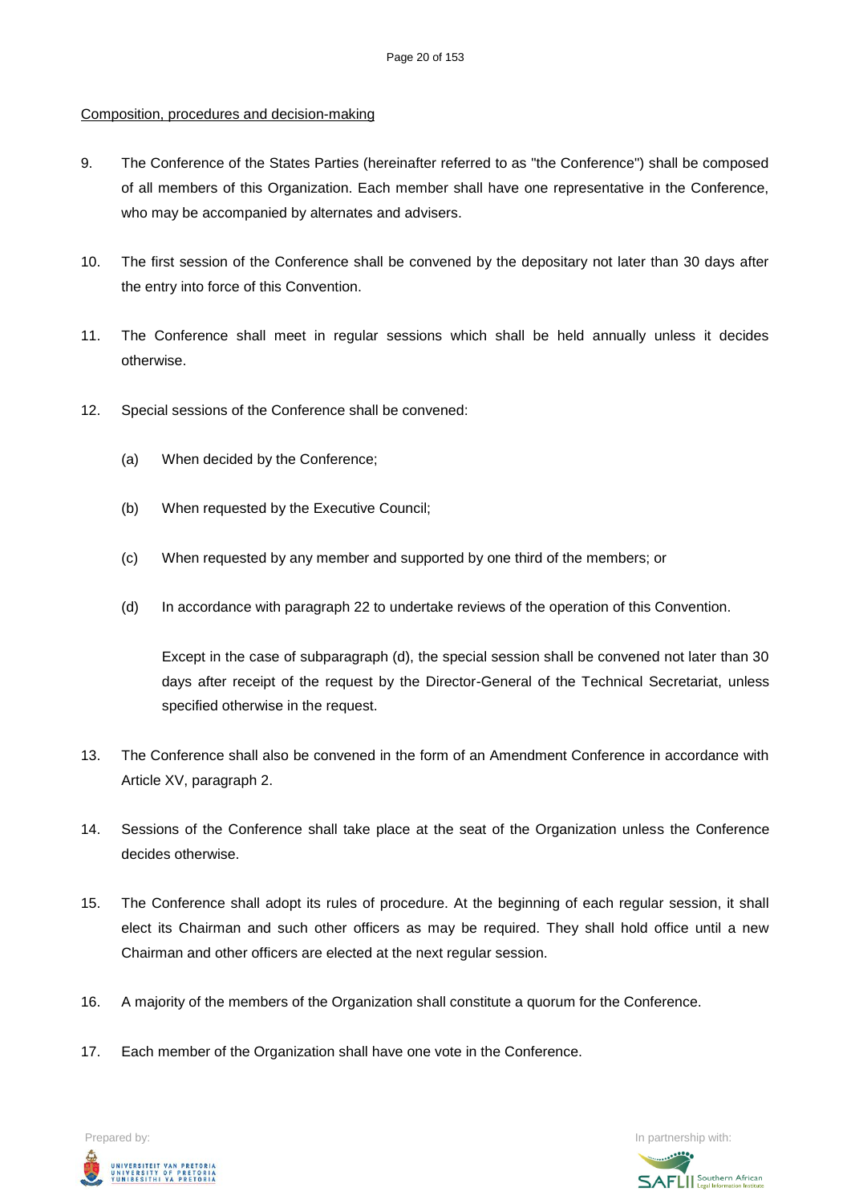Composition, procedures and decision-making

9. The Conference of the States Parties (hereinafter referred to as "the Conference") shall be composed of all members of this Organization. Each member shall have one representative in the Conference, who may be accompanied by alternates and advisers.

10. The first session of the Conference shall be convened by the depositary not later than 30 days after the entry into force of this Convention.

11. The Conference shall meet in regular sessions which shall be held annually unless it decides otherwise.

12. Special sessions of the Conference shall be convened:

    (a) When decided by the Conference;

    (b) When requested by the Executive Council;

    (c) When requested by any member and supported by one third of the members; or

    (d) In accordance with paragraph 22 to undertake reviews of the operation of this Convention.

    Except in the case of subparagraph (d), the special session shall be convened not later than 30 days after receipt of the request by the Director-General of the Technical Secretariat, unless specified otherwise in the request.

13. The Conference shall also be convened in the form of an Amendment Conference in accordance with Article XV, paragraph 2.

14. Sessions of the Conference shall take place at the seat of the Organization unless the Conference decides otherwise.

15. The Conference shall adopt its rules of procedure. At the beginning of each regular session, it shall elect its Chairman and such other officers as may be required. They shall hold office until a new Chairman and other officers are elected at the next regular session.

16. A majority of the members of the Organization shall constitute a quorum for the Conference.

17. Each member of the Organization shall have one vote in the Conference.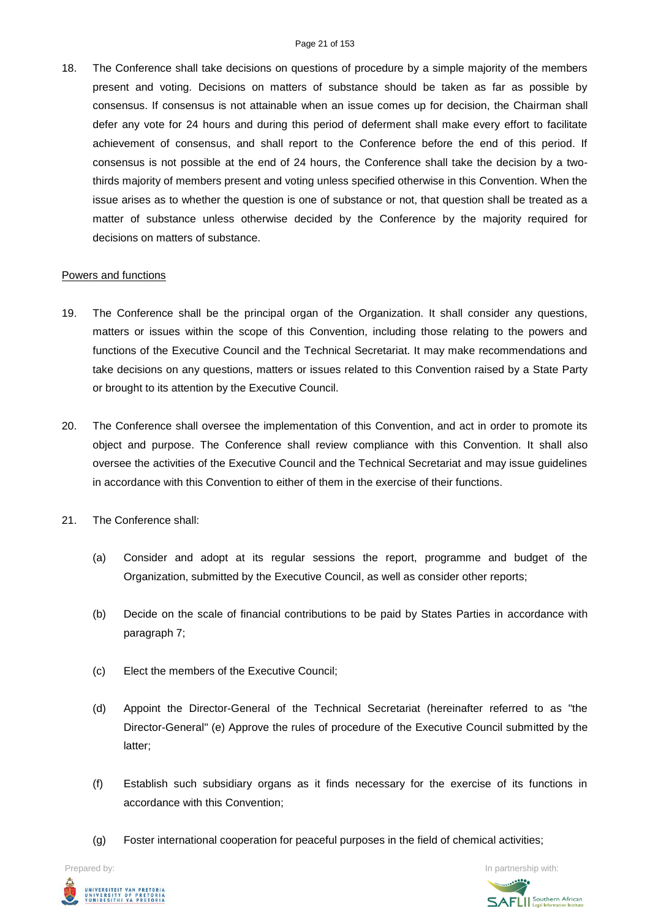18. The Conference shall take decisions on questions of procedure by a simple majority of the members present and voting. Decisions on matters of substance should be taken as far as possible by consensus. If consensus is not attainable when an issue comes up for decision, the Chairman shall defer any vote for 24 hours and during this period of deferment shall make every effort to facilitate achievement of consensus, and shall report to the Conference before the end of this period. If consensus is not possible at the end of 24 hours, the Conference shall take the decision by a two-thirds majority of members present and voting unless specified otherwise in this Convention. When the issue arises as to whether the question is one of substance or not, that question shall be treated as a matter of substance unless otherwise decided by the Conference by the majority required for decisions on matters of substance.

Powers and functions

19. The Conference shall be the principal organ of the Organization. It shall consider any questions, matters or issues within the scope of this Convention, including those relating to the powers and functions of the Executive Council and the Technical Secretariat. It may make recommendations and take decisions on any questions, matters or issues related to this Convention raised by a State Party or brought to its attention by the Executive Council.

20. The Conference shall oversee the implementation of this Convention, and act in order to promote its object and purpose. The Conference shall review compliance with this Convention. It shall also oversee the activities of the Executive Council and the Technical Secretariat and may issue guidelines in accordance with this Convention to either of them in the exercise of their functions.

21. The Conference shall:

    (a) Consider and adopt at its regular sessions the report, programme and budget of the Organization, submitted by the Executive Council, as well as consider other reports;

    (b) Decide on the scale of financial contributions to be paid by States Parties in accordance with paragraph 7;

    (c) Elect the members of the Executive Council;

    (d) Appoint the Director-General of the Technical Secretariat (hereinafter referred to as "the Director-General" (e) Approve the rules of procedure of the Executive Council submitted by the latter;

    (f) Establish such subsidiary organs as it finds necessary for the exercise of its functions in accordance with this Convention;

    (g) Foster international cooperation for peaceful purposes in the field of chemical activities;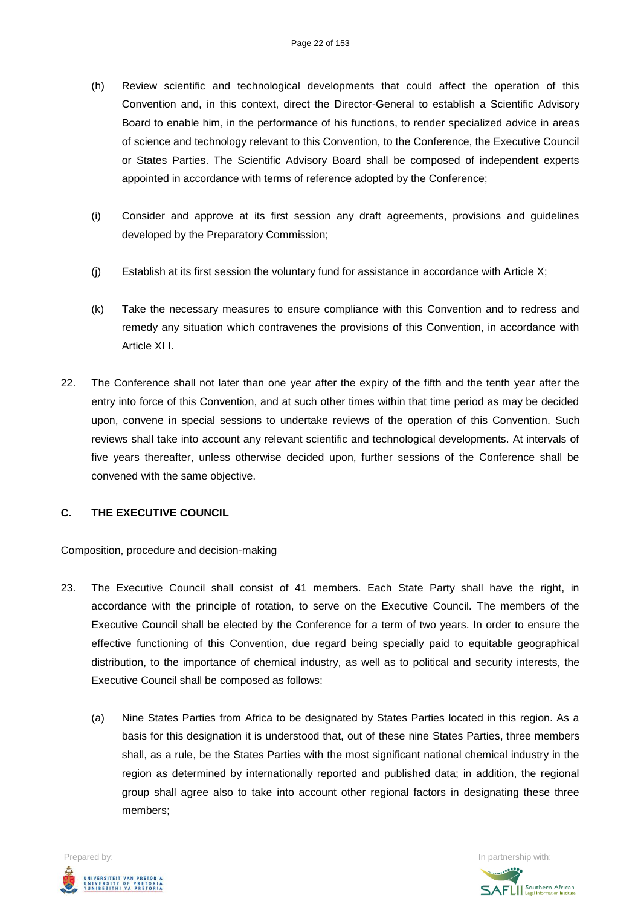(h) Review scientific and technological developments that could affect the operation of this Convention and, in this context, direct the Director-General to establish a Scientific Advisory Board to enable him, in the performance of his functions, to render specialized advice in areas of science and technology relevant to this Convention, to the Conference, the Executive Council or States Parties. The Scientific Advisory Board shall be composed of independent experts appointed in accordance with terms of reference adopted by the Conference;

(i) Consider and approve at its first session any draft agreements, provisions and guidelines developed by the Preparatory Commission;

(j) Establish at its first session the voluntary fund for assistance in accordance with Article X;

(k) Take the necessary measures to ensure compliance with this Convention and to redress and remedy any situation which contravenes the provisions of this Convention, in accordance with Article XI I.

22. The Conference shall not later than one year after the expiry of the fifth and the tenth year after the entry into force of this Convention, and at such other times within that time period as may be decided upon, convene in special sessions to undertake reviews of the operation of this Convention. Such reviews shall take into account any relevant scientific and technological developments. At intervals of five years thereafter, unless otherwise decided upon, further sessions of the Conference shall be convened with the same objective.

## C. THE EXECUTIVE COUNCIL

Composition, procedure and decision-making

23. The Executive Council shall consist of 41 members. Each State Party shall have the right, in accordance with the principle of rotation, to serve on the Executive Council. The members of the Executive Council shall be elected by the Conference for a term of two years. In order to ensure the effective functioning of this Convention, due regard being specially paid to equitable geographical distribution, to the importance of chemical industry, as well as to political and security interests, the Executive Council shall be composed as follows:

    (a) Nine States Parties from Africa to be designated by States Parties located in this region. As a basis for this designation it is understood that, out of these nine States Parties, three members shall, as a rule, be the States Parties with the most significant national chemical industry in the region as determined by internationally reported and published data; in addition, the regional group shall agree also to take into account other regional factors in designating these three members;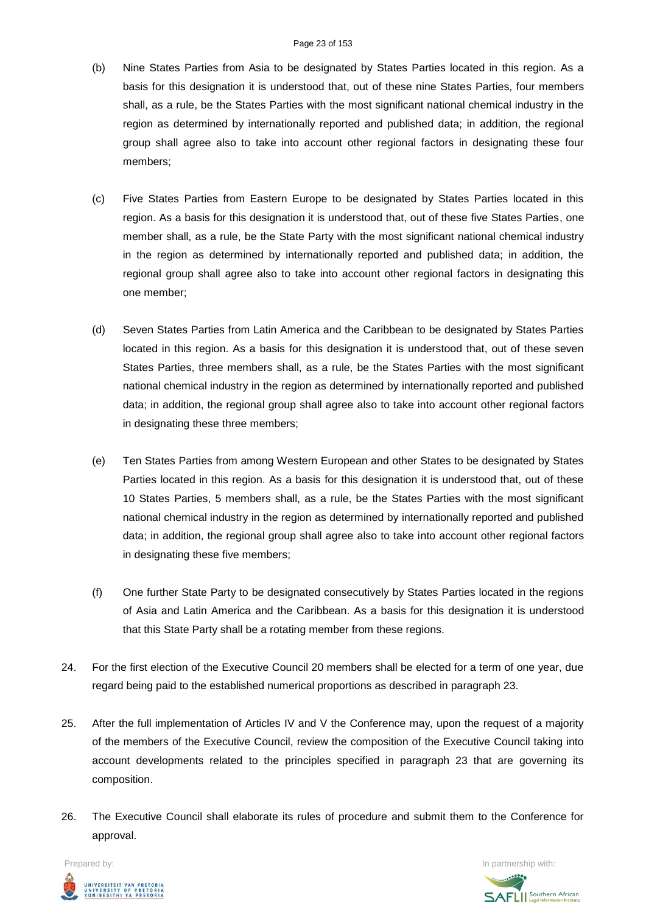(b) Nine States Parties from Asia to be designated by States Parties located in this region. As a basis for this designation it is understood that, out of these nine States Parties, four members shall, as a rule, be the States Parties with the most significant national chemical industry in the region as determined by internationally reported and published data; in addition, the regional group shall agree also to take into account other regional factors in designating these four members;

(c) Five States Parties from Eastern Europe to be designated by States Parties located in this region. As a basis for this designation it is understood that, out of these five States Parties, one member shall, as a rule, be the State Party with the most significant national chemical industry in the region as determined by internationally reported and published data; in addition, the regional group shall agree also to take into account other regional factors in designating this one member;

(d) Seven States Parties from Latin America and the Caribbean to be designated by States Parties located in this region. As a basis for this designation it is understood that, out of these seven States Parties, three members shall, as a rule, be the States Parties with the most significant national chemical industry in the region as determined by internationally reported and published data; in addition, the regional group shall agree also to take into account other regional factors in designating these three members;

(e) Ten States Parties from among Western European and other States to be designated by States Parties located in this region. As a basis for this designation it is understood that, out of these 10 States Parties, 5 members shall, as a rule, be the States Parties with the most significant national chemical industry in the region as determined by internationally reported and published data; in addition, the regional group shall agree also to take into account other regional factors in designating these five members;

(f) One further State Party to be designated consecutively by States Parties located in the regions of Asia and Latin America and the Caribbean. As a basis for this designation it is understood that this State Party shall be a rotating member from these regions.

24. For the first election of the Executive Council 20 members shall be elected for a term of one year, due regard being paid to the established numerical proportions as described in paragraph 23.

25. After the full implementation of Articles IV and V the Conference may, upon the request of a majority of the members of the Executive Council, review the composition of the Executive Council taking into account developments related to the principles specified in paragraph 23 that are governing its composition.

26. The Executive Council shall elaborate its rules of procedure and submit them to the Conference for approval.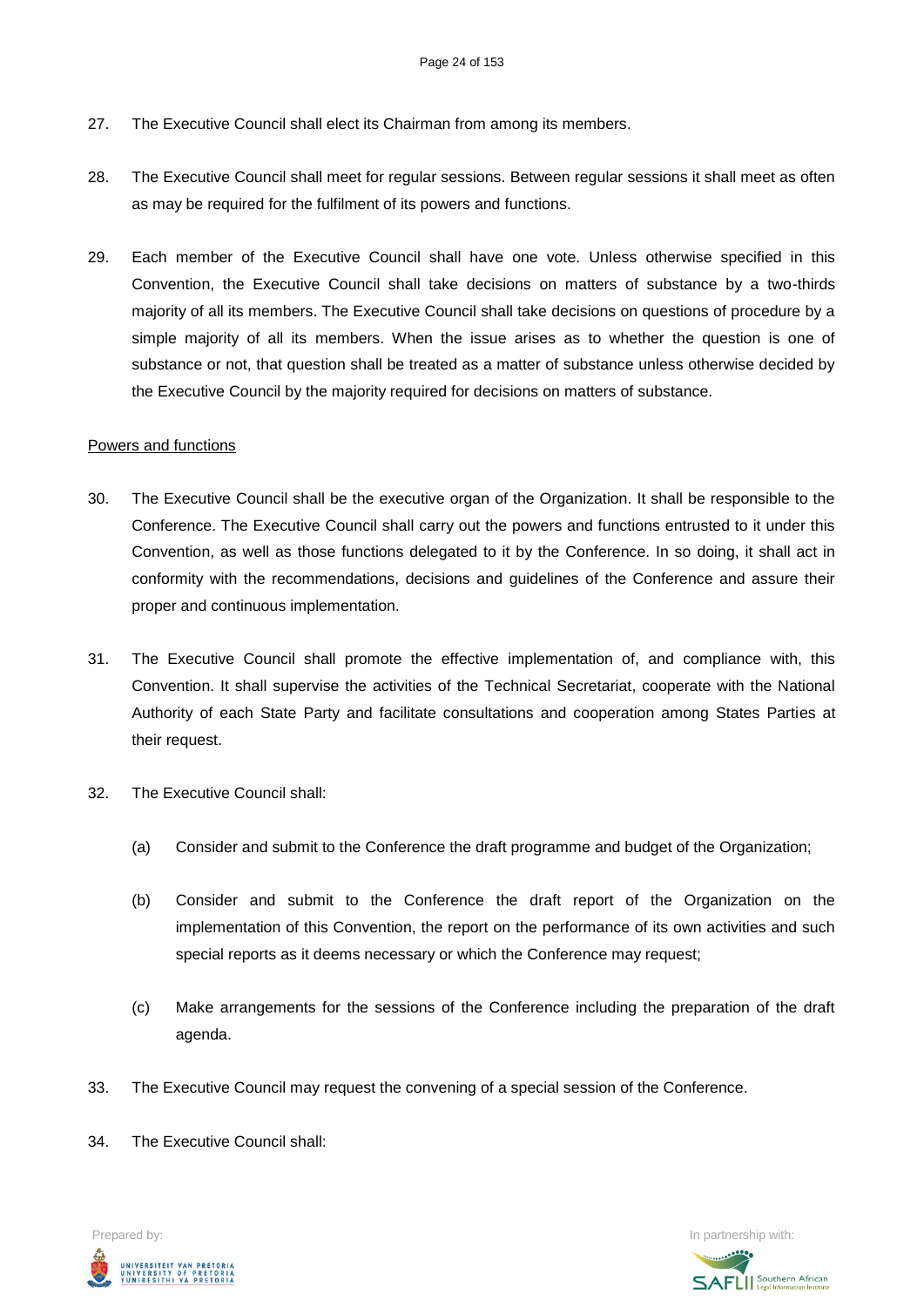27. The Executive Council shall elect its Chairman from among its members.

28. The Executive Council shall meet for regular sessions. Between regular sessions it shall meet as often as may be required for the fulfilment of its powers and functions.

29. Each member of the Executive Council shall have one vote. Unless otherwise specified in this Convention, the Executive Council shall take decisions on matters of substance by a two-thirds majority of all its members. The Executive Council shall take decisions on questions of procedure by a simple majority of all its members. When the issue arises as to whether the question is one of substance or not, that question shall be treated as a matter of substance unless otherwise decided by the Executive Council by the majority required for decisions on matters of substance.

Powers and functions

30. The Executive Council shall be the executive organ of the Organization. It shall be responsible to the Conference. The Executive Council shall carry out the powers and functions entrusted to it under this Convention, as well as those functions delegated to it by the Conference. In so doing, it shall act in conformity with the recommendations, decisions and guidelines of the Conference and assure their proper and continuous implementation.

31. The Executive Council shall promote the effective implementation of, and compliance with, this Convention. It shall supervise the activities of the Technical Secretariat, cooperate with the National Authority of each State Party and facilitate consultations and cooperation among States Parties at their request.

32. The Executive Council shall:

    (a) Consider and submit to the Conference the draft programme and budget of the Organization;

    (b) Consider and submit to the Conference the draft report of the Organization on the implementation of this Convention, the report on the performance of its own activities and such special reports as it deems necessary or which the Conference may request;

    (c) Make arrangements for the sessions of the Conference including the preparation of the draft agenda.

33. The Executive Council may request the convening of a special session of the Conference.

34. The Executive Council shall: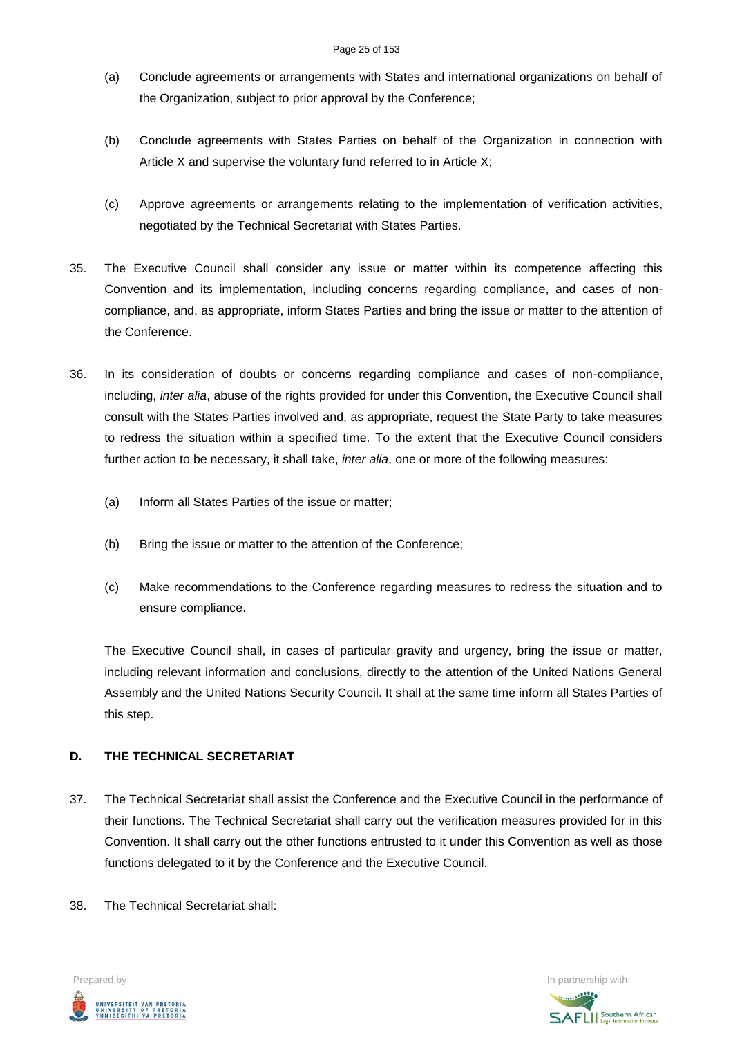(a) Conclude agreements or arrangements with States and international organizations on behalf of the Organization, subject to prior approval by the Conference;

(b) Conclude agreements with States Parties on behalf of the Organization in connection with Article X and supervise the voluntary fund referred to in Article X;

(c) Approve agreements or arrangements relating to the implementation of verification activities, negotiated by the Technical Secretariat with States Parties.

35. The Executive Council shall consider any issue or matter within its competence affecting this Convention and its implementation, including concerns regarding compliance, and cases of non-compliance, and, as appropriate, inform States Parties and bring the issue or matter to the attention of the Conference.

36. In its consideration of doubts or concerns regarding compliance and cases of non-compliance, including, *inter alia*, abuse of the rights provided for under this Convention, the Executive Council shall consult with the States Parties involved and, as appropriate, request the State Party to take measures to redress the situation within a specified time. To the extent that the Executive Council considers further action to be necessary, it shall take, *inter alia*, one or more of the following measures:

(a) Inform all States Parties of the issue or matter;

(b) Bring the issue or matter to the attention of the Conference;

(c) Make recommendations to the Conference regarding measures to redress the situation and to ensure compliance.

The Executive Council shall, in cases of particular gravity and urgency, bring the issue or matter, including relevant information and conclusions, directly to the attention of the United Nations General Assembly and the United Nations Security Council. It shall at the same time inform all States Parties of this step.

### D. THE TECHNICAL SECRETARIAT

37. The Technical Secretariat shall assist the Conference and the Executive Council in the performance of their functions. The Technical Secretariat shall carry out the verification measures provided for in this Convention. It shall carry out the other functions entrusted to it under this Convention as well as those functions delegated to it by the Conference and the Executive Council.

38. The Technical Secretariat shall: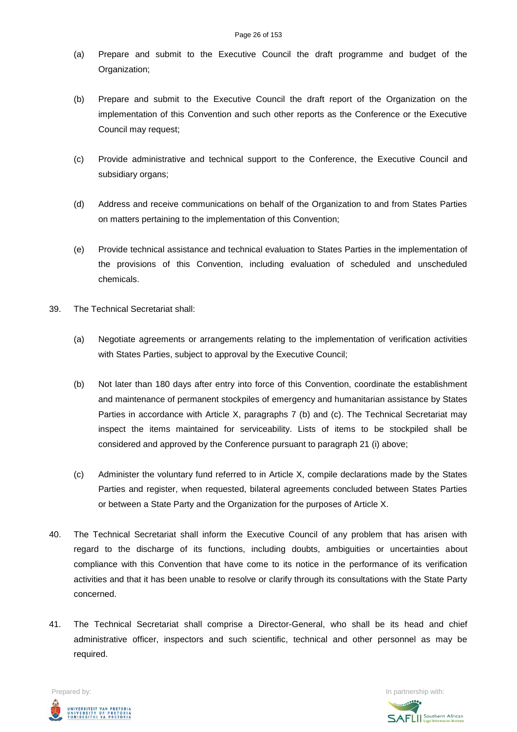(a) Prepare and submit to the Executive Council the draft programme and budget of the Organization;

(b) Prepare and submit to the Executive Council the draft report of the Organization on the implementation of this Convention and such other reports as the Conference or the Executive Council may request;

(c) Provide administrative and technical support to the Conference, the Executive Council and subsidiary organs;

(d) Address and receive communications on behalf of the Organization to and from States Parties on matters pertaining to the implementation of this Convention;

(e) Provide technical assistance and technical evaluation to States Parties in the implementation of the provisions of this Convention, including evaluation of scheduled and unscheduled chemicals.

39. The Technical Secretariat shall:

(a) Negotiate agreements or arrangements relating to the implementation of verification activities with States Parties, subject to approval by the Executive Council;

(b) Not later than 180 days after entry into force of this Convention, coordinate the establishment and maintenance of permanent stockpiles of emergency and humanitarian assistance by States Parties in accordance with Article X, paragraphs 7 (b) and (c). The Technical Secretariat may inspect the items maintained for serviceability. Lists of items to be stockpiled shall be considered and approved by the Conference pursuant to paragraph 21 (i) above;

(c) Administer the voluntary fund referred to in Article X, compile declarations made by the States Parties and register, when requested, bilateral agreements concluded between States Parties or between a State Party and the Organization for the purposes of Article X.

40. The Technical Secretariat shall inform the Executive Council of any problem that has arisen with regard to the discharge of its functions, including doubts, ambiguities or uncertainties about compliance with this Convention that have come to its notice in the performance of its verification activities and that it has been unable to resolve or clarify through its consultations with the State Party concerned.

41. The Technical Secretariat shall comprise a Director-General, who shall be its head and chief administrative officer, inspectors and such scientific, technical and other personnel as may be required.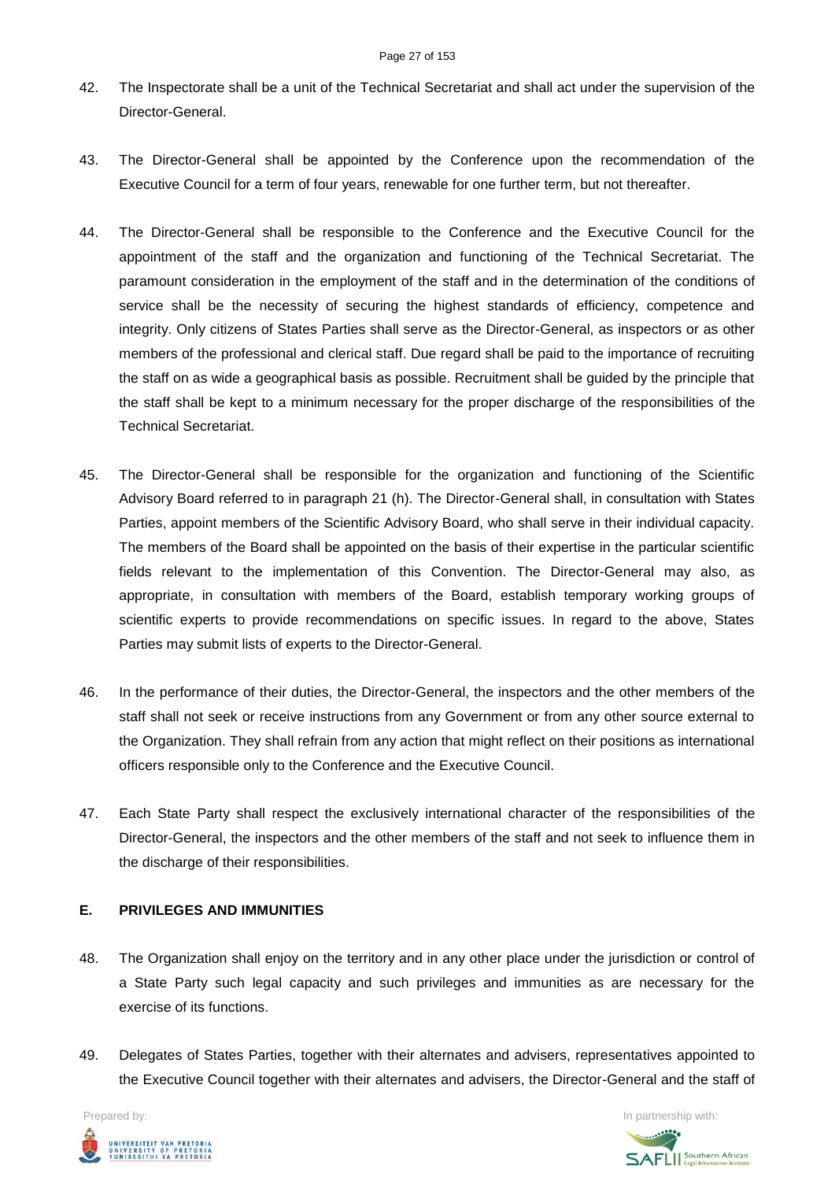42. The Inspectorate shall be a unit of the Technical Secretariat and shall act under the supervision of the Director-General.

43. The Director-General shall be appointed by the Conference upon the recommendation of the Executive Council for a term of four years, renewable for one further term, but not thereafter.

44. The Director-General shall be responsible to the Conference and the Executive Council for the appointment of the staff and the organization and functioning of the Technical Secretariat. The paramount consideration in the employment of the staff and in the determination of the conditions of service shall be the necessity of securing the highest standards of efficiency, competence and integrity. Only citizens of States Parties shall serve as the Director-General, as inspectors or as other members of the professional and clerical staff. Due regard shall be paid to the importance of recruiting the staff on as wide a geographical basis as possible. Recruitment shall be guided by the principle that the staff shall be kept to a minimum necessary for the proper discharge of the responsibilities of the Technical Secretariat.

45. The Director-General shall be responsible for the organization and functioning of the Scientific Advisory Board referred to in paragraph 21 (h). The Director-General shall, in consultation with States Parties, appoint members of the Scientific Advisory Board, who shall serve in their individual capacity. The members of the Board shall be appointed on the basis of their expertise in the particular scientific fields relevant to the implementation of this Convention. The Director-General may also, as appropriate, in consultation with members of the Board, establish temporary working groups of scientific experts to provide recommendations on specific issues. In regard to the above, States Parties may submit lists of experts to the Director-General.

46. In the performance of their duties, the Director-General, the inspectors and the other members of the staff shall not seek or receive instructions from any Government or from any other source external to the Organization. They shall refrain from any action that might reflect on their positions as international officers responsible only to the Conference and the Executive Council.

47. Each State Party shall respect the exclusively international character of the responsibilities of the Director-General, the inspectors and the other members of the staff and not seek to influence them in the discharge of their responsibilities.

### E. PRIVILEGES AND IMMUNITIES

48. The Organization shall enjoy on the territory and in any other place under the jurisdiction or control of a State Party such legal capacity and such privileges and immunities as are necessary for the exercise of its functions.

49. Delegates of States Parties, together with their alternates and advisers, representatives appointed to the Executive Council together with their alternates and advisers, the Director-General and the staff of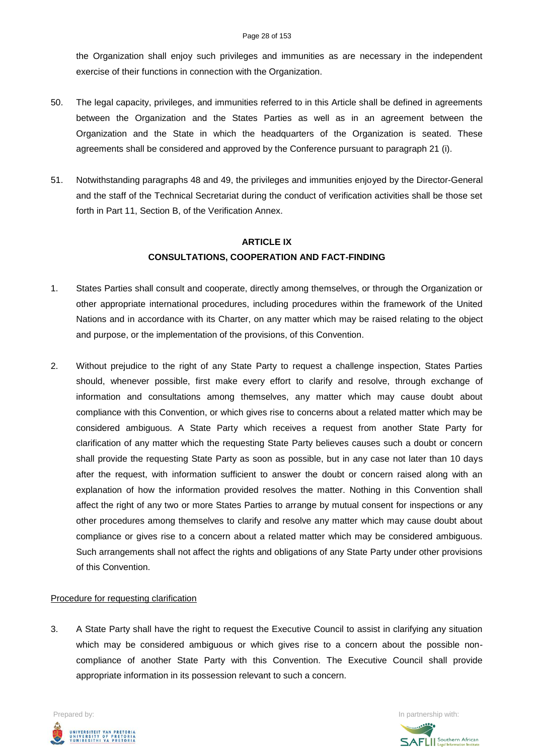the Organization shall enjoy such privileges and immunities as are necessary in the independent exercise of their functions in connection with the Organization.

50. The legal capacity, privileges, and immunities referred to in this Article shall be defined in agreements between the Organization and the States Parties as well as in an agreement between the Organization and the State in which the headquarters of the Organization is seated. These agreements shall be considered and approved by the Conference pursuant to paragraph 21 (i).

51. Notwithstanding paragraphs 48 and 49, the privileges and immunities enjoyed by the Director-General and the staff of the Technical Secretariat during the conduct of verification activities shall be those set forth in Part 11, Section B, of the Verification Annex.

## ARTICLE IX
## CONSULTATIONS, COOPERATION AND FACT-FINDING

1. States Parties shall consult and cooperate, directly among themselves, or through the Organization or other appropriate international procedures, including procedures within the framework of the United Nations and in accordance with its Charter, on any matter which may be raised relating to the object and purpose, or the implementation of the provisions, of this Convention.

2. Without prejudice to the right of any State Party to request a challenge inspection, States Parties should, whenever possible, first make every effort to clarify and resolve, through exchange of information and consultations among themselves, any matter which may cause doubt about compliance with this Convention, or which gives rise to concerns about a related matter which may be considered ambiguous. A State Party which receives a request from another State Party for clarification of any matter which the requesting State Party believes causes such a doubt or concern shall provide the requesting State Party as soon as possible, but in any case not later than 10 days after the request, with information sufficient to answer the doubt or concern raised along with an explanation of how the information provided resolves the matter. Nothing in this Convention shall affect the right of any two or more States Parties to arrange by mutual consent for inspections or any other procedures among themselves to clarify and resolve any matter which may cause doubt about compliance or gives rise to a concern about a related matter which may be considered ambiguous. Such arrangements shall not affect the rights and obligations of any State Party under other provisions of this Convention.

<u>Procedure for requesting clarification</u>

3. A State Party shall have the right to request the Executive Council to assist in clarifying any situation which may be considered ambiguous or which gives rise to a concern about the possible non-compliance of another State Party with this Convention. The Executive Council shall provide appropriate information in its possession relevant to such a concern.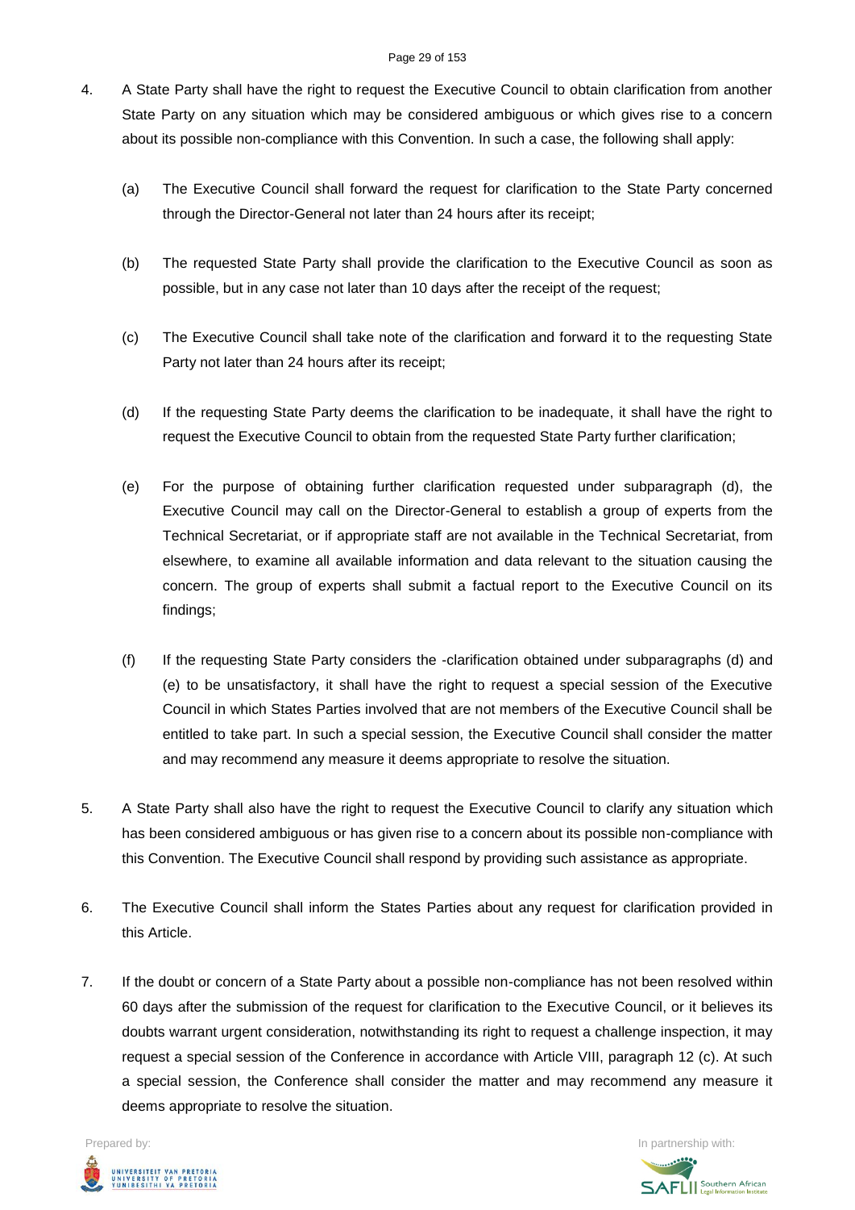4. A State Party shall have the right to request the Executive Council to obtain clarification from another State Party on any situation which may be considered ambiguous or which gives rise to a concern about its possible non-compliance with this Convention. In such a case, the following shall apply:

    (a) The Executive Council shall forward the request for clarification to the State Party concerned through the Director-General not later than 24 hours after its receipt;

    (b) The requested State Party shall provide the clarification to the Executive Council as soon as possible, but in any case not later than 10 days after the receipt of the request;

    (c) The Executive Council shall take note of the clarification and forward it to the requesting State Party not later than 24 hours after its receipt;

    (d) If the requesting State Party deems the clarification to be inadequate, it shall have the right to request the Executive Council to obtain from the requested State Party further clarification;

    (e) For the purpose of obtaining further clarification requested under subparagraph (d), the Executive Council may call on the Director-General to establish a group of experts from the Technical Secretariat, or if appropriate staff are not available in the Technical Secretariat, from elsewhere, to examine all available information and data relevant to the situation causing the concern. The group of experts shall submit a factual report to the Executive Council on its findings;

    (f) If the requesting State Party considers the -clarification obtained under subparagraphs (d) and (e) to be unsatisfactory, it shall have the right to request a special session of the Executive Council in which States Parties involved that are not members of the Executive Council shall be entitled to take part. In such a special session, the Executive Council shall consider the matter and may recommend any measure it deems appropriate to resolve the situation.

5. A State Party shall also have the right to request the Executive Council to clarify any situation which has been considered ambiguous or has given rise to a concern about its possible non-compliance with this Convention. The Executive Council shall respond by providing such assistance as appropriate.

6. The Executive Council shall inform the States Parties about any request for clarification provided in this Article.

7. If the doubt or concern of a State Party about a possible non-compliance has not been resolved within 60 days after the submission of the request for clarification to the Executive Council, or it believes its doubts warrant urgent consideration, notwithstanding its right to request a challenge inspection, it may request a special session of the Conference in accordance with Article VIII, paragraph 12 (c). At such a special session, the Conference shall consider the matter and may recommend any measure it deems appropriate to resolve the situation.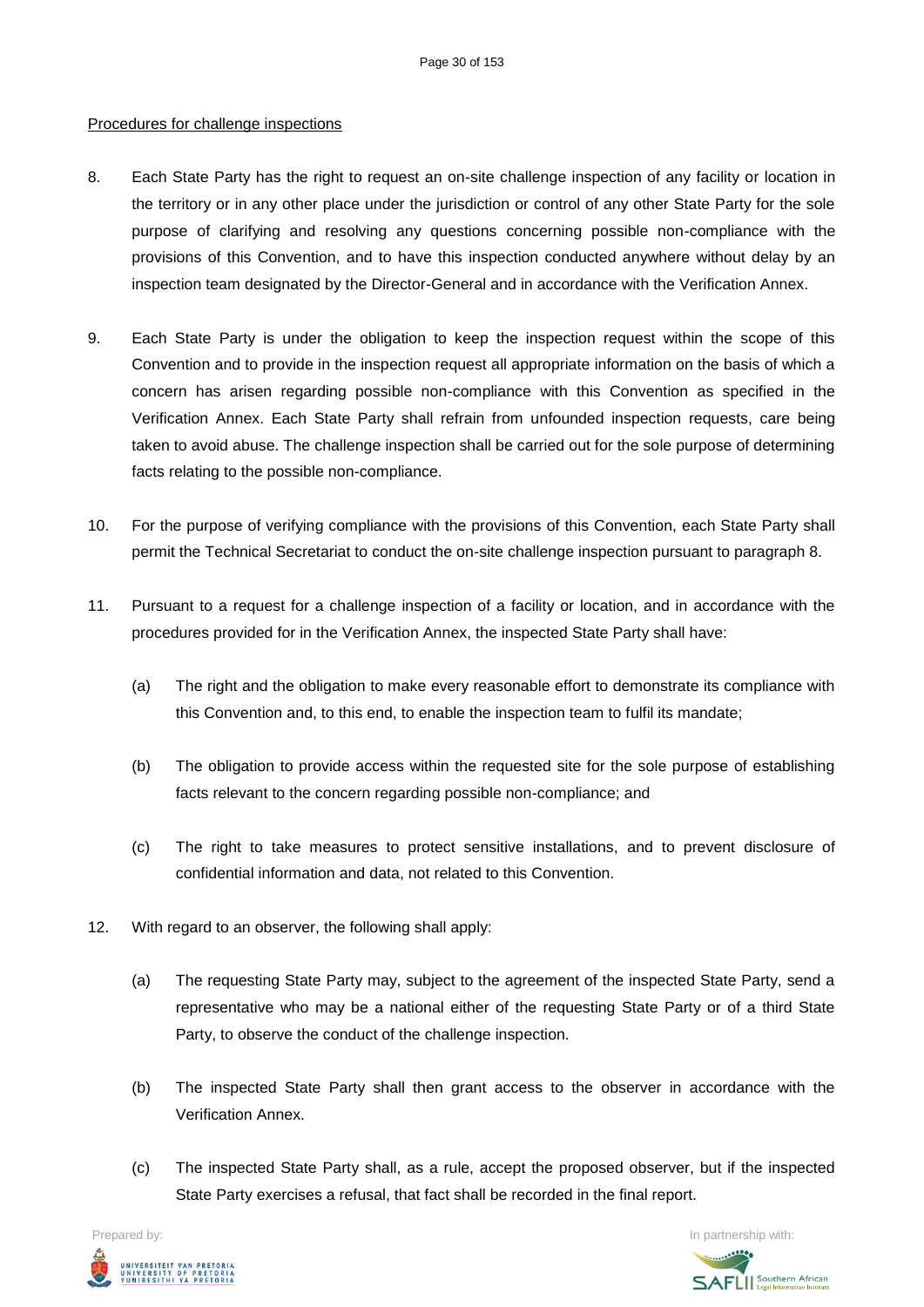Procedures for challenge inspections

8. Each State Party has the right to request an on-site challenge inspection of any facility or location in the territory or in any other place under the jurisdiction or control of any other State Party for the sole purpose of clarifying and resolving any questions concerning possible non-compliance with the provisions of this Convention, and to have this inspection conducted anywhere without delay by an inspection team designated by the Director-General and in accordance with the Verification Annex.

9. Each State Party is under the obligation to keep the inspection request within the scope of this Convention and to provide in the inspection request all appropriate information on the basis of which a concern has arisen regarding possible non-compliance with this Convention as specified in the Verification Annex. Each State Party shall refrain from unfounded inspection requests, care being taken to avoid abuse. The challenge inspection shall be carried out for the sole purpose of determining facts relating to the possible non-compliance.

10. For the purpose of verifying compliance with the provisions of this Convention, each State Party shall permit the Technical Secretariat to conduct the on-site challenge inspection pursuant to paragraph 8.

11. Pursuant to a request for a challenge inspection of a facility or location, and in accordance with the procedures provided for in the Verification Annex, the inspected State Party shall have:

   (a) The right and the obligation to make every reasonable effort to demonstrate its compliance with this Convention and, to this end, to enable the inspection team to fulfil its mandate;

   (b) The obligation to provide access within the requested site for the sole purpose of establishing facts relevant to the concern regarding possible non-compliance; and

   (c) The right to take measures to protect sensitive installations, and to prevent disclosure of confidential information and data, not related to this Convention.

12. With regard to an observer, the following shall apply:

   (a) The requesting State Party may, subject to the agreement of the inspected State Party, send a representative who may be a national either of the requesting State Party or of a third State Party, to observe the conduct of the challenge inspection.

   (b) The inspected State Party shall then grant access to the observer in accordance with the Verification Annex.

   (c) The inspected State Party shall, as a rule, accept the proposed observer, but if the inspected State Party exercises a refusal, that fact shall be recorded in the final report.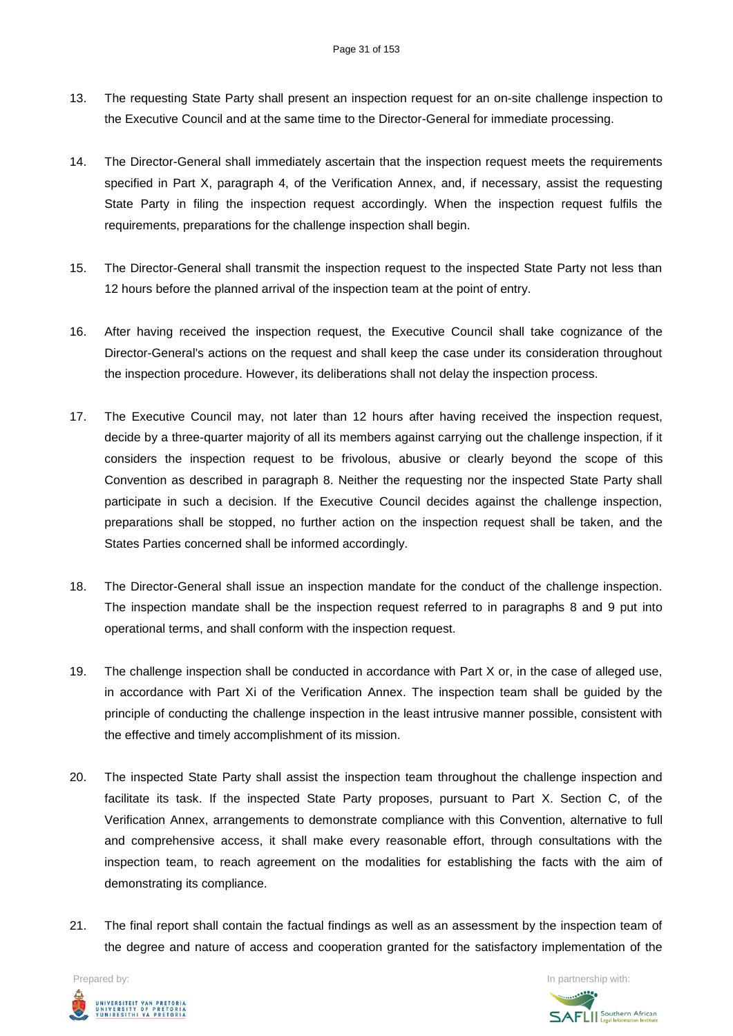13. The requesting State Party shall present an inspection request for an on-site challenge inspection to the Executive Council and at the same time to the Director-General for immediate processing.

14. The Director-General shall immediately ascertain that the inspection request meets the requirements specified in Part X, paragraph 4, of the Verification Annex, and, if necessary, assist the requesting State Party in filing the inspection request accordingly. When the inspection request fulfils the requirements, preparations for the challenge inspection shall begin.

15. The Director-General shall transmit the inspection request to the inspected State Party not less than 12 hours before the planned arrival of the inspection team at the point of entry.

16. After having received the inspection request, the Executive Council shall take cognizance of the Director-General's actions on the request and shall keep the case under its consideration throughout the inspection procedure. However, its deliberations shall not delay the inspection process.

17. The Executive Council may, not later than 12 hours after having received the inspection request, decide by a three-quarter majority of all its members against carrying out the challenge inspection, if it considers the inspection request to be frivolous, abusive or clearly beyond the scope of this Convention as described in paragraph 8. Neither the requesting nor the inspected State Party shall participate in such a decision. If the Executive Council decides against the challenge inspection, preparations shall be stopped, no further action on the inspection request shall be taken, and the States Parties concerned shall be informed accordingly.

18. The Director-General shall issue an inspection mandate for the conduct of the challenge inspection. The inspection mandate shall be the inspection request referred to in paragraphs 8 and 9 put into operational terms, and shall conform with the inspection request.

19. The challenge inspection shall be conducted in accordance with Part X or, in the case of alleged use, in accordance with Part Xi of the Verification Annex. The inspection team shall be guided by the principle of conducting the challenge inspection in the least intrusive manner possible, consistent with the effective and timely accomplishment of its mission.

20. The inspected State Party shall assist the inspection team throughout the challenge inspection and facilitate its task. If the inspected State Party proposes, pursuant to Part X. Section C, of the Verification Annex, arrangements to demonstrate compliance with this Convention, alternative to full and comprehensive access, it shall make every reasonable effort, through consultations with the inspection team, to reach agreement on the modalities for establishing the facts with the aim of demonstrating its compliance.

21. The final report shall contain the factual findings as well as an assessment by the inspection team of the degree and nature of access and cooperation granted for the satisfactory implementation of the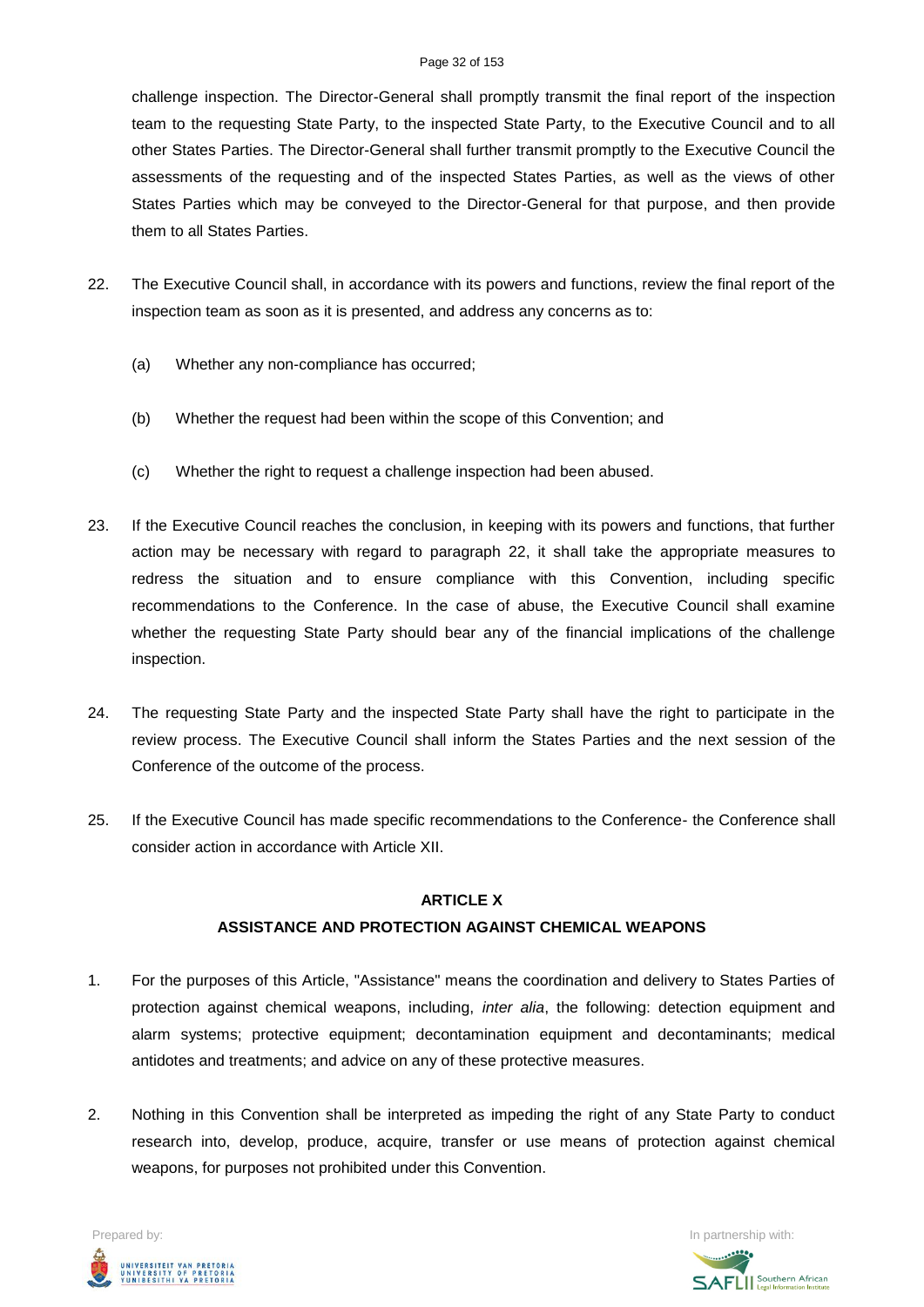challenge inspection. The Director-General shall promptly transmit the final report of the inspection team to the requesting State Party, to the inspected State Party, to the Executive Council and to all other States Parties. The Director-General shall further transmit promptly to the Executive Council the assessments of the requesting and of the inspected States Parties, as well as the views of other States Parties which may be conveyed to the Director-General for that purpose, and then provide them to all States Parties.

22. The Executive Council shall, in accordance with its powers and functions, review the final report of the inspection team as soon as it is presented, and address any concerns as to:

    (a) Whether any non-compliance has occurred;

    (b) Whether the request had been within the scope of this Convention; and

    (c) Whether the right to request a challenge inspection had been abused.

23. If the Executive Council reaches the conclusion, in keeping with its powers and functions, that further action may be necessary with regard to paragraph 22, it shall take the appropriate measures to redress the situation and to ensure compliance with this Convention, including specific recommendations to the Conference. In the case of abuse, the Executive Council shall examine whether the requesting State Party should bear any of the financial implications of the challenge inspection.

24. The requesting State Party and the inspected State Party shall have the right to participate in the review process. The Executive Council shall inform the States Parties and the next session of the Conference of the outcome of the process.

25. If the Executive Council has made specific recommendations to the Conference- the Conference shall consider action in accordance with Article XII.

## ARTICLE X
## ASSISTANCE AND PROTECTION AGAINST CHEMICAL WEAPONS

1. For the purposes of this Article, "Assistance" means the coordination and delivery to States Parties of protection against chemical weapons, including, *inter alia*, the following: detection equipment and alarm systems; protective equipment; decontamination equipment and decontaminants; medical antidotes and treatments; and advice on any of these protective measures.

2. Nothing in this Convention shall be interpreted as impeding the right of any State Party to conduct research into, develop, produce, acquire, transfer or use means of protection against chemical weapons, for purposes not prohibited under this Convention.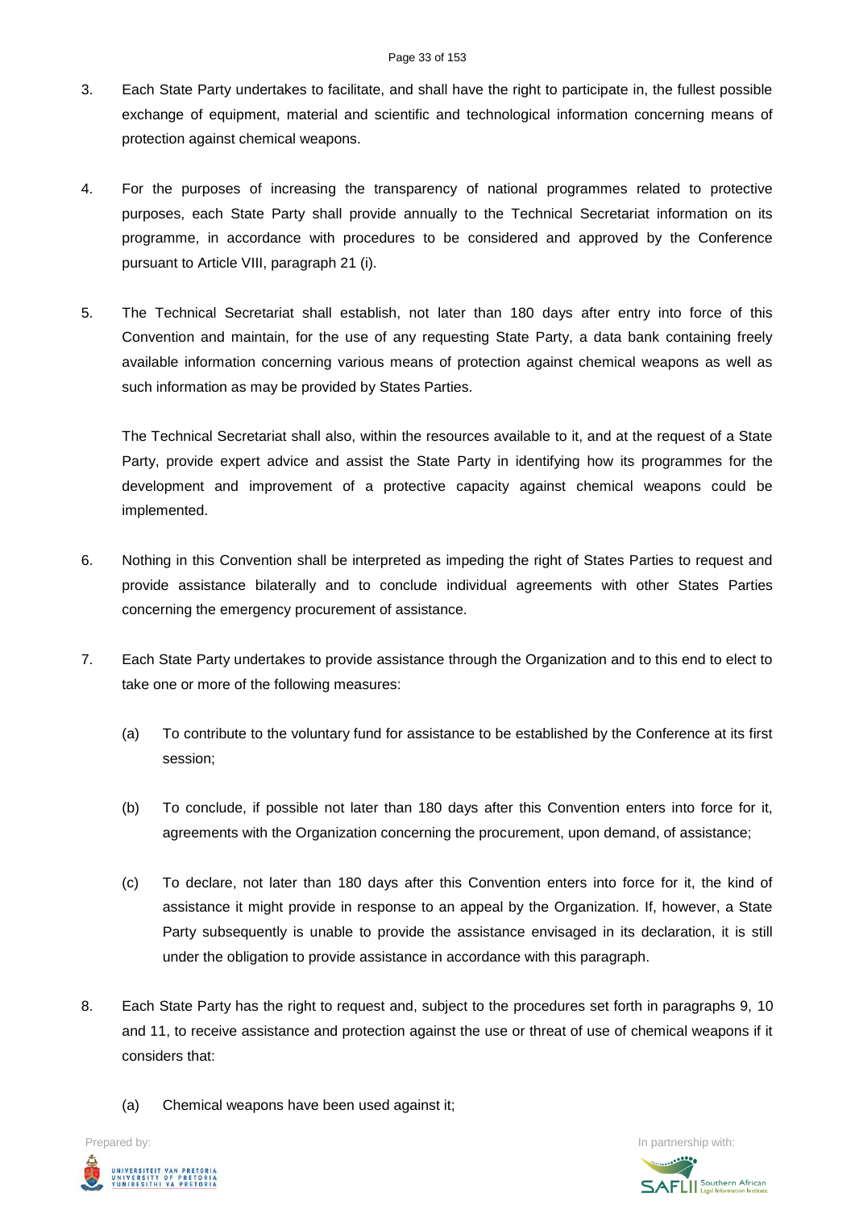3. Each State Party undertakes to facilitate, and shall have the right to participate in, the fullest possible exchange of equipment, material and scientific and technological information concerning means of protection against chemical weapons.

4. For the purposes of increasing the transparency of national programmes related to protective purposes, each State Party shall provide annually to the Technical Secretariat information on its programme, in accordance with procedures to be considered and approved by the Conference pursuant to Article VIII, paragraph 21 (i).

5. The Technical Secretariat shall establish, not later than 180 days after entry into force of this Convention and maintain, for the use of any requesting State Party, a data bank containing freely available information concerning various means of protection against chemical weapons as well as such information as may be provided by States Parties.

   The Technical Secretariat shall also, within the resources available to it, and at the request of a State Party, provide expert advice and assist the State Party in identifying how its programmes for the development and improvement of a protective capacity against chemical weapons could be implemented.

6. Nothing in this Convention shall be interpreted as impeding the right of States Parties to request and provide assistance bilaterally and to conclude individual agreements with other States Parties concerning the emergency procurement of assistance.

7. Each State Party undertakes to provide assistance through the Organization and to this end to elect to take one or more of the following measures:

   (a) To contribute to the voluntary fund for assistance to be established by the Conference at its first session;

   (b) To conclude, if possible not later than 180 days after this Convention enters into force for it, agreements with the Organization concerning the procurement, upon demand, of assistance;

   (c) To declare, not later than 180 days after this Convention enters into force for it, the kind of assistance it might provide in response to an appeal by the Organization. If, however, a State Party subsequently is unable to provide the assistance envisaged in its declaration, it is still under the obligation to provide assistance in accordance with this paragraph.

8. Each State Party has the right to request and, subject to the procedures set forth in paragraphs 9, 10 and 11, to receive assistance and protection against the use or threat of use of chemical weapons if it considers that:

   (a) Chemical weapons have been used against it;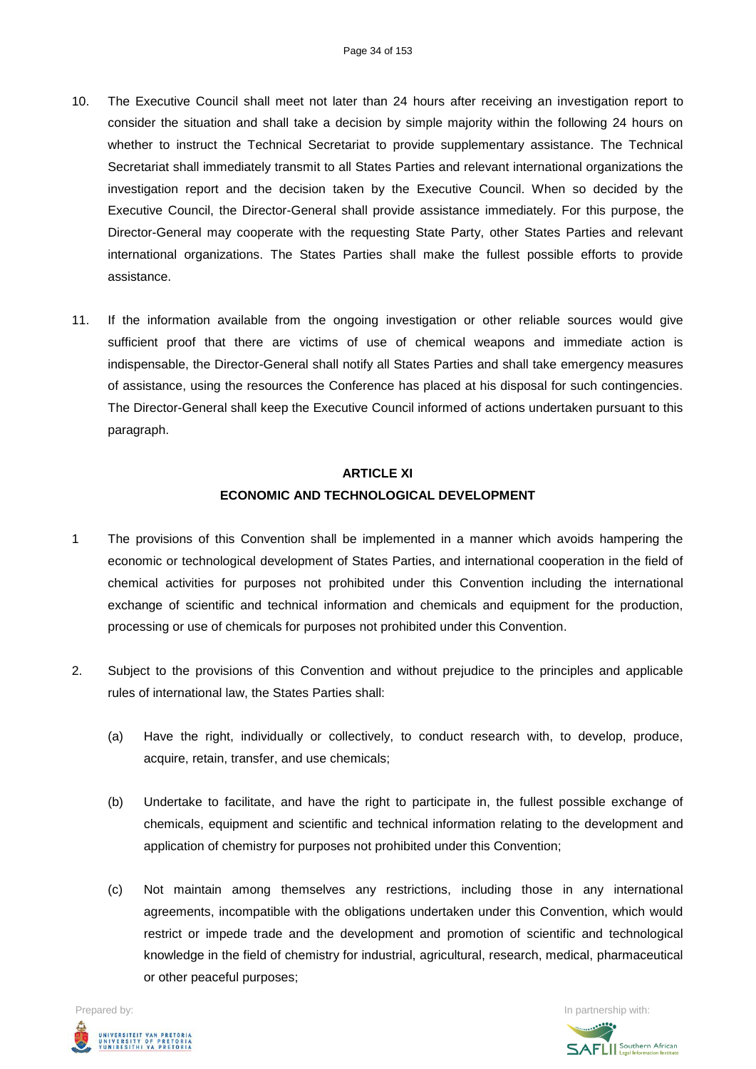10. The Executive Council shall meet not later than 24 hours after receiving an investigation report to consider the situation and shall take a decision by simple majority within the following 24 hours on whether to instruct the Technical Secretariat to provide supplementary assistance. The Technical Secretariat shall immediately transmit to all States Parties and relevant international organizations the investigation report and the decision taken by the Executive Council. When so decided by the Executive Council, the Director-General shall provide assistance immediately. For this purpose, the Director-General may cooperate with the requesting State Party, other States Parties and relevant international organizations. The States Parties shall make the fullest possible efforts to provide assistance.

11. If the information available from the ongoing investigation or other reliable sources would give sufficient proof that there are victims of use of chemical weapons and immediate action is indispensable, the Director-General shall notify all States Parties and shall take emergency measures of assistance, using the resources the Conference has placed at his disposal for such contingencies. The Director-General shall keep the Executive Council informed of actions undertaken pursuant to this paragraph.

## ARTICLE XI
## ECONOMIC AND TECHNOLOGICAL DEVELOPMENT

1 The provisions of this Convention shall be implemented in a manner which avoids hampering the economic or technological development of States Parties, and international cooperation in the field of chemical activities for purposes not prohibited under this Convention including the international exchange of scientific and technical information and chemicals and equipment for the production, processing or use of chemicals for purposes not prohibited under this Convention.

2. Subject to the provisions of this Convention and without prejudice to the principles and applicable rules of international law, the States Parties shall:

   (a) Have the right, individually or collectively, to conduct research with, to develop, produce, acquire, retain, transfer, and use chemicals;

   (b) Undertake to facilitate, and have the right to participate in, the fullest possible exchange of chemicals, equipment and scientific and technical information relating to the development and application of chemistry for purposes not prohibited under this Convention;

   (c) Not maintain among themselves any restrictions, including those in any international agreements, incompatible with the obligations undertaken under this Convention, which would restrict or impede trade and the development and promotion of scientific and technological knowledge in the field of chemistry for industrial, agricultural, research, medical, pharmaceutical or other peaceful purposes;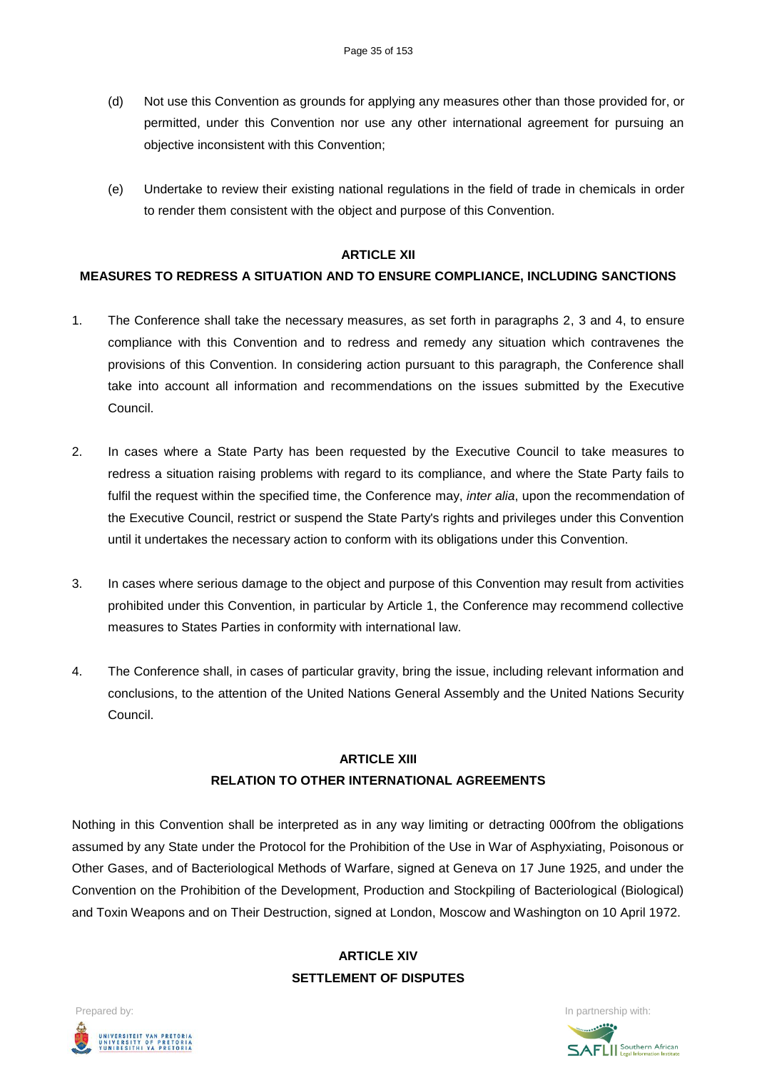(d) Not use this Convention as grounds for applying any measures other than those provided for, or permitted, under this Convention nor use any other international agreement for pursuing an objective inconsistent with this Convention;

(e) Undertake to review their existing national regulations in the field of trade in chemicals in order to render them consistent with the object and purpose of this Convention.

## ARTICLE XII

## MEASURES TO REDRESS A SITUATION AND TO ENSURE COMPLIANCE, INCLUDING SANCTIONS

1. The Conference shall take the necessary measures, as set forth in paragraphs 2, 3 and 4, to ensure compliance with this Convention and to redress and remedy any situation which contravenes the provisions of this Convention. In considering action pursuant to this paragraph, the Conference shall take into account all information and recommendations on the issues submitted by the Executive Council.

2. In cases where a State Party has been requested by the Executive Council to take measures to redress a situation raising problems with regard to its compliance, and where the State Party fails to fulfil the request within the specified time, the Conference may, *inter alia*, upon the recommendation of the Executive Council, restrict or suspend the State Party's rights and privileges under this Convention until it undertakes the necessary action to conform with its obligations under this Convention.

3. In cases where serious damage to the object and purpose of this Convention may result from activities prohibited under this Convention, in particular by Article 1, the Conference may recommend collective measures to States Parties in conformity with international law.

4. The Conference shall, in cases of particular gravity, bring the issue, including relevant information and conclusions, to the attention of the United Nations General Assembly and the United Nations Security Council.

## ARTICLE XIII

## RELATION TO OTHER INTERNATIONAL AGREEMENTS

Nothing in this Convention shall be interpreted as in any way limiting or detracting 000from the obligations assumed by any State under the Protocol for the Prohibition of the Use in War of Asphyxiating, Poisonous or Other Gases, and of Bacteriological Methods of Warfare, signed at Geneva on 17 June 1925, and under the Convention on the Prohibition of the Development, Production and Stockpiling of Bacteriological (Biological) and Toxin Weapons and on Their Destruction, signed at London, Moscow and Washington on 10 April 1972.

## ARTICLE XIV

## SETTLEMENT OF DISPUTES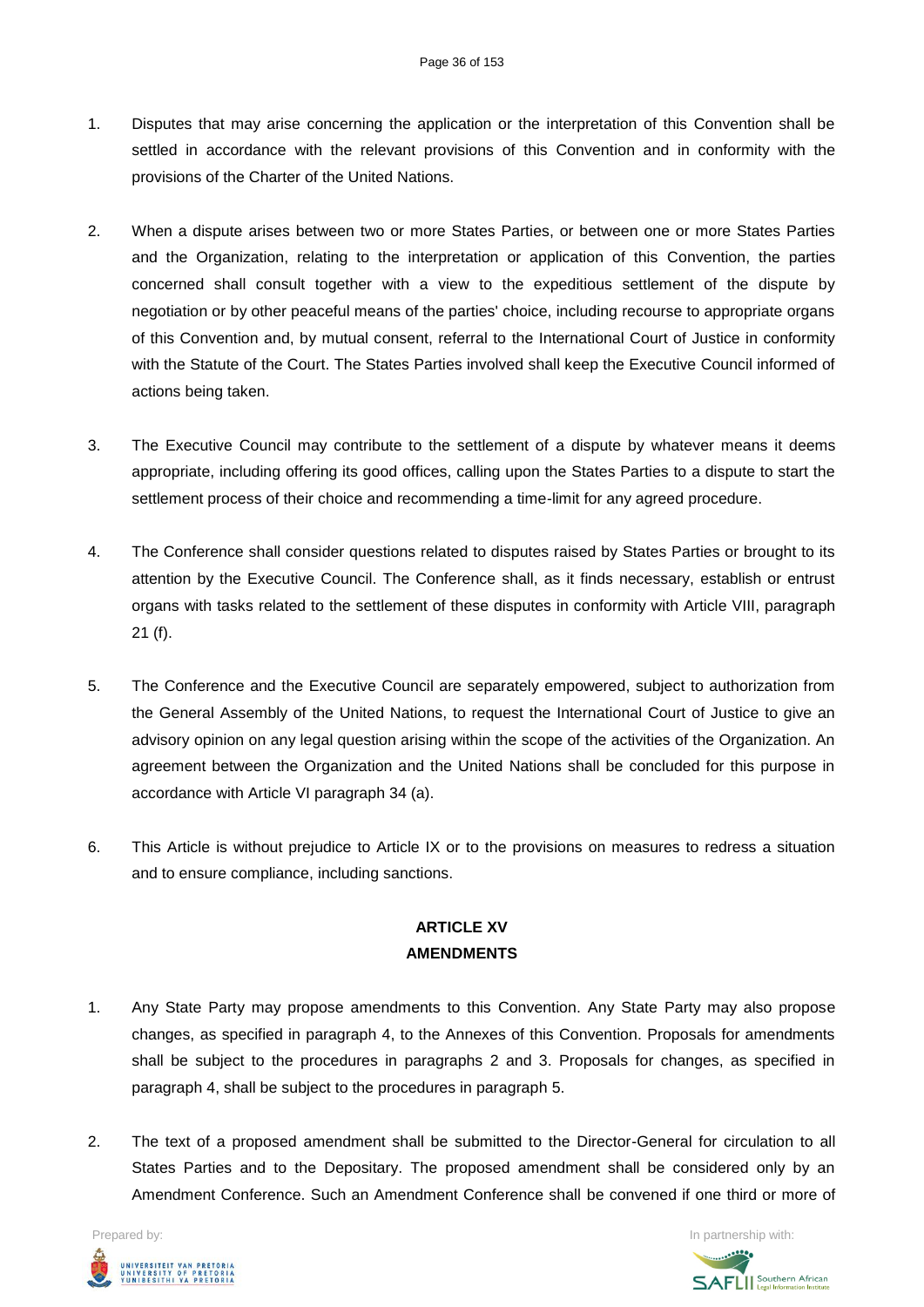1. Disputes that may arise concerning the application or the interpretation of this Convention shall be settled in accordance with the relevant provisions of this Convention and in conformity with the provisions of the Charter of the United Nations.

2. When a dispute arises between two or more States Parties, or between one or more States Parties and the Organization, relating to the interpretation or application of this Convention, the parties concerned shall consult together with a view to the expeditious settlement of the dispute by negotiation or by other peaceful means of the parties' choice, including recourse to appropriate organs of this Convention and, by mutual consent, referral to the International Court of Justice in conformity with the Statute of the Court. The States Parties involved shall keep the Executive Council informed of actions being taken.

3. The Executive Council may contribute to the settlement of a dispute by whatever means it deems appropriate, including offering its good offices, calling upon the States Parties to a dispute to start the settlement process of their choice and recommending a time-limit for any agreed procedure.

4. The Conference shall consider questions related to disputes raised by States Parties or brought to its attention by the Executive Council. The Conference shall, as it finds necessary, establish or entrust organs with tasks related to the settlement of these disputes in conformity with Article VIII, paragraph 21 (f).

5. The Conference and the Executive Council are separately empowered, subject to authorization from the General Assembly of the United Nations, to request the International Court of Justice to give an advisory opinion on any legal question arising within the scope of the activities of the Organization. An agreement between the Organization and the United Nations shall be concluded for this purpose in accordance with Article VI paragraph 34 (a).

6. This Article is without prejudice to Article IX or to the provisions on measures to redress a situation and to ensure compliance, including sanctions.

## ARTICLE XV
## AMENDMENTS

1. Any State Party may propose amendments to this Convention. Any State Party may also propose changes, as specified in paragraph 4, to the Annexes of this Convention. Proposals for amendments shall be subject to the procedures in paragraphs 2 and 3. Proposals for changes, as specified in paragraph 4, shall be subject to the procedures in paragraph 5.

2. The text of a proposed amendment shall be submitted to the Director-General for circulation to all States Parties and to the Depositary. The proposed amendment shall be considered only by an Amendment Conference. Such an Amendment Conference shall be convened if one third or more of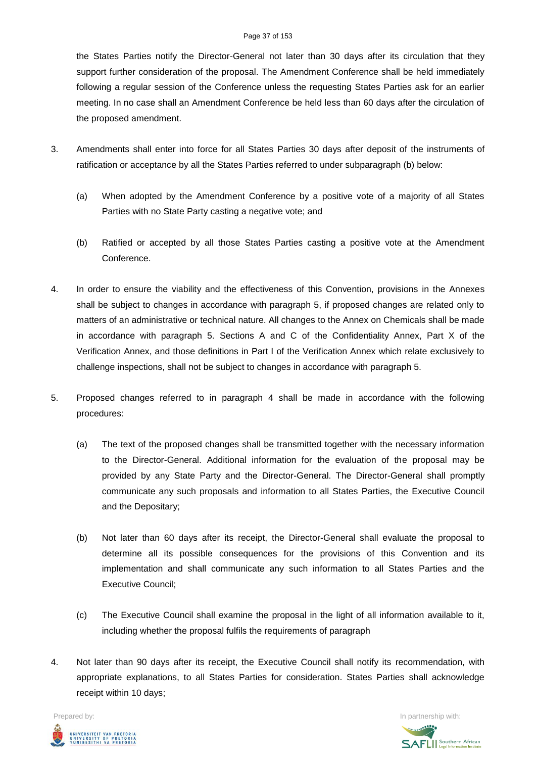the States Parties notify the Director-General not later than 30 days after its circulation that they support further consideration of the proposal. The Amendment Conference shall be held immediately following a regular session of the Conference unless the requesting States Parties ask for an earlier meeting. In no case shall an Amendment Conference be held less than 60 days after the circulation of the proposed amendment.

3. Amendments shall enter into force for all States Parties 30 days after deposit of the instruments of ratification or acceptance by all the States Parties referred to under subparagraph (b) below:

   (a) When adopted by the Amendment Conference by a positive vote of a majority of all States Parties with no State Party casting a negative vote; and

   (b) Ratified or accepted by all those States Parties casting a positive vote at the Amendment Conference.

4. In order to ensure the viability and the effectiveness of this Convention, provisions in the Annexes shall be subject to changes in accordance with paragraph 5, if proposed changes are related only to matters of an administrative or technical nature. All changes to the Annex on Chemicals shall be made in accordance with paragraph 5. Sections A and C of the Confidentiality Annex, Part X of the Verification Annex, and those definitions in Part I of the Verification Annex which relate exclusively to challenge inspections, shall not be subject to changes in accordance with paragraph 5.

5. Proposed changes referred to in paragraph 4 shall be made in accordance with the following procedures:

   (a) The text of the proposed changes shall be transmitted together with the necessary information to the Director-General. Additional information for the evaluation of the proposal may be provided by any State Party and the Director-General. The Director-General shall promptly communicate any such proposals and information to all States Parties, the Executive Council and the Depositary;

   (b) Not later than 60 days after its receipt, the Director-General shall evaluate the proposal to determine all its possible consequences for the provisions of this Convention and its implementation and shall communicate any such information to all States Parties and the Executive Council;

   (c) The Executive Council shall examine the proposal in the light of all information available to it, including whether the proposal fulfils the requirements of paragraph

4. Not later than 90 days after its receipt, the Executive Council shall notify its recommendation, with appropriate explanations, to all States Parties for consideration. States Parties shall acknowledge receipt within 10 days;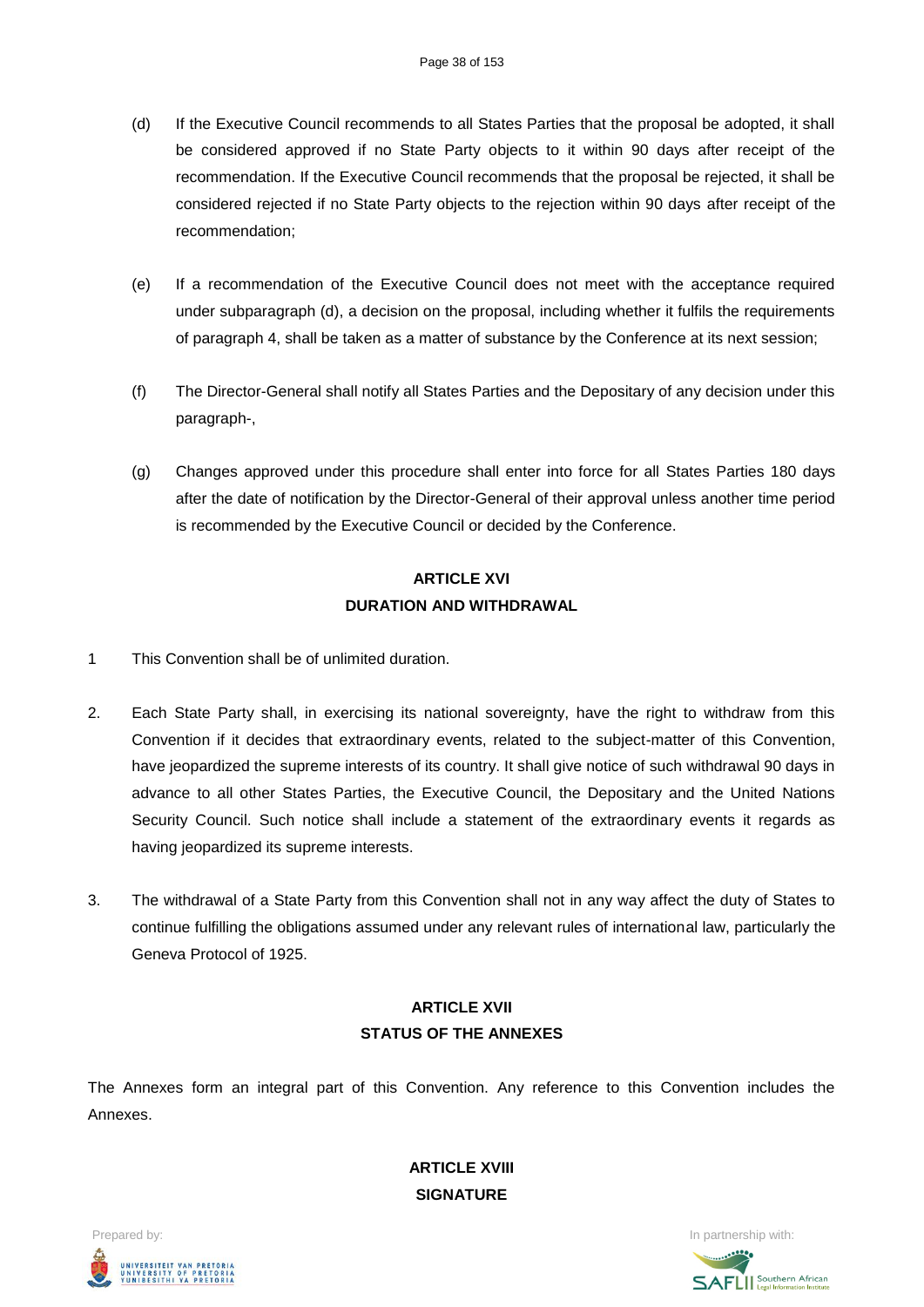(d) If the Executive Council recommends to all States Parties that the proposal be adopted, it shall be considered approved if no State Party objects to it within 90 days after receipt of the recommendation. If the Executive Council recommends that the proposal be rejected, it shall be considered rejected if no State Party objects to the rejection within 90 days after receipt of the recommendation;

(e) If a recommendation of the Executive Council does not meet with the acceptance required under subparagraph (d), a decision on the proposal, including whether it fulfils the requirements of paragraph 4, shall be taken as a matter of substance by the Conference at its next session;

(f) The Director-General shall notify all States Parties and the Depositary of any decision under this paragraph-,

(g) Changes approved under this procedure shall enter into force for all States Parties 180 days after the date of notification by the Director-General of their approval unless another time period is recommended by the Executive Council or decided by the Conference.

## ARTICLE XVI
## DURATION AND WITHDRAWAL

1 This Convention shall be of unlimited duration.

2. Each State Party shall, in exercising its national sovereignty, have the right to withdraw from this Convention if it decides that extraordinary events, related to the subject-matter of this Convention, have jeopardized the supreme interests of its country. It shall give notice of such withdrawal 90 days in advance to all other States Parties, the Executive Council, the Depositary and the United Nations Security Council. Such notice shall include a statement of the extraordinary events it regards as having jeopardized its supreme interests.

3. The withdrawal of a State Party from this Convention shall not in any way affect the duty of States to continue fulfilling the obligations assumed under any relevant rules of international law, particularly the Geneva Protocol of 1925.

## ARTICLE XVII
## STATUS OF THE ANNEXES

The Annexes form an integral part of this Convention. Any reference to this Convention includes the Annexes.

## ARTICLE XVIII
## SIGNATURE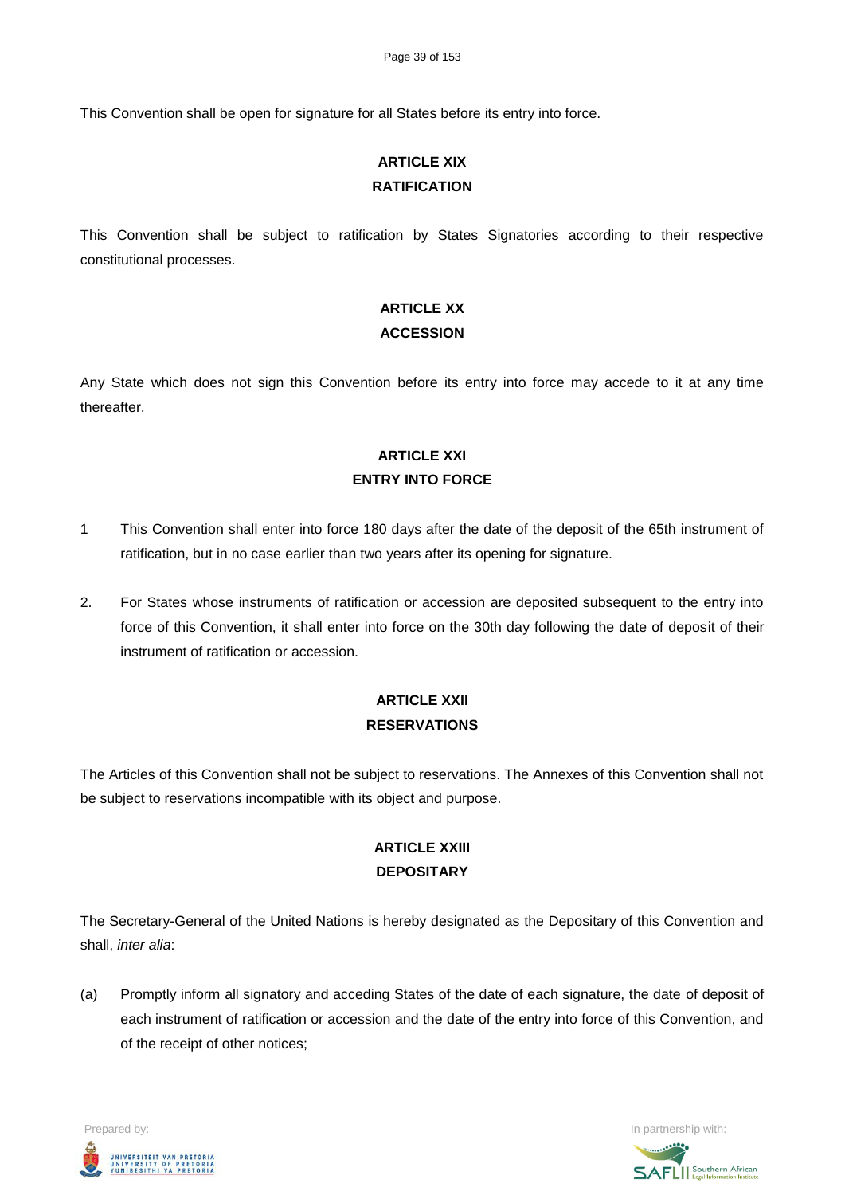This Convention shall be open for signature for all States before its entry into force.

**ARTICLE XIX**
**RATIFICATION**

This Convention shall be subject to ratification by States Signatories according to their respective constitutional processes.

**ARTICLE XX**
**ACCESSION**

Any State which does not sign this Convention before its entry into force may accede to it at any time thereafter.

**ARTICLE XXI**
**ENTRY INTO FORCE**

1 This Convention shall enter into force 180 days after the date of the deposit of the 65th instrument of ratification, but in no case earlier than two years after its opening for signature.

2. For States whose instruments of ratification or accession are deposited subsequent to the entry into force of this Convention, it shall enter into force on the 30th day following the date of deposit of their instrument of ratification or accession.

**ARTICLE XXII**
**RESERVATIONS**

The Articles of this Convention shall not be subject to reservations. The Annexes of this Convention shall not be subject to reservations incompatible with its object and purpose.

**ARTICLE XXIII**
**DEPOSITARY**

The Secretary-General of the United Nations is hereby designated as the Depositary of this Convention and shall, *inter alia*:

(a) Promptly inform all signatory and acceding States of the date of each signature, the date of deposit of each instrument of ratification or accession and the date of the entry into force of this Convention, and of the receipt of other notices;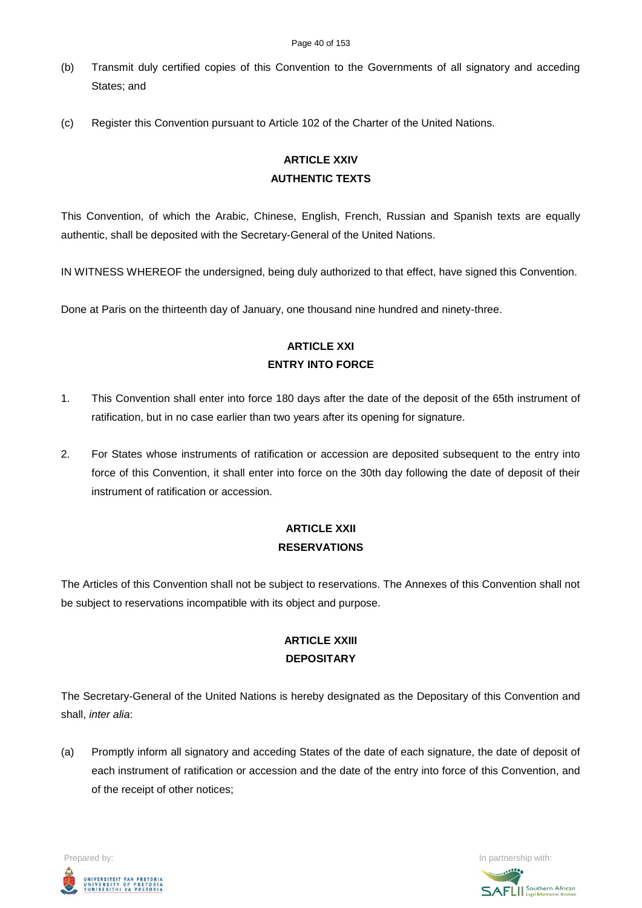(b) Transmit duly certified copies of this Convention to the Governments of all signatory and acceding States; and

(c) Register this Convention pursuant to Article 102 of the Charter of the United Nations.

## ARTICLE XXIV
## AUTHENTIC TEXTS

This Convention, of which the Arabic, Chinese, English, French, Russian and Spanish texts are equally authentic, shall be deposited with the Secretary-General of the United Nations.

IN WITNESS WHEREOF the undersigned, being duly authorized to that effect, have signed this Convention.

Done at Paris on the thirteenth day of January, one thousand nine hundred and ninety-three.

## ARTICLE XXI
## ENTRY INTO FORCE

1. This Convention shall enter into force 180 days after the date of the deposit of the 65th instrument of ratification, but in no case earlier than two years after its opening for signature.

2. For States whose instruments of ratification or accession are deposited subsequent to the entry into force of this Convention, it shall enter into force on the 30th day following the date of deposit of their instrument of ratification or accession.

## ARTICLE XXII
## RESERVATIONS

The Articles of this Convention shall not be subject to reservations. The Annexes of this Convention shall not be subject to reservations incompatible with its object and purpose.

## ARTICLE XXIII
## DEPOSITARY

The Secretary-General of the United Nations is hereby designated as the Depositary of this Convention and shall, *inter alia*:

(a) Promptly inform all signatory and acceding States of the date of each signature, the date of deposit of each instrument of ratification or accession and the date of the entry into force of this Convention, and of the receipt of other notices;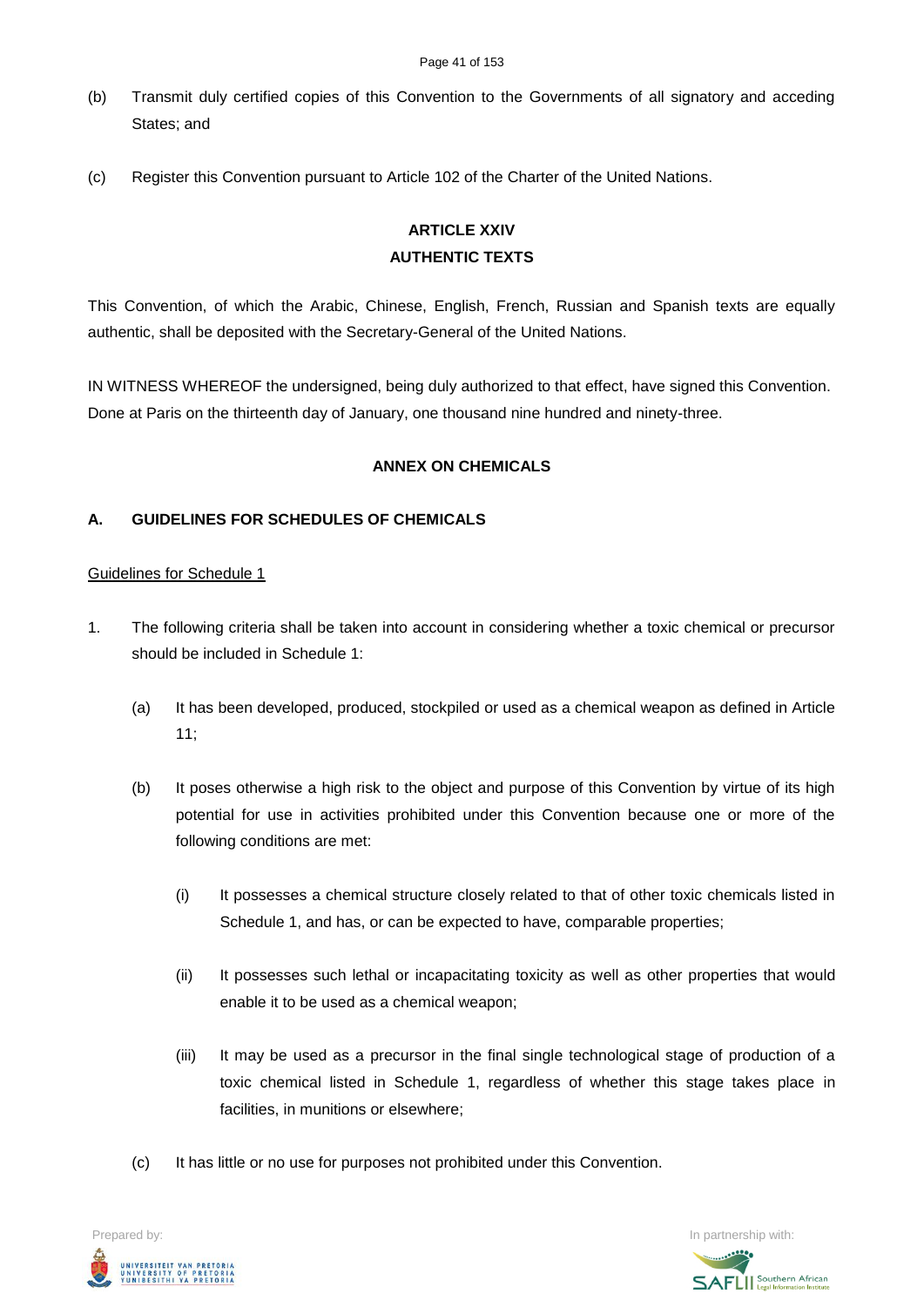(b) Transmit duly certified copies of this Convention to the Governments of all signatory and acceding States; and

(c) Register this Convention pursuant to Article 102 of the Charter of the United Nations.

## ARTICLE XXIV
## AUTHENTIC TEXTS

This Convention, of which the Arabic, Chinese, English, French, Russian and Spanish texts are equally authentic, shall be deposited with the Secretary-General of the United Nations.

IN WITNESS WHEREOF the undersigned, being duly authorized to that effect, have signed this Convention. Done at Paris on the thirteenth day of January, one thousand nine hundred and ninety-three.

## ANNEX ON CHEMICALS

### A. GUIDELINES FOR SCHEDULES OF CHEMICALS

Guidelines for Schedule 1

1. The following criteria shall be taken into account in considering whether a toxic chemical or precursor should be included in Schedule 1:

   (a) It has been developed, produced, stockpiled or used as a chemical weapon as defined in Article 11;

   (b) It poses otherwise a high risk to the object and purpose of this Convention by virtue of its high potential for use in activities prohibited under this Convention because one or more of the following conditions are met:

      (i) It possesses a chemical structure closely related to that of other toxic chemicals listed in Schedule 1, and has, or can be expected to have, comparable properties;

      (ii) It possesses such lethal or incapacitating toxicity as well as other properties that would enable it to be used as a chemical weapon;

      (iii) It may be used as a precursor in the final single technological stage of production of a toxic chemical listed in Schedule 1, regardless of whether this stage takes place in facilities, in munitions or elsewhere;

   (c) It has little or no use for purposes not prohibited under this Convention.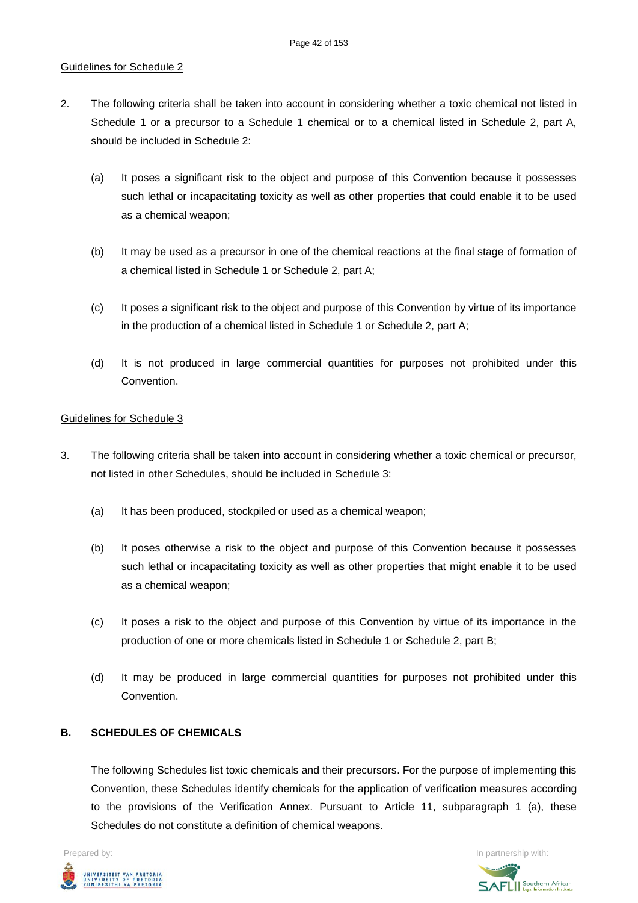Guidelines for Schedule 2

2. The following criteria shall be taken into account in considering whether a toxic chemical not listed in Schedule 1 or a precursor to a Schedule 1 chemical or to a chemical listed in Schedule 2, part A, should be included in Schedule 2:

   (a) It poses a significant risk to the object and purpose of this Convention because it possesses such lethal or incapacitating toxicity as well as other properties that could enable it to be used as a chemical weapon;

   (b) It may be used as a precursor in one of the chemical reactions at the final stage of formation of a chemical listed in Schedule 1 or Schedule 2, part A;

   (c) It poses a significant risk to the object and purpose of this Convention by virtue of its importance in the production of a chemical listed in Schedule 1 or Schedule 2, part A;

   (d) It is not produced in large commercial quantities for purposes not prohibited under this Convention.

Guidelines for Schedule 3

3. The following criteria shall be taken into account in considering whether a toxic chemical or precursor, not listed in other Schedules, should be included in Schedule 3:

   (a) It has been produced, stockpiled or used as a chemical weapon;

   (b) It poses otherwise a risk to the object and purpose of this Convention because it possesses such lethal or incapacitating toxicity as well as other properties that might enable it to be used as a chemical weapon;

   (c) It poses a risk to the object and purpose of this Convention by virtue of its importance in the production of one or more chemicals listed in Schedule 1 or Schedule 2, part B;

   (d) It may be produced in large commercial quantities for purposes not prohibited under this Convention.

**B. SCHEDULES OF CHEMICALS**

The following Schedules list toxic chemicals and their precursors. For the purpose of implementing this Convention, these Schedules identify chemicals for the application of verification measures according to the provisions of the Verification Annex. Pursuant to Article 11, subparagraph 1 (a), these Schedules do not constitute a definition of chemical weapons.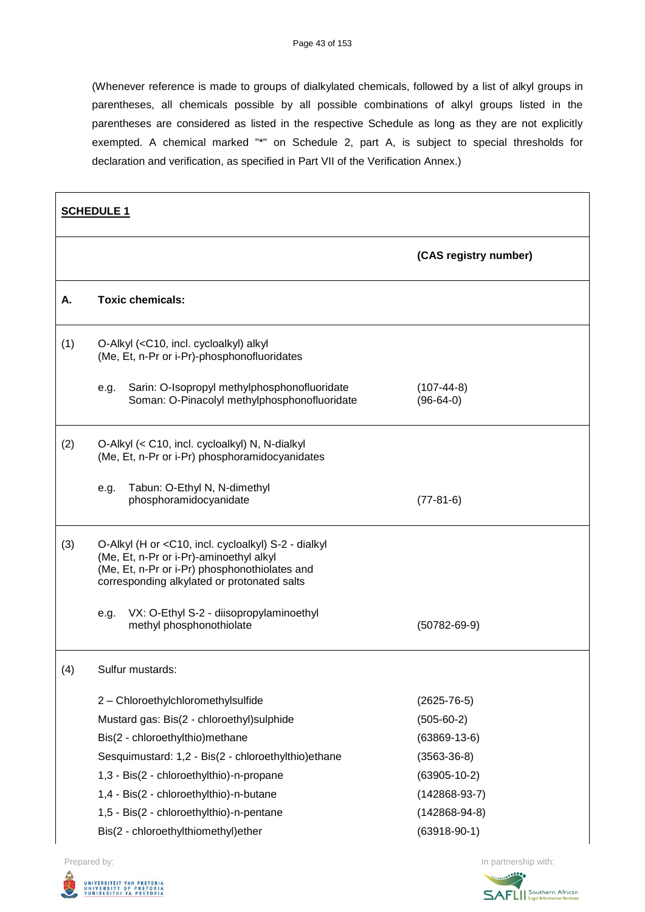(Whenever reference is made to groups of dialkylated chemicals, followed by a list of alkyl groups in parentheses, all chemicals possible by all possible combinations of alkyl groups listed in the parentheses are considered as listed in the respective Schedule as long as they are not explicitly exempted. A chemical marked "*" on Schedule 2, part A, is subject to special thresholds for declaration and verification, as specified in Part VII of the Verification Annex.)

| **SCHEDULE 1** | | |
|---|---|---|
| | | **(CAS registry number)** |
| **A.** | **Toxic chemicals:** | |
| (1) | O-Alkyl (<C10, incl. cycloalkyl) alkyl (Me, Et, n-Pr or i-Pr)-phosphonofluoridates | |
| | e.g. Sarin: O-Isopropyl methylphosphonofluoridate | (107-44-8) |
| | Soman: O-Pinacolyl methylphosphonofluoridate | (96-64-0) |
| (2) | O-Alkyl (< C10, incl. cycloalkyl) N, N-dialkyl (Me, Et, n-Pr or i-Pr) phosphoramidocyanidates | |
| | e.g. Tabun: O-Ethyl N, N-dimethyl phosphoramidocyanidate | (77-81-6) |
| (3) | O-Alkyl (H or <C10, incl. cycloalkyl) S-2 - dialkyl (Me, Et, n-Pr or i-Pr)-aminoethyl alkyl (Me, Et, n-Pr or i-Pr) phosphonothiolates and corresponding alkylated or protonated salts | |
| | e.g. VX: O-Ethyl S-2 - diisopropylaminoethyl methyl phosphonothiolate | (50782-69-9) |
| (4) | Sulfur mustards: | |
| | 2 – Chloroethylchloromethylsulfide | (2625-76-5) |
| | Mustard gas: Bis(2 - chloroethyl)sulphide | (505-60-2) |
| | Bis(2 - chloroethylthio)methane | (63869-13-6) |
| | Sesquimustard: 1,2 - Bis(2 - chloroethylthio)ethane | (3563-36-8) |
| | 1,3 - Bis(2 - chloroethylthio)-n-propane | (63905-10-2) |
| | 1,4 - Bis(2 - chloroethylthio)-n-butane | (142868-93-7) |
| | 1,5 - Bis(2 - chloroethylthio)-n-pentane | (142868-94-8) |
| | Bis(2 - chloroethylthiomethyl)ether | (63918-90-1) |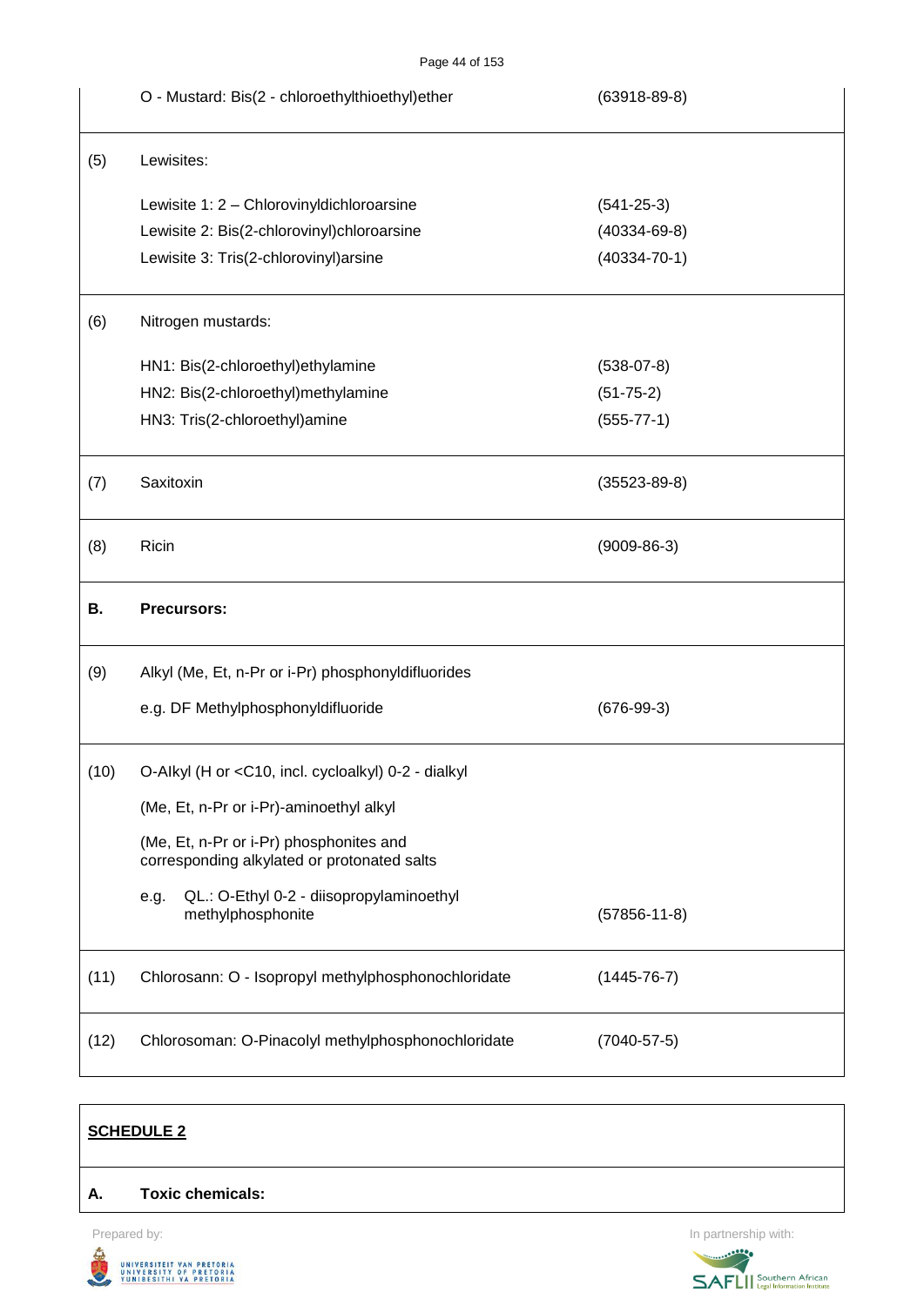| | | |
|---|---|---|
| | O - Mustard: Bis(2 - chloroethylthioethyl)ether | (63918-89-8) |
| (5) | Lewisites:<br><br>Lewisite 1: 2 – Chlorovinyldichloroarsine<br>Lewisite 2: Bis(2-chlorovinyl)chloroarsine<br>Lewisite 3: Tris(2-chlorovinyl)arsine | <br><br>(541-25-3)<br>(40334-69-8)<br>(40334-70-1) |
| (6) | Nitrogen mustards:<br><br>HN1: Bis(2-chloroethyl)ethylamine<br>HN2: Bis(2-chloroethyl)methylamine<br>HN3: Tris(2-chloroethyl)amine | <br><br>(538-07-8)<br>(51-75-2)<br>(555-77-1) |
| (7) | Saxitoxin | (35523-89-8) |
| (8) | Ricin | (9009-86-3) |
| **B.** | **Precursors:** | |
| (9) | Alkyl (Me, Et, n-Pr or i-Pr) phosphonyldifluorides<br><br>e.g. DF Methylphosphonyldifluoride | <br><br>(676-99-3) |
| (10) | O-Alkyl (H or <C10, incl. cycloalkyl) 0-2 - dialkyl<br><br>(Me, Et, n-Pr or i-Pr)-aminoethyl alkyl<br><br>(Me, Et, n-Pr or i-Pr) phosphonites and corresponding alkylated or protonated salts<br><br>e.g. QL.: O-Ethyl 0-2 - diisopropylaminoethyl methylphosphonite | <br><br><br><br><br><br><br><br>(57856-11-8) |
| (11) | Chlorosann: O - Isopropyl methylphosphonochloridate | (1445-76-7) |
| (12) | Chlorosoman: O-Pinacolyl methylphosphonochloridate | (7040-57-5) |

| | |
|---|---|
| **<u>SCHEDULE 2</u>** | |
| **A.** | **Toxic chemicals:** |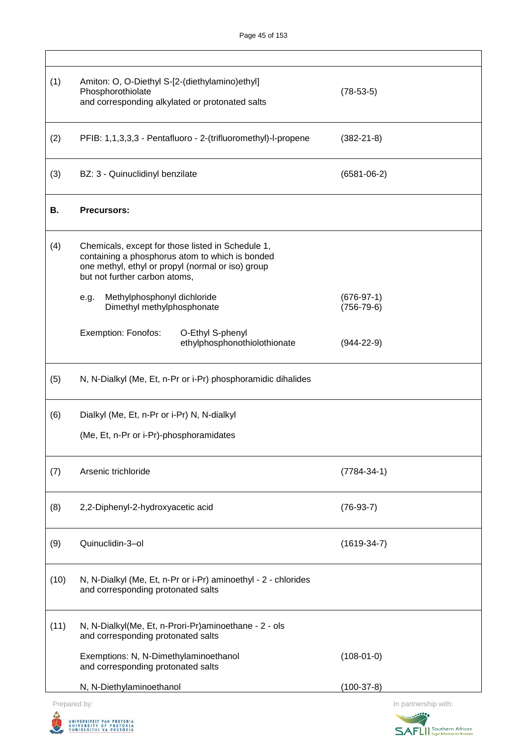| | | |
|---|---|---|
| | | |
| (1) | Amiton: O, O-Diethyl S-[2-(diethylamino)ethyl] Phosphorothiolate and corresponding alkylated or protonated salts | (78-53-5) |
| (2) | PFIB: 1,1,3,3,3 - Pentafluoro - 2-(trifluoromethyl)-l-propene | (382-21-8) |
| (3) | BZ: 3 - Quinuclidinyl benzilate | (6581-06-2) |
| **B.** | **Precursors:** | |
| (4) | Chemicals, except for those listed in Schedule 1, containing a phosphorus atom to which is bonded one methyl, ethyl or propyl (normal or iso) group but not further carbon atoms,<br><br>e.g. Methylphosphonyl dichloride<br>Dimethyl methylphosphonate<br><br>Exemption: Fonofos: O-Ethyl S-phenyl ethylphosphonothiolothionate | <br><br><br>(676-97-1)<br>(756-79-6)<br><br>(944-22-9) |
| (5) | N, N-Dialkyl (Me, Et, n-Pr or i-Pr) phosphoramidic dihalides | |
| (6) | Dialkyl (Me, Et, n-Pr or i-Pr) N, N-dialkyl<br><br>(Me, Et, n-Pr or i-Pr)-phosphoramidates | |
| (7) | Arsenic trichloride | (7784-34-1) |
| (8) | 2,2-Diphenyl-2-hydroxyacetic acid | (76-93-7) |
| (9) | Quinuclidin-3–ol | (1619-34-7) |
| (10) | N, N-Dialkyl (Me, Et, n-Pr or i-Pr) aminoethyl - 2 - chlorides and corresponding protonated salts | |
| (11) | N, N-Dialkyl(Me, Et, n-Prori-Pr)aminoethane - 2 - ols and corresponding protonated salts<br><br>Exemptions: N, N-Dimethylaminoethanol and corresponding protonated salts<br><br>N, N-Diethylaminoethanol | <br><br>(108-01-0)<br><br>(100-37-8) |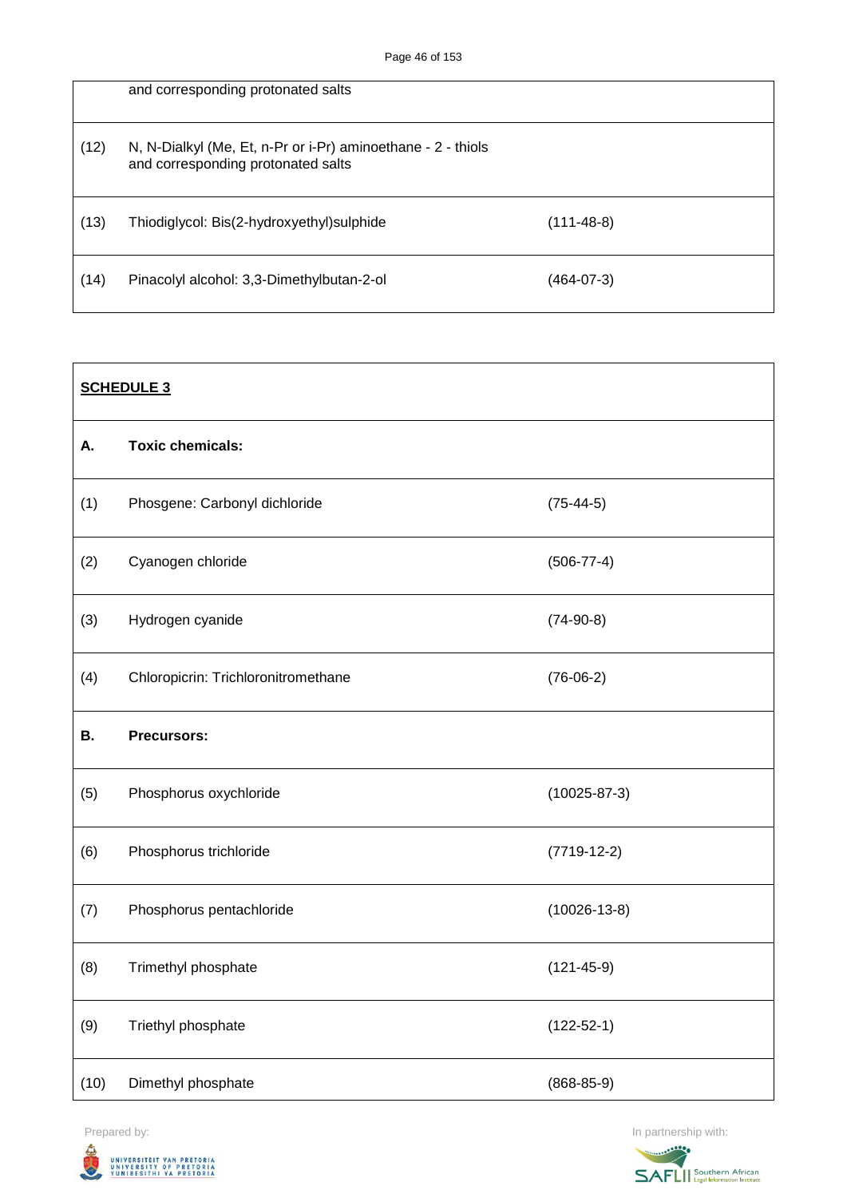| | | |
|---|---|---|
| | and corresponding protonated salts | |
| (12) | N, N-Dialkyl (Me, Et, n-Pr or i-Pr) aminoethane - 2 - thiols and corresponding protonated salts | |
| (13) | Thiodiglycol: Bis(2-hydroxyethyl)sulphide | (111-48-8) |
| (14) | Pinacolyl alcohol: 3,3-Dimethylbutan-2-ol | (464-07-3) |

| **SCHEDULE 3** | | |
|---|---|---|
| **A.** | **Toxic chemicals:** | |
| (1) | Phosgene: Carbonyl dichloride | (75-44-5) |
| (2) | Cyanogen chloride | (506-77-4) |
| (3) | Hydrogen cyanide | (74-90-8) |
| (4) | Chloropicrin: Trichloronitromethane | (76-06-2) |
| **B.** | **Precursors:** | |
| (5) | Phosphorus oxychloride | (10025-87-3) |
| (6) | Phosphorus trichloride | (7719-12-2) |
| (7) | Phosphorus pentachloride | (10026-13-8) |
| (8) | Trimethyl phosphate | (121-45-9) |
| (9) | Triethyl phosphate | (122-52-1) |
| (10) | Dimethyl phosphate | (868-85-9) |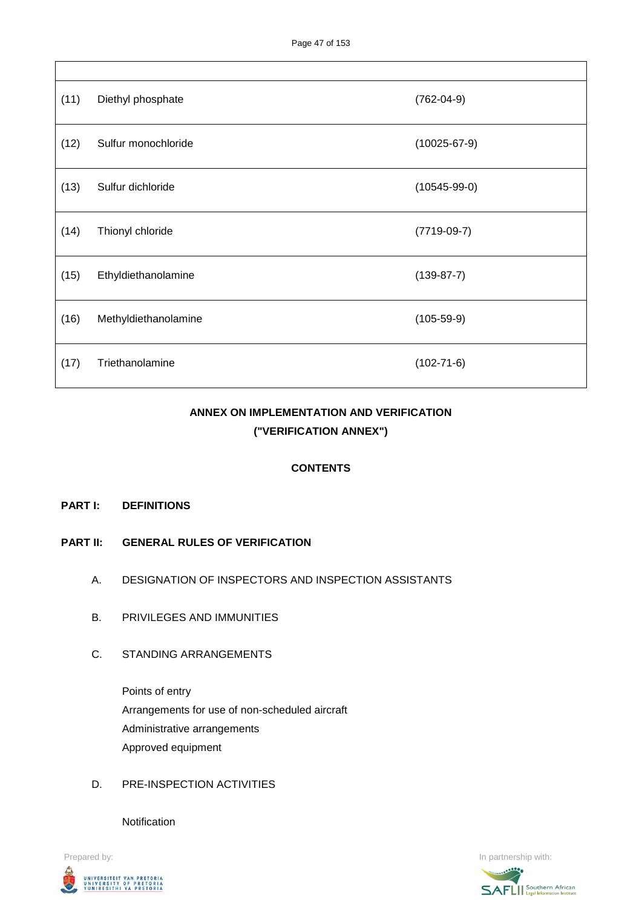| | | |
|---|---|---|
| (11) | Diethyl phosphate | (762-04-9) |
| (12) | Sulfur monochloride | (10025-67-9) |
| (13) | Sulfur dichloride | (10545-99-0) |
| (14) | Thionyl chloride | (7719-09-7) |
| (15) | Ethyldiethanolamine | (139-87-7) |
| (16) | Methyldiethanolamine | (105-59-9) |
| (17) | Triethanolamine | (102-71-6) |

## ANNEX ON IMPLEMENTATION AND VERIFICATION ("VERIFICATION ANNEX")

### CONTENTS

**PART I: DEFINITIONS**

**PART II: GENERAL RULES OF VERIFICATION**

A. DESIGNATION OF INSPECTORS AND INSPECTION ASSISTANTS

B. PRIVILEGES AND IMMUNITIES

C. STANDING ARRANGEMENTS

Points of entry
Arrangements for use of non-scheduled aircraft
Administrative arrangements
Approved equipment

D. PRE-INSPECTION ACTIVITIES

Notification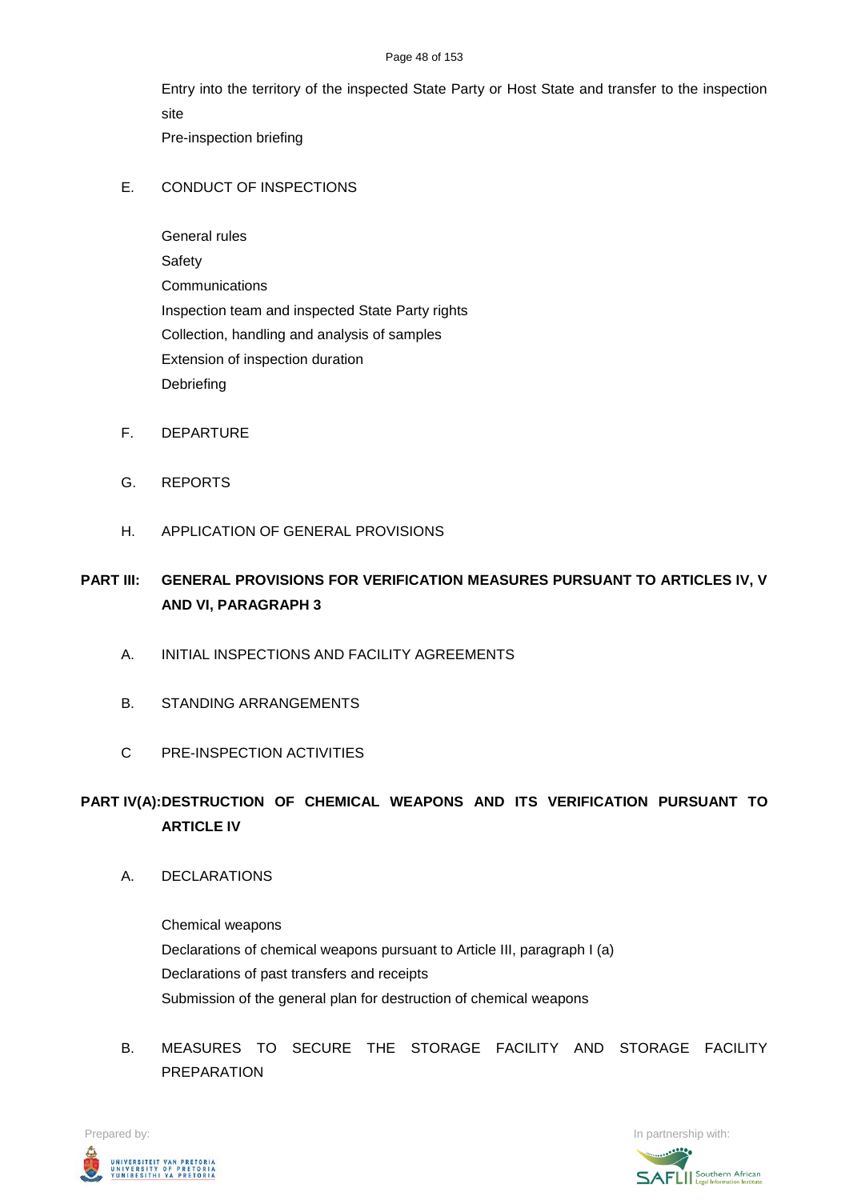Entry into the territory of the inspected State Party or Host State and transfer to the inspection site

Pre-inspection briefing

E. CONDUCT OF INSPECTIONS

General rules
Safety
Communications
Inspection team and inspected State Party rights
Collection, handling and analysis of samples
Extension of inspection duration
Debriefing

F. DEPARTURE

G. REPORTS

H. APPLICATION OF GENERAL PROVISIONS

**PART III: GENERAL PROVISIONS FOR VERIFICATION MEASURES PURSUANT TO ARTICLES IV, V AND VI, PARAGRAPH 3**

A. INITIAL INSPECTIONS AND FACILITY AGREEMENTS

B. STANDING ARRANGEMENTS

C PRE-INSPECTION ACTIVITIES

**PART IV(A): DESTRUCTION OF CHEMICAL WEAPONS AND ITS VERIFICATION PURSUANT TO ARTICLE IV**

A. DECLARATIONS

Chemical weapons
Declarations of chemical weapons pursuant to Article III, paragraph I (a)
Declarations of past transfers and receipts
Submission of the general plan for destruction of chemical weapons

B. MEASURES TO SECURE THE STORAGE FACILITY AND STORAGE FACILITY PREPARATION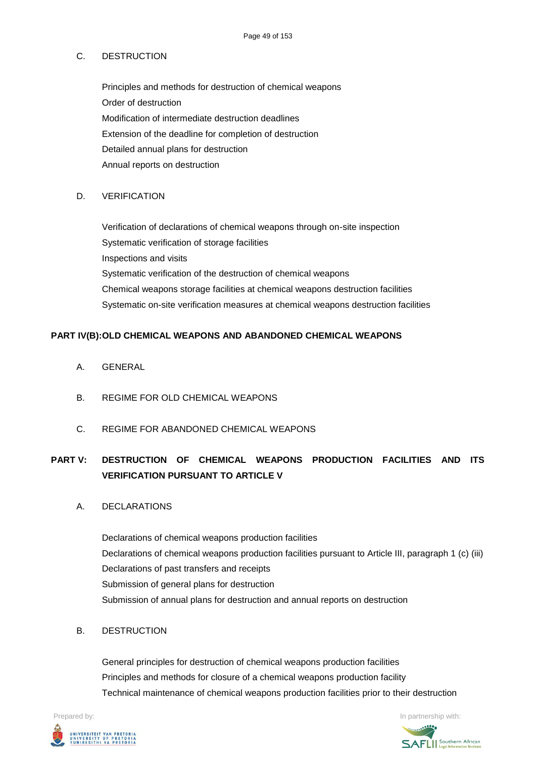C. DESTRUCTION

Principles and methods for destruction of chemical weapons
Order of destruction
Modification of intermediate destruction deadlines
Extension of the deadline for completion of destruction
Detailed annual plans for destruction
Annual reports on destruction

D. VERIFICATION

Verification of declarations of chemical weapons through on-site inspection
Systematic verification of storage facilities
Inspections and visits
Systematic verification of the destruction of chemical weapons
Chemical weapons storage facilities at chemical weapons destruction facilities
Systematic on-site verification measures at chemical weapons destruction facilities

**PART IV(B): OLD CHEMICAL WEAPONS AND ABANDONED CHEMICAL WEAPONS**

A. GENERAL

B. REGIME FOR OLD CHEMICAL WEAPONS

C. REGIME FOR ABANDONED CHEMICAL WEAPONS

**PART V: DESTRUCTION OF CHEMICAL WEAPONS PRODUCTION FACILITIES AND ITS VERIFICATION PURSUANT TO ARTICLE V**

A. DECLARATIONS

Declarations of chemical weapons production facilities
Declarations of chemical weapons production facilities pursuant to Article III, paragraph 1 (c) (iii)
Declarations of past transfers and receipts
Submission of general plans for destruction
Submission of annual plans for destruction and annual reports on destruction

B. DESTRUCTION

General principles for destruction of chemical weapons production facilities
Principles and methods for closure of a chemical weapons production facility
Technical maintenance of chemical weapons production facilities prior to their destruction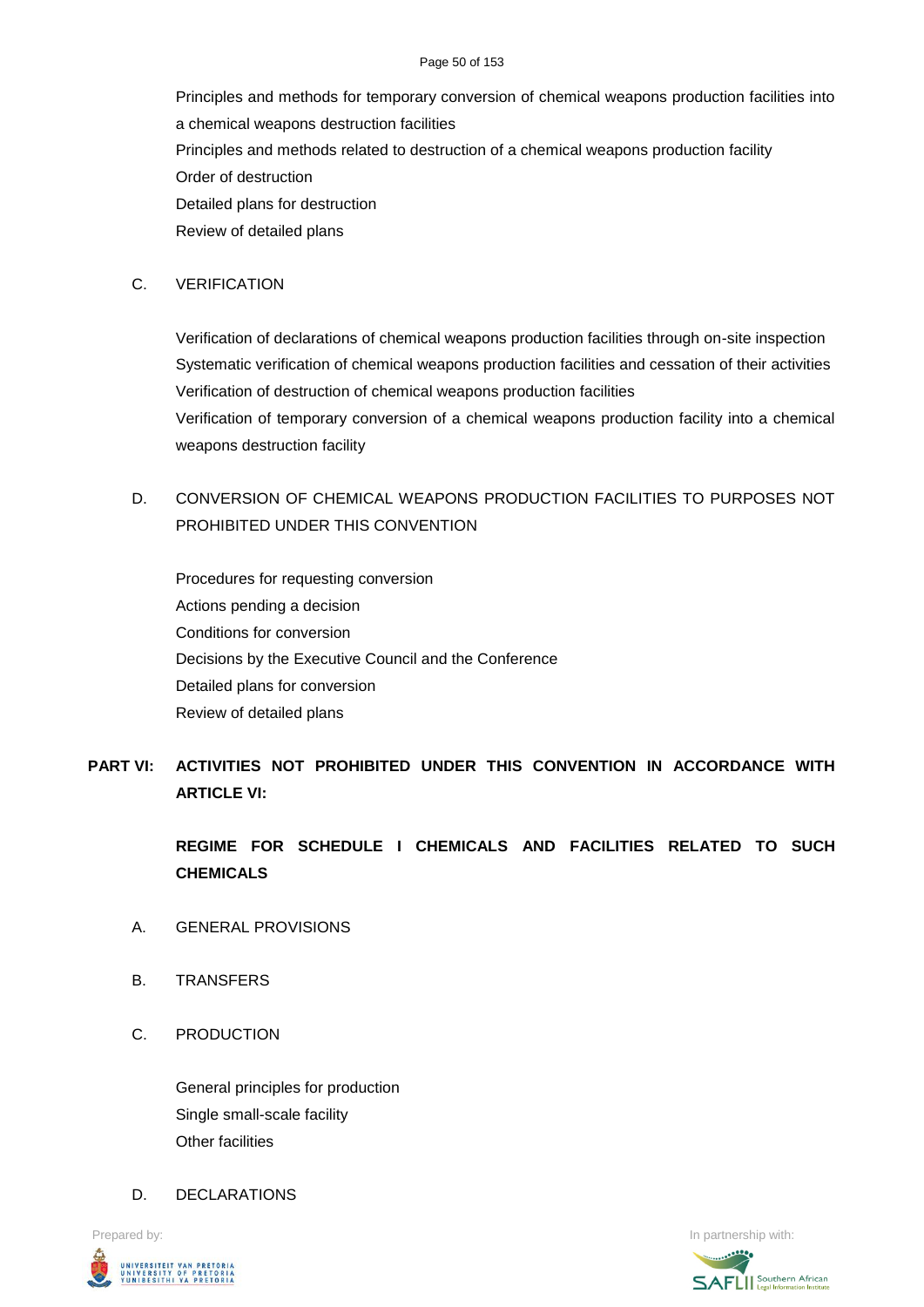Principles and methods for temporary conversion of chemical weapons production facilities into a chemical weapons destruction facilities

Principles and methods related to destruction of a chemical weapons production facility

Order of destruction

Detailed plans for destruction

Review of detailed plans

C. VERIFICATION

Verification of declarations of chemical weapons production facilities through on-site inspection

Systematic verification of chemical weapons production facilities and cessation of their activities

Verification of destruction of chemical weapons production facilities

Verification of temporary conversion of a chemical weapons production facility into a chemical weapons destruction facility

D. CONVERSION OF CHEMICAL WEAPONS PRODUCTION FACILITIES TO PURPOSES NOT PROHIBITED UNDER THIS CONVENTION

Procedures for requesting conversion

Actions pending a decision

Conditions for conversion

Decisions by the Executive Council and the Conference

Detailed plans for conversion

Review of detailed plans

**PART VI: ACTIVITIES NOT PROHIBITED UNDER THIS CONVENTION IN ACCORDANCE WITH ARTICLE VI:**

**REGIME FOR SCHEDULE I CHEMICALS AND FACILITIES RELATED TO SUCH CHEMICALS**

A. GENERAL PROVISIONS

B. TRANSFERS

C. PRODUCTION

General principles for production

Single small-scale facility

Other facilities

D. DECLARATIONS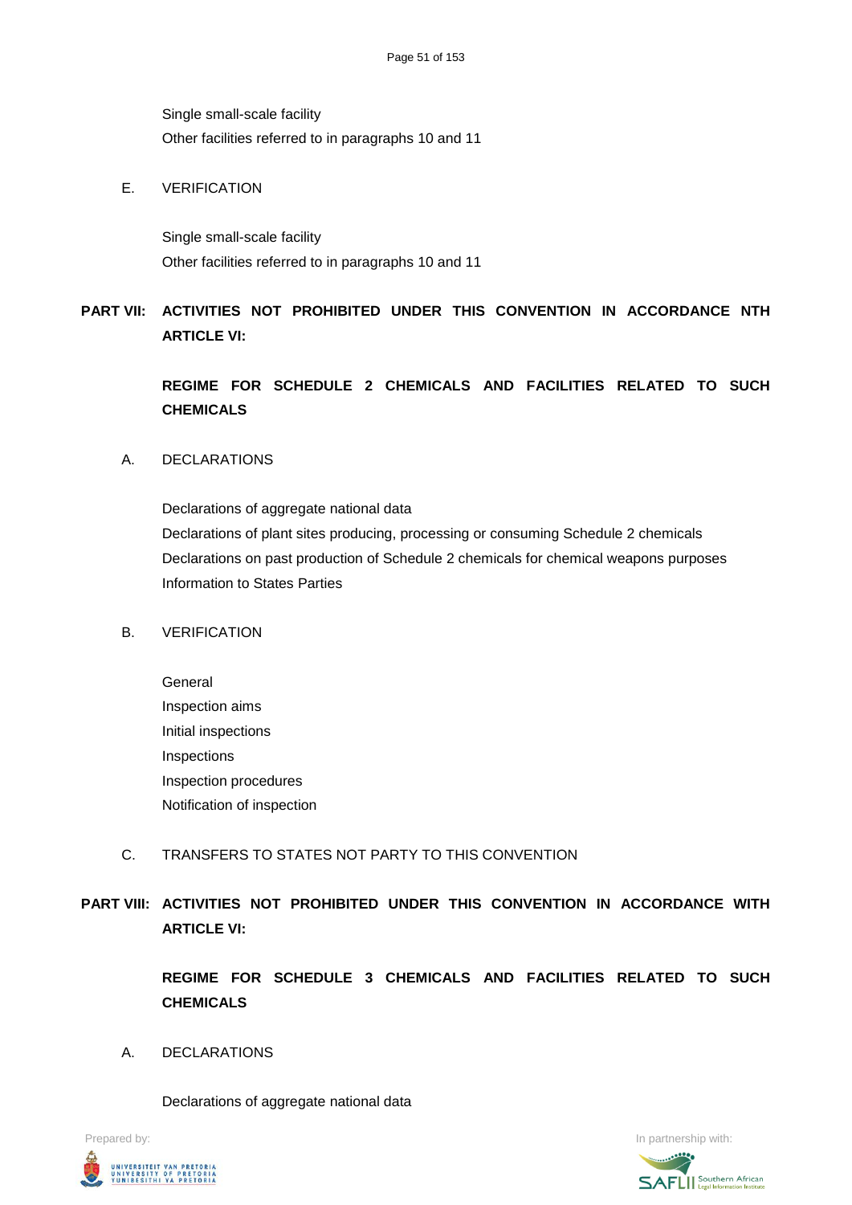Single small-scale facility
Other facilities referred to in paragraphs 10 and 11

E. VERIFICATION

Single small-scale facility
Other facilities referred to in paragraphs 10 and 11

**PART VII: ACTIVITIES NOT PROHIBITED UNDER THIS CONVENTION IN ACCORDANCE NTH ARTICLE VI:**

**REGIME FOR SCHEDULE 2 CHEMICALS AND FACILITIES RELATED TO SUCH CHEMICALS**

A. DECLARATIONS

Declarations of aggregate national data
Declarations of plant sites producing, processing or consuming Schedule 2 chemicals
Declarations on past production of Schedule 2 chemicals for chemical weapons purposes
Information to States Parties

B. VERIFICATION

General
Inspection aims
Initial inspections
Inspections
Inspection procedures
Notification of inspection

C. TRANSFERS TO STATES NOT PARTY TO THIS CONVENTION

**PART VIII: ACTIVITIES NOT PROHIBITED UNDER THIS CONVENTION IN ACCORDANCE WITH ARTICLE VI:**

**REGIME FOR SCHEDULE 3 CHEMICALS AND FACILITIES RELATED TO SUCH CHEMICALS**

A. DECLARATIONS

Declarations of aggregate national data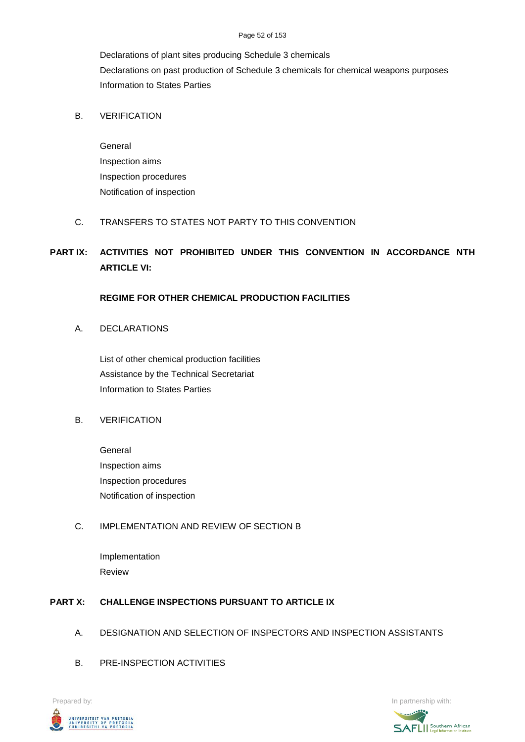Declarations of plant sites producing Schedule 3 chemicals

Declarations on past production of Schedule 3 chemicals for chemical weapons purposes

Information to States Parties

B. VERIFICATION

General

Inspection aims

Inspection procedures

Notification of inspection

C. TRANSFERS TO STATES NOT PARTY TO THIS CONVENTION

**PART IX: ACTIVITIES NOT PROHIBITED UNDER THIS CONVENTION IN ACCORDANCE NTH ARTICLE VI:**

**REGIME FOR OTHER CHEMICAL PRODUCTION FACILITIES**

A. DECLARATIONS

List of other chemical production facilities

Assistance by the Technical Secretariat

Information to States Parties

B. VERIFICATION

General

Inspection aims

Inspection procedures

Notification of inspection

C. IMPLEMENTATION AND REVIEW OF SECTION B

Implementation

Review

**PART X: CHALLENGE INSPECTIONS PURSUANT TO ARTICLE IX**

A. DESIGNATION AND SELECTION OF INSPECTORS AND INSPECTION ASSISTANTS

B. PRE-INSPECTION ACTIVITIES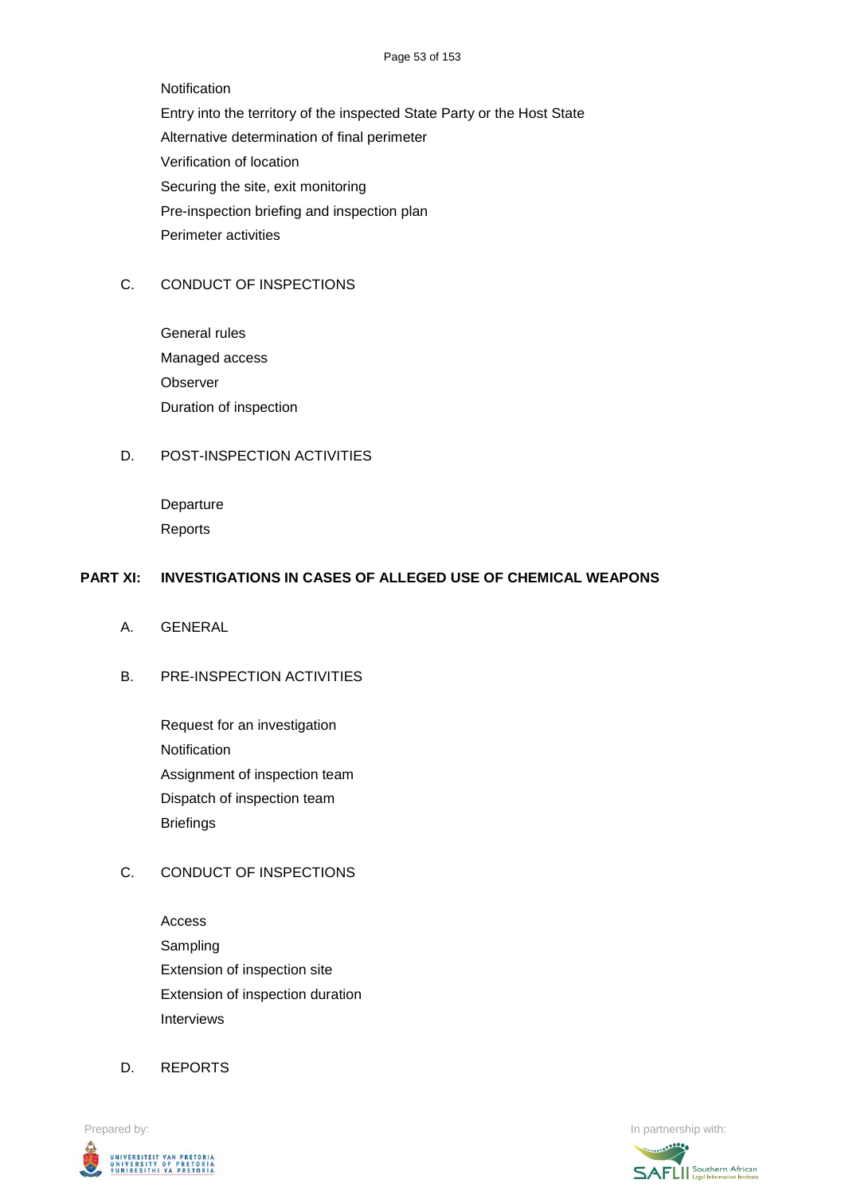Notification

Entry into the territory of the inspected State Party or the Host State

Alternative determination of final perimeter

Verification of location

Securing the site, exit monitoring

Pre-inspection briefing and inspection plan

Perimeter activities

C. CONDUCT OF INSPECTIONS

General rules

Managed access

Observer

Duration of inspection

D. POST-INSPECTION ACTIVITIES

Departure

Reports

**PART XI: INVESTIGATIONS IN CASES OF ALLEGED USE OF CHEMICAL WEAPONS**

A. GENERAL

B. PRE-INSPECTION ACTIVITIES

Request for an investigation

Notification

Assignment of inspection team

Dispatch of inspection team

Briefings

C. CONDUCT OF INSPECTIONS

Access

Sampling

Extension of inspection site

Extension of inspection duration

Interviews

D. REPORTS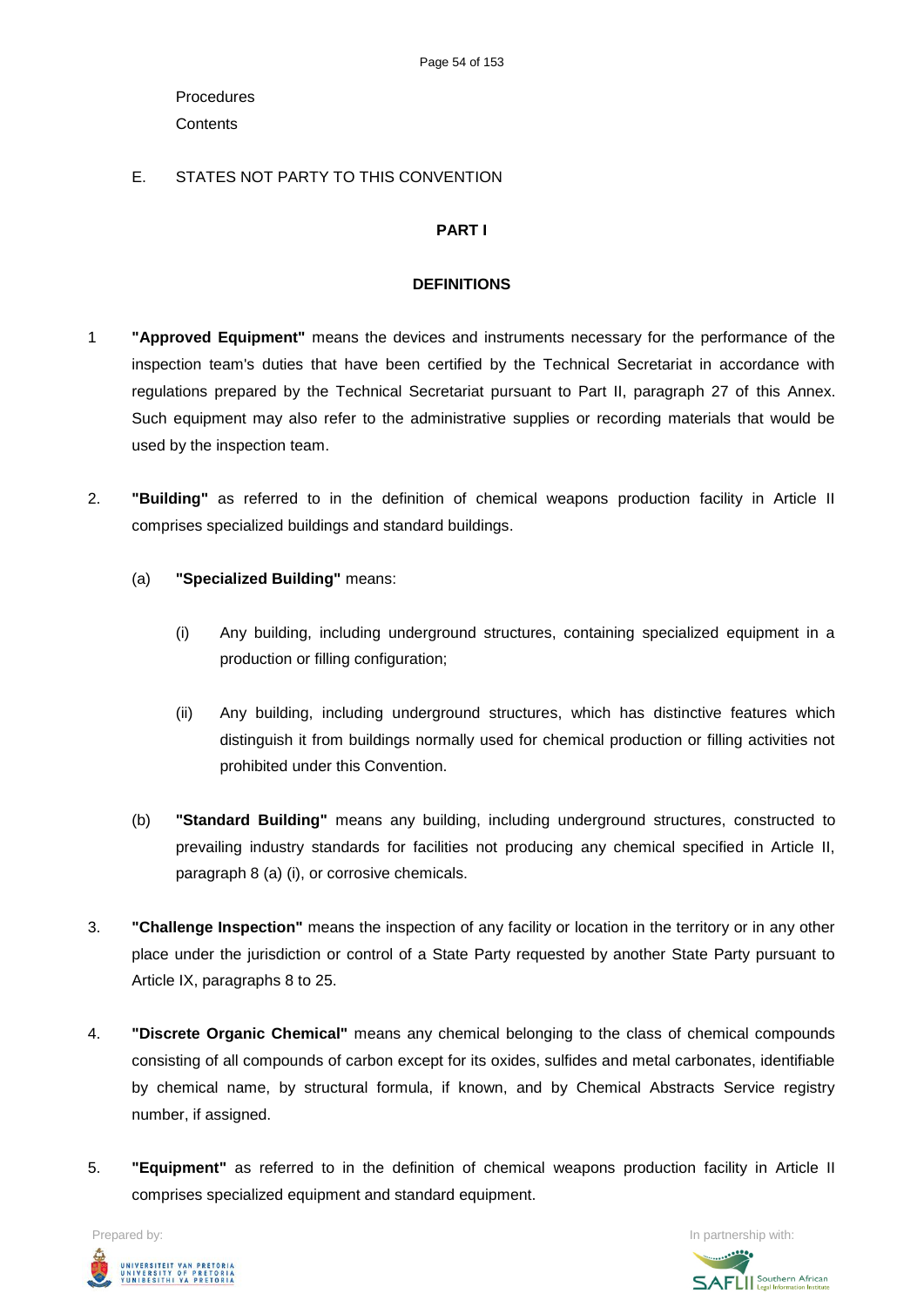Procedures

Contents

E. STATES NOT PARTY TO THIS CONVENTION

## PART I

## DEFINITIONS

1 **"Approved Equipment"** means the devices and instruments necessary for the performance of the inspection team's duties that have been certified by the Technical Secretariat in accordance with regulations prepared by the Technical Secretariat pursuant to Part II, paragraph 27 of this Annex. Such equipment may also refer to the administrative supplies or recording materials that would be used by the inspection team.

2. **"Building"** as referred to in the definition of chemical weapons production facility in Article II comprises specialized buildings and standard buildings.

   (a) **"Specialized Building"** means:

      (i) Any building, including underground structures, containing specialized equipment in a production or filling configuration;

      (ii) Any building, including underground structures, which has distinctive features which distinguish it from buildings normally used for chemical production or filling activities not prohibited under this Convention.

   (b) **"Standard Building"** means any building, including underground structures, constructed to prevailing industry standards for facilities not producing any chemical specified in Article II, paragraph 8 (a) (i), or corrosive chemicals.

3. **"Challenge Inspection"** means the inspection of any facility or location in the territory or in any other place under the jurisdiction or control of a State Party requested by another State Party pursuant to Article IX, paragraphs 8 to 25.

4. **"Discrete Organic Chemical"** means any chemical belonging to the class of chemical compounds consisting of all compounds of carbon except for its oxides, sulfides and metal carbonates, identifiable by chemical name, by structural formula, if known, and by Chemical Abstracts Service registry number, if assigned.

5. **"Equipment"** as referred to in the definition of chemical weapons production facility in Article II comprises specialized equipment and standard equipment.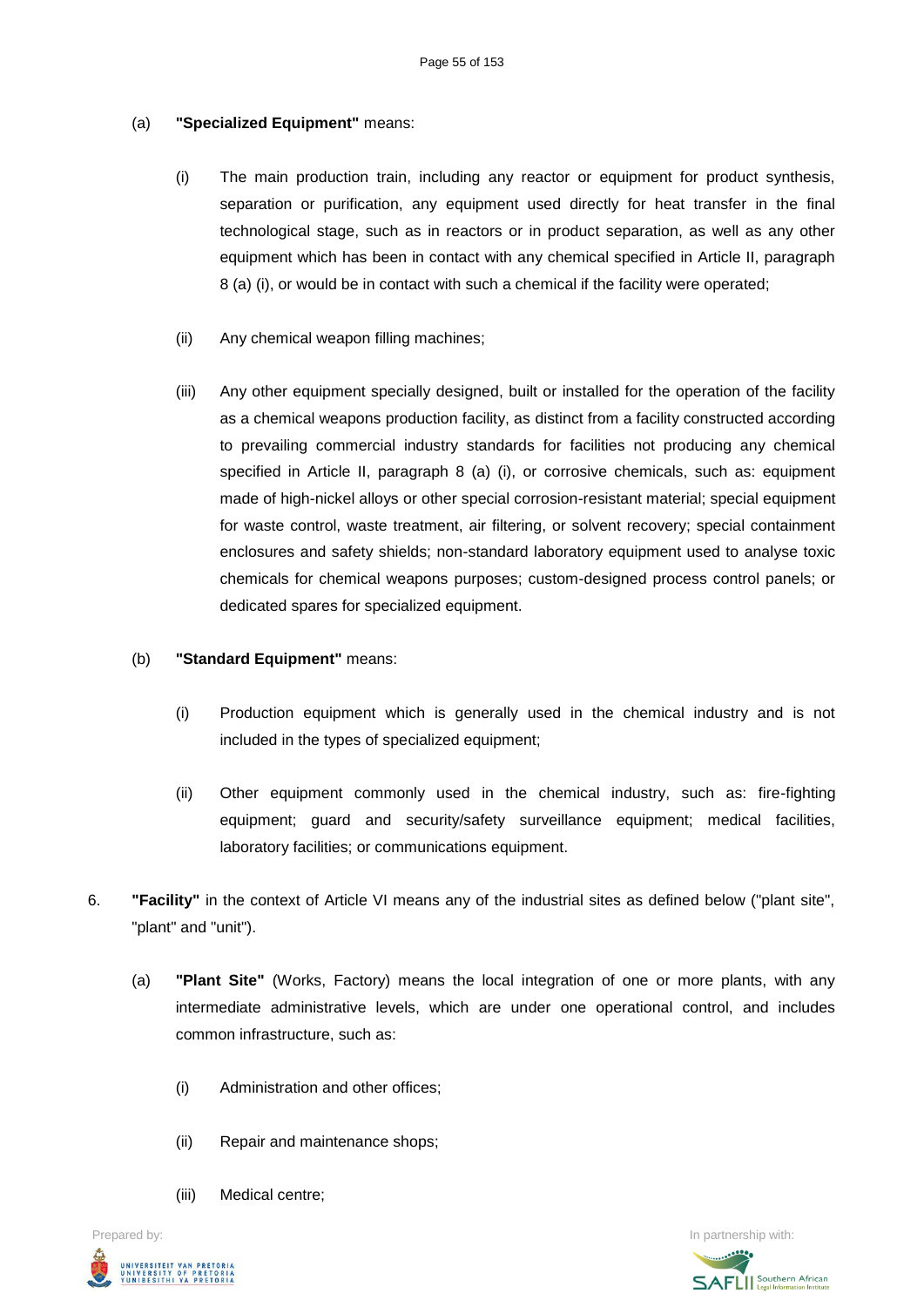(a) **"Specialized Equipment"** means:

(i) The main production train, including any reactor or equipment for product synthesis, separation or purification, any equipment used directly for heat transfer in the final technological stage, such as in reactors or in product separation, as well as any other equipment which has been in contact with any chemical specified in Article II, paragraph 8 (a) (i), or would be in contact with such a chemical if the facility were operated;

(ii) Any chemical weapon filling machines;

(iii) Any other equipment specially designed, built or installed for the operation of the facility as a chemical weapons production facility, as distinct from a facility constructed according to prevailing commercial industry standards for facilities not producing any chemical specified in Article II, paragraph 8 (a) (i), or corrosive chemicals, such as: equipment made of high-nickel alloys or other special corrosion-resistant material; special equipment for waste control, waste treatment, air filtering, or solvent recovery; special containment enclosures and safety shields; non-standard laboratory equipment used to analyse toxic chemicals for chemical weapons purposes; custom-designed process control panels; or dedicated spares for specialized equipment.

(b) **"Standard Equipment"** means:

(i) Production equipment which is generally used in the chemical industry and is not included in the types of specialized equipment;

(ii) Other equipment commonly used in the chemical industry, such as: fire-fighting equipment; guard and security/safety surveillance equipment; medical facilities, laboratory facilities; or communications equipment.

6. **"Facility"** in the context of Article VI means any of the industrial sites as defined below ("plant site", "plant" and "unit").

(a) **"Plant Site"** (Works, Factory) means the local integration of one or more plants, with any intermediate administrative levels, which are under one operational control, and includes common infrastructure, such as:

(i) Administration and other offices;

(ii) Repair and maintenance shops;

(iii) Medical centre;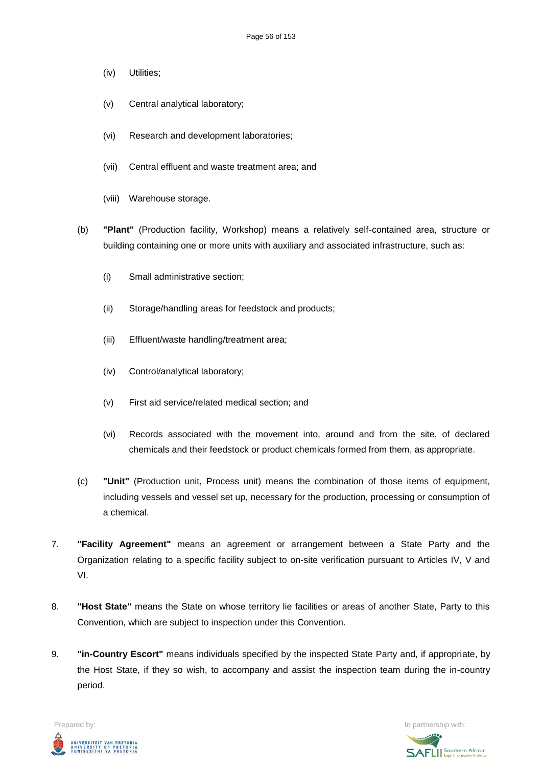(iv) Utilities;

(v) Central analytical laboratory;

(vi) Research and development laboratories;

(vii) Central effluent and waste treatment area; and

(viii) Warehouse storage.

(b) **"Plant"** (Production facility, Workshop) means a relatively self-contained area, structure or building containing one or more units with auxiliary and associated infrastructure, such as:

(i) Small administrative section;

(ii) Storage/handling areas for feedstock and products;

(iii) Effluent/waste handling/treatment area;

(iv) Control/analytical laboratory;

(v) First aid service/related medical section; and

(vi) Records associated with the movement into, around and from the site, of declared chemicals and their feedstock or product chemicals formed from them, as appropriate.

(c) **"Unit"** (Production unit, Process unit) means the combination of those items of equipment, including vessels and vessel set up, necessary for the production, processing or consumption of a chemical.

7. **"Facility Agreement"** means an agreement or arrangement between a State Party and the Organization relating to a specific facility subject to on-site verification pursuant to Articles IV, V and VI.

8. **"Host State"** means the State on whose territory lie facilities or areas of another State, Party to this Convention, which are subject to inspection under this Convention.

9. **"in-Country Escort"** means individuals specified by the inspected State Party and, if appropriate, by the Host State, if they so wish, to accompany and assist the inspection team during the in-country period.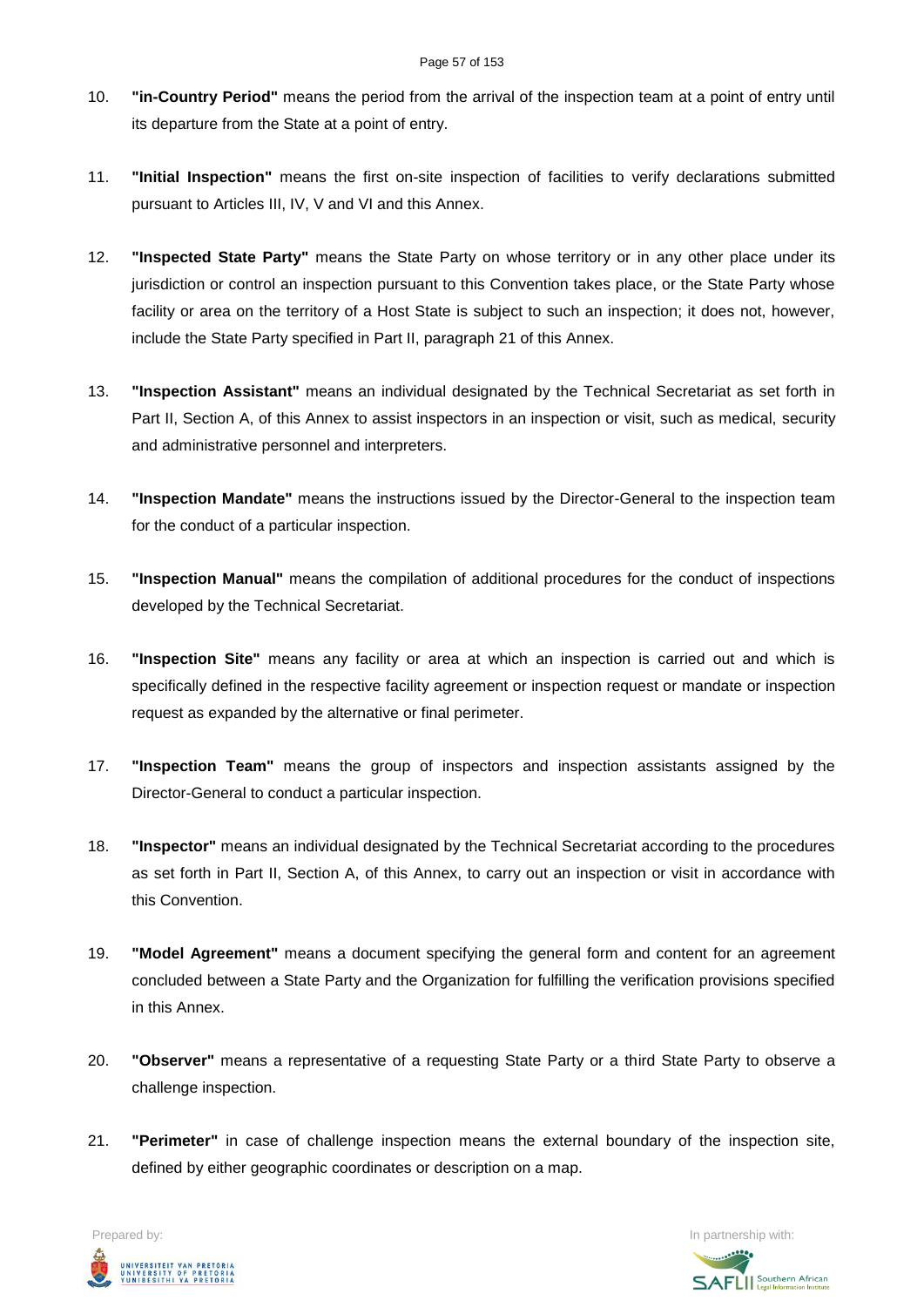10. **"in-Country Period"** means the period from the arrival of the inspection team at a point of entry until its departure from the State at a point of entry.

11. **"Initial Inspection"** means the first on-site inspection of facilities to verify declarations submitted pursuant to Articles III, IV, V and VI and this Annex.

12. **"Inspected State Party"** means the State Party on whose territory or in any other place under its jurisdiction or control an inspection pursuant to this Convention takes place, or the State Party whose facility or area on the territory of a Host State is subject to such an inspection; it does not, however, include the State Party specified in Part II, paragraph 21 of this Annex.

13. **"Inspection Assistant"** means an individual designated by the Technical Secretariat as set forth in Part II, Section A, of this Annex to assist inspectors in an inspection or visit, such as medical, security and administrative personnel and interpreters.

14. **"Inspection Mandate"** means the instructions issued by the Director-General to the inspection team for the conduct of a particular inspection.

15. **"Inspection Manual"** means the compilation of additional procedures for the conduct of inspections developed by the Technical Secretariat.

16. **"Inspection Site"** means any facility or area at which an inspection is carried out and which is specifically defined in the respective facility agreement or inspection request or mandate or inspection request as expanded by the alternative or final perimeter.

17. **"Inspection Team"** means the group of inspectors and inspection assistants assigned by the Director-General to conduct a particular inspection.

18. **"Inspector"** means an individual designated by the Technical Secretariat according to the procedures as set forth in Part II, Section A, of this Annex, to carry out an inspection or visit in accordance with this Convention.

19. **"Model Agreement"** means a document specifying the general form and content for an agreement concluded between a State Party and the Organization for fulfilling the verification provisions specified in this Annex.

20. **"Observer"** means a representative of a requesting State Party or a third State Party to observe a challenge inspection.

21. **"Perimeter"** in case of challenge inspection means the external boundary of the inspection site, defined by either geographic coordinates or description on a map.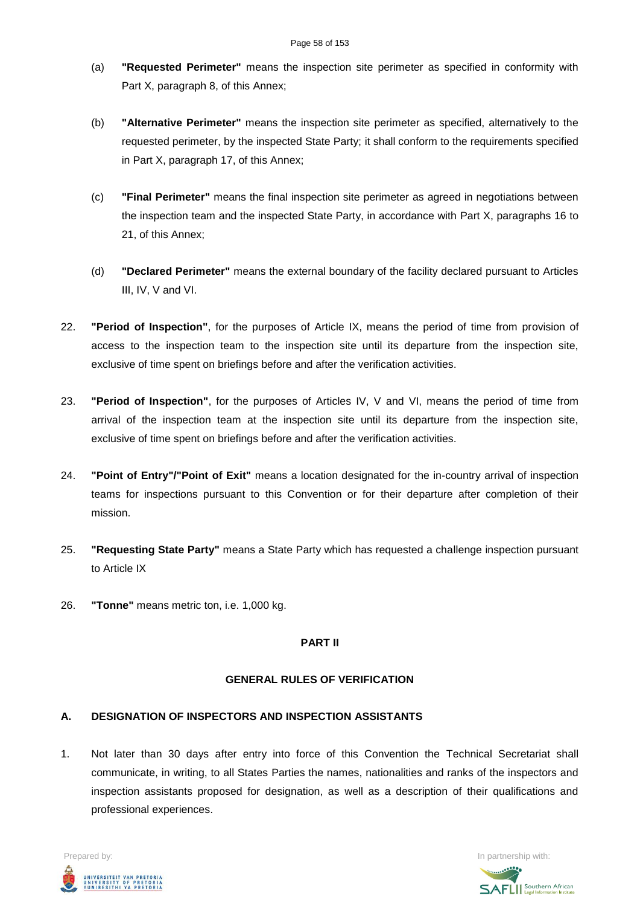(a) **"Requested Perimeter"** means the inspection site perimeter as specified in conformity with Part X, paragraph 8, of this Annex;

(b) **"Alternative Perimeter"** means the inspection site perimeter as specified, alternatively to the requested perimeter, by the inspected State Party; it shall conform to the requirements specified in Part X, paragraph 17, of this Annex;

(c) **"Final Perimeter"** means the final inspection site perimeter as agreed in negotiations between the inspection team and the inspected State Party, in accordance with Part X, paragraphs 16 to 21, of this Annex;

(d) **"Declared Perimeter"** means the external boundary of the facility declared pursuant to Articles III, IV, V and VI.

22. **"Period of Inspection"**, for the purposes of Article IX, means the period of time from provision of access to the inspection team to the inspection site until its departure from the inspection site, exclusive of time spent on briefings before and after the verification activities.

23. **"Period of Inspection"**, for the purposes of Articles IV, V and VI, means the period of time from arrival of the inspection team at the inspection site until its departure from the inspection site, exclusive of time spent on briefings before and after the verification activities.

24. **"Point of Entry"/"Point of Exit"** means a location designated for the in-country arrival of inspection teams for inspections pursuant to this Convention or for their departure after completion of their mission.

25. **"Requesting State Party"** means a State Party which has requested a challenge inspection pursuant to Article IX

26. **"Tonne"** means metric ton, i.e. 1,000 kg.

## PART II

## GENERAL RULES OF VERIFICATION

### A. DESIGNATION OF INSPECTORS AND INSPECTION ASSISTANTS

1. Not later than 30 days after entry into force of this Convention the Technical Secretariat shall communicate, in writing, to all States Parties the names, nationalities and ranks of the inspectors and inspection assistants proposed for designation, as well as a description of their qualifications and professional experiences.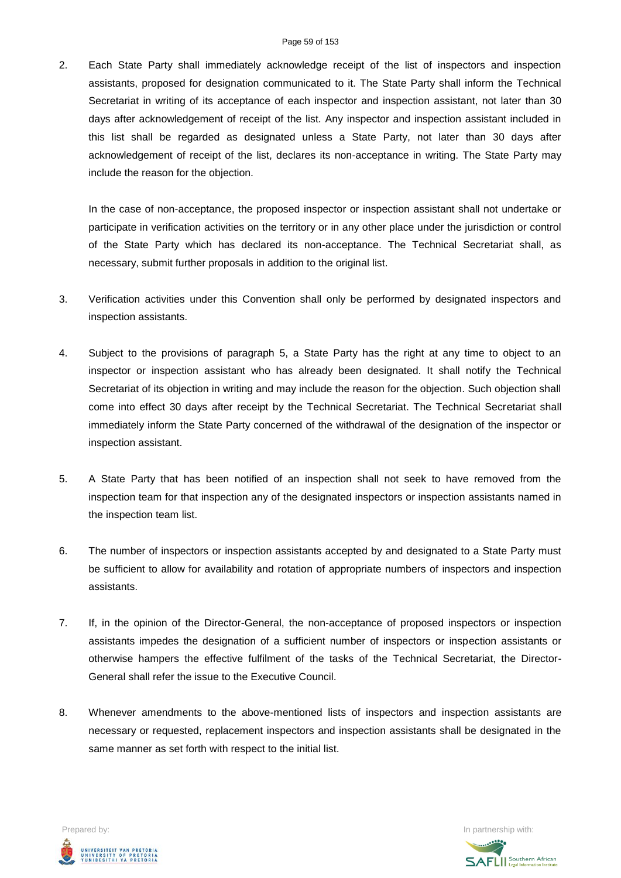2. Each State Party shall immediately acknowledge receipt of the list of inspectors and inspection assistants, proposed for designation communicated to it. The State Party shall inform the Technical Secretariat in writing of its acceptance of each inspector and inspection assistant, not later than 30 days after acknowledgement of receipt of the list. Any inspector and inspection assistant included in this list shall be regarded as designated unless a State Party, not later than 30 days after acknowledgement of receipt of the list, declares its non-acceptance in writing. The State Party may include the reason for the objection.

   In the case of non-acceptance, the proposed inspector or inspection assistant shall not undertake or participate in verification activities on the territory or in any other place under the jurisdiction or control of the State Party which has declared its non-acceptance. The Technical Secretariat shall, as necessary, submit further proposals in addition to the original list.

3. Verification activities under this Convention shall only be performed by designated inspectors and inspection assistants.

4. Subject to the provisions of paragraph 5, a State Party has the right at any time to object to an inspector or inspection assistant who has already been designated. It shall notify the Technical Secretariat of its objection in writing and may include the reason for the objection. Such objection shall come into effect 30 days after receipt by the Technical Secretariat. The Technical Secretariat shall immediately inform the State Party concerned of the withdrawal of the designation of the inspector or inspection assistant.

5. A State Party that has been notified of an inspection shall not seek to have removed from the inspection team for that inspection any of the designated inspectors or inspection assistants named in the inspection team list.

6. The number of inspectors or inspection assistants accepted by and designated to a State Party must be sufficient to allow for availability and rotation of appropriate numbers of inspectors and inspection assistants.

7. If, in the opinion of the Director-General, the non-acceptance of proposed inspectors or inspection assistants impedes the designation of a sufficient number of inspectors or inspection assistants or otherwise hampers the effective fulfilment of the tasks of the Technical Secretariat, the Director-General shall refer the issue to the Executive Council.

8. Whenever amendments to the above-mentioned lists of inspectors and inspection assistants are necessary or requested, replacement inspectors and inspection assistants shall be designated in the same manner as set forth with respect to the initial list.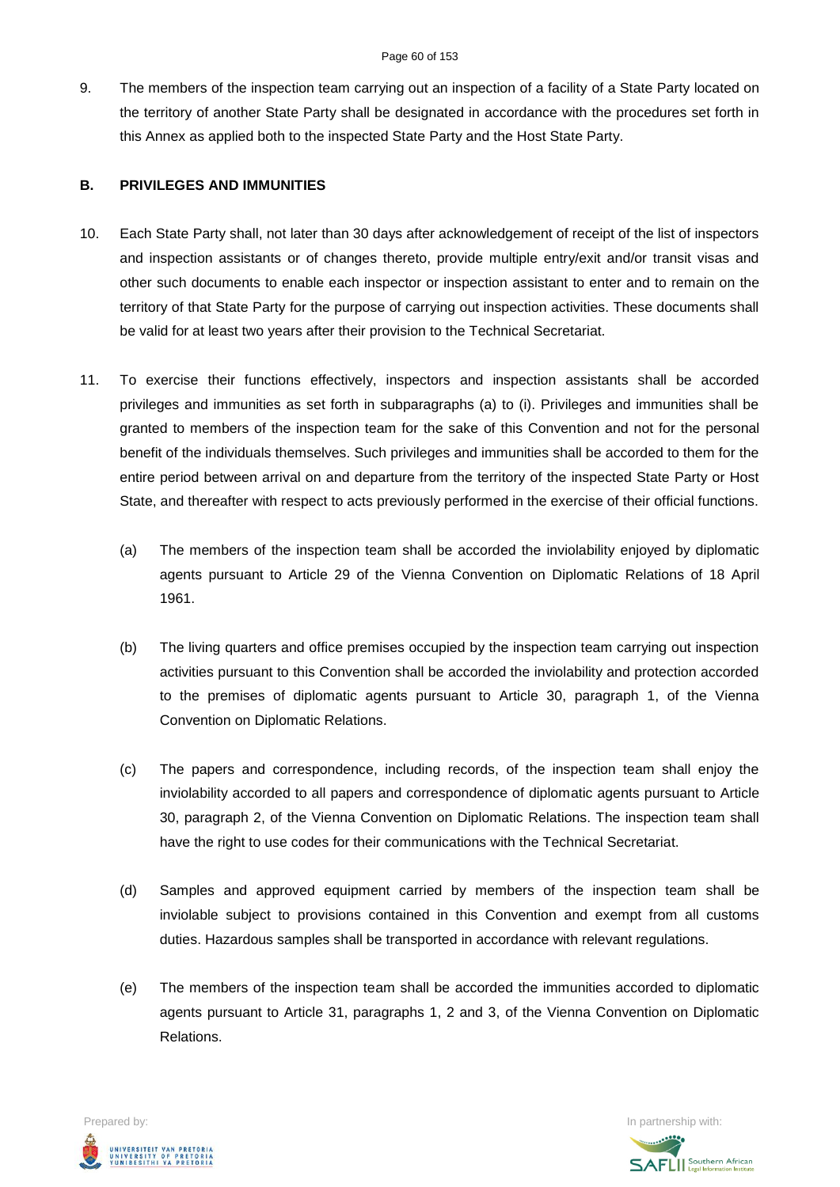9. The members of the inspection team carrying out an inspection of a facility of a State Party located on the territory of another State Party shall be designated in accordance with the procedures set forth in this Annex as applied both to the inspected State Party and the Host State Party.

### B. PRIVILEGES AND IMMUNITIES

10. Each State Party shall, not later than 30 days after acknowledgement of receipt of the list of inspectors and inspection assistants or of changes thereto, provide multiple entry/exit and/or transit visas and other such documents to enable each inspector or inspection assistant to enter and to remain on the territory of that State Party for the purpose of carrying out inspection activities. These documents shall be valid for at least two years after their provision to the Technical Secretariat.

11. To exercise their functions effectively, inspectors and inspection assistants shall be accorded privileges and immunities as set forth in subparagraphs (a) to (i). Privileges and immunities shall be granted to members of the inspection team for the sake of this Convention and not for the personal benefit of the individuals themselves. Such privileges and immunities shall be accorded to them for the entire period between arrival on and departure from the territory of the inspected State Party or Host State, and thereafter with respect to acts previously performed in the exercise of their official functions.

    (a) The members of the inspection team shall be accorded the inviolability enjoyed by diplomatic agents pursuant to Article 29 of the Vienna Convention on Diplomatic Relations of 18 April 1961.

    (b) The living quarters and office premises occupied by the inspection team carrying out inspection activities pursuant to this Convention shall be accorded the inviolability and protection accorded to the premises of diplomatic agents pursuant to Article 30, paragraph 1, of the Vienna Convention on Diplomatic Relations.

    (c) The papers and correspondence, including records, of the inspection team shall enjoy the inviolability accorded to all papers and correspondence of diplomatic agents pursuant to Article 30, paragraph 2, of the Vienna Convention on Diplomatic Relations. The inspection team shall have the right to use codes for their communications with the Technical Secretariat.

    (d) Samples and approved equipment carried by members of the inspection team shall be inviolable subject to provisions contained in this Convention and exempt from all customs duties. Hazardous samples shall be transported in accordance with relevant regulations.

    (e) The members of the inspection team shall be accorded the immunities accorded to diplomatic agents pursuant to Article 31, paragraphs 1, 2 and 3, of the Vienna Convention on Diplomatic Relations.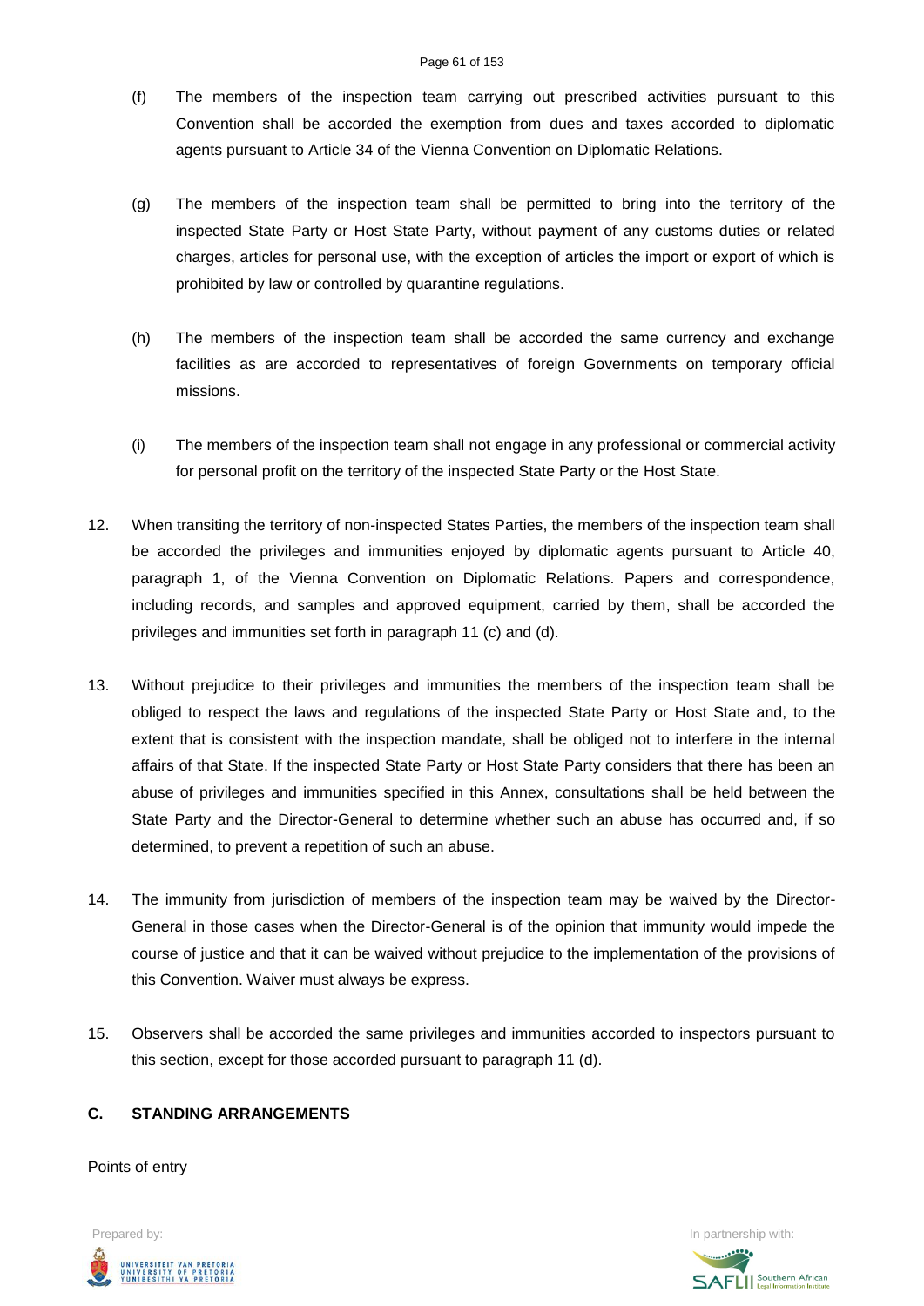(f) The members of the inspection team carrying out prescribed activities pursuant to this Convention shall be accorded the exemption from dues and taxes accorded to diplomatic agents pursuant to Article 34 of the Vienna Convention on Diplomatic Relations.

(g) The members of the inspection team shall be permitted to bring into the territory of the inspected State Party or Host State Party, without payment of any customs duties or related charges, articles for personal use, with the exception of articles the import or export of which is prohibited by law or controlled by quarantine regulations.

(h) The members of the inspection team shall be accorded the same currency and exchange facilities as are accorded to representatives of foreign Governments on temporary official missions.

(i) The members of the inspection team shall not engage in any professional or commercial activity for personal profit on the territory of the inspected State Party or the Host State.

12. When transiting the territory of non-inspected States Parties, the members of the inspection team shall be accorded the privileges and immunities enjoyed by diplomatic agents pursuant to Article 40, paragraph 1, of the Vienna Convention on Diplomatic Relations. Papers and correspondence, including records, and samples and approved equipment, carried by them, shall be accorded the privileges and immunities set forth in paragraph 11 (c) and (d).

13. Without prejudice to their privileges and immunities the members of the inspection team shall be obliged to respect the laws and regulations of the inspected State Party or Host State and, to the extent that is consistent with the inspection mandate, shall be obliged not to interfere in the internal affairs of that State. If the inspected State Party or Host State Party considers that there has been an abuse of privileges and immunities specified in this Annex, consultations shall be held between the State Party and the Director-General to determine whether such an abuse has occurred and, if so determined, to prevent a repetition of such an abuse.

14. The immunity from jurisdiction of members of the inspection team may be waived by the Director-General in those cases when the Director-General is of the opinion that immunity would impede the course of justice and that it can be waived without prejudice to the implementation of the provisions of this Convention. Waiver must always be express.

15. Observers shall be accorded the same privileges and immunities accorded to inspectors pursuant to this section, except for those accorded pursuant to paragraph 11 (d).

## C. STANDING ARRANGEMENTS

Points of entry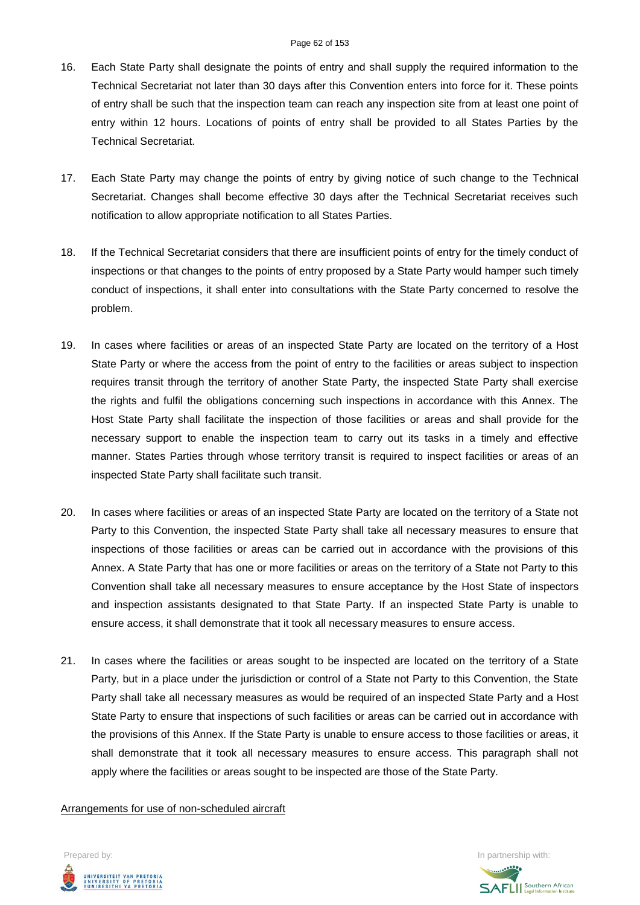16. Each State Party shall designate the points of entry and shall supply the required information to the Technical Secretariat not later than 30 days after this Convention enters into force for it. These points of entry shall be such that the inspection team can reach any inspection site from at least one point of entry within 12 hours. Locations of points of entry shall be provided to all States Parties by the Technical Secretariat.

17. Each State Party may change the points of entry by giving notice of such change to the Technical Secretariat. Changes shall become effective 30 days after the Technical Secretariat receives such notification to allow appropriate notification to all States Parties.

18. If the Technical Secretariat considers that there are insufficient points of entry for the timely conduct of inspections or that changes to the points of entry proposed by a State Party would hamper such timely conduct of inspections, it shall enter into consultations with the State Party concerned to resolve the problem.

19. In cases where facilities or areas of an inspected State Party are located on the territory of a Host State Party or where the access from the point of entry to the facilities or areas subject to inspection requires transit through the territory of another State Party, the inspected State Party shall exercise the rights and fulfil the obligations concerning such inspections in accordance with this Annex. The Host State Party shall facilitate the inspection of those facilities or areas and shall provide for the necessary support to enable the inspection team to carry out its tasks in a timely and effective manner. States Parties through whose territory transit is required to inspect facilities or areas of an inspected State Party shall facilitate such transit.

20. In cases where facilities or areas of an inspected State Party are located on the territory of a State not Party to this Convention, the inspected State Party shall take all necessary measures to ensure that inspections of those facilities or areas can be carried out in accordance with the provisions of this Annex. A State Party that has one or more facilities or areas on the territory of a State not Party to this Convention shall take all necessary measures to ensure acceptance by the Host State of inspectors and inspection assistants designated to that State Party. If an inspected State Party is unable to ensure access, it shall demonstrate that it took all necessary measures to ensure access.

21. In cases where the facilities or areas sought to be inspected are located on the territory of a State Party, but in a place under the jurisdiction or control of a State not Party to this Convention, the State Party shall take all necessary measures as would be required of an inspected State Party and a Host State Party to ensure that inspections of such facilities or areas can be carried out in accordance with the provisions of this Annex. If the State Party is unable to ensure access to those facilities or areas, it shall demonstrate that it took all necessary measures to ensure access. This paragraph shall not apply where the facilities or areas sought to be inspected are those of the State Party.

Arrangements for use of non-scheduled aircraft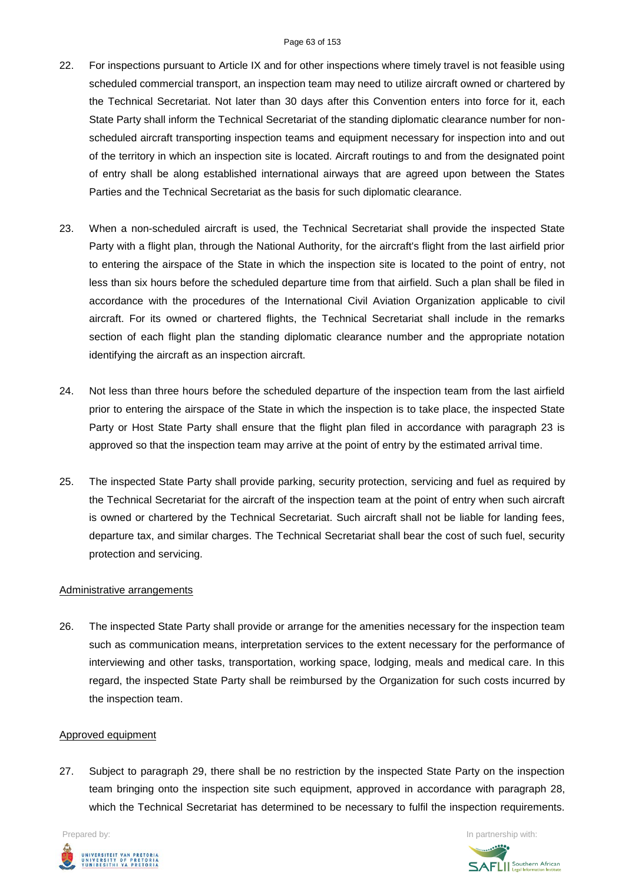22. For inspections pursuant to Article IX and for other inspections where timely travel is not feasible using scheduled commercial transport, an inspection team may need to utilize aircraft owned or chartered by the Technical Secretariat. Not later than 30 days after this Convention enters into force for it, each State Party shall inform the Technical Secretariat of the standing diplomatic clearance number for non-scheduled aircraft transporting inspection teams and equipment necessary for inspection into and out of the territory in which an inspection site is located. Aircraft routings to and from the designated point of entry shall be along established international airways that are agreed upon between the States Parties and the Technical Secretariat as the basis for such diplomatic clearance.

23. When a non-scheduled aircraft is used, the Technical Secretariat shall provide the inspected State Party with a flight plan, through the National Authority, for the aircraft's flight from the last airfield prior to entering the airspace of the State in which the inspection site is located to the point of entry, not less than six hours before the scheduled departure time from that airfield. Such a plan shall be filed in accordance with the procedures of the International Civil Aviation Organization applicable to civil aircraft. For its owned or chartered flights, the Technical Secretariat shall include in the remarks section of each flight plan the standing diplomatic clearance number and the appropriate notation identifying the aircraft as an inspection aircraft.

24. Not less than three hours before the scheduled departure of the inspection team from the last airfield prior to entering the airspace of the State in which the inspection is to take place, the inspected State Party or Host State Party shall ensure that the flight plan filed in accordance with paragraph 23 is approved so that the inspection team may arrive at the point of entry by the estimated arrival time.

25. The inspected State Party shall provide parking, security protection, servicing and fuel as required by the Technical Secretariat for the aircraft of the inspection team at the point of entry when such aircraft is owned or chartered by the Technical Secretariat. Such aircraft shall not be liable for landing fees, departure tax, and similar charges. The Technical Secretariat shall bear the cost of such fuel, security protection and servicing.

Administrative arrangements

26. The inspected State Party shall provide or arrange for the amenities necessary for the inspection team such as communication means, interpretation services to the extent necessary for the performance of interviewing and other tasks, transportation, working space, lodging, meals and medical care. In this regard, the inspected State Party shall be reimbursed by the Organization for such costs incurred by the inspection team.

Approved equipment

27. Subject to paragraph 29, there shall be no restriction by the inspected State Party on the inspection team bringing onto the inspection site such equipment, approved in accordance with paragraph 28, which the Technical Secretariat has determined to be necessary to fulfil the inspection requirements.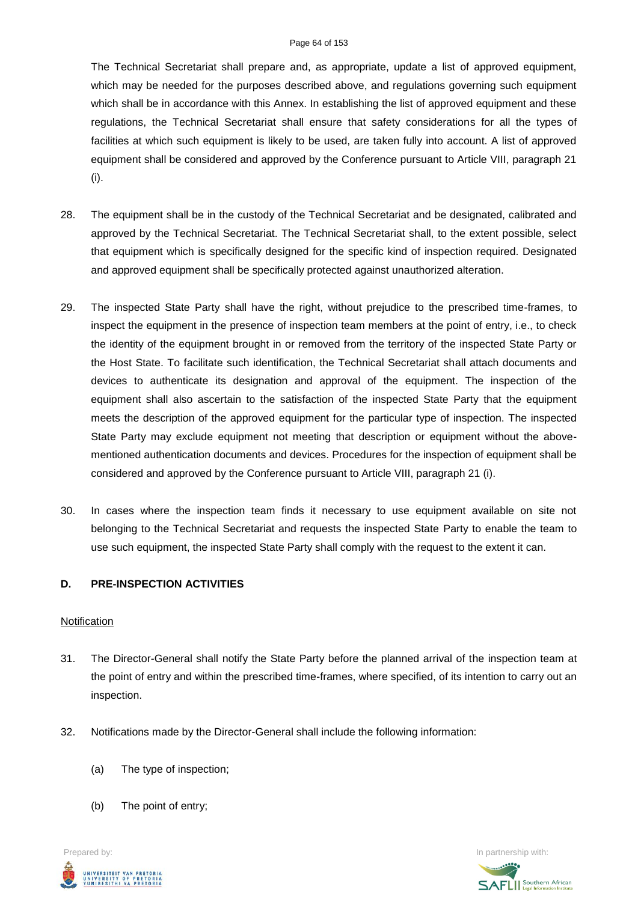The Technical Secretariat shall prepare and, as appropriate, update a list of approved equipment, which may be needed for the purposes described above, and regulations governing such equipment which shall be in accordance with this Annex. In establishing the list of approved equipment and these regulations, the Technical Secretariat shall ensure that safety considerations for all the types of facilities at which such equipment is likely to be used, are taken fully into account. A list of approved equipment shall be considered and approved by the Conference pursuant to Article VIII, paragraph 21 (i).

28. The equipment shall be in the custody of the Technical Secretariat and be designated, calibrated and approved by the Technical Secretariat. The Technical Secretariat shall, to the extent possible, select that equipment which is specifically designed for the specific kind of inspection required. Designated and approved equipment shall be specifically protected against unauthorized alteration.

29. The inspected State Party shall have the right, without prejudice to the prescribed time-frames, to inspect the equipment in the presence of inspection team members at the point of entry, i.e., to check the identity of the equipment brought in or removed from the territory of the inspected State Party or the Host State. To facilitate such identification, the Technical Secretariat shall attach documents and devices to authenticate its designation and approval of the equipment. The inspection of the equipment shall also ascertain to the satisfaction of the inspected State Party that the equipment meets the description of the approved equipment for the particular type of inspection. The inspected State Party may exclude equipment not meeting that description or equipment without the above-mentioned authentication documents and devices. Procedures for the inspection of equipment shall be considered and approved by the Conference pursuant to Article VIII, paragraph 21 (i).

30. In cases where the inspection team finds it necessary to use equipment available on site not belonging to the Technical Secretariat and requests the inspected State Party to enable the team to use such equipment, the inspected State Party shall comply with the request to the extent it can.

## D. PRE-INSPECTION ACTIVITIES

Notification

31. The Director-General shall notify the State Party before the planned arrival of the inspection team at the point of entry and within the prescribed time-frames, where specified, of its intention to carry out an inspection.

32. Notifications made by the Director-General shall include the following information:

    (a) The type of inspection;

    (b) The point of entry;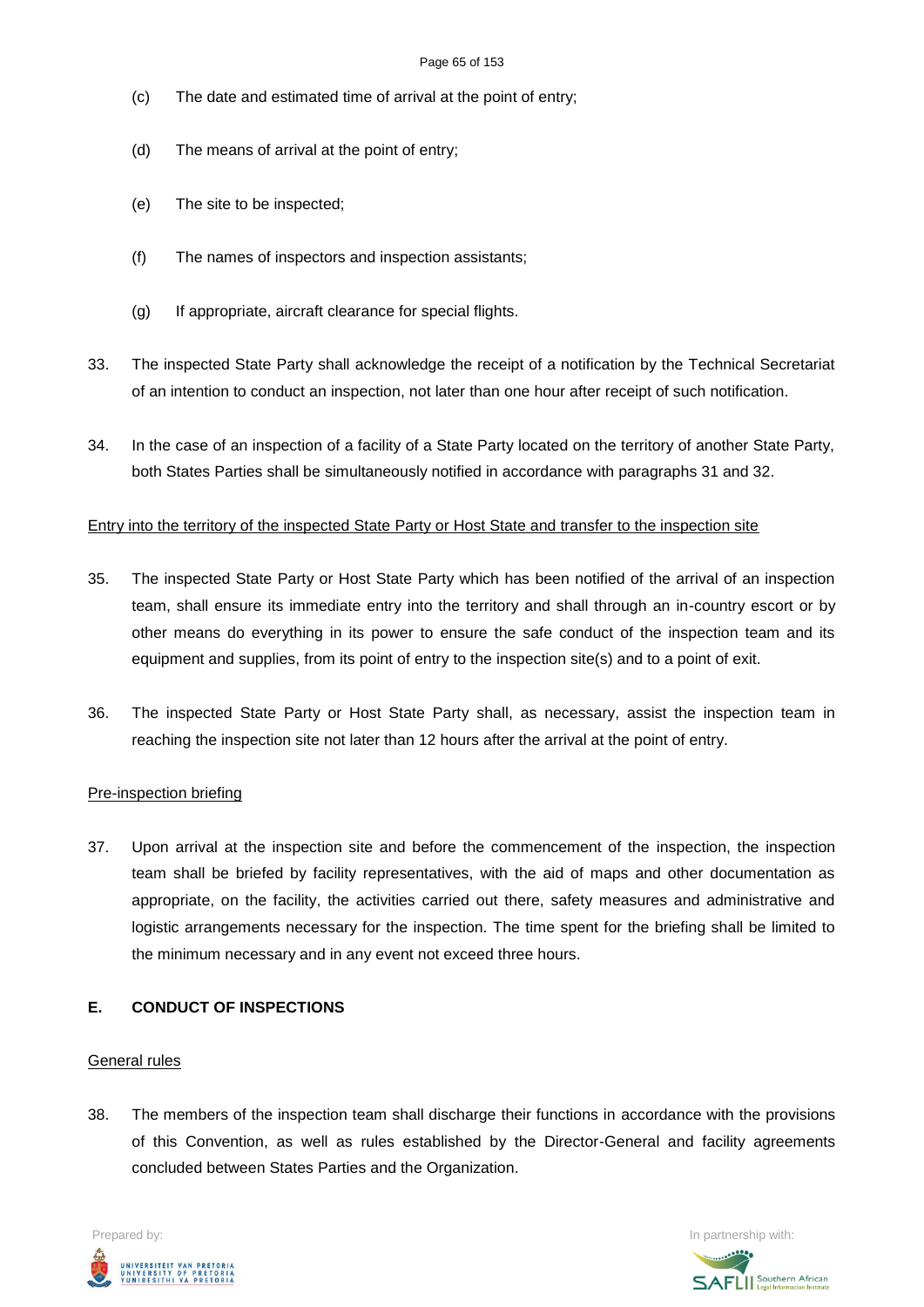(c) The date and estimated time of arrival at the point of entry;

(d) The means of arrival at the point of entry;

(e) The site to be inspected;

(f) The names of inspectors and inspection assistants;

(g) If appropriate, aircraft clearance for special flights.

33. The inspected State Party shall acknowledge the receipt of a notification by the Technical Secretariat of an intention to conduct an inspection, not later than one hour after receipt of such notification.

34. In the case of an inspection of a facility of a State Party located on the territory of another State Party, both States Parties shall be simultaneously notified in accordance with paragraphs 31 and 32.

Entry into the territory of the inspected State Party or Host State and transfer to the inspection site

35. The inspected State Party or Host State Party which has been notified of the arrival of an inspection team, shall ensure its immediate entry into the territory and shall through an in-country escort or by other means do everything in its power to ensure the safe conduct of the inspection team and its equipment and supplies, from its point of entry to the inspection site(s) and to a point of exit.

36. The inspected State Party or Host State Party shall, as necessary, assist the inspection team in reaching the inspection site not later than 12 hours after the arrival at the point of entry.

Pre-inspection briefing

37. Upon arrival at the inspection site and before the commencement of the inspection, the inspection team shall be briefed by facility representatives, with the aid of maps and other documentation as appropriate, on the facility, the activities carried out there, safety measures and administrative and logistic arrangements necessary for the inspection. The time spent for the briefing shall be limited to the minimum necessary and in any event not exceed three hours.

## E. CONDUCT OF INSPECTIONS

General rules

38. The members of the inspection team shall discharge their functions in accordance with the provisions of this Convention, as well as rules established by the Director-General and facility agreements concluded between States Parties and the Organization.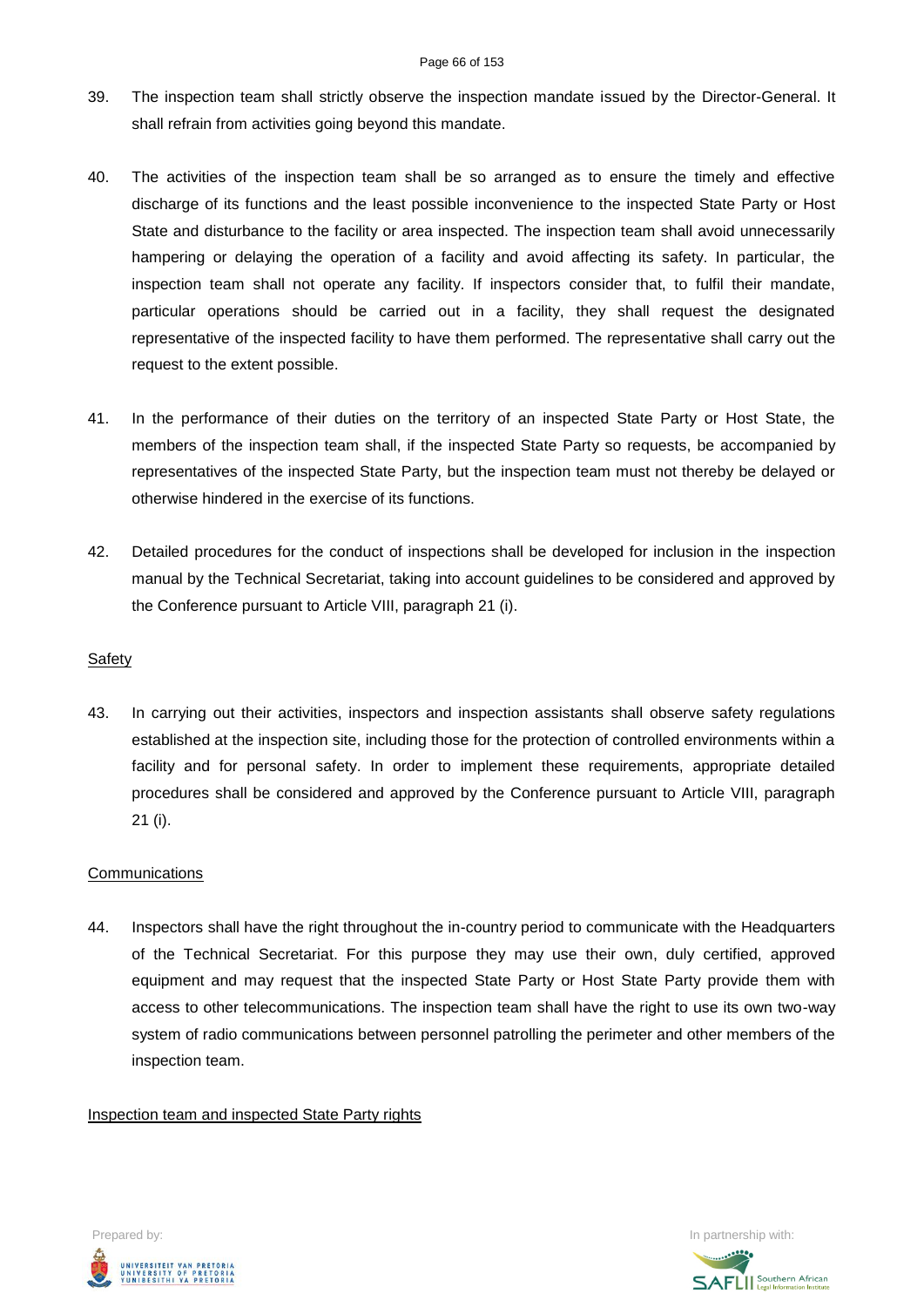39. The inspection team shall strictly observe the inspection mandate issued by the Director-General. It shall refrain from activities going beyond this mandate.

40. The activities of the inspection team shall be so arranged as to ensure the timely and effective discharge of its functions and the least possible inconvenience to the inspected State Party or Host State and disturbance to the facility or area inspected. The inspection team shall avoid unnecessarily hampering or delaying the operation of a facility and avoid affecting its safety. In particular, the inspection team shall not operate any facility. If inspectors consider that, to fulfil their mandate, particular operations should be carried out in a facility, they shall request the designated representative of the inspected facility to have them performed. The representative shall carry out the request to the extent possible.

41. In the performance of their duties on the territory of an inspected State Party or Host State, the members of the inspection team shall, if the inspected State Party so requests, be accompanied by representatives of the inspected State Party, but the inspection team must not thereby be delayed or otherwise hindered in the exercise of its functions.

42. Detailed procedures for the conduct of inspections shall be developed for inclusion in the inspection manual by the Technical Secretariat, taking into account guidelines to be considered and approved by the Conference pursuant to Article VIII, paragraph 21 (i).

<u>Safety</u>

43. In carrying out their activities, inspectors and inspection assistants shall observe safety regulations established at the inspection site, including those for the protection of controlled environments within a facility and for personal safety. In order to implement these requirements, appropriate detailed procedures shall be considered and approved by the Conference pursuant to Article VIII, paragraph 21 (i).

<u>Communications</u>

44. Inspectors shall have the right throughout the in-country period to communicate with the Headquarters of the Technical Secretariat. For this purpose they may use their own, duly certified, approved equipment and may request that the inspected State Party or Host State Party provide them with access to other telecommunications. The inspection team shall have the right to use its own two-way system of radio communications between personnel patrolling the perimeter and other members of the inspection team.

<u>Inspection team and inspected State Party rights</u>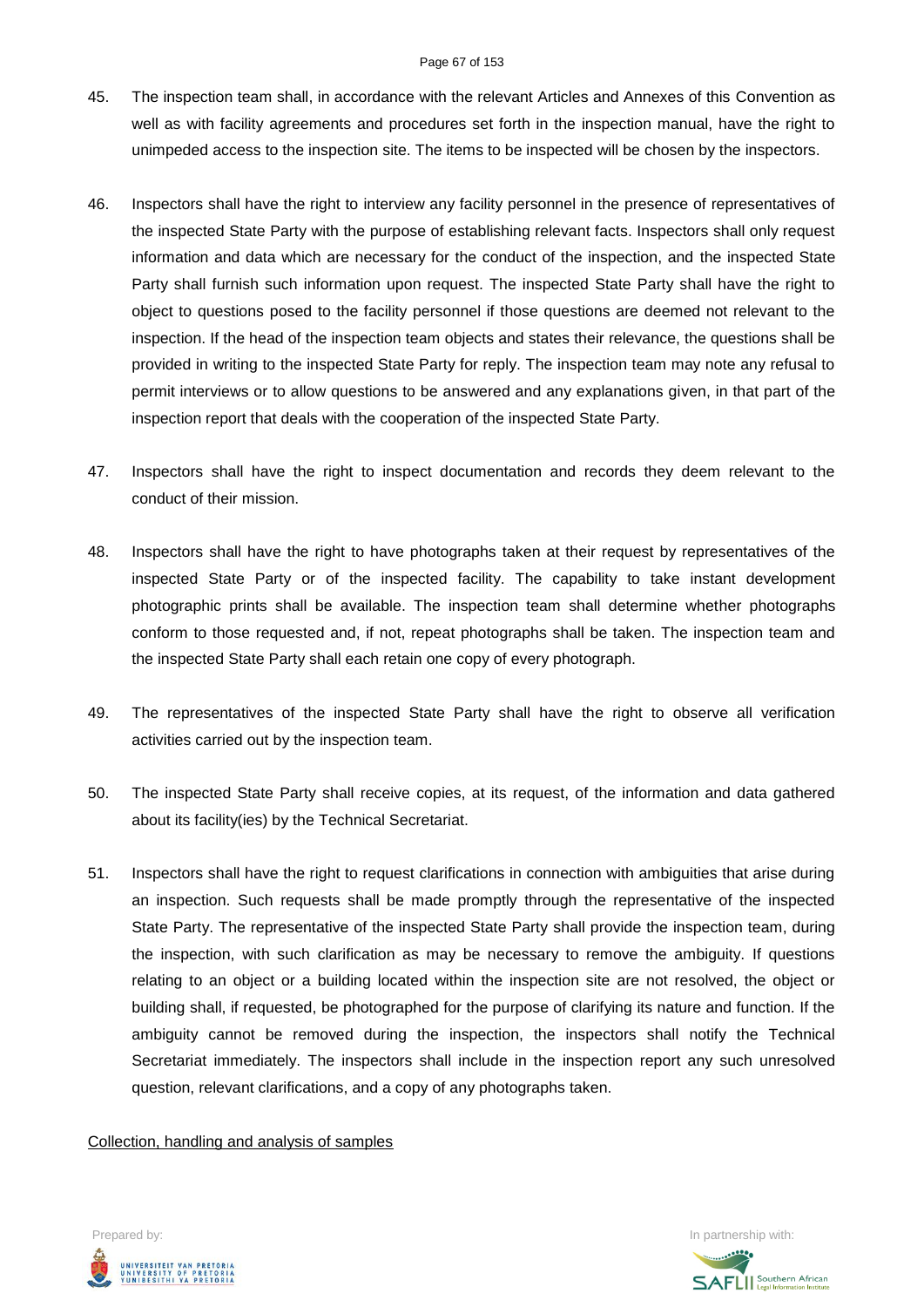45. The inspection team shall, in accordance with the relevant Articles and Annexes of this Convention as well as with facility agreements and procedures set forth in the inspection manual, have the right to unimpeded access to the inspection site. The items to be inspected will be chosen by the inspectors.

46. Inspectors shall have the right to interview any facility personnel in the presence of representatives of the inspected State Party with the purpose of establishing relevant facts. Inspectors shall only request information and data which are necessary for the conduct of the inspection, and the inspected State Party shall furnish such information upon request. The inspected State Party shall have the right to object to questions posed to the facility personnel if those questions are deemed not relevant to the inspection. If the head of the inspection team objects and states their relevance, the questions shall be provided in writing to the inspected State Party for reply. The inspection team may note any refusal to permit interviews or to allow questions to be answered and any explanations given, in that part of the inspection report that deals with the cooperation of the inspected State Party.

47. Inspectors shall have the right to inspect documentation and records they deem relevant to the conduct of their mission.

48. Inspectors shall have the right to have photographs taken at their request by representatives of the inspected State Party or of the inspected facility. The capability to take instant development photographic prints shall be available. The inspection team shall determine whether photographs conform to those requested and, if not, repeat photographs shall be taken. The inspection team and the inspected State Party shall each retain one copy of every photograph.

49. The representatives of the inspected State Party shall have the right to observe all verification activities carried out by the inspection team.

50. The inspected State Party shall receive copies, at its request, of the information and data gathered about its facility(ies) by the Technical Secretariat.

51. Inspectors shall have the right to request clarifications in connection with ambiguities that arise during an inspection. Such requests shall be made promptly through the representative of the inspected State Party. The representative of the inspected State Party shall provide the inspection team, during the inspection, with such clarification as may be necessary to remove the ambiguity. If questions relating to an object or a building located within the inspection site are not resolved, the object or building shall, if requested, be photographed for the purpose of clarifying its nature and function. If the ambiguity cannot be removed during the inspection, the inspectors shall notify the Technical Secretariat immediately. The inspectors shall include in the inspection report any such unresolved question, relevant clarifications, and a copy of any photographs taken.

Collection, handling and analysis of samples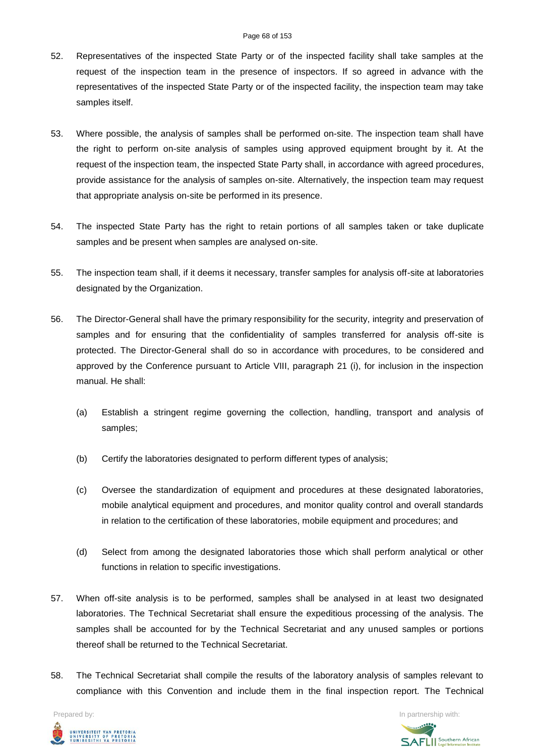52. Representatives of the inspected State Party or of the inspected facility shall take samples at the request of the inspection team in the presence of inspectors. If so agreed in advance with the representatives of the inspected State Party or of the inspected facility, the inspection team may take samples itself.

53. Where possible, the analysis of samples shall be performed on-site. The inspection team shall have the right to perform on-site analysis of samples using approved equipment brought by it. At the request of the inspection team, the inspected State Party shall, in accordance with agreed procedures, provide assistance for the analysis of samples on-site. Alternatively, the inspection team may request that appropriate analysis on-site be performed in its presence.

54. The inspected State Party has the right to retain portions of all samples taken or take duplicate samples and be present when samples are analysed on-site.

55. The inspection team shall, if it deems it necessary, transfer samples for analysis off-site at laboratories designated by the Organization.

56. The Director-General shall have the primary responsibility for the security, integrity and preservation of samples and for ensuring that the confidentiality of samples transferred for analysis off-site is protected. The Director-General shall do so in accordance with procedures, to be considered and approved by the Conference pursuant to Article VIII, paragraph 21 (i), for inclusion in the inspection manual. He shall:

    (a) Establish a stringent regime governing the collection, handling, transport and analysis of samples;

    (b) Certify the laboratories designated to perform different types of analysis;

    (c) Oversee the standardization of equipment and procedures at these designated laboratories, mobile analytical equipment and procedures, and monitor quality control and overall standards in relation to the certification of these laboratories, mobile equipment and procedures; and

    (d) Select from among the designated laboratories those which shall perform analytical or other functions in relation to specific investigations.

57. When off-site analysis is to be performed, samples shall be analysed in at least two designated laboratories. The Technical Secretariat shall ensure the expeditious processing of the analysis. The samples shall be accounted for by the Technical Secretariat and any unused samples or portions thereof shall be returned to the Technical Secretariat.

58. The Technical Secretariat shall compile the results of the laboratory analysis of samples relevant to compliance with this Convention and include them in the final inspection report. The Technical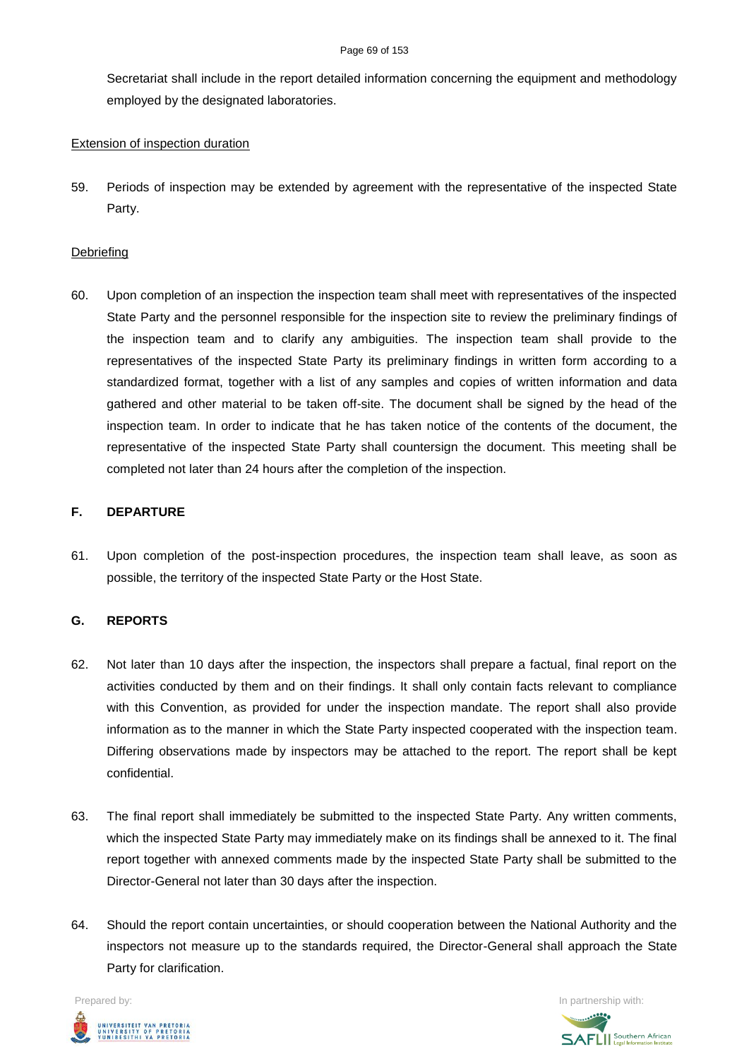Secretariat shall include in the report detailed information concerning the equipment and methodology employed by the designated laboratories.

Extension of inspection duration

59. Periods of inspection may be extended by agreement with the representative of the inspected State Party.

Debriefing

60. Upon completion of an inspection the inspection team shall meet with representatives of the inspected State Party and the personnel responsible for the inspection site to review the preliminary findings of the inspection team and to clarify any ambiguities. The inspection team shall provide to the representatives of the inspected State Party its preliminary findings in written form according to a standardized format, together with a list of any samples and copies of written information and data gathered and other material to be taken off-site. The document shall be signed by the head of the inspection team. In order to indicate that he has taken notice of the contents of the document, the representative of the inspected State Party shall countersign the document. This meeting shall be completed not later than 24 hours after the completion of the inspection.

## F. DEPARTURE

61. Upon completion of the post-inspection procedures, the inspection team shall leave, as soon as possible, the territory of the inspected State Party or the Host State.

## G. REPORTS

62. Not later than 10 days after the inspection, the inspectors shall prepare a factual, final report on the activities conducted by them and on their findings. It shall only contain facts relevant to compliance with this Convention, as provided for under the inspection mandate. The report shall also provide information as to the manner in which the State Party inspected cooperated with the inspection team. Differing observations made by inspectors may be attached to the report. The report shall be kept confidential.

63. The final report shall immediately be submitted to the inspected State Party. Any written comments, which the inspected State Party may immediately make on its findings shall be annexed to it. The final report together with annexed comments made by the inspected State Party shall be submitted to the Director-General not later than 30 days after the inspection.

64. Should the report contain uncertainties, or should cooperation between the National Authority and the inspectors not measure up to the standards required, the Director-General shall approach the State Party for clarification.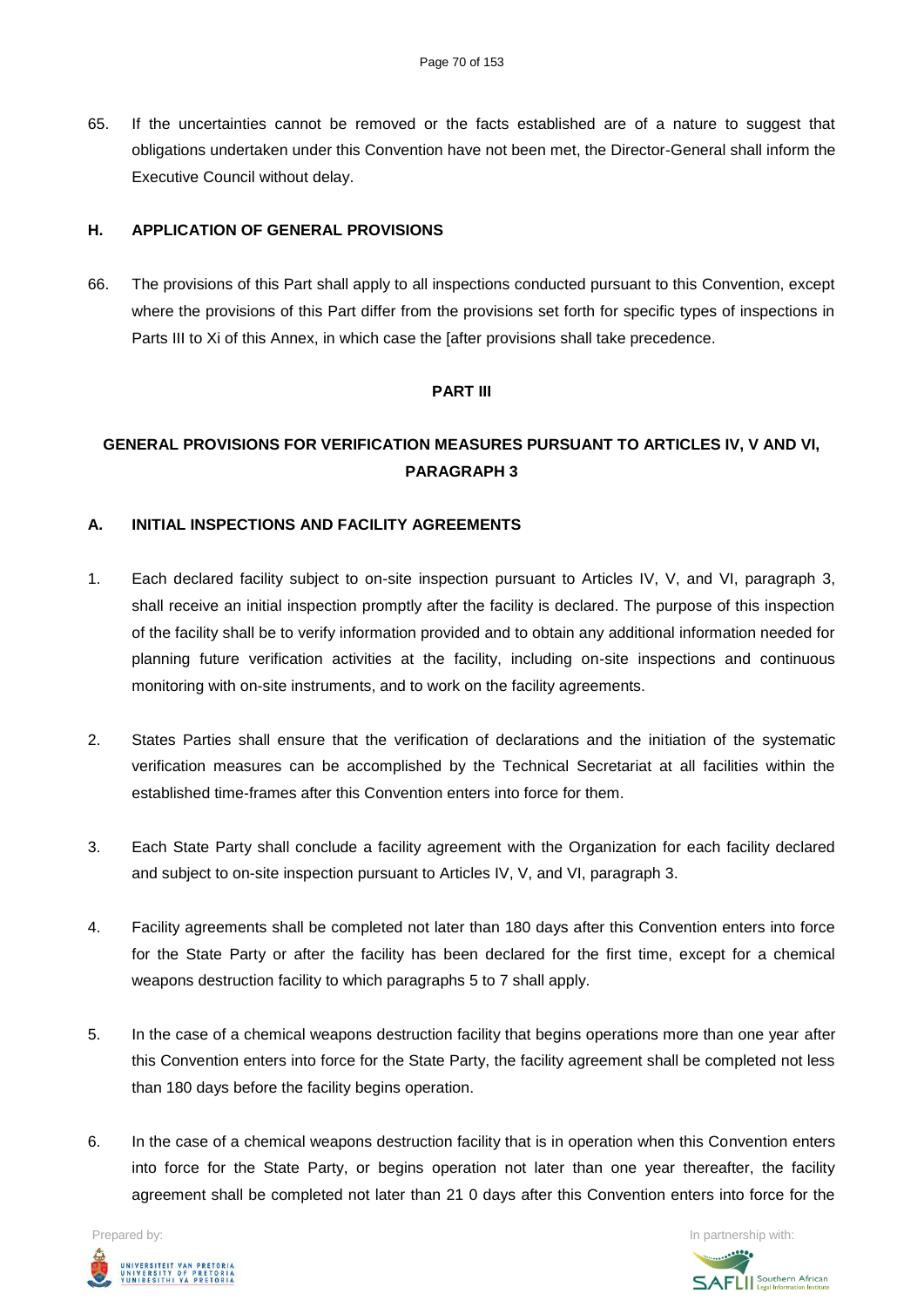65. If the uncertainties cannot be removed or the facts established are of a nature to suggest that obligations undertaken under this Convention have not been met, the Director-General shall inform the Executive Council without delay.

### H. APPLICATION OF GENERAL PROVISIONS

66. The provisions of this Part shall apply to all inspections conducted pursuant to this Convention, except where the provisions of this Part differ from the provisions set forth for specific types of inspections in Parts III to Xi of this Annex, in which case the [after provisions shall take precedence.

## PART III

## GENERAL PROVISIONS FOR VERIFICATION MEASURES PURSUANT TO ARTICLES IV, V AND VI, PARAGRAPH 3

### A. INITIAL INSPECTIONS AND FACILITY AGREEMENTS

1. Each declared facility subject to on-site inspection pursuant to Articles IV, V, and VI, paragraph 3, shall receive an initial inspection promptly after the facility is declared. The purpose of this inspection of the facility shall be to verify information provided and to obtain any additional information needed for planning future verification activities at the facility, including on-site inspections and continuous monitoring with on-site instruments, and to work on the facility agreements.

2. States Parties shall ensure that the verification of declarations and the initiation of the systematic verification measures can be accomplished by the Technical Secretariat at all facilities within the established time-frames after this Convention enters into force for them.

3. Each State Party shall conclude a facility agreement with the Organization for each facility declared and subject to on-site inspection pursuant to Articles IV, V, and VI, paragraph 3.

4. Facility agreements shall be completed not later than 180 days after this Convention enters into force for the State Party or after the facility has been declared for the first time, except for a chemical weapons destruction facility to which paragraphs 5 to 7 shall apply.

5. In the case of a chemical weapons destruction facility that begins operations more than one year after this Convention enters into force for the State Party, the facility agreement shall be completed not less than 180 days before the facility begins operation.

6. In the case of a chemical weapons destruction facility that is in operation when this Convention enters into force for the State Party, or begins operation not later than one year thereafter, the facility agreement shall be completed not later than 21 0 days after this Convention enters into force for the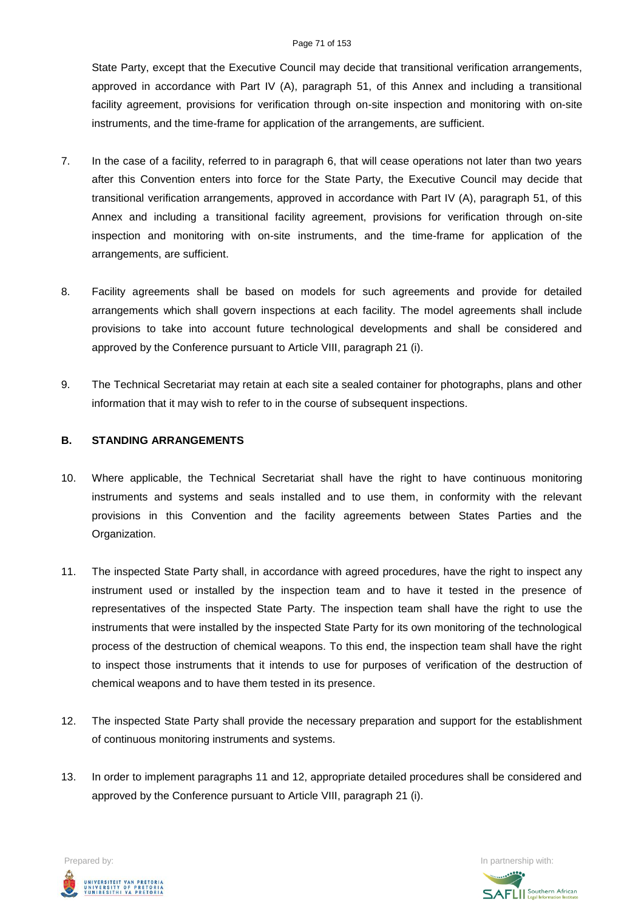State Party, except that the Executive Council may decide that transitional verification arrangements, approved in accordance with Part IV (A), paragraph 51, of this Annex and including a transitional facility agreement, provisions for verification through on-site inspection and monitoring with on-site instruments, and the time-frame for application of the arrangements, are sufficient.

7. In the case of a facility, referred to in paragraph 6, that will cease operations not later than two years after this Convention enters into force for the State Party, the Executive Council may decide that transitional verification arrangements, approved in accordance with Part IV (A), paragraph 51, of this Annex and including a transitional facility agreement, provisions for verification through on-site inspection and monitoring with on-site instruments, and the time-frame for application of the arrangements, are sufficient.

8. Facility agreements shall be based on models for such agreements and provide for detailed arrangements which shall govern inspections at each facility. The model agreements shall include provisions to take into account future technological developments and shall be considered and approved by the Conference pursuant to Article VIII, paragraph 21 (i).

9. The Technical Secretariat may retain at each site a sealed container for photographs, plans and other information that it may wish to refer to in the course of subsequent inspections.

**B. STANDING ARRANGEMENTS**

10. Where applicable, the Technical Secretariat shall have the right to have continuous monitoring instruments and systems and seals installed and to use them, in conformity with the relevant provisions in this Convention and the facility agreements between States Parties and the Organization.

11. The inspected State Party shall, in accordance with agreed procedures, have the right to inspect any instrument used or installed by the inspection team and to have it tested in the presence of representatives of the inspected State Party. The inspection team shall have the right to use the instruments that were installed by the inspected State Party for its own monitoring of the technological process of the destruction of chemical weapons. To this end, the inspection team shall have the right to inspect those instruments that it intends to use for purposes of verification of the destruction of chemical weapons and to have them tested in its presence.

12. The inspected State Party shall provide the necessary preparation and support for the establishment of continuous monitoring instruments and systems.

13. In order to implement paragraphs 11 and 12, appropriate detailed procedures shall be considered and approved by the Conference pursuant to Article VIII, paragraph 21 (i).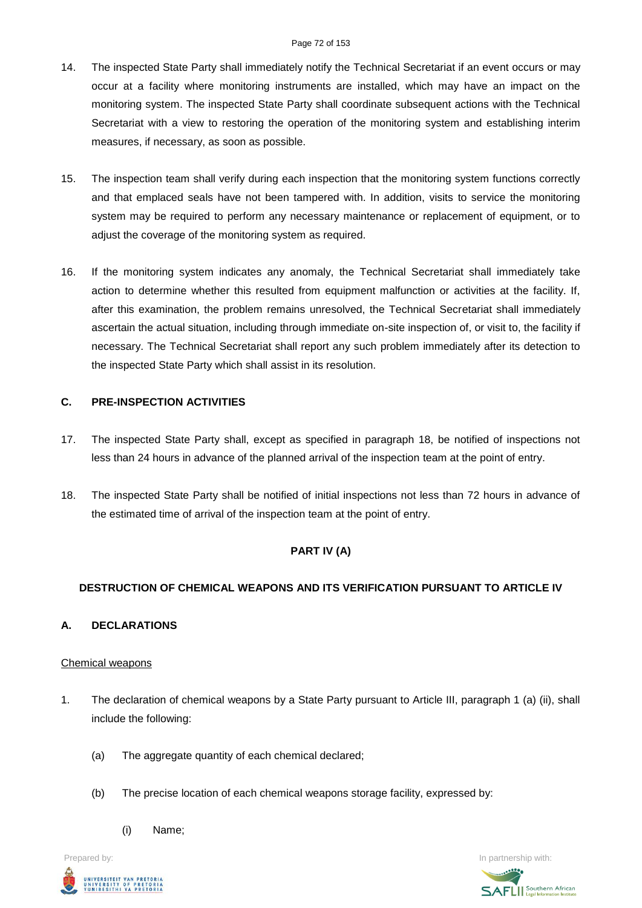14. The inspected State Party shall immediately notify the Technical Secretariat if an event occurs or may occur at a facility where monitoring instruments are installed, which may have an impact on the monitoring system. The inspected State Party shall coordinate subsequent actions with the Technical Secretariat with a view to restoring the operation of the monitoring system and establishing interim measures, if necessary, as soon as possible.

15. The inspection team shall verify during each inspection that the monitoring system functions correctly and that emplaced seals have not been tampered with. In addition, visits to service the monitoring system may be required to perform any necessary maintenance or replacement of equipment, or to adjust the coverage of the monitoring system as required.

16. If the monitoring system indicates any anomaly, the Technical Secretariat shall immediately take action to determine whether this resulted from equipment malfunction or activities at the facility. If, after this examination, the problem remains unresolved, the Technical Secretariat shall immediately ascertain the actual situation, including through immediate on-site inspection of, or visit to, the facility if necessary. The Technical Secretariat shall report any such problem immediately after its detection to the inspected State Party which shall assist in its resolution.

### C. PRE-INSPECTION ACTIVITIES

17. The inspected State Party shall, except as specified in paragraph 18, be notified of inspections not less than 24 hours in advance of the planned arrival of the inspection team at the point of entry.

18. The inspected State Party shall be notified of initial inspections not less than 72 hours in advance of the estimated time of arrival of the inspection team at the point of entry.

## PART IV (A)

## DESTRUCTION OF CHEMICAL WEAPONS AND ITS VERIFICATION PURSUANT TO ARTICLE IV

### A. DECLARATIONS

Chemical weapons

1. The declaration of chemical weapons by a State Party pursuant to Article III, paragraph 1 (a) (ii), shall include the following:

   (a) The aggregate quantity of each chemical declared;

   (b) The precise location of each chemical weapons storage facility, expressed by:

      (i) Name;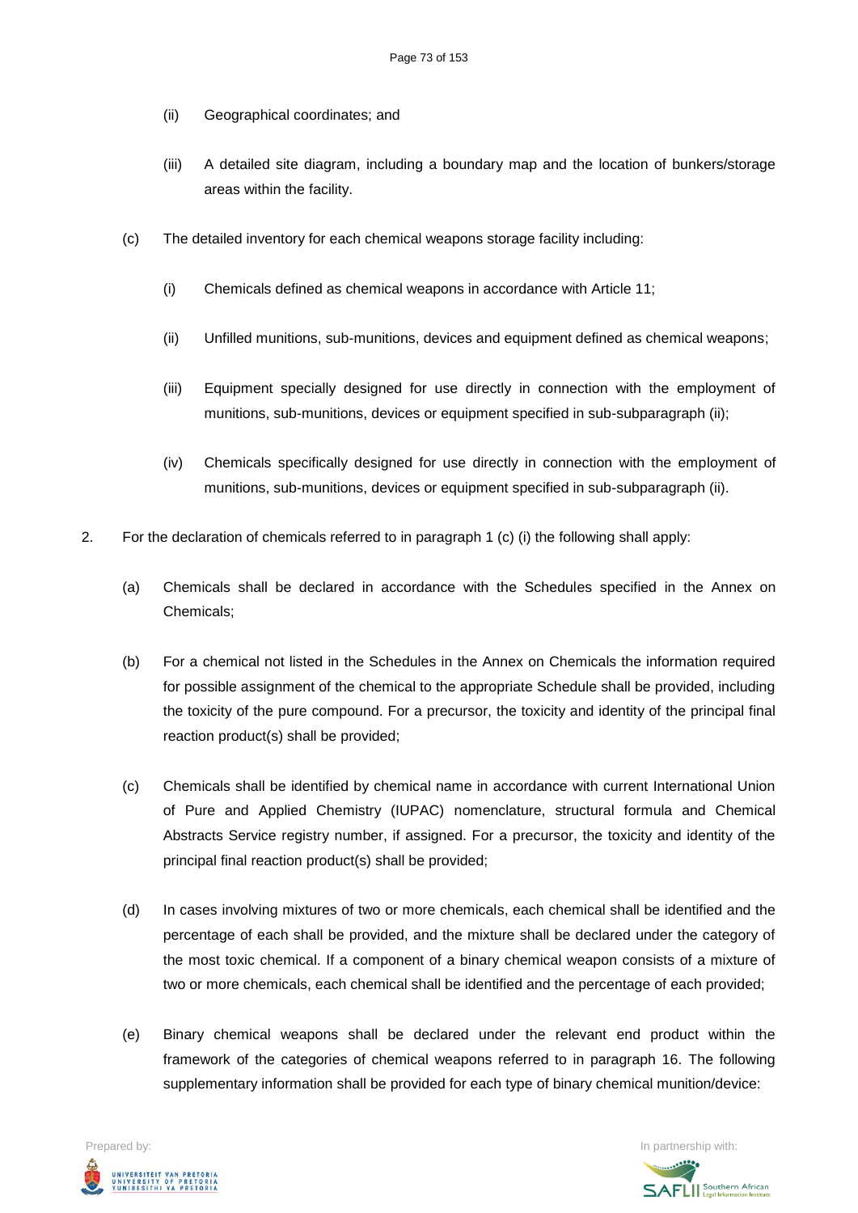(ii) Geographical coordinates; and

(iii) A detailed site diagram, including a boundary map and the location of bunkers/storage areas within the facility.

(c) The detailed inventory for each chemical weapons storage facility including:

(i) Chemicals defined as chemical weapons in accordance with Article 11;

(ii) Unfilled munitions, sub-munitions, devices and equipment defined as chemical weapons;

(iii) Equipment specially designed for use directly in connection with the employment of munitions, sub-munitions, devices or equipment specified in sub-subparagraph (ii);

(iv) Chemicals specifically designed for use directly in connection with the employment of munitions, sub-munitions, devices or equipment specified in sub-subparagraph (ii).

2. For the declaration of chemicals referred to in paragraph 1 (c) (i) the following shall apply:

(a) Chemicals shall be declared in accordance with the Schedules specified in the Annex on Chemicals;

(b) For a chemical not listed in the Schedules in the Annex on Chemicals the information required for possible assignment of the chemical to the appropriate Schedule shall be provided, including the toxicity of the pure compound. For a precursor, the toxicity and identity of the principal final reaction product(s) shall be provided;

(c) Chemicals shall be identified by chemical name in accordance with current International Union of Pure and Applied Chemistry (IUPAC) nomenclature, structural formula and Chemical Abstracts Service registry number, if assigned. For a precursor, the toxicity and identity of the principal final reaction product(s) shall be provided;

(d) In cases involving mixtures of two or more chemicals, each chemical shall be identified and the percentage of each shall be provided, and the mixture shall be declared under the category of the most toxic chemical. If a component of a binary chemical weapon consists of a mixture of two or more chemicals, each chemical shall be identified and the percentage of each provided;

(e) Binary chemical weapons shall be declared under the relevant end product within the framework of the categories of chemical weapons referred to in paragraph 16. The following supplementary information shall be provided for each type of binary chemical munition/device: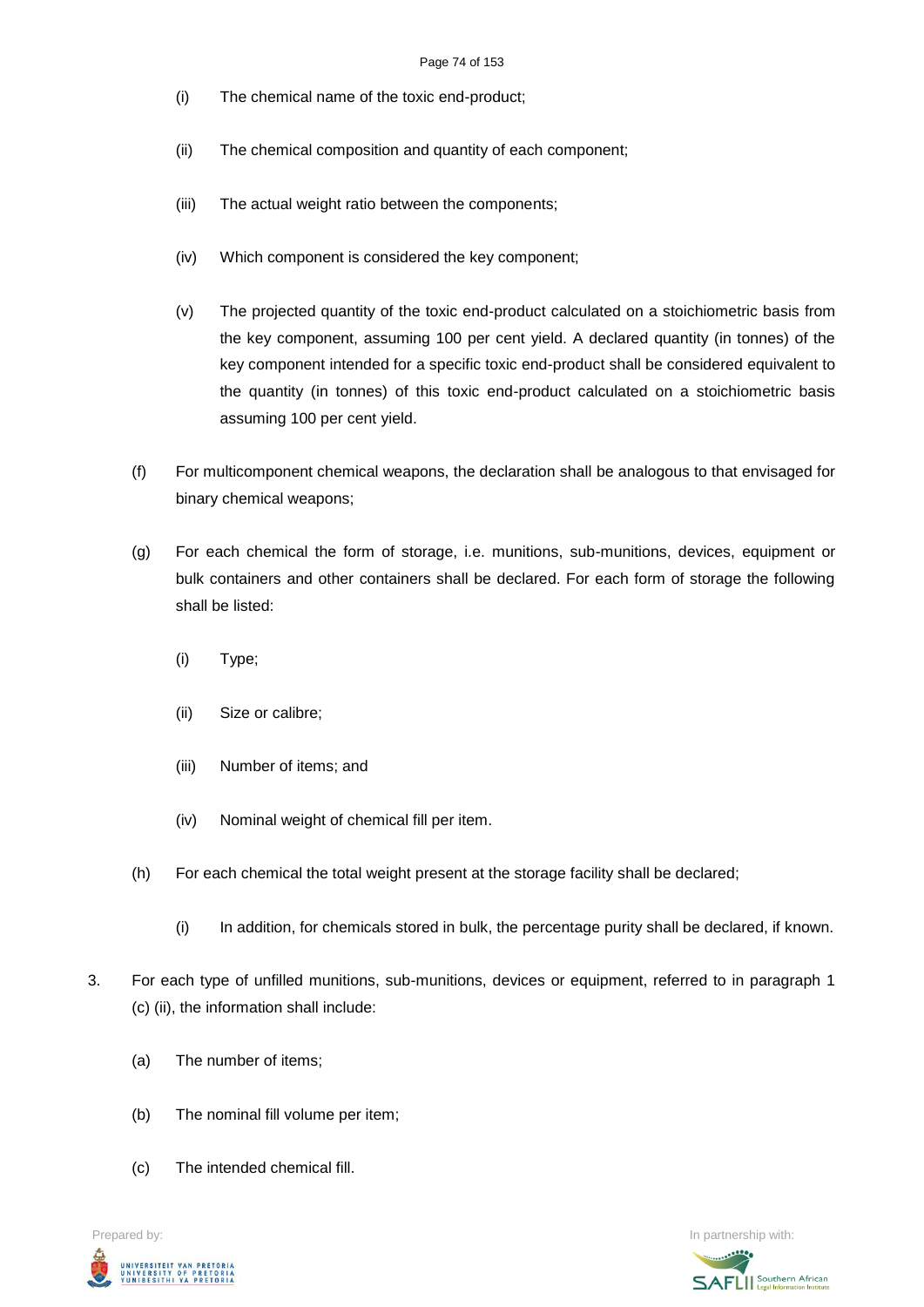(i) The chemical name of the toxic end-product;

(ii) The chemical composition and quantity of each component;

(iii) The actual weight ratio between the components;

(iv) Which component is considered the key component;

(v) The projected quantity of the toxic end-product calculated on a stoichiometric basis from the key component, assuming 100 per cent yield. A declared quantity (in tonnes) of the key component intended for a specific toxic end-product shall be considered equivalent to the quantity (in tonnes) of this toxic end-product calculated on a stoichiometric basis assuming 100 per cent yield.

(f) For multicomponent chemical weapons, the declaration shall be analogous to that envisaged for binary chemical weapons;

(g) For each chemical the form of storage, i.e. munitions, sub-munitions, devices, equipment or bulk containers and other containers shall be declared. For each form of storage the following shall be listed:

(i) Type;

(ii) Size or calibre;

(iii) Number of items; and

(iv) Nominal weight of chemical fill per item.

(h) For each chemical the total weight present at the storage facility shall be declared;

(i) In addition, for chemicals stored in bulk, the percentage purity shall be declared, if known.

3. For each type of unfilled munitions, sub-munitions, devices or equipment, referred to in paragraph 1 (c) (ii), the information shall include:

(a) The number of items;

(b) The nominal fill volume per item;

(c) The intended chemical fill.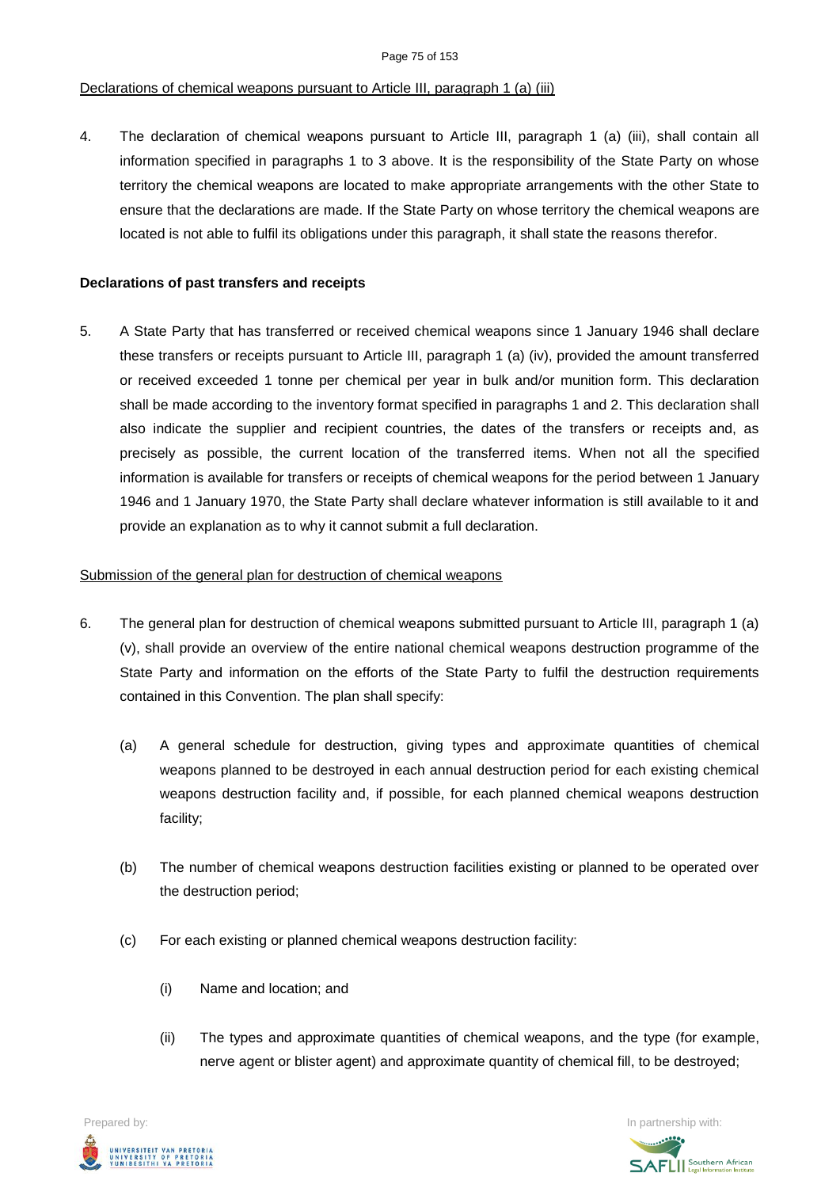Declarations of chemical weapons pursuant to Article III, paragraph 1 (a) (iii)

4. The declaration of chemical weapons pursuant to Article III, paragraph 1 (a) (iii), shall contain all information specified in paragraphs 1 to 3 above. It is the responsibility of the State Party on whose territory the chemical weapons are located to make appropriate arrangements with the other State to ensure that the declarations are made. If the State Party on whose territory the chemical weapons are located is not able to fulfil its obligations under this paragraph, it shall state the reasons therefor.

**Declarations of past transfers and receipts**

5. A State Party that has transferred or received chemical weapons since 1 January 1946 shall declare these transfers or receipts pursuant to Article III, paragraph 1 (a) (iv), provided the amount transferred or received exceeded 1 tonne per chemical per year in bulk and/or munition form. This declaration shall be made according to the inventory format specified in paragraphs 1 and 2. This declaration shall also indicate the supplier and recipient countries, the dates of the transfers or receipts and, as precisely as possible, the current location of the transferred items. When not all the specified information is available for transfers or receipts of chemical weapons for the period between 1 January 1946 and 1 January 1970, the State Party shall declare whatever information is still available to it and provide an explanation as to why it cannot submit a full declaration.

Submission of the general plan for destruction of chemical weapons

6. The general plan for destruction of chemical weapons submitted pursuant to Article III, paragraph 1 (a) (v), shall provide an overview of the entire national chemical weapons destruction programme of the State Party and information on the efforts of the State Party to fulfil the destruction requirements contained in this Convention. The plan shall specify:

   (a) A general schedule for destruction, giving types and approximate quantities of chemical weapons planned to be destroyed in each annual destruction period for each existing chemical weapons destruction facility and, if possible, for each planned chemical weapons destruction facility;

   (b) The number of chemical weapons destruction facilities existing or planned to be operated over the destruction period;

   (c) For each existing or planned chemical weapons destruction facility:

      (i) Name and location; and

      (ii) The types and approximate quantities of chemical weapons, and the type (for example, nerve agent or blister agent) and approximate quantity of chemical fill, to be destroyed;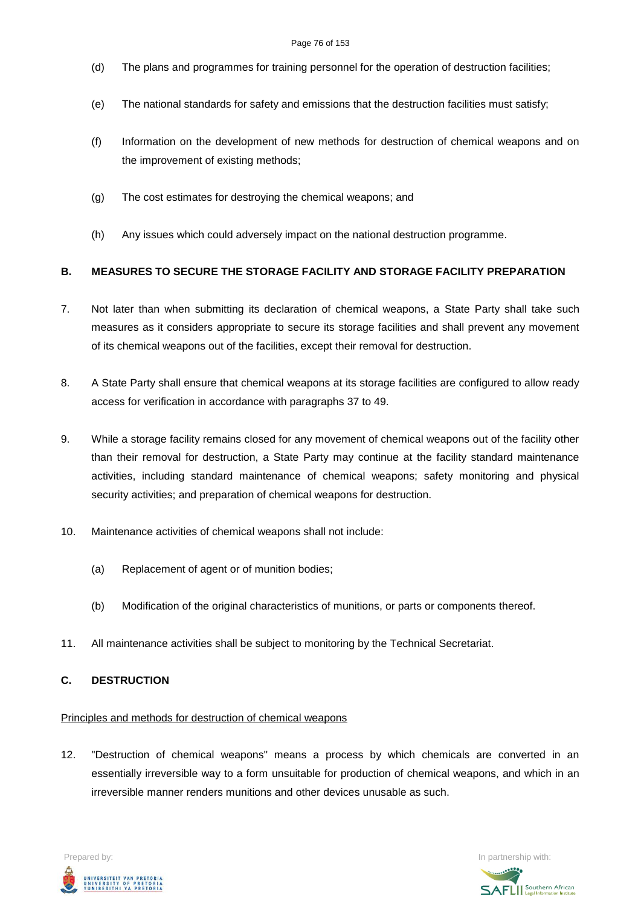(d) The plans and programmes for training personnel for the operation of destruction facilities;

(e) The national standards for safety and emissions that the destruction facilities must satisfy;

(f) Information on the development of new methods for destruction of chemical weapons and on the improvement of existing methods;

(g) The cost estimates for destroying the chemical weapons; and

(h) Any issues which could adversely impact on the national destruction programme.

## B. MEASURES TO SECURE THE STORAGE FACILITY AND STORAGE FACILITY PREPARATION

7. Not later than when submitting its declaration of chemical weapons, a State Party shall take such measures as it considers appropriate to secure its storage facilities and shall prevent any movement of its chemical weapons out of the facilities, except their removal for destruction.

8. A State Party shall ensure that chemical weapons at its storage facilities are configured to allow ready access for verification in accordance with paragraphs 37 to 49.

9. While a storage facility remains closed for any movement of chemical weapons out of the facility other than their removal for destruction, a State Party may continue at the facility standard maintenance activities, including standard maintenance of chemical weapons; safety monitoring and physical security activities; and preparation of chemical weapons for destruction.

10. Maintenance activities of chemical weapons shall not include:

    (a) Replacement of agent or of munition bodies;

    (b) Modification of the original characteristics of munitions, or parts or components thereof.

11. All maintenance activities shall be subject to monitoring by the Technical Secretariat.

## C. DESTRUCTION

Principles and methods for destruction of chemical weapons

12. "Destruction of chemical weapons" means a process by which chemicals are converted in an essentially irreversible way to a form unsuitable for production of chemical weapons, and which in an irreversible manner renders munitions and other devices unusable as such.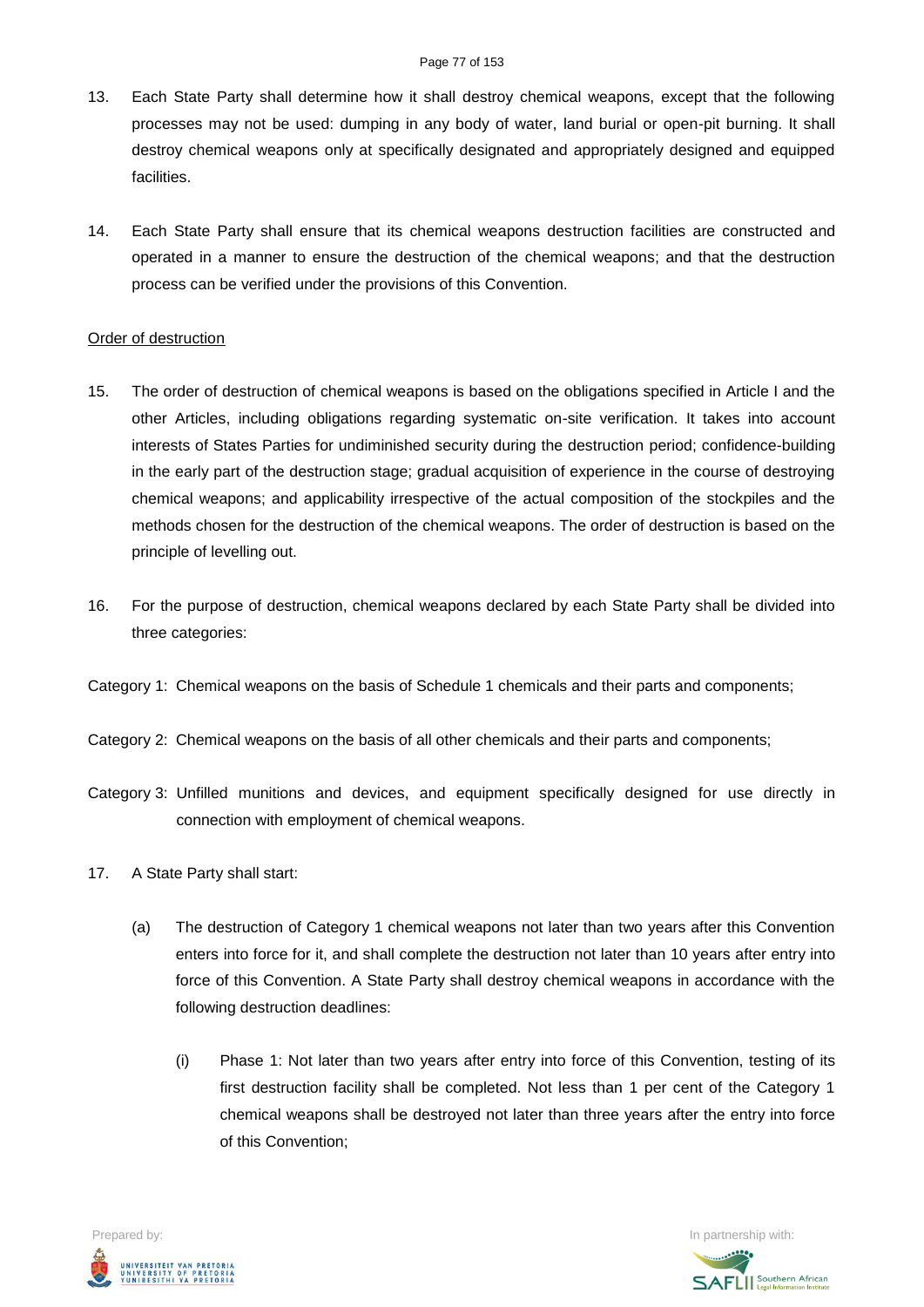13. Each State Party shall determine how it shall destroy chemical weapons, except that the following processes may not be used: dumping in any body of water, land burial or open-pit burning. It shall destroy chemical weapons only at specifically designated and appropriately designed and equipped facilities.

14. Each State Party shall ensure that its chemical weapons destruction facilities are constructed and operated in a manner to ensure the destruction of the chemical weapons; and that the destruction process can be verified under the provisions of this Convention.

Order of destruction

15. The order of destruction of chemical weapons is based on the obligations specified in Article I and the other Articles, including obligations regarding systematic on-site verification. It takes into account interests of States Parties for undiminished security during the destruction period; confidence-building in the early part of the destruction stage; gradual acquisition of experience in the course of destroying chemical weapons; and applicability irrespective of the actual composition of the stockpiles and the methods chosen for the destruction of the chemical weapons. The order of destruction is based on the principle of levelling out.

16. For the purpose of destruction, chemical weapons declared by each State Party shall be divided into three categories:

Category 1: Chemical weapons on the basis of Schedule 1 chemicals and their parts and components;

Category 2: Chemical weapons on the basis of all other chemicals and their parts and components;

Category 3: Unfilled munitions and devices, and equipment specifically designed for use directly in connection with employment of chemical weapons.

17. A State Party shall start:

   (a) The destruction of Category 1 chemical weapons not later than two years after this Convention enters into force for it, and shall complete the destruction not later than 10 years after entry into force of this Convention. A State Party shall destroy chemical weapons in accordance with the following destruction deadlines:

      (i) Phase 1: Not later than two years after entry into force of this Convention, testing of its first destruction facility shall be completed. Not less than 1 per cent of the Category 1 chemical weapons shall be destroyed not later than three years after the entry into force of this Convention;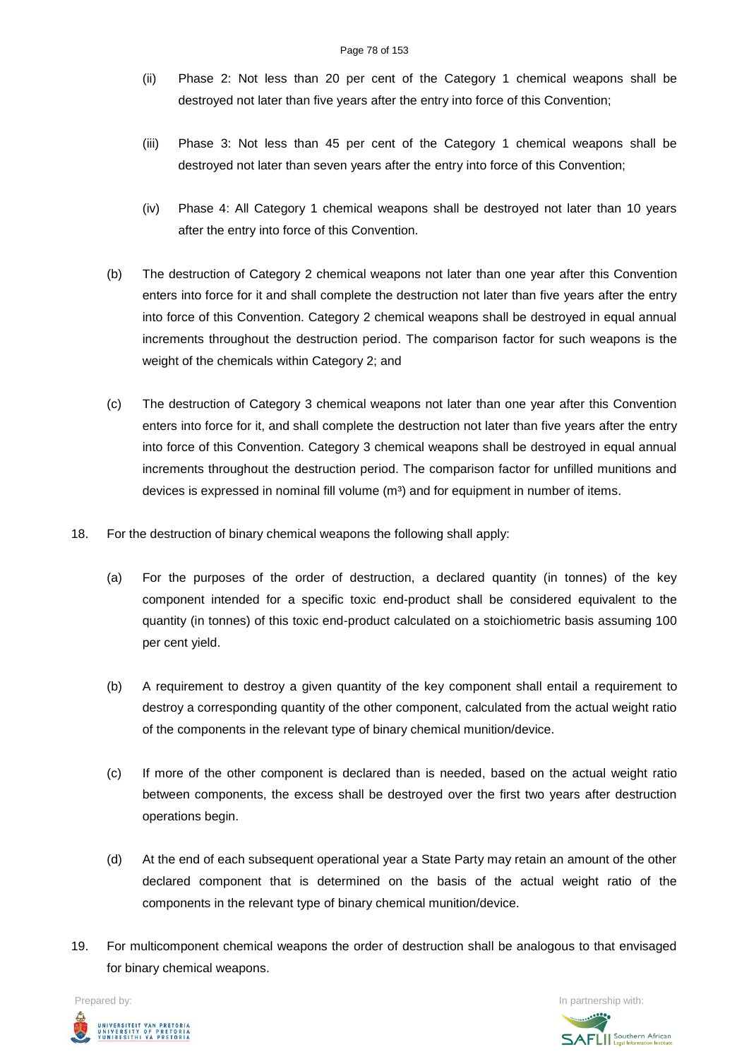(ii) Phase 2: Not less than 20 per cent of the Category 1 chemical weapons shall be destroyed not later than five years after the entry into force of this Convention;

(iii) Phase 3: Not less than 45 per cent of the Category 1 chemical weapons shall be destroyed not later than seven years after the entry into force of this Convention;

(iv) Phase 4: All Category 1 chemical weapons shall be destroyed not later than 10 years after the entry into force of this Convention.

(b) The destruction of Category 2 chemical weapons not later than one year after this Convention enters into force for it and shall complete the destruction not later than five years after the entry into force of this Convention. Category 2 chemical weapons shall be destroyed in equal annual increments throughout the destruction period. The comparison factor for such weapons is the weight of the chemicals within Category 2; and

(c) The destruction of Category 3 chemical weapons not later than one year after this Convention enters into force for it, and shall complete the destruction not later than five years after the entry into force of this Convention. Category 3 chemical weapons shall be destroyed in equal annual increments throughout the destruction period. The comparison factor for unfilled munitions and devices is expressed in nominal fill volume ($m^3$) and for equipment in number of items.

18. For the destruction of binary chemical weapons the following shall apply:

(a) For the purposes of the order of destruction, a declared quantity (in tonnes) of the key component intended for a specific toxic end-product shall be considered equivalent to the quantity (in tonnes) of this toxic end-product calculated on a stoichiometric basis assuming 100 per cent yield.

(b) A requirement to destroy a given quantity of the key component shall entail a requirement to destroy a corresponding quantity of the other component, calculated from the actual weight ratio of the components in the relevant type of binary chemical munition/device.

(c) If more of the other component is declared than is needed, based on the actual weight ratio between components, the excess shall be destroyed over the first two years after destruction operations begin.

(d) At the end of each subsequent operational year a State Party may retain an amount of the other declared component that is determined on the basis of the actual weight ratio of the components in the relevant type of binary chemical munition/device.

19. For multicomponent chemical weapons the order of destruction shall be analogous to that envisaged for binary chemical weapons.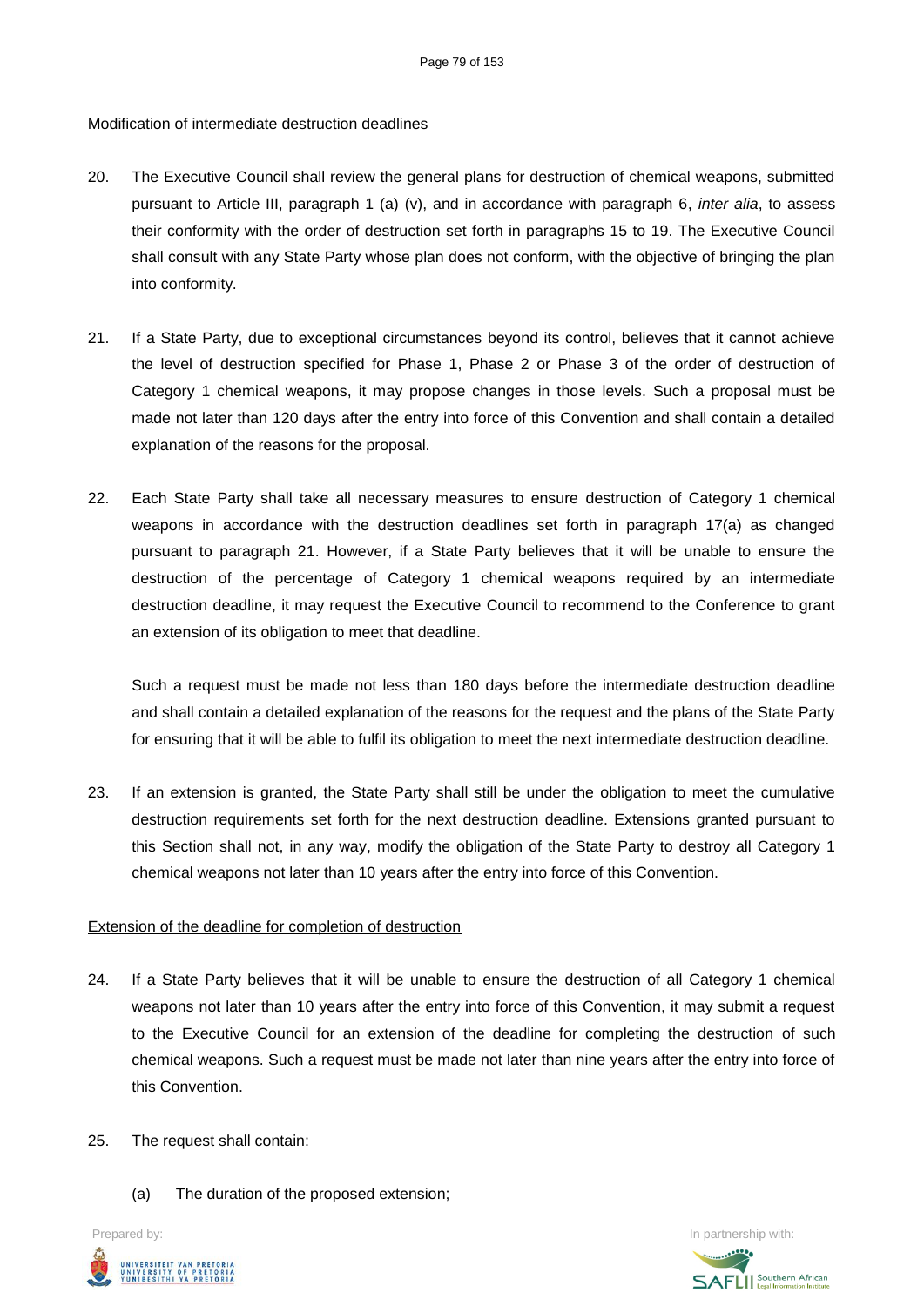Modification of intermediate destruction deadlines

20. The Executive Council shall review the general plans for destruction of chemical weapons, submitted pursuant to Article III, paragraph 1 (a) (v), and in accordance with paragraph 6, *inter alia*, to assess their conformity with the order of destruction set forth in paragraphs 15 to 19. The Executive Council shall consult with any State Party whose plan does not conform, with the objective of bringing the plan into conformity.

21. If a State Party, due to exceptional circumstances beyond its control, believes that it cannot achieve the level of destruction specified for Phase 1, Phase 2 or Phase 3 of the order of destruction of Category 1 chemical weapons, it may propose changes in those levels. Such a proposal must be made not later than 120 days after the entry into force of this Convention and shall contain a detailed explanation of the reasons for the proposal.

22. Each State Party shall take all necessary measures to ensure destruction of Category 1 chemical weapons in accordance with the destruction deadlines set forth in paragraph 17(a) as changed pursuant to paragraph 21. However, if a State Party believes that it will be unable to ensure the destruction of the percentage of Category 1 chemical weapons required by an intermediate destruction deadline, it may request the Executive Council to recommend to the Conference to grant an extension of its obligation to meet that deadline.

    Such a request must be made not less than 180 days before the intermediate destruction deadline and shall contain a detailed explanation of the reasons for the request and the plans of the State Party for ensuring that it will be able to fulfil its obligation to meet the next intermediate destruction deadline.

23. If an extension is granted, the State Party shall still be under the obligation to meet the cumulative destruction requirements set forth for the next destruction deadline. Extensions granted pursuant to this Section shall not, in any way, modify the obligation of the State Party to destroy all Category 1 chemical weapons not later than 10 years after the entry into force of this Convention.

Extension of the deadline for completion of destruction

24. If a State Party believes that it will be unable to ensure the destruction of all Category 1 chemical weapons not later than 10 years after the entry into force of this Convention, it may submit a request to the Executive Council for an extension of the deadline for completing the destruction of such chemical weapons. Such a request must be made not later than nine years after the entry into force of this Convention.

25. The request shall contain:

    (a) The duration of the proposed extension;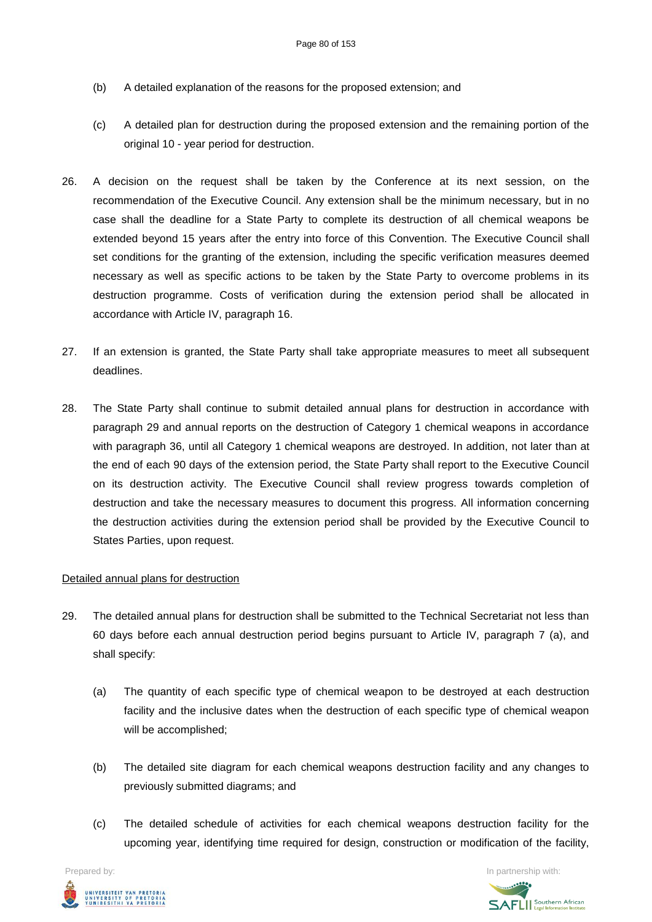(b) A detailed explanation of the reasons for the proposed extension; and

(c) A detailed plan for destruction during the proposed extension and the remaining portion of the original 10 - year period for destruction.

26. A decision on the request shall be taken by the Conference at its next session, on the recommendation of the Executive Council. Any extension shall be the minimum necessary, but in no case shall the deadline for a State Party to complete its destruction of all chemical weapons be extended beyond 15 years after the entry into force of this Convention. The Executive Council shall set conditions for the granting of the extension, including the specific verification measures deemed necessary as well as specific actions to be taken by the State Party to overcome problems in its destruction programme. Costs of verification during the extension period shall be allocated in accordance with Article IV, paragraph 16.

27. If an extension is granted, the State Party shall take appropriate measures to meet all subsequent deadlines.

28. The State Party shall continue to submit detailed annual plans for destruction in accordance with paragraph 29 and annual reports on the destruction of Category 1 chemical weapons in accordance with paragraph 36, until all Category 1 chemical weapons are destroyed. In addition, not later than at the end of each 90 days of the extension period, the State Party shall report to the Executive Council on its destruction activity. The Executive Council shall review progress towards completion of destruction and take the necessary measures to document this progress. All information concerning the destruction activities during the extension period shall be provided by the Executive Council to States Parties, upon request.

Detailed annual plans for destruction

29. The detailed annual plans for destruction shall be submitted to the Technical Secretariat not less than 60 days before each annual destruction period begins pursuant to Article IV, paragraph 7 (a), and shall specify:

(a) The quantity of each specific type of chemical weapon to be destroyed at each destruction facility and the inclusive dates when the destruction of each specific type of chemical weapon will be accomplished;

(b) The detailed site diagram for each chemical weapons destruction facility and any changes to previously submitted diagrams; and

(c) The detailed schedule of activities for each chemical weapons destruction facility for the upcoming year, identifying time required for design, construction or modification of the facility,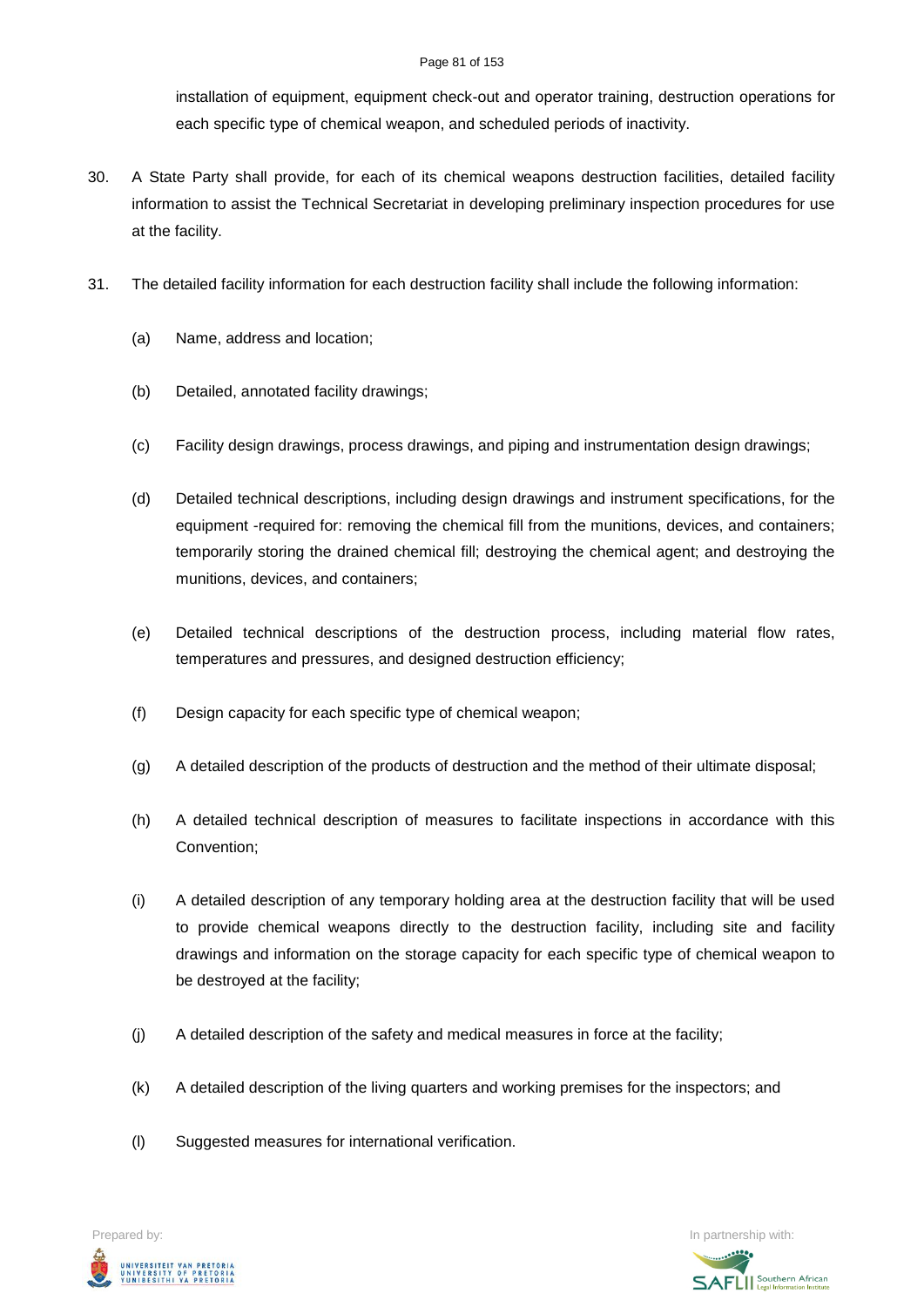installation of equipment, equipment check-out and operator training, destruction operations for each specific type of chemical weapon, and scheduled periods of inactivity.

30. A State Party shall provide, for each of its chemical weapons destruction facilities, detailed facility information to assist the Technical Secretariat in developing preliminary inspection procedures for use at the facility.

31. The detailed facility information for each destruction facility shall include the following information:

(a) Name, address and location;

(b) Detailed, annotated facility drawings;

(c) Facility design drawings, process drawings, and piping and instrumentation design drawings;

(d) Detailed technical descriptions, including design drawings and instrument specifications, for the equipment -required for: removing the chemical fill from the munitions, devices, and containers; temporarily storing the drained chemical fill; destroying the chemical agent; and destroying the munitions, devices, and containers;

(e) Detailed technical descriptions of the destruction process, including material flow rates, temperatures and pressures, and designed destruction efficiency;

(f) Design capacity for each specific type of chemical weapon;

(g) A detailed description of the products of destruction and the method of their ultimate disposal;

(h) A detailed technical description of measures to facilitate inspections in accordance with this Convention;

(i) A detailed description of any temporary holding area at the destruction facility that will be used to provide chemical weapons directly to the destruction facility, including site and facility drawings and information on the storage capacity for each specific type of chemical weapon to be destroyed at the facility;

(j) A detailed description of the safety and medical measures in force at the facility;

(k) A detailed description of the living quarters and working premises for the inspectors; and

(l) Suggested measures for international verification.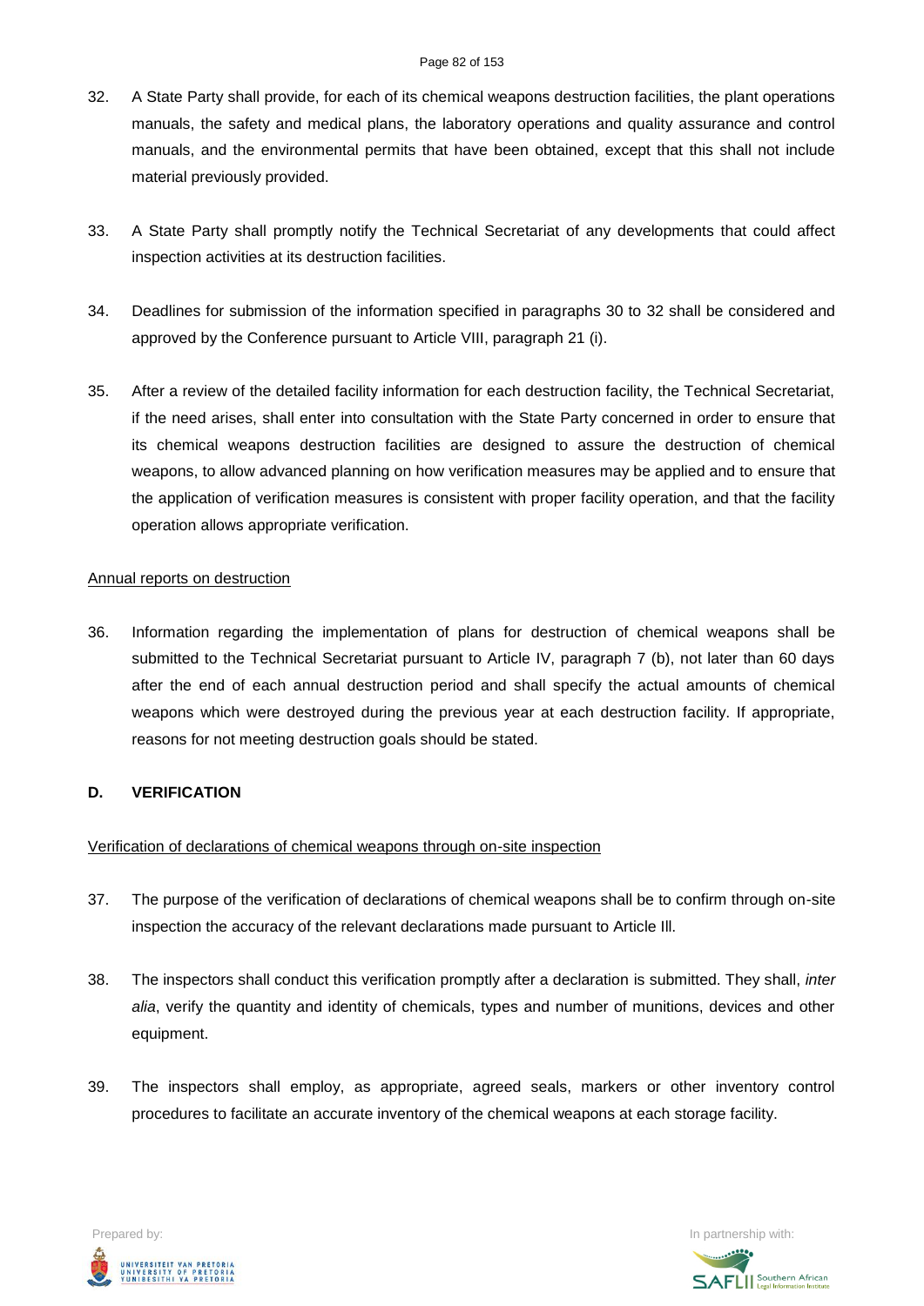32. A State Party shall provide, for each of its chemical weapons destruction facilities, the plant operations manuals, the safety and medical plans, the laboratory operations and quality assurance and control manuals, and the environmental permits that have been obtained, except that this shall not include material previously provided.

33. A State Party shall promptly notify the Technical Secretariat of any developments that could affect inspection activities at its destruction facilities.

34. Deadlines for submission of the information specified in paragraphs 30 to 32 shall be considered and approved by the Conference pursuant to Article VIII, paragraph 21 (i).

35. After a review of the detailed facility information for each destruction facility, the Technical Secretariat, if the need arises, shall enter into consultation with the State Party concerned in order to ensure that its chemical weapons destruction facilities are designed to assure the destruction of chemical weapons, to allow advanced planning on how verification measures may be applied and to ensure that the application of verification measures is consistent with proper facility operation, and that the facility operation allows appropriate verification.

Annual reports on destruction

36. Information regarding the implementation of plans for destruction of chemical weapons shall be submitted to the Technical Secretariat pursuant to Article IV, paragraph 7 (b), not later than 60 days after the end of each annual destruction period and shall specify the actual amounts of chemical weapons which were destroyed during the previous year at each destruction facility. If appropriate, reasons for not meeting destruction goals should be stated.

**D. VERIFICATION**

Verification of declarations of chemical weapons through on-site inspection

37. The purpose of the verification of declarations of chemical weapons shall be to confirm through on-site inspection the accuracy of the relevant declarations made pursuant to Article Ill.

38. The inspectors shall conduct this verification promptly after a declaration is submitted. They shall, *inter alia*, verify the quantity and identity of chemicals, types and number of munitions, devices and other equipment.

39. The inspectors shall employ, as appropriate, agreed seals, markers or other inventory control procedures to facilitate an accurate inventory of the chemical weapons at each storage facility.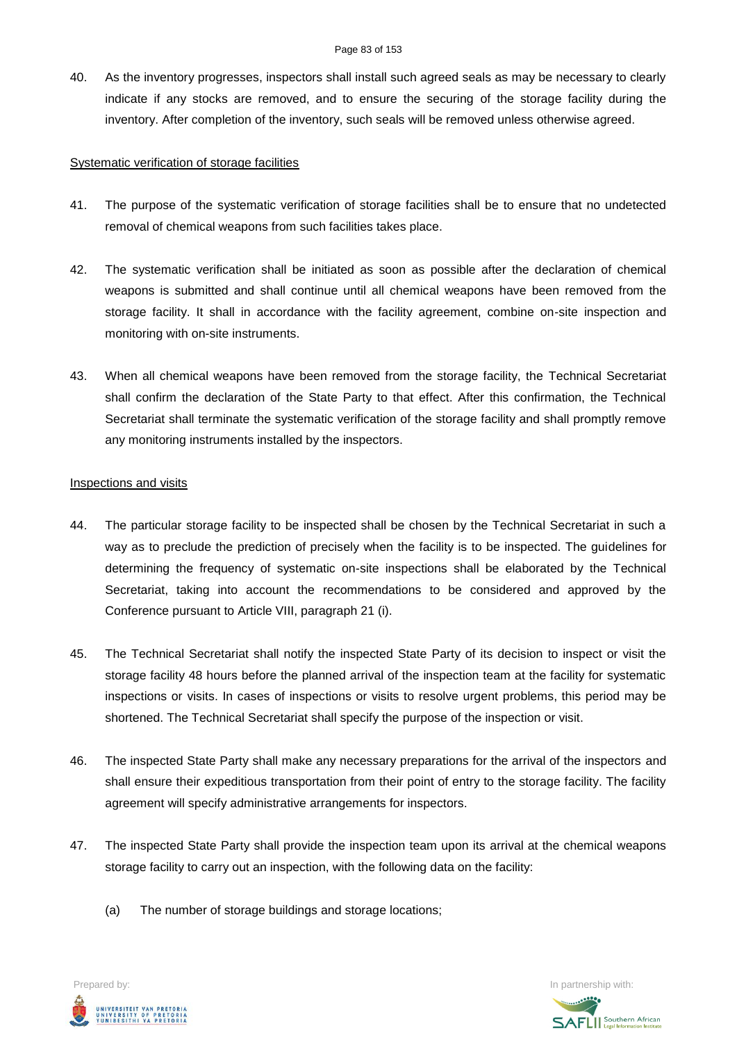40. As the inventory progresses, inspectors shall install such agreed seals as may be necessary to clearly indicate if any stocks are removed, and to ensure the securing of the storage facility during the inventory. After completion of the inventory, such seals will be removed unless otherwise agreed.

<u>Systematic verification of storage facilities</u>

41. The purpose of the systematic verification of storage facilities shall be to ensure that no undetected removal of chemical weapons from such facilities takes place.

42. The systematic verification shall be initiated as soon as possible after the declaration of chemical weapons is submitted and shall continue until all chemical weapons have been removed from the storage facility. It shall in accordance with the facility agreement, combine on-site inspection and monitoring with on-site instruments.

43. When all chemical weapons have been removed from the storage facility, the Technical Secretariat shall confirm the declaration of the State Party to that effect. After this confirmation, the Technical Secretariat shall terminate the systematic verification of the storage facility and shall promptly remove any monitoring instruments installed by the inspectors.

<u>Inspections and visits</u>

44. The particular storage facility to be inspected shall be chosen by the Technical Secretariat in such a way as to preclude the prediction of precisely when the facility is to be inspected. The guidelines for determining the frequency of systematic on-site inspections shall be elaborated by the Technical Secretariat, taking into account the recommendations to be considered and approved by the Conference pursuant to Article VIII, paragraph 21 (i).

45. The Technical Secretariat shall notify the inspected State Party of its decision to inspect or visit the storage facility 48 hours before the planned arrival of the inspection team at the facility for systematic inspections or visits. In cases of inspections or visits to resolve urgent problems, this period may be shortened. The Technical Secretariat shall specify the purpose of the inspection or visit.

46. The inspected State Party shall make any necessary preparations for the arrival of the inspectors and shall ensure their expeditious transportation from their point of entry to the storage facility. The facility agreement will specify administrative arrangements for inspectors.

47. The inspected State Party shall provide the inspection team upon its arrival at the chemical weapons storage facility to carry out an inspection, with the following data on the facility:

    (a) The number of storage buildings and storage locations;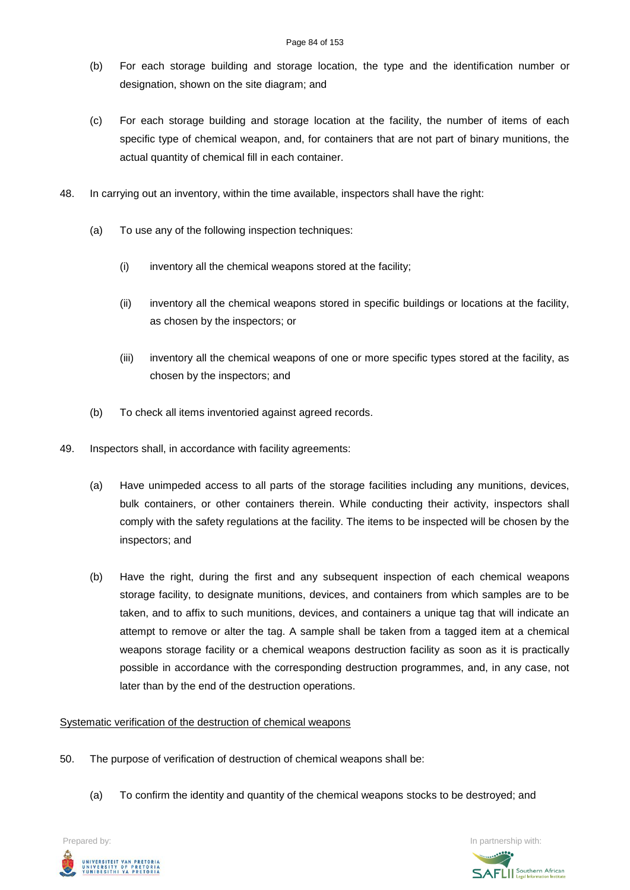(b) For each storage building and storage location, the type and the identification number or designation, shown on the site diagram; and

(c) For each storage building and storage location at the facility, the number of items of each specific type of chemical weapon, and, for containers that are not part of binary munitions, the actual quantity of chemical fill in each container.

48. In carrying out an inventory, within the time available, inspectors shall have the right:

(a) To use any of the following inspection techniques:

(i) inventory all the chemical weapons stored at the facility;

(ii) inventory all the chemical weapons stored in specific buildings or locations at the facility, as chosen by the inspectors; or

(iii) inventory all the chemical weapons of one or more specific types stored at the facility, as chosen by the inspectors; and

(b) To check all items inventoried against agreed records.

49. Inspectors shall, in accordance with facility agreements:

(a) Have unimpeded access to all parts of the storage facilities including any munitions, devices, bulk containers, or other containers therein. While conducting their activity, inspectors shall comply with the safety regulations at the facility. The items to be inspected will be chosen by the inspectors; and

(b) Have the right, during the first and any subsequent inspection of each chemical weapons storage facility, to designate munitions, devices, and containers from which samples are to be taken, and to affix to such munitions, devices, and containers a unique tag that will indicate an attempt to remove or alter the tag. A sample shall be taken from a tagged item at a chemical weapons storage facility or a chemical weapons destruction facility as soon as it is practically possible in accordance with the corresponding destruction programmes, and, in any case, not later than by the end of the destruction operations.

Systematic verification of the destruction of chemical weapons

50. The purpose of verification of destruction of chemical weapons shall be:

(a) To confirm the identity and quantity of the chemical weapons stocks to be destroyed; and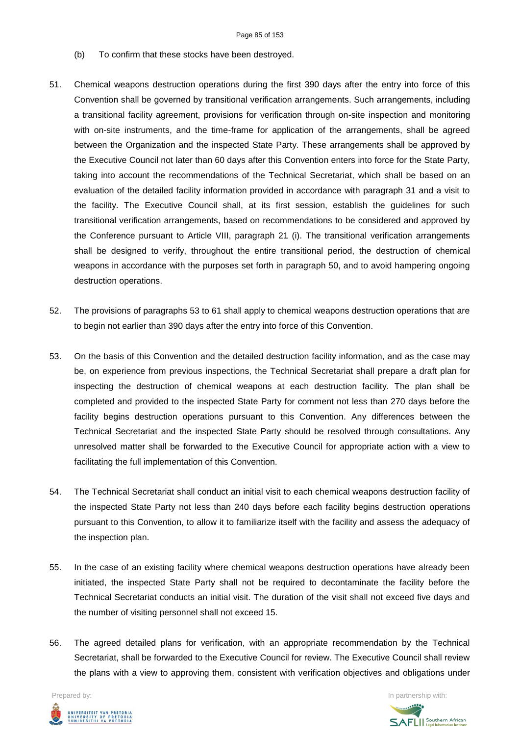(b) To confirm that these stocks have been destroyed.

51. Chemical weapons destruction operations during the first 390 days after the entry into force of this Convention shall be governed by transitional verification arrangements. Such arrangements, including a transitional facility agreement, provisions for verification through on-site inspection and monitoring with on-site instruments, and the time-frame for application of the arrangements, shall be agreed between the Organization and the inspected State Party. These arrangements shall be approved by the Executive Council not later than 60 days after this Convention enters into force for the State Party, taking into account the recommendations of the Technical Secretariat, which shall be based on an evaluation of the detailed facility information provided in accordance with paragraph 31 and a visit to the facility. The Executive Council shall, at its first session, establish the guidelines for such transitional verification arrangements, based on recommendations to be considered and approved by the Conference pursuant to Article VIII, paragraph 21 (i). The transitional verification arrangements shall be designed to verify, throughout the entire transitional period, the destruction of chemical weapons in accordance with the purposes set forth in paragraph 50, and to avoid hampering ongoing destruction operations.

52. The provisions of paragraphs 53 to 61 shall apply to chemical weapons destruction operations that are to begin not earlier than 390 days after the entry into force of this Convention.

53. On the basis of this Convention and the detailed destruction facility information, and as the case may be, on experience from previous inspections, the Technical Secretariat shall prepare a draft plan for inspecting the destruction of chemical weapons at each destruction facility. The plan shall be completed and provided to the inspected State Party for comment not less than 270 days before the facility begins destruction operations pursuant to this Convention. Any differences between the Technical Secretariat and the inspected State Party should be resolved through consultations. Any unresolved matter shall be forwarded to the Executive Council for appropriate action with a view to facilitating the full implementation of this Convention.

54. The Technical Secretariat shall conduct an initial visit to each chemical weapons destruction facility of the inspected State Party not less than 240 days before each facility begins destruction operations pursuant to this Convention, to allow it to familiarize itself with the facility and assess the adequacy of the inspection plan.

55. In the case of an existing facility where chemical weapons destruction operations have already been initiated, the inspected State Party shall not be required to decontaminate the facility before the Technical Secretariat conducts an initial visit. The duration of the visit shall not exceed five days and the number of visiting personnel shall not exceed 15.

56. The agreed detailed plans for verification, with an appropriate recommendation by the Technical Secretariat, shall be forwarded to the Executive Council for review. The Executive Council shall review the plans with a view to approving them, consistent with verification objectives and obligations under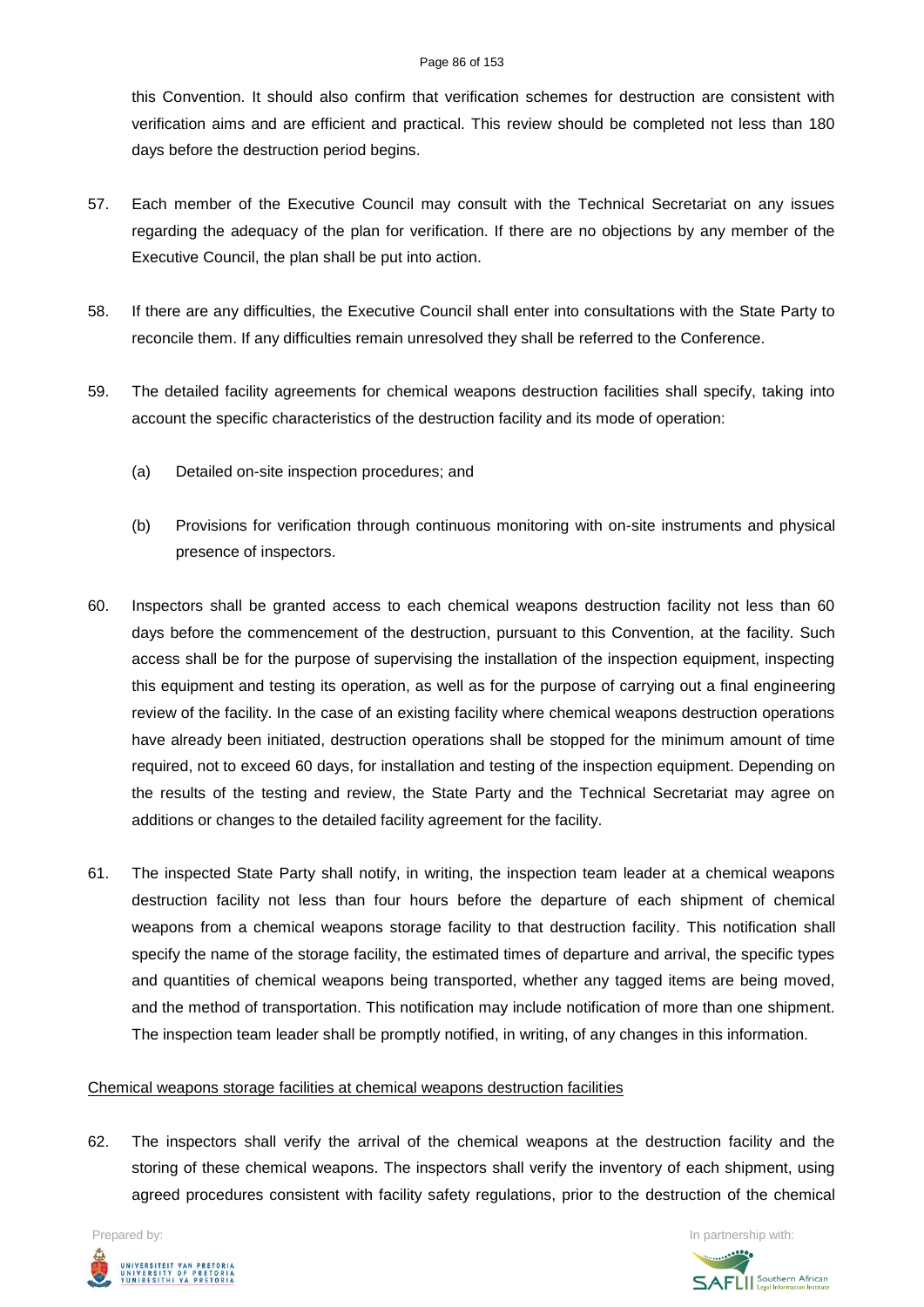this Convention. It should also confirm that verification schemes for destruction are consistent with verification aims and are efficient and practical. This review should be completed not less than 180 days before the destruction period begins.

57. Each member of the Executive Council may consult with the Technical Secretariat on any issues regarding the adequacy of the plan for verification. If there are no objections by any member of the Executive Council, the plan shall be put into action.

58. If there are any difficulties, the Executive Council shall enter into consultations with the State Party to reconcile them. If any difficulties remain unresolved they shall be referred to the Conference.

59. The detailed facility agreements for chemical weapons destruction facilities shall specify, taking into account the specific characteristics of the destruction facility and its mode of operation:

   (a) Detailed on-site inspection procedures; and

   (b) Provisions for verification through continuous monitoring with on-site instruments and physical presence of inspectors.

60. Inspectors shall be granted access to each chemical weapons destruction facility not less than 60 days before the commencement of the destruction, pursuant to this Convention, at the facility. Such access shall be for the purpose of supervising the installation of the inspection equipment, inspecting this equipment and testing its operation, as well as for the purpose of carrying out a final engineering review of the facility. In the case of an existing facility where chemical weapons destruction operations have already been initiated, destruction operations shall be stopped for the minimum amount of time required, not to exceed 60 days, for installation and testing of the inspection equipment. Depending on the results of the testing and review, the State Party and the Technical Secretariat may agree on additions or changes to the detailed facility agreement for the facility.

61. The inspected State Party shall notify, in writing, the inspection team leader at a chemical weapons destruction facility not less than four hours before the departure of each shipment of chemical weapons from a chemical weapons storage facility to that destruction facility. This notification shall specify the name of the storage facility, the estimated times of departure and arrival, the specific types and quantities of chemical weapons being transported, whether any tagged items are being moved, and the method of transportation. This notification may include notification of more than one shipment. The inspection team leader shall be promptly notified, in writing, of any changes in this information.

Chemical weapons storage facilities at chemical weapons destruction facilities

62. The inspectors shall verify the arrival of the chemical weapons at the destruction facility and the storing of these chemical weapons. The inspectors shall verify the inventory of each shipment, using agreed procedures consistent with facility safety regulations, prior to the destruction of the chemical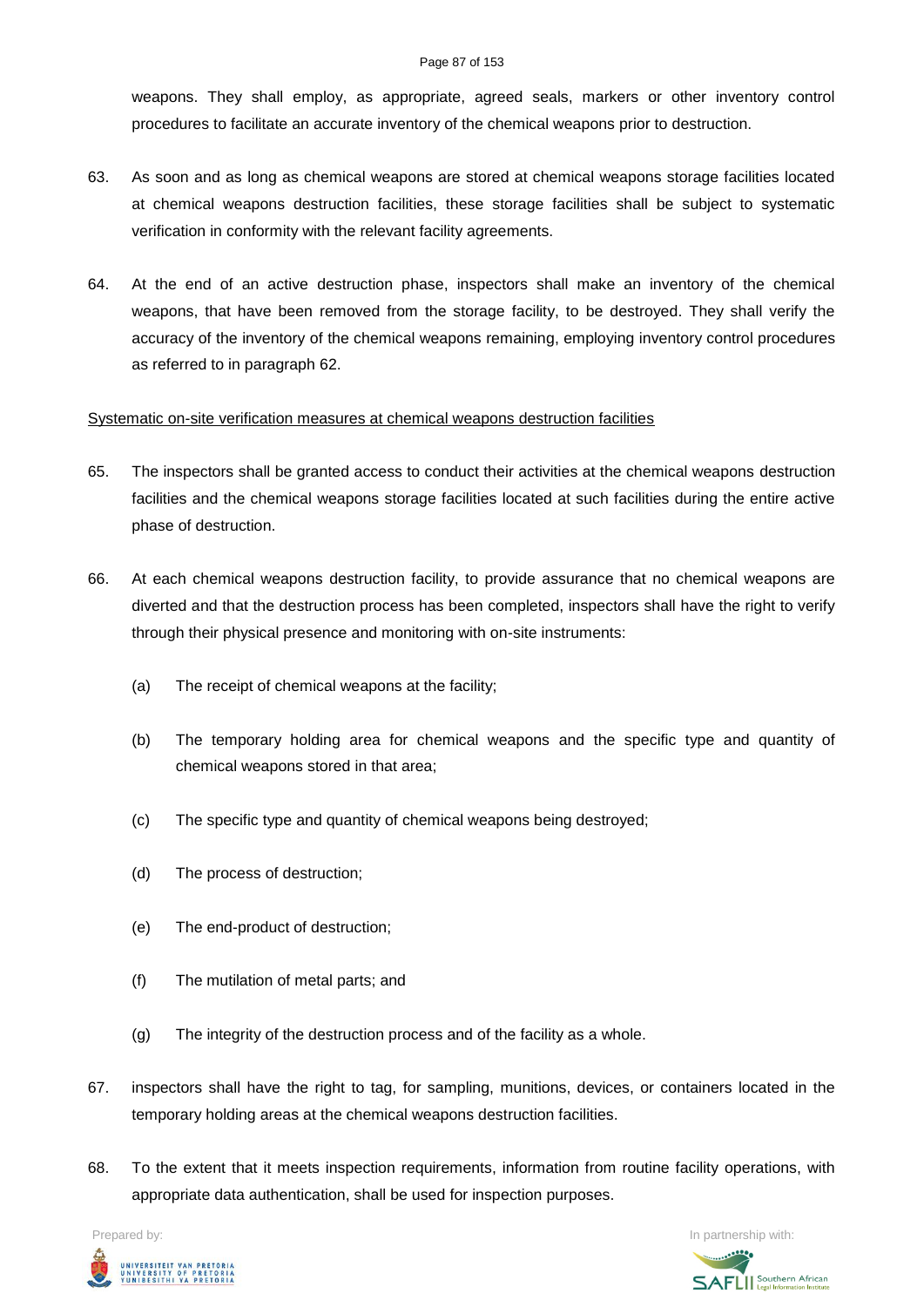weapons. They shall employ, as appropriate, agreed seals, markers or other inventory control procedures to facilitate an accurate inventory of the chemical weapons prior to destruction.

63. As soon and as long as chemical weapons are stored at chemical weapons storage facilities located at chemical weapons destruction facilities, these storage facilities shall be subject to systematic verification in conformity with the relevant facility agreements.

64. At the end of an active destruction phase, inspectors shall make an inventory of the chemical weapons, that have been removed from the storage facility, to be destroyed. They shall verify the accuracy of the inventory of the chemical weapons remaining, employing inventory control procedures as referred to in paragraph 62.

Systematic on-site verification measures at chemical weapons destruction facilities

65. The inspectors shall be granted access to conduct their activities at the chemical weapons destruction facilities and the chemical weapons storage facilities located at such facilities during the entire active phase of destruction.

66. At each chemical weapons destruction facility, to provide assurance that no chemical weapons are diverted and that the destruction process has been completed, inspectors shall have the right to verify through their physical presence and monitoring with on-site instruments:

(a) The receipt of chemical weapons at the facility;

(b) The temporary holding area for chemical weapons and the specific type and quantity of chemical weapons stored in that area;

(c) The specific type and quantity of chemical weapons being destroyed;

(d) The process of destruction;

(e) The end-product of destruction;

(f) The mutilation of metal parts; and

(g) The integrity of the destruction process and of the facility as a whole.

67. inspectors shall have the right to tag, for sampling, munitions, devices, or containers located in the temporary holding areas at the chemical weapons destruction facilities.

68. To the extent that it meets inspection requirements, information from routine facility operations, with appropriate data authentication, shall be used for inspection purposes.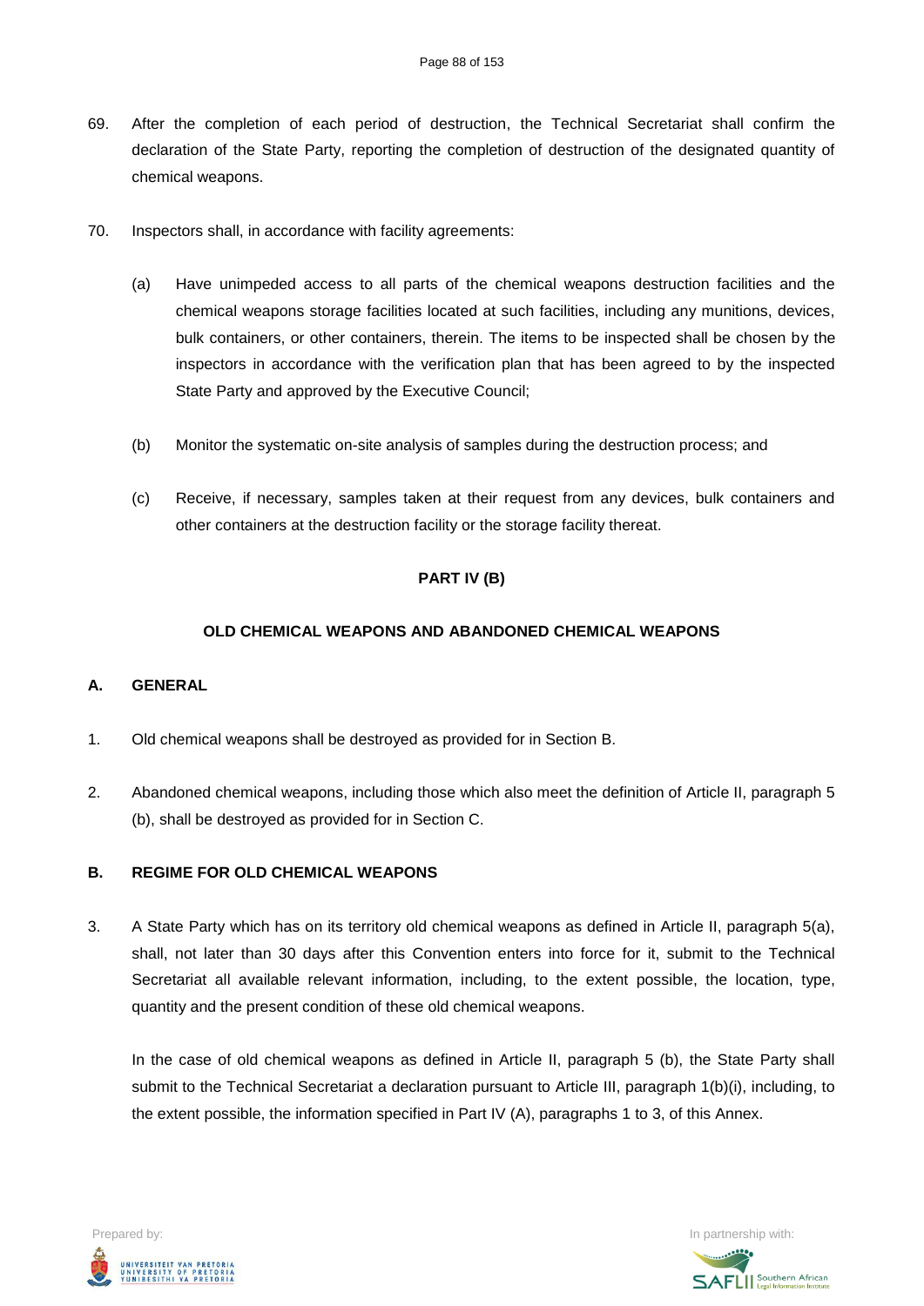69. After the completion of each period of destruction, the Technical Secretariat shall confirm the declaration of the State Party, reporting the completion of destruction of the designated quantity of chemical weapons.

70. Inspectors shall, in accordance with facility agreements:

    (a) Have unimpeded access to all parts of the chemical weapons destruction facilities and the chemical weapons storage facilities located at such facilities, including any munitions, devices, bulk containers, or other containers, therein. The items to be inspected shall be chosen by the inspectors in accordance with the verification plan that has been agreed to by the inspected State Party and approved by the Executive Council;

    (b) Monitor the systematic on-site analysis of samples during the destruction process; and

    (c) Receive, if necessary, samples taken at their request from any devices, bulk containers and other containers at the destruction facility or the storage facility thereat.

## PART IV (B)

## OLD CHEMICAL WEAPONS AND ABANDONED CHEMICAL WEAPONS

### A. GENERAL

1. Old chemical weapons shall be destroyed as provided for in Section B.

2. Abandoned chemical weapons, including those which also meet the definition of Article II, paragraph 5 (b), shall be destroyed as provided for in Section C.

### B. REGIME FOR OLD CHEMICAL WEAPONS

3. A State Party which has on its territory old chemical weapons as defined in Article II, paragraph 5(a), shall, not later than 30 days after this Convention enters into force for it, submit to the Technical Secretariat all available relevant information, including, to the extent possible, the location, type, quantity and the present condition of these old chemical weapons.

   In the case of old chemical weapons as defined in Article II, paragraph 5 (b), the State Party shall submit to the Technical Secretariat a declaration pursuant to Article III, paragraph 1(b)(i), including, to the extent possible, the information specified in Part IV (A), paragraphs 1 to 3, of this Annex.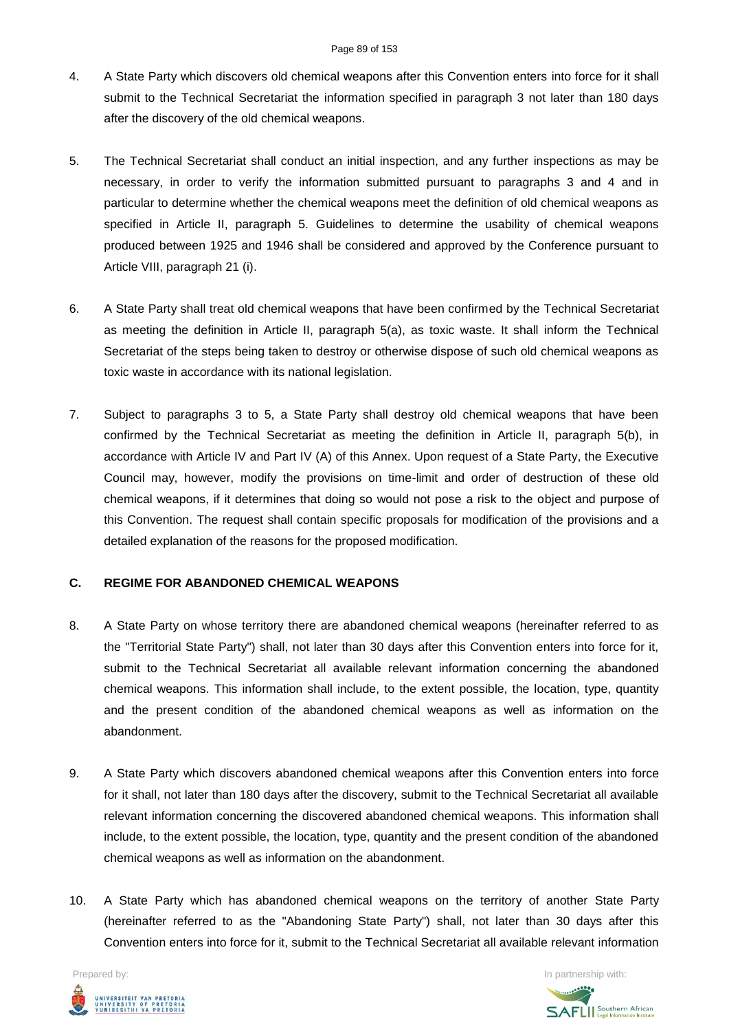4. A State Party which discovers old chemical weapons after this Convention enters into force for it shall submit to the Technical Secretariat the information specified in paragraph 3 not later than 180 days after the discovery of the old chemical weapons.

5. The Technical Secretariat shall conduct an initial inspection, and any further inspections as may be necessary, in order to verify the information submitted pursuant to paragraphs 3 and 4 and in particular to determine whether the chemical weapons meet the definition of old chemical weapons as specified in Article II, paragraph 5. Guidelines to determine the usability of chemical weapons produced between 1925 and 1946 shall be considered and approved by the Conference pursuant to Article VIII, paragraph 21 (i).

6. A State Party shall treat old chemical weapons that have been confirmed by the Technical Secretariat as meeting the definition in Article II, paragraph 5(a), as toxic waste. It shall inform the Technical Secretariat of the steps being taken to destroy or otherwise dispose of such old chemical weapons as toxic waste in accordance with its national legislation.

7. Subject to paragraphs 3 to 5, a State Party shall destroy old chemical weapons that have been confirmed by the Technical Secretariat as meeting the definition in Article II, paragraph 5(b), in accordance with Article IV and Part IV (A) of this Annex. Upon request of a State Party, the Executive Council may, however, modify the provisions on time-limit and order of destruction of these old chemical weapons, if it determines that doing so would not pose a risk to the object and purpose of this Convention. The request shall contain specific proposals for modification of the provisions and a detailed explanation of the reasons for the proposed modification.

### C. REGIME FOR ABANDONED CHEMICAL WEAPONS

8. A State Party on whose territory there are abandoned chemical weapons (hereinafter referred to as the "Territorial State Party") shall, not later than 30 days after this Convention enters into force for it, submit to the Technical Secretariat all available relevant information concerning the abandoned chemical weapons. This information shall include, to the extent possible, the location, type, quantity and the present condition of the abandoned chemical weapons as well as information on the abandonment.

9. A State Party which discovers abandoned chemical weapons after this Convention enters into force for it shall, not later than 180 days after the discovery, submit to the Technical Secretariat all available relevant information concerning the discovered abandoned chemical weapons. This information shall include, to the extent possible, the location, type, quantity and the present condition of the abandoned chemical weapons as well as information on the abandonment.

10. A State Party which has abandoned chemical weapons on the territory of another State Party (hereinafter referred to as the "Abandoning State Party") shall, not later than 30 days after this Convention enters into force for it, submit to the Technical Secretariat all available relevant information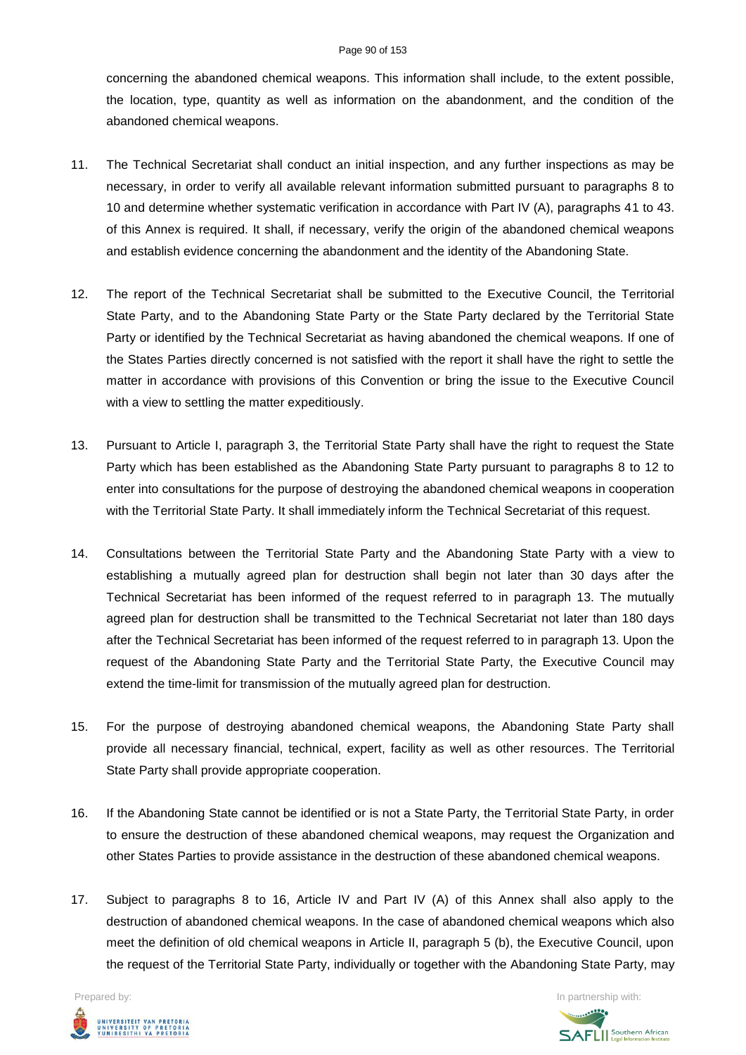concerning the abandoned chemical weapons. This information shall include, to the extent possible, the location, type, quantity as well as information on the abandonment, and the condition of the abandoned chemical weapons.

11. The Technical Secretariat shall conduct an initial inspection, and any further inspections as may be necessary, in order to verify all available relevant information submitted pursuant to paragraphs 8 to 10 and determine whether systematic verification in accordance with Part IV (A), paragraphs 41 to 43. of this Annex is required. It shall, if necessary, verify the origin of the abandoned chemical weapons and establish evidence concerning the abandonment and the identity of the Abandoning State.

12. The report of the Technical Secretariat shall be submitted to the Executive Council, the Territorial State Party, and to the Abandoning State Party or the State Party declared by the Territorial State Party or identified by the Technical Secretariat as having abandoned the chemical weapons. If one of the States Parties directly concerned is not satisfied with the report it shall have the right to settle the matter in accordance with provisions of this Convention or bring the issue to the Executive Council with a view to settling the matter expeditiously.

13. Pursuant to Article I, paragraph 3, the Territorial State Party shall have the right to request the State Party which has been established as the Abandoning State Party pursuant to paragraphs 8 to 12 to enter into consultations for the purpose of destroying the abandoned chemical weapons in cooperation with the Territorial State Party. It shall immediately inform the Technical Secretariat of this request.

14. Consultations between the Territorial State Party and the Abandoning State Party with a view to establishing a mutually agreed plan for destruction shall begin not later than 30 days after the Technical Secretariat has been informed of the request referred to in paragraph 13. The mutually agreed plan for destruction shall be transmitted to the Technical Secretariat not later than 180 days after the Technical Secretariat has been informed of the request referred to in paragraph 13. Upon the request of the Abandoning State Party and the Territorial State Party, the Executive Council may extend the time-limit for transmission of the mutually agreed plan for destruction.

15. For the purpose of destroying abandoned chemical weapons, the Abandoning State Party shall provide all necessary financial, technical, expert, facility as well as other resources. The Territorial State Party shall provide appropriate cooperation.

16. If the Abandoning State cannot be identified or is not a State Party, the Territorial State Party, in order to ensure the destruction of these abandoned chemical weapons, may request the Organization and other States Parties to provide assistance in the destruction of these abandoned chemical weapons.

17. Subject to paragraphs 8 to 16, Article IV and Part IV (A) of this Annex shall also apply to the destruction of abandoned chemical weapons. In the case of abandoned chemical weapons which also meet the definition of old chemical weapons in Article II, paragraph 5 (b), the Executive Council, upon the request of the Territorial State Party, individually or together with the Abandoning State Party, may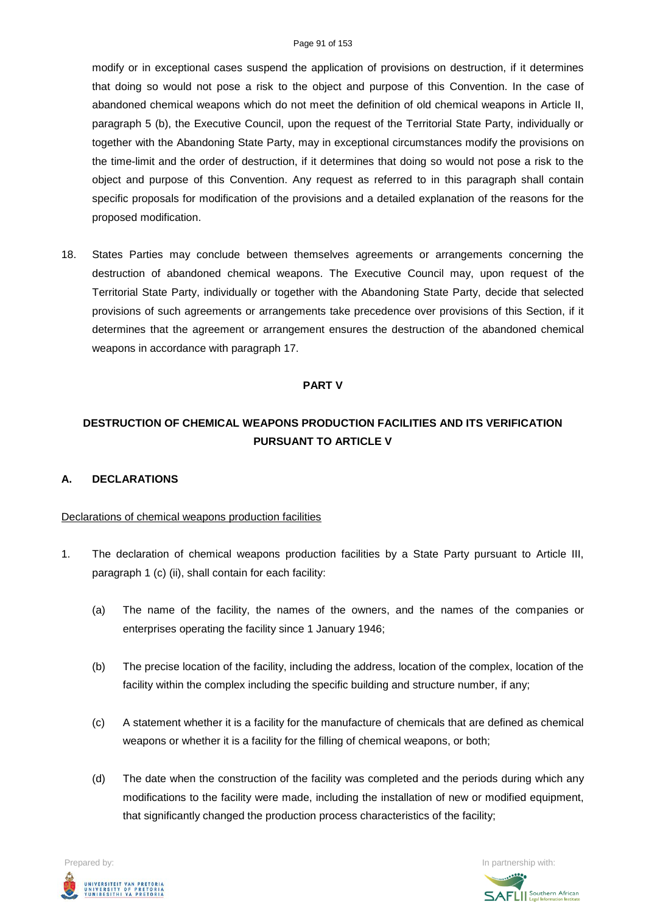modify or in exceptional cases suspend the application of provisions on destruction, if it determines that doing so would not pose a risk to the object and purpose of this Convention. In the case of abandoned chemical weapons which do not meet the definition of old chemical weapons in Article II, paragraph 5 (b), the Executive Council, upon the request of the Territorial State Party, individually or together with the Abandoning State Party, may in exceptional circumstances modify the provisions on the time-limit and the order of destruction, if it determines that doing so would not pose a risk to the object and purpose of this Convention. Any request as referred to in this paragraph shall contain specific proposals for modification of the provisions and a detailed explanation of the reasons for the proposed modification.

18. States Parties may conclude between themselves agreements or arrangements concerning the destruction of abandoned chemical weapons. The Executive Council may, upon request of the Territorial State Party, individually or together with the Abandoning State Party, decide that selected provisions of such agreements or arrangements take precedence over provisions of this Section, if it determines that the agreement or arrangement ensures the destruction of the abandoned chemical weapons in accordance with paragraph 17.

## PART V

## DESTRUCTION OF CHEMICAL WEAPONS PRODUCTION FACILITIES AND ITS VERIFICATION PURSUANT TO ARTICLE V

### A. DECLARATIONS

Declarations of chemical weapons production facilities

1. The declaration of chemical weapons production facilities by a State Party pursuant to Article III, paragraph 1 (c) (ii), shall contain for each facility:

   (a) The name of the facility, the names of the owners, and the names of the companies or enterprises operating the facility since 1 January 1946;

   (b) The precise location of the facility, including the address, location of the complex, location of the facility within the complex including the specific building and structure number, if any;

   (c) A statement whether it is a facility for the manufacture of chemicals that are defined as chemical weapons or whether it is a facility for the filling of chemical weapons, or both;

   (d) The date when the construction of the facility was completed and the periods during which any modifications to the facility were made, including the installation of new or modified equipment, that significantly changed the production process characteristics of the facility;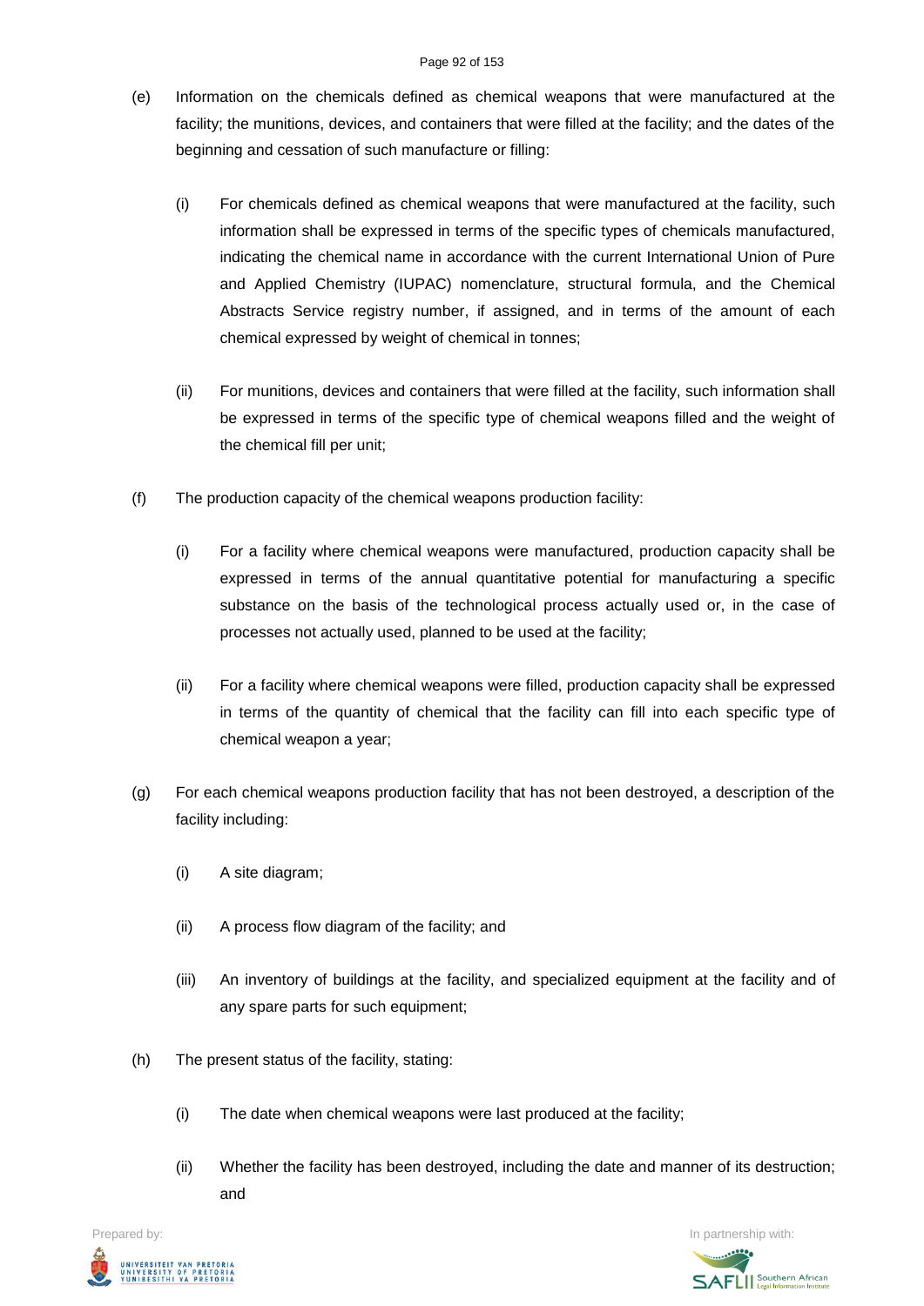(e) Information on the chemicals defined as chemical weapons that were manufactured at the facility; the munitions, devices, and containers that were filled at the facility; and the dates of the beginning and cessation of such manufacture or filling:

(i) For chemicals defined as chemical weapons that were manufactured at the facility, such information shall be expressed in terms of the specific types of chemicals manufactured, indicating the chemical name in accordance with the current International Union of Pure and Applied Chemistry (IUPAC) nomenclature, structural formula, and the Chemical Abstracts Service registry number, if assigned, and in terms of the amount of each chemical expressed by weight of chemical in tonnes;

(ii) For munitions, devices and containers that were filled at the facility, such information shall be expressed in terms of the specific type of chemical weapons filled and the weight of the chemical fill per unit;

(f) The production capacity of the chemical weapons production facility:

(i) For a facility where chemical weapons were manufactured, production capacity shall be expressed in terms of the annual quantitative potential for manufacturing a specific substance on the basis of the technological process actually used or, in the case of processes not actually used, planned to be used at the facility;

(ii) For a facility where chemical weapons were filled, production capacity shall be expressed in terms of the quantity of chemical that the facility can fill into each specific type of chemical weapon a year;

(g) For each chemical weapons production facility that has not been destroyed, a description of the facility including:

(i) A site diagram;

(ii) A process flow diagram of the facility; and

(iii) An inventory of buildings at the facility, and specialized equipment at the facility and of any spare parts for such equipment;

(h) The present status of the facility, stating:

(i) The date when chemical weapons were last produced at the facility;

(ii) Whether the facility has been destroyed, including the date and manner of its destruction; and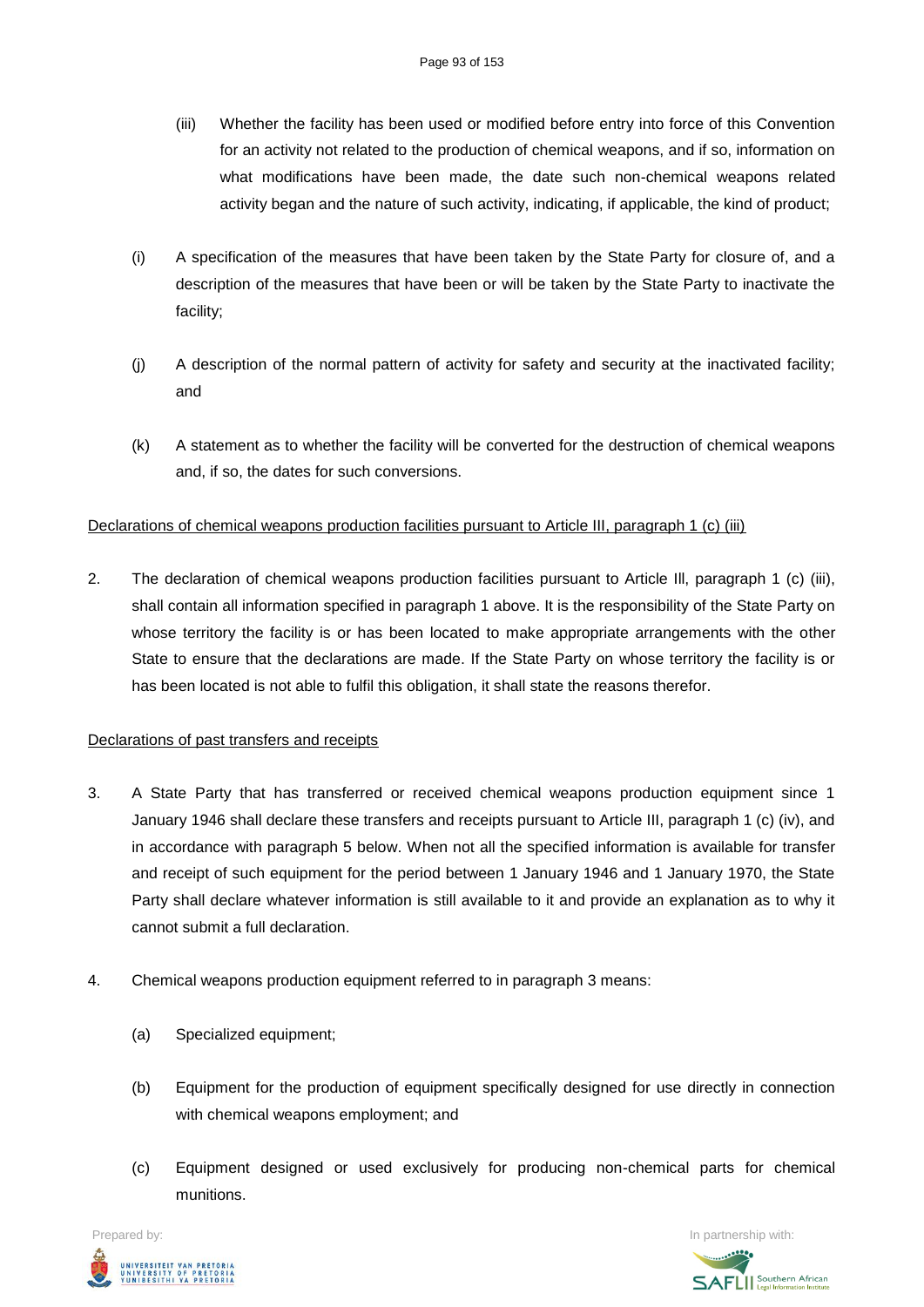(iii) Whether the facility has been used or modified before entry into force of this Convention for an activity not related to the production of chemical weapons, and if so, information on what modifications have been made, the date such non-chemical weapons related activity began and the nature of such activity, indicating, if applicable, the kind of product;

(i) A specification of the measures that have been taken by the State Party for closure of, and a description of the measures that have been or will be taken by the State Party to inactivate the facility;

(j) A description of the normal pattern of activity for safety and security at the inactivated facility; and

(k) A statement as to whether the facility will be converted for the destruction of chemical weapons and, if so, the dates for such conversions.

Declarations of chemical weapons production facilities pursuant to Article III, paragraph 1 (c) (iii)

2. The declaration of chemical weapons production facilities pursuant to Article Ill, paragraph 1 (c) (iii), shall contain all information specified in paragraph 1 above. It is the responsibility of the State Party on whose territory the facility is or has been located to make appropriate arrangements with the other State to ensure that the declarations are made. If the State Party on whose territory the facility is or has been located is not able to fulfil this obligation, it shall state the reasons therefor.

Declarations of past transfers and receipts

3. A State Party that has transferred or received chemical weapons production equipment since 1 January 1946 shall declare these transfers and receipts pursuant to Article III, paragraph 1 (c) (iv), and in accordance with paragraph 5 below. When not all the specified information is available for transfer and receipt of such equipment for the period between 1 January 1946 and 1 January 1970, the State Party shall declare whatever information is still available to it and provide an explanation as to why it cannot submit a full declaration.

4. Chemical weapons production equipment referred to in paragraph 3 means:

   (a) Specialized equipment;

   (b) Equipment for the production of equipment specifically designed for use directly in connection with chemical weapons employment; and

   (c) Equipment designed or used exclusively for producing non-chemical parts for chemical munitions.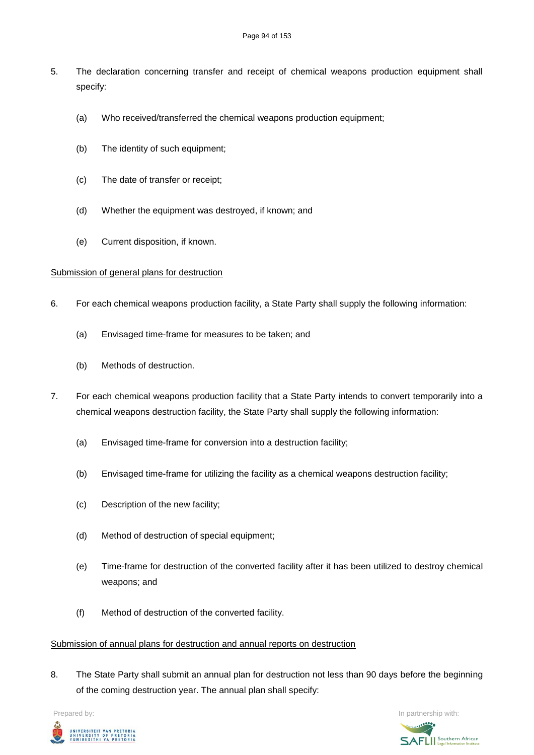5. The declaration concerning transfer and receipt of chemical weapons production equipment shall specify:

   (a) Who received/transferred the chemical weapons production equipment;

   (b) The identity of such equipment;

   (c) The date of transfer or receipt;

   (d) Whether the equipment was destroyed, if known; and

   (e) Current disposition, if known.

<u>Submission of general plans for destruction</u>

6. For each chemical weapons production facility, a State Party shall supply the following information:

   (a) Envisaged time-frame for measures to be taken; and

   (b) Methods of destruction.

7. For each chemical weapons production facility that a State Party intends to convert temporarily into a chemical weapons destruction facility, the State Party shall supply the following information:

   (a) Envisaged time-frame for conversion into a destruction facility;

   (b) Envisaged time-frame for utilizing the facility as a chemical weapons destruction facility;

   (c) Description of the new facility;

   (d) Method of destruction of special equipment;

   (e) Time-frame for destruction of the converted facility after it has been utilized to destroy chemical weapons; and

   (f) Method of destruction of the converted facility.

<u>Submission of annual plans for destruction and annual reports on destruction</u>

8. The State Party shall submit an annual plan for destruction not less than 90 days before the beginning of the coming destruction year. The annual plan shall specify: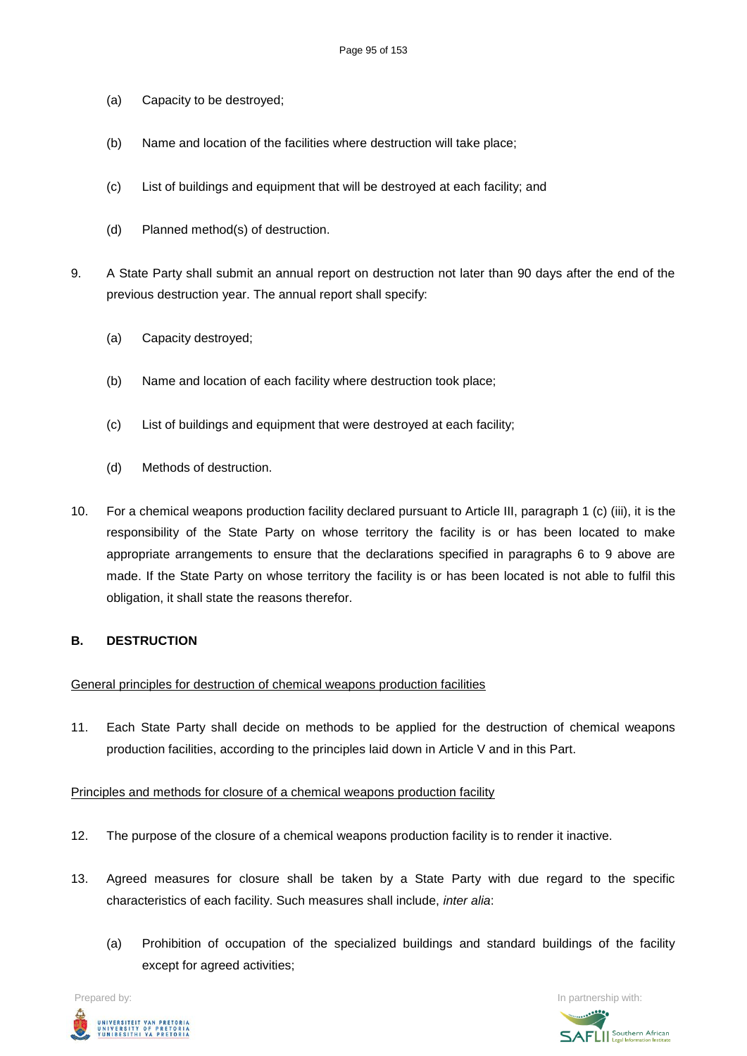(a) Capacity to be destroyed;

(b) Name and location of the facilities where destruction will take place;

(c) List of buildings and equipment that will be destroyed at each facility; and

(d) Planned method(s) of destruction.

9. A State Party shall submit an annual report on destruction not later than 90 days after the end of the previous destruction year. The annual report shall specify:

(a) Capacity destroyed;

(b) Name and location of each facility where destruction took place;

(c) List of buildings and equipment that were destroyed at each facility;

(d) Methods of destruction.

10. For a chemical weapons production facility declared pursuant to Article III, paragraph 1 (c) (iii), it is the responsibility of the State Party on whose territory the facility is or has been located to make appropriate arrangements to ensure that the declarations specified in paragraphs 6 to 9 above are made. If the State Party on whose territory the facility is or has been located is not able to fulfil this obligation, it shall state the reasons therefor.

**B. DESTRUCTION**

General principles for destruction of chemical weapons production facilities

11. Each State Party shall decide on methods to be applied for the destruction of chemical weapons production facilities, according to the principles laid down in Article V and in this Part.

Principles and methods for closure of a chemical weapons production facility

12. The purpose of the closure of a chemical weapons production facility is to render it inactive.

13. Agreed measures for closure shall be taken by a State Party with due regard to the specific characteristics of each facility. Such measures shall include, *inter alia*:

(a) Prohibition of occupation of the specialized buildings and standard buildings of the facility except for agreed activities;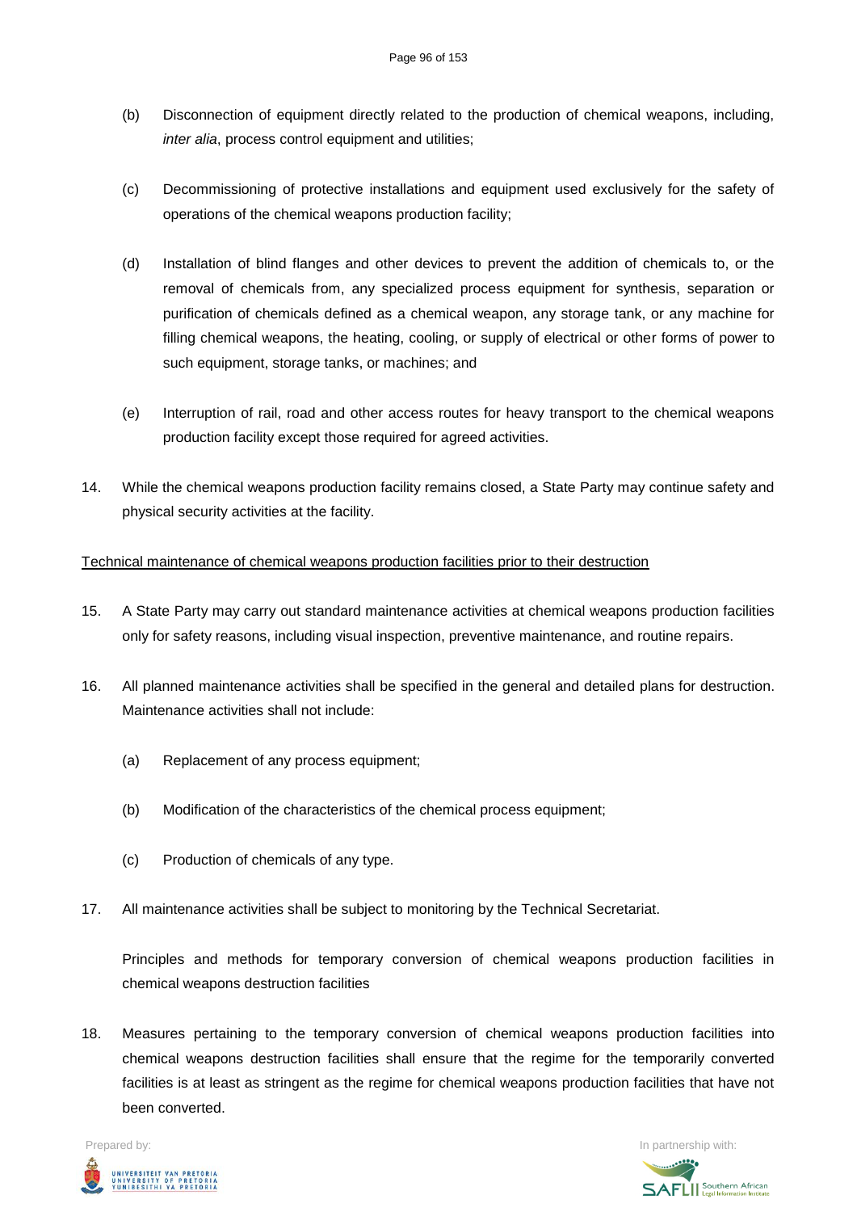(b) Disconnection of equipment directly related to the production of chemical weapons, including, *inter alia*, process control equipment and utilities;

(c) Decommissioning of protective installations and equipment used exclusively for the safety of operations of the chemical weapons production facility;

(d) Installation of blind flanges and other devices to prevent the addition of chemicals to, or the removal of chemicals from, any specialized process equipment for synthesis, separation or purification of chemicals defined as a chemical weapon, any storage tank, or any machine for filling chemical weapons, the heating, cooling, or supply of electrical or other forms of power to such equipment, storage tanks, or machines; and

(e) Interruption of rail, road and other access routes for heavy transport to the chemical weapons production facility except those required for agreed activities.

14. While the chemical weapons production facility remains closed, a State Party may continue safety and physical security activities at the facility.

<u>Technical maintenance of chemical weapons production facilities prior to their destruction</u>

15. A State Party may carry out standard maintenance activities at chemical weapons production facilities only for safety reasons, including visual inspection, preventive maintenance, and routine repairs.

16. All planned maintenance activities shall be specified in the general and detailed plans for destruction. Maintenance activities shall not include:

    (a) Replacement of any process equipment;

    (b) Modification of the characteristics of the chemical process equipment;

    (c) Production of chemicals of any type.

17. All maintenance activities shall be subject to monitoring by the Technical Secretariat.

    Principles and methods for temporary conversion of chemical weapons production facilities in chemical weapons destruction facilities

18. Measures pertaining to the temporary conversion of chemical weapons production facilities into chemical weapons destruction facilities shall ensure that the regime for the temporarily converted facilities is at least as stringent as the regime for chemical weapons production facilities that have not been converted.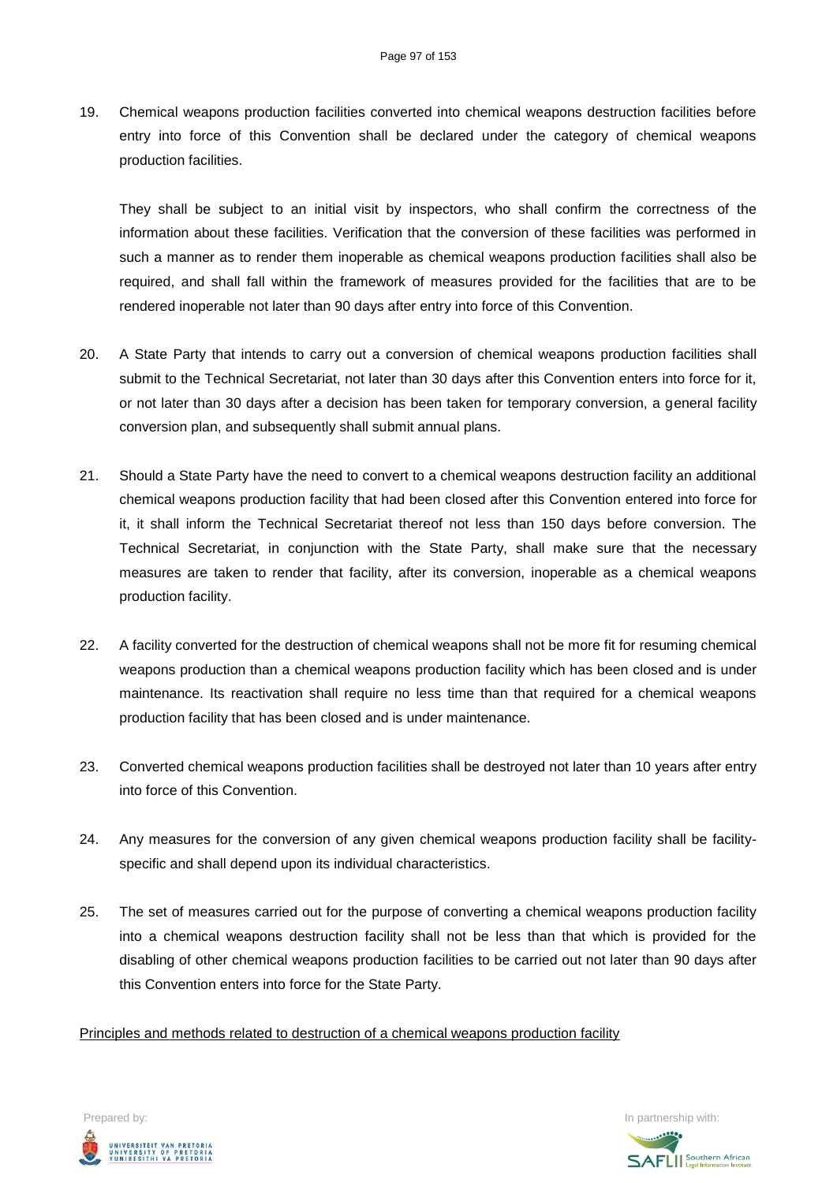19. Chemical weapons production facilities converted into chemical weapons destruction facilities before entry into force of this Convention shall be declared under the category of chemical weapons production facilities.

    They shall be subject to an initial visit by inspectors, who shall confirm the correctness of the information about these facilities. Verification that the conversion of these facilities was performed in such a manner as to render them inoperable as chemical weapons production facilities shall also be required, and shall fall within the framework of measures provided for the facilities that are to be rendered inoperable not later than 90 days after entry into force of this Convention.

20. A State Party that intends to carry out a conversion of chemical weapons production facilities shall submit to the Technical Secretariat, not later than 30 days after this Convention enters into force for it, or not later than 30 days after a decision has been taken for temporary conversion, a general facility conversion plan, and subsequently shall submit annual plans.

21. Should a State Party have the need to convert to a chemical weapons destruction facility an additional chemical weapons production facility that had been closed after this Convention entered into force for it, it shall inform the Technical Secretariat thereof not less than 150 days before conversion. The Technical Secretariat, in conjunction with the State Party, shall make sure that the necessary measures are taken to render that facility, after its conversion, inoperable as a chemical weapons production facility.

22. A facility converted for the destruction of chemical weapons shall not be more fit for resuming chemical weapons production than a chemical weapons production facility which has been closed and is under maintenance. Its reactivation shall require no less time than that required for a chemical weapons production facility that has been closed and is under maintenance.

23. Converted chemical weapons production facilities shall be destroyed not later than 10 years after entry into force of this Convention.

24. Any measures for the conversion of any given chemical weapons production facility shall be facility-specific and shall depend upon its individual characteristics.

25. The set of measures carried out for the purpose of converting a chemical weapons production facility into a chemical weapons destruction facility shall not be less than that which is provided for the disabling of other chemical weapons production facilities to be carried out not later than 90 days after this Convention enters into force for the State Party.

<u>Principles and methods related to destruction of a chemical weapons production facility</u>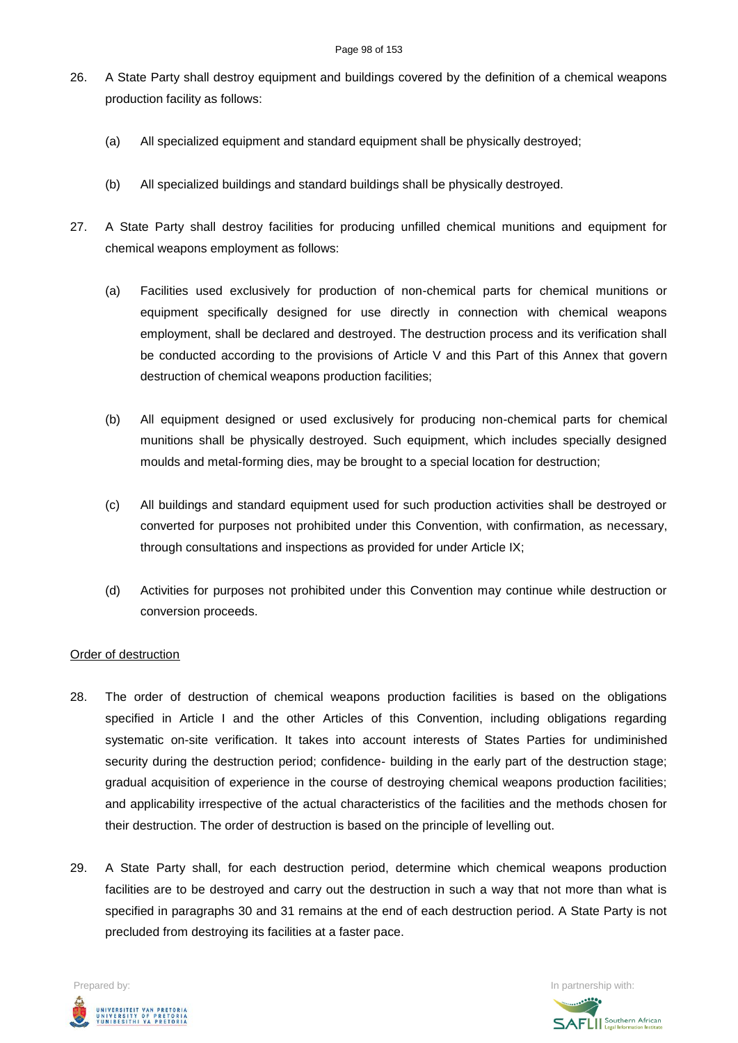26. A State Party shall destroy equipment and buildings covered by the definition of a chemical weapons production facility as follows:

    (a) All specialized equipment and standard equipment shall be physically destroyed;

    (b) All specialized buildings and standard buildings shall be physically destroyed.

27. A State Party shall destroy facilities for producing unfilled chemical munitions and equipment for chemical weapons employment as follows:

    (a) Facilities used exclusively for production of non-chemical parts for chemical munitions or equipment specifically designed for use directly in connection with chemical weapons employment, shall be declared and destroyed. The destruction process and its verification shall be conducted according to the provisions of Article V and this Part of this Annex that govern destruction of chemical weapons production facilities;

    (b) All equipment designed or used exclusively for producing non-chemical parts for chemical munitions shall be physically destroyed. Such equipment, which includes specially designed moulds and metal-forming dies, may be brought to a special location for destruction;

    (c) All buildings and standard equipment used for such production activities shall be destroyed or converted for purposes not prohibited under this Convention, with confirmation, as necessary, through consultations and inspections as provided for under Article IX;

    (d) Activities for purposes not prohibited under this Convention may continue while destruction or conversion proceeds.

Order of destruction

28. The order of destruction of chemical weapons production facilities is based on the obligations specified in Article I and the other Articles of this Convention, including obligations regarding systematic on-site verification. It takes into account interests of States Parties for undiminished security during the destruction period; confidence- building in the early part of the destruction stage; gradual acquisition of experience in the course of destroying chemical weapons production facilities; and applicability irrespective of the actual characteristics of the facilities and the methods chosen for their destruction. The order of destruction is based on the principle of levelling out.

29. A State Party shall, for each destruction period, determine which chemical weapons production facilities are to be destroyed and carry out the destruction in such a way that not more than what is specified in paragraphs 30 and 31 remains at the end of each destruction period. A State Party is not precluded from destroying its facilities at a faster pace.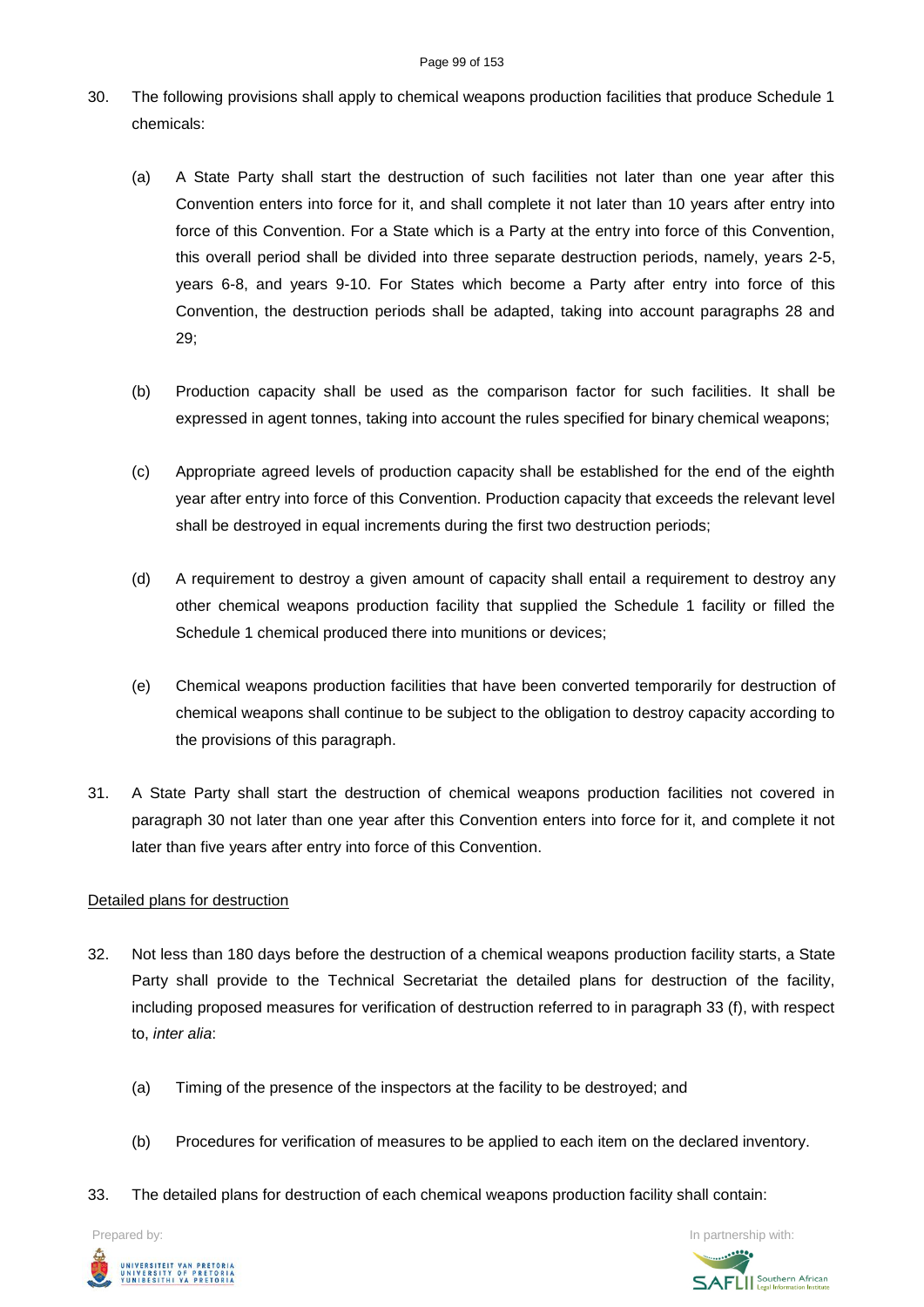30. The following provisions shall apply to chemical weapons production facilities that produce Schedule 1 chemicals:

    (a) A State Party shall start the destruction of such facilities not later than one year after this Convention enters into force for it, and shall complete it not later than 10 years after entry into force of this Convention. For a State which is a Party at the entry into force of this Convention, this overall period shall be divided into three separate destruction periods, namely, years 2-5, years 6-8, and years 9-10. For States which become a Party after entry into force of this Convention, the destruction periods shall be adapted, taking into account paragraphs 28 and 29;

    (b) Production capacity shall be used as the comparison factor for such facilities. It shall be expressed in agent tonnes, taking into account the rules specified for binary chemical weapons;

    (c) Appropriate agreed levels of production capacity shall be established for the end of the eighth year after entry into force of this Convention. Production capacity that exceeds the relevant level shall be destroyed in equal increments during the first two destruction periods;

    (d) A requirement to destroy a given amount of capacity shall entail a requirement to destroy any other chemical weapons production facility that supplied the Schedule 1 facility or filled the Schedule 1 chemical produced there into munitions or devices;

    (e) Chemical weapons production facilities that have been converted temporarily for destruction of chemical weapons shall continue to be subject to the obligation to destroy capacity according to the provisions of this paragraph.

31. A State Party shall start the destruction of chemical weapons production facilities not covered in paragraph 30 not later than one year after this Convention enters into force for it, and complete it not later than five years after entry into force of this Convention.

<u>Detailed plans for destruction</u>

32. Not less than 180 days before the destruction of a chemical weapons production facility starts, a State Party shall provide to the Technical Secretariat the detailed plans for destruction of the facility, including proposed measures for verification of destruction referred to in paragraph 33 (f), with respect to, *inter alia*:

    (a) Timing of the presence of the inspectors at the facility to be destroyed; and

    (b) Procedures for verification of measures to be applied to each item on the declared inventory.

33. The detailed plans for destruction of each chemical weapons production facility shall contain: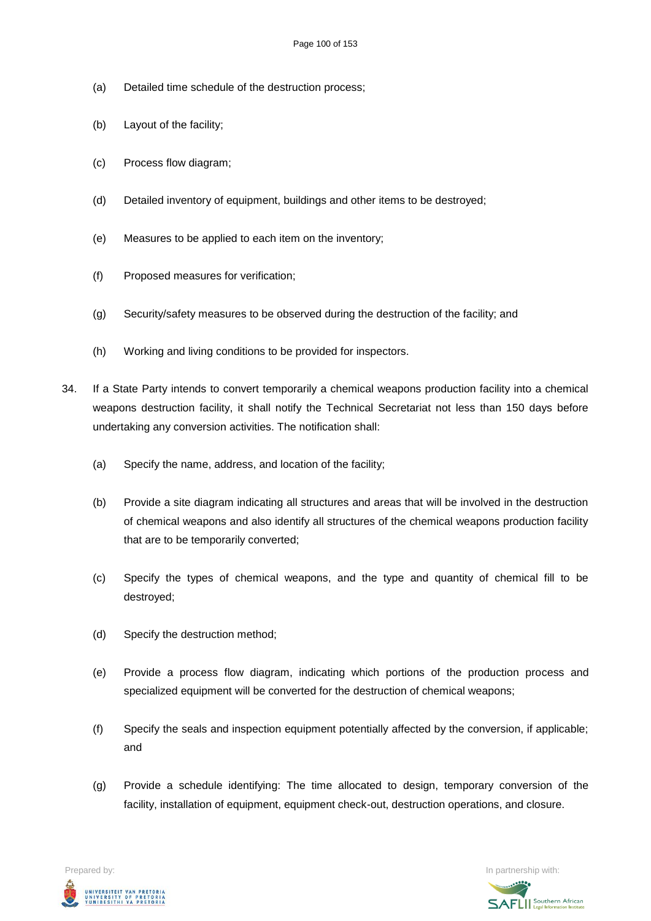(a) Detailed time schedule of the destruction process;

(b) Layout of the facility;

(c) Process flow diagram;

(d) Detailed inventory of equipment, buildings and other items to be destroyed;

(e) Measures to be applied to each item on the inventory;

(f) Proposed measures for verification;

(g) Security/safety measures to be observed during the destruction of the facility; and

(h) Working and living conditions to be provided for inspectors.

34. If a State Party intends to convert temporarily a chemical weapons production facility into a chemical weapons destruction facility, it shall notify the Technical Secretariat not less than 150 days before undertaking any conversion activities. The notification shall:

(a) Specify the name, address, and location of the facility;

(b) Provide a site diagram indicating all structures and areas that will be involved in the destruction of chemical weapons and also identify all structures of the chemical weapons production facility that are to be temporarily converted;

(c) Specify the types of chemical weapons, and the type and quantity of chemical fill to be destroyed;

(d) Specify the destruction method;

(e) Provide a process flow diagram, indicating which portions of the production process and specialized equipment will be converted for the destruction of chemical weapons;

(f) Specify the seals and inspection equipment potentially affected by the conversion, if applicable; and

(g) Provide a schedule identifying: The time allocated to design, temporary conversion of the facility, installation of equipment, equipment check-out, destruction operations, and closure.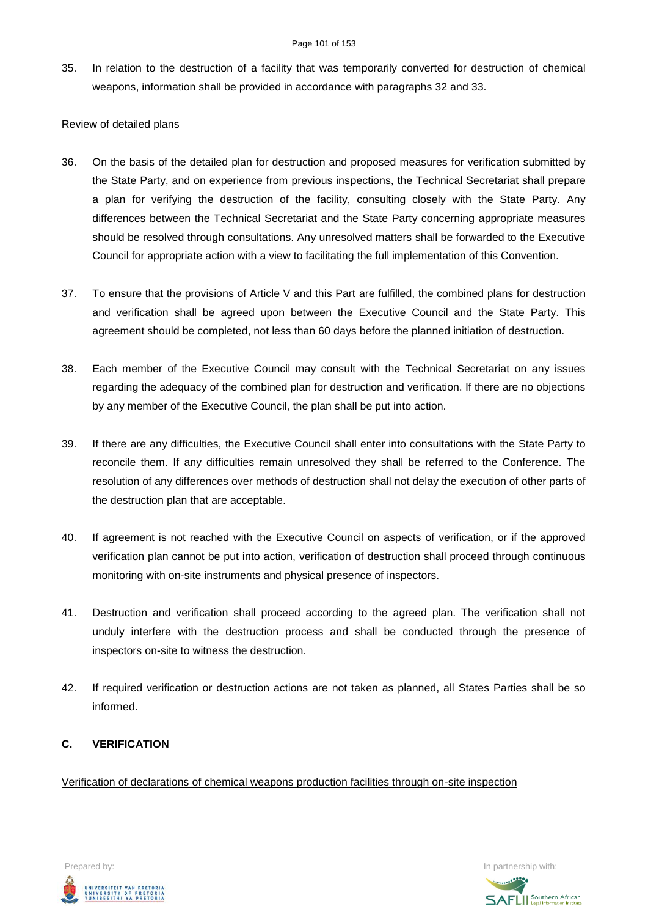35. In relation to the destruction of a facility that was temporarily converted for destruction of chemical weapons, information shall be provided in accordance with paragraphs 32 and 33.

Review of detailed plans

36. On the basis of the detailed plan for destruction and proposed measures for verification submitted by the State Party, and on experience from previous inspections, the Technical Secretariat shall prepare a plan for verifying the destruction of the facility, consulting closely with the State Party. Any differences between the Technical Secretariat and the State Party concerning appropriate measures should be resolved through consultations. Any unresolved matters shall be forwarded to the Executive Council for appropriate action with a view to facilitating the full implementation of this Convention.

37. To ensure that the provisions of Article V and this Part are fulfilled, the combined plans for destruction and verification shall be agreed upon between the Executive Council and the State Party. This agreement should be completed, not less than 60 days before the planned initiation of destruction.

38. Each member of the Executive Council may consult with the Technical Secretariat on any issues regarding the adequacy of the combined plan for destruction and verification. If there are no objections by any member of the Executive Council, the plan shall be put into action.

39. If there are any difficulties, the Executive Council shall enter into consultations with the State Party to reconcile them. If any difficulties remain unresolved they shall be referred to the Conference. The resolution of any differences over methods of destruction shall not delay the execution of other parts of the destruction plan that are acceptable.

40. If agreement is not reached with the Executive Council on aspects of verification, or if the approved verification plan cannot be put into action, verification of destruction shall proceed through continuous monitoring with on-site instruments and physical presence of inspectors.

41. Destruction and verification shall proceed according to the agreed plan. The verification shall not unduly interfere with the destruction process and shall be conducted through the presence of inspectors on-site to witness the destruction.

42. If required verification or destruction actions are not taken as planned, all States Parties shall be so informed.

## C. VERIFICATION

Verification of declarations of chemical weapons production facilities through on-site inspection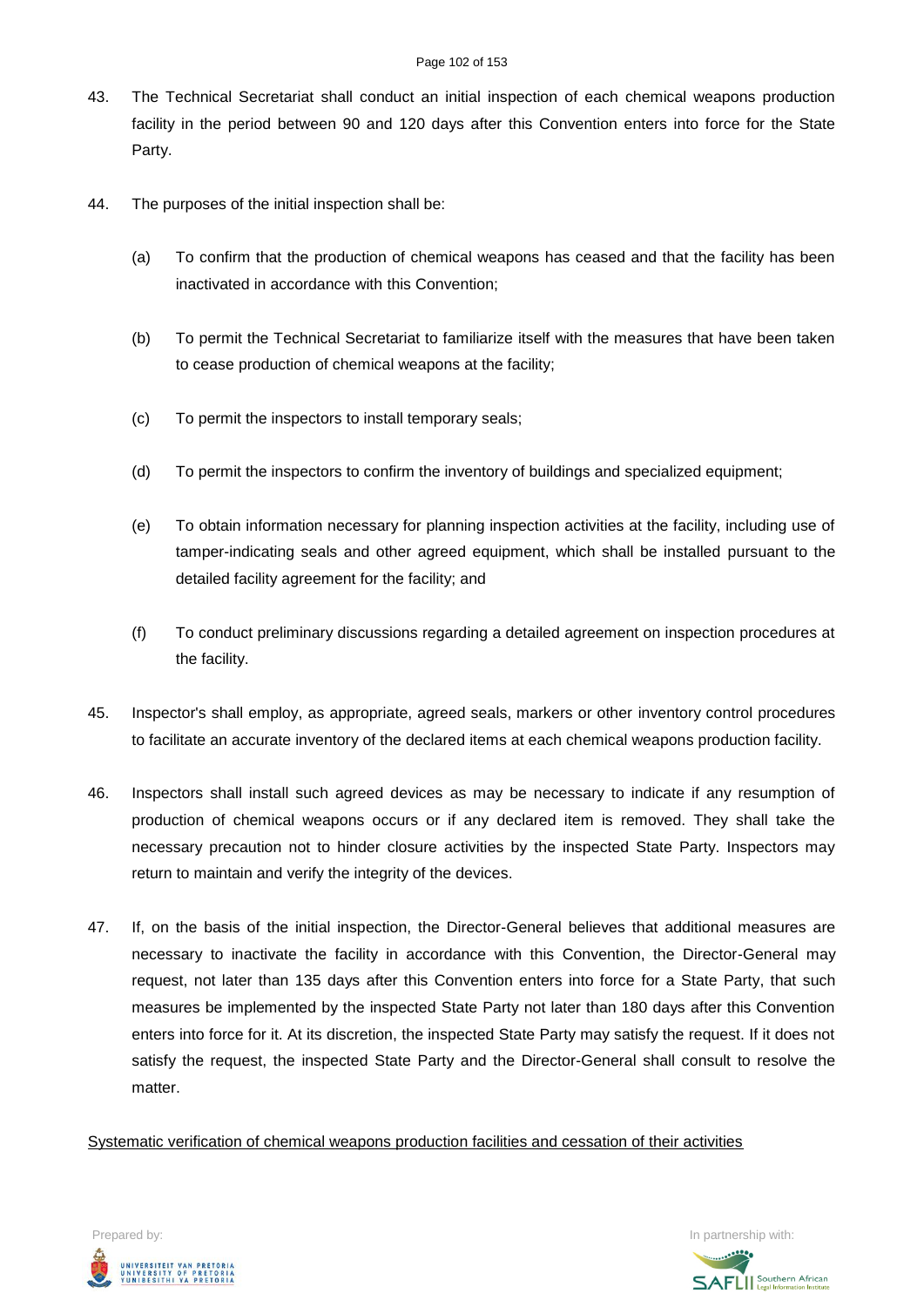43. The Technical Secretariat shall conduct an initial inspection of each chemical weapons production facility in the period between 90 and 120 days after this Convention enters into force for the State Party.

44. The purposes of the initial inspection shall be:

    (a) To confirm that the production of chemical weapons has ceased and that the facility has been inactivated in accordance with this Convention;

    (b) To permit the Technical Secretariat to familiarize itself with the measures that have been taken to cease production of chemical weapons at the facility;

    (c) To permit the inspectors to install temporary seals;

    (d) To permit the inspectors to confirm the inventory of buildings and specialized equipment;

    (e) To obtain information necessary for planning inspection activities at the facility, including use of tamper-indicating seals and other agreed equipment, which shall be installed pursuant to the detailed facility agreement for the facility; and

    (f) To conduct preliminary discussions regarding a detailed agreement on inspection procedures at the facility.

45. Inspector's shall employ, as appropriate, agreed seals, markers or other inventory control procedures to facilitate an accurate inventory of the declared items at each chemical weapons production facility.

46. Inspectors shall install such agreed devices as may be necessary to indicate if any resumption of production of chemical weapons occurs or if any declared item is removed. They shall take the necessary precaution not to hinder closure activities by the inspected State Party. Inspectors may return to maintain and verify the integrity of the devices.

47. If, on the basis of the initial inspection, the Director-General believes that additional measures are necessary to inactivate the facility in accordance with this Convention, the Director-General may request, not later than 135 days after this Convention enters into force for a State Party, that such measures be implemented by the inspected State Party not later than 180 days after this Convention enters into force for it. At its discretion, the inspected State Party may satisfy the request. If it does not satisfy the request, the inspected State Party and the Director-General shall consult to resolve the matter.

<u>Systematic verification of chemical weapons production facilities and cessation of their activities</u>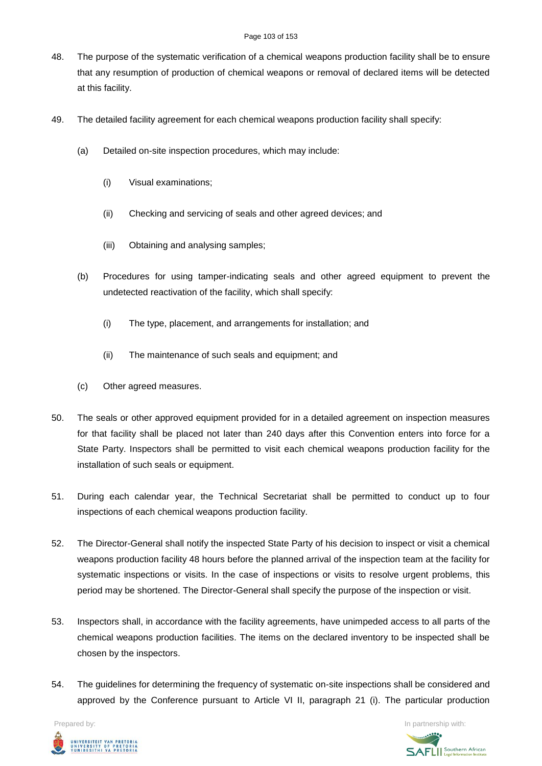48. The purpose of the systematic verification of a chemical weapons production facility shall be to ensure that any resumption of production of chemical weapons or removal of declared items will be detected at this facility.

49. The detailed facility agreement for each chemical weapons production facility shall specify:

   (a) Detailed on-site inspection procedures, which may include:

      (i) Visual examinations;

      (ii) Checking and servicing of seals and other agreed devices; and

      (iii) Obtaining and analysing samples;

   (b) Procedures for using tamper-indicating seals and other agreed equipment to prevent the undetected reactivation of the facility, which shall specify:

      (i) The type, placement, and arrangements for installation; and

      (ii) The maintenance of such seals and equipment; and

   (c) Other agreed measures.

50. The seals or other approved equipment provided for in a detailed agreement on inspection measures for that facility shall be placed not later than 240 days after this Convention enters into force for a State Party. Inspectors shall be permitted to visit each chemical weapons production facility for the installation of such seals or equipment.

51. During each calendar year, the Technical Secretariat shall be permitted to conduct up to four inspections of each chemical weapons production facility.

52. The Director-General shall notify the inspected State Party of his decision to inspect or visit a chemical weapons production facility 48 hours before the planned arrival of the inspection team at the facility for systematic inspections or visits. In the case of inspections or visits to resolve urgent problems, this period may be shortened. The Director-General shall specify the purpose of the inspection or visit.

53. Inspectors shall, in accordance with the facility agreements, have unimpeded access to all parts of the chemical weapons production facilities. The items on the declared inventory to be inspected shall be chosen by the inspectors.

54. The guidelines for determining the frequency of systematic on-site inspections shall be considered and approved by the Conference pursuant to Article VI II, paragraph 21 (i). The particular production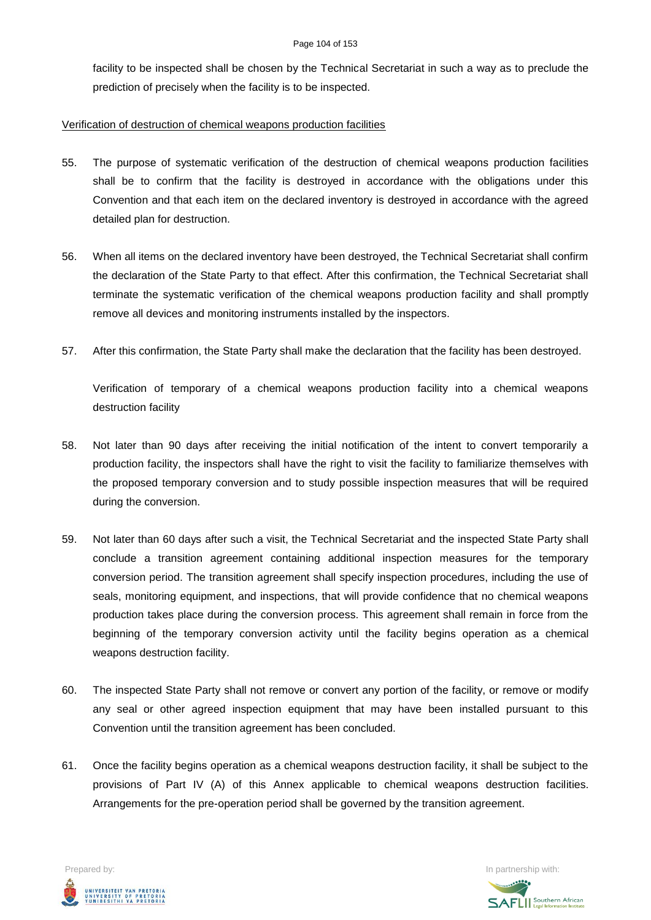facility to be inspected shall be chosen by the Technical Secretariat in such a way as to preclude the prediction of precisely when the facility is to be inspected.

Verification of destruction of chemical weapons production facilities

55. The purpose of systematic verification of the destruction of chemical weapons production facilities shall be to confirm that the facility is destroyed in accordance with the obligations under this Convention and that each item on the declared inventory is destroyed in accordance with the agreed detailed plan for destruction.

56. When all items on the declared inventory have been destroyed, the Technical Secretariat shall confirm the declaration of the State Party to that effect. After this confirmation, the Technical Secretariat shall terminate the systematic verification of the chemical weapons production facility and shall promptly remove all devices and monitoring instruments installed by the inspectors.

57. After this confirmation, the State Party shall make the declaration that the facility has been destroyed.

Verification of temporary of a chemical weapons production facility into a chemical weapons destruction facility

58. Not later than 90 days after receiving the initial notification of the intent to convert temporarily a production facility, the inspectors shall have the right to visit the facility to familiarize themselves with the proposed temporary conversion and to study possible inspection measures that will be required during the conversion.

59. Not later than 60 days after such a visit, the Technical Secretariat and the inspected State Party shall conclude a transition agreement containing additional inspection measures for the temporary conversion period. The transition agreement shall specify inspection procedures, including the use of seals, monitoring equipment, and inspections, that will provide confidence that no chemical weapons production takes place during the conversion process. This agreement shall remain in force from the beginning of the temporary conversion activity until the facility begins operation as a chemical weapons destruction facility.

60. The inspected State Party shall not remove or convert any portion of the facility, or remove or modify any seal or other agreed inspection equipment that may have been installed pursuant to this Convention until the transition agreement has been concluded.

61. Once the facility begins operation as a chemical weapons destruction facility, it shall be subject to the provisions of Part IV (A) of this Annex applicable to chemical weapons destruction facilities. Arrangements for the pre-operation period shall be governed by the transition agreement.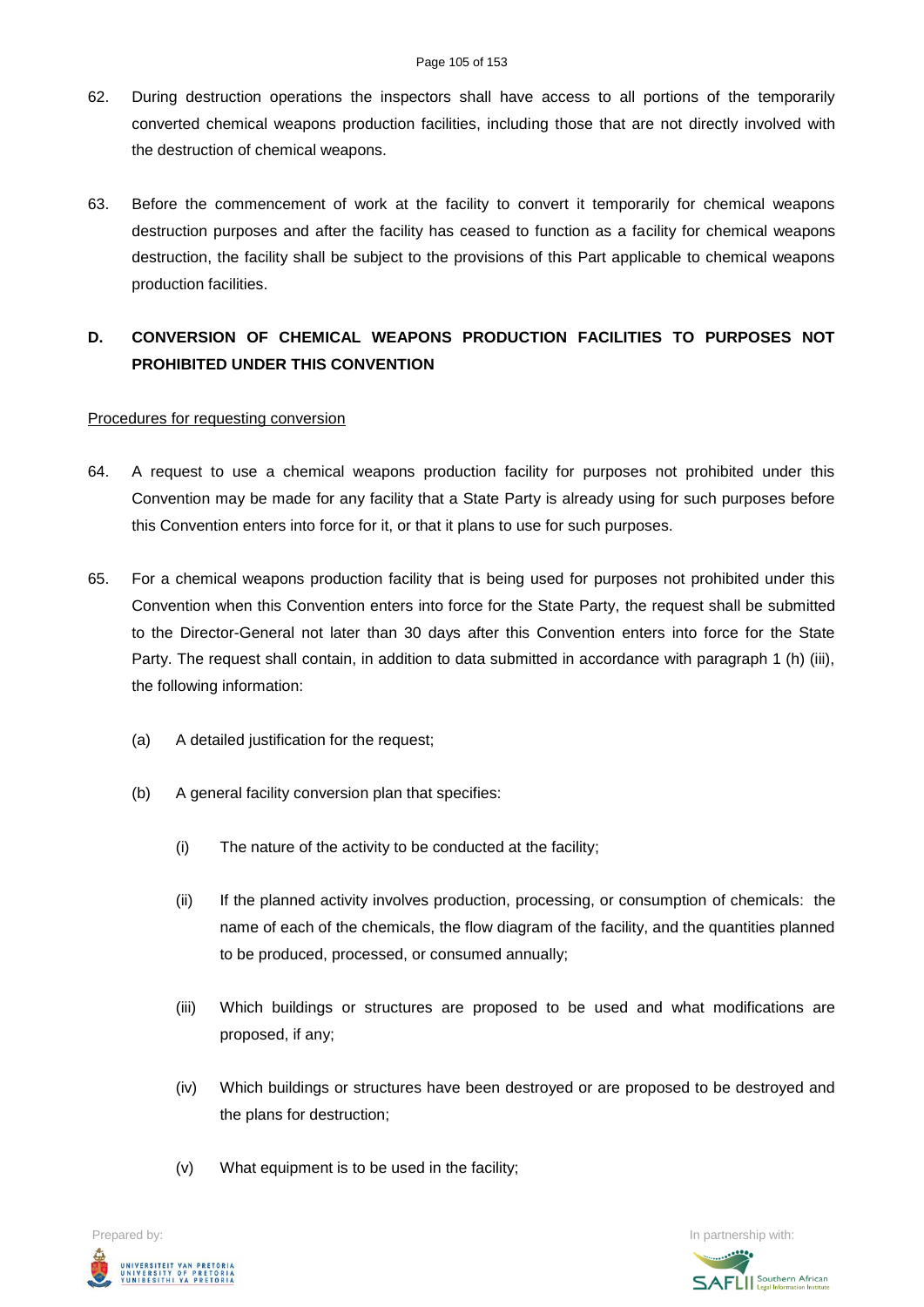62. During destruction operations the inspectors shall have access to all portions of the temporarily converted chemical weapons production facilities, including those that are not directly involved with the destruction of chemical weapons.

63. Before the commencement of work at the facility to convert it temporarily for chemical weapons destruction purposes and after the facility has ceased to function as a facility for chemical weapons destruction, the facility shall be subject to the provisions of this Part applicable to chemical weapons production facilities.

## D. CONVERSION OF CHEMICAL WEAPONS PRODUCTION FACILITIES TO PURPOSES NOT PROHIBITED UNDER THIS CONVENTION

Procedures for requesting conversion

64. A request to use a chemical weapons production facility for purposes not prohibited under this Convention may be made for any facility that a State Party is already using for such purposes before this Convention enters into force for it, or that it plans to use for such purposes.

65. For a chemical weapons production facility that is being used for purposes not prohibited under this Convention when this Convention enters into force for the State Party, the request shall be submitted to the Director-General not later than 30 days after this Convention enters into force for the State Party. The request shall contain, in addition to data submitted in accordance with paragraph 1 (h) (iii), the following information:

   (a) A detailed justification for the request;

   (b) A general facility conversion plan that specifies:

      (i) The nature of the activity to be conducted at the facility;

      (ii) If the planned activity involves production, processing, or consumption of chemicals: the name of each of the chemicals, the flow diagram of the facility, and the quantities planned to be produced, processed, or consumed annually;

      (iii) Which buildings or structures are proposed to be used and what modifications are proposed, if any;

      (iv) Which buildings or structures have been destroyed or are proposed to be destroyed and the plans for destruction;

      (v) What equipment is to be used in the facility;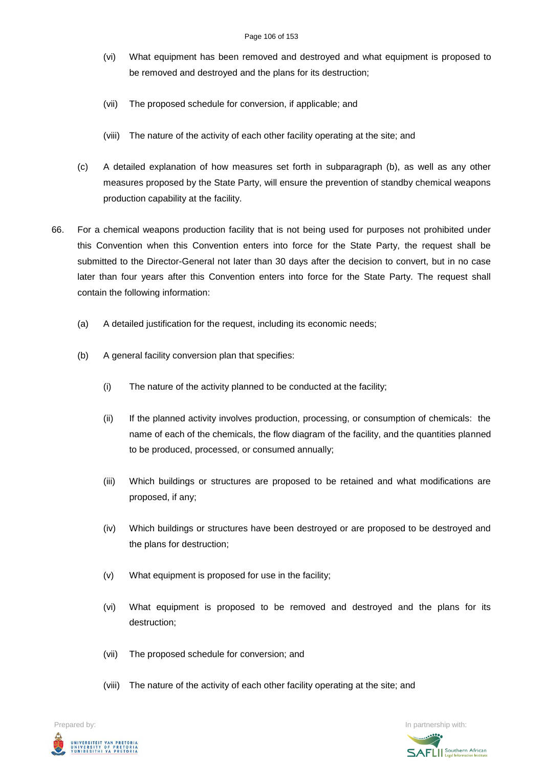(vi) What equipment has been removed and destroyed and what equipment is proposed to be removed and destroyed and the plans for its destruction;

(vii) The proposed schedule for conversion, if applicable; and

(viii) The nature of the activity of each other facility operating at the site; and

(c) A detailed explanation of how measures set forth in subparagraph (b), as well as any other measures proposed by the State Party, will ensure the prevention of standby chemical weapons production capability at the facility.

66. For a chemical weapons production facility that is not being used for purposes not prohibited under this Convention when this Convention enters into force for the State Party, the request shall be submitted to the Director-General not later than 30 days after the decision to convert, but in no case later than four years after this Convention enters into force for the State Party. The request shall contain the following information:

(a) A detailed justification for the request, including its economic needs;

(b) A general facility conversion plan that specifies:

(i) The nature of the activity planned to be conducted at the facility;

(ii) If the planned activity involves production, processing, or consumption of chemicals: the name of each of the chemicals, the flow diagram of the facility, and the quantities planned to be produced, processed, or consumed annually;

(iii) Which buildings or structures are proposed to be retained and what modifications are proposed, if any;

(iv) Which buildings or structures have been destroyed or are proposed to be destroyed and the plans for destruction;

(v) What equipment is proposed for use in the facility;

(vi) What equipment is proposed to be removed and destroyed and the plans for its destruction;

(vii) The proposed schedule for conversion; and

(viii) The nature of the activity of each other facility operating at the site; and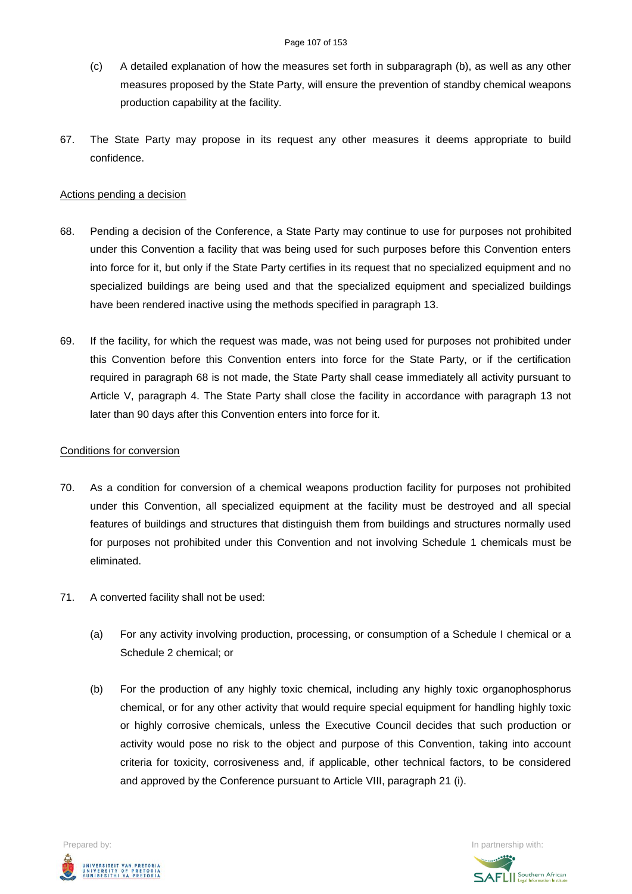(c) A detailed explanation of how the measures set forth in subparagraph (b), as well as any other measures proposed by the State Party, will ensure the prevention of standby chemical weapons production capability at the facility.

67. The State Party may propose in its request any other measures it deems appropriate to build confidence.

Actions pending a decision

68. Pending a decision of the Conference, a State Party may continue to use for purposes not prohibited under this Convention a facility that was being used for such purposes before this Convention enters into force for it, but only if the State Party certifies in its request that no specialized equipment and no specialized buildings are being used and that the specialized equipment and specialized buildings have been rendered inactive using the methods specified in paragraph 13.

69. If the facility, for which the request was made, was not being used for purposes not prohibited under this Convention before this Convention enters into force for the State Party, or if the certification required in paragraph 68 is not made, the State Party shall cease immediately all activity pursuant to Article V, paragraph 4. The State Party shall close the facility in accordance with paragraph 13 not later than 90 days after this Convention enters into force for it.

Conditions for conversion

70. As a condition for conversion of a chemical weapons production facility for purposes not prohibited under this Convention, all specialized equipment at the facility must be destroyed and all special features of buildings and structures that distinguish them from buildings and structures normally used for purposes not prohibited under this Convention and not involving Schedule 1 chemicals must be eliminated.

71. A converted facility shall not be used:

(a) For any activity involving production, processing, or consumption of a Schedule I chemical or a Schedule 2 chemical; or

(b) For the production of any highly toxic chemical, including any highly toxic organophosphorus chemical, or for any other activity that would require special equipment for handling highly toxic or highly corrosive chemicals, unless the Executive Council decides that such production or activity would pose no risk to the object and purpose of this Convention, taking into account criteria for toxicity, corrosiveness and, if applicable, other technical factors, to be considered and approved by the Conference pursuant to Article VIII, paragraph 21 (i).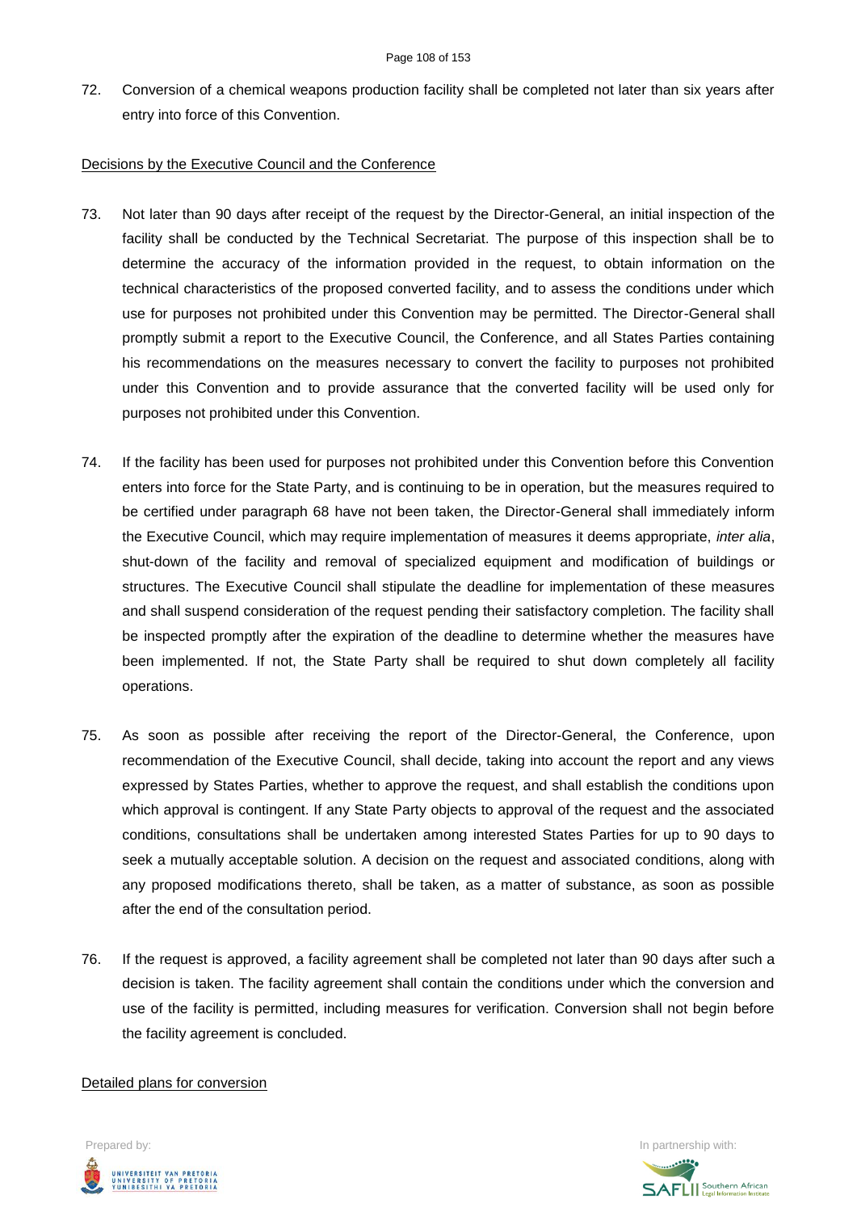72. Conversion of a chemical weapons production facility shall be completed not later than six years after entry into force of this Convention.

Decisions by the Executive Council and the Conference

73. Not later than 90 days after receipt of the request by the Director-General, an initial inspection of the facility shall be conducted by the Technical Secretariat. The purpose of this inspection shall be to determine the accuracy of the information provided in the request, to obtain information on the technical characteristics of the proposed converted facility, and to assess the conditions under which use for purposes not prohibited under this Convention may be permitted. The Director-General shall promptly submit a report to the Executive Council, the Conference, and all States Parties containing his recommendations on the measures necessary to convert the facility to purposes not prohibited under this Convention and to provide assurance that the converted facility will be used only for purposes not prohibited under this Convention.

74. If the facility has been used for purposes not prohibited under this Convention before this Convention enters into force for the State Party, and is continuing to be in operation, but the measures required to be certified under paragraph 68 have not been taken, the Director-General shall immediately inform the Executive Council, which may require implementation of measures it deems appropriate, *inter alia*, shut-down of the facility and removal of specialized equipment and modification of buildings or structures. The Executive Council shall stipulate the deadline for implementation of these measures and shall suspend consideration of the request pending their satisfactory completion. The facility shall be inspected promptly after the expiration of the deadline to determine whether the measures have been implemented. If not, the State Party shall be required to shut down completely all facility operations.

75. As soon as possible after receiving the report of the Director-General, the Conference, upon recommendation of the Executive Council, shall decide, taking into account the report and any views expressed by States Parties, whether to approve the request, and shall establish the conditions upon which approval is contingent. If any State Party objects to approval of the request and the associated conditions, consultations shall be undertaken among interested States Parties for up to 90 days to seek a mutually acceptable solution. A decision on the request and associated conditions, along with any proposed modifications thereto, shall be taken, as a matter of substance, as soon as possible after the end of the consultation period.

76. If the request is approved, a facility agreement shall be completed not later than 90 days after such a decision is taken. The facility agreement shall contain the conditions under which the conversion and use of the facility is permitted, including measures for verification. Conversion shall not begin before the facility agreement is concluded.

Detailed plans for conversion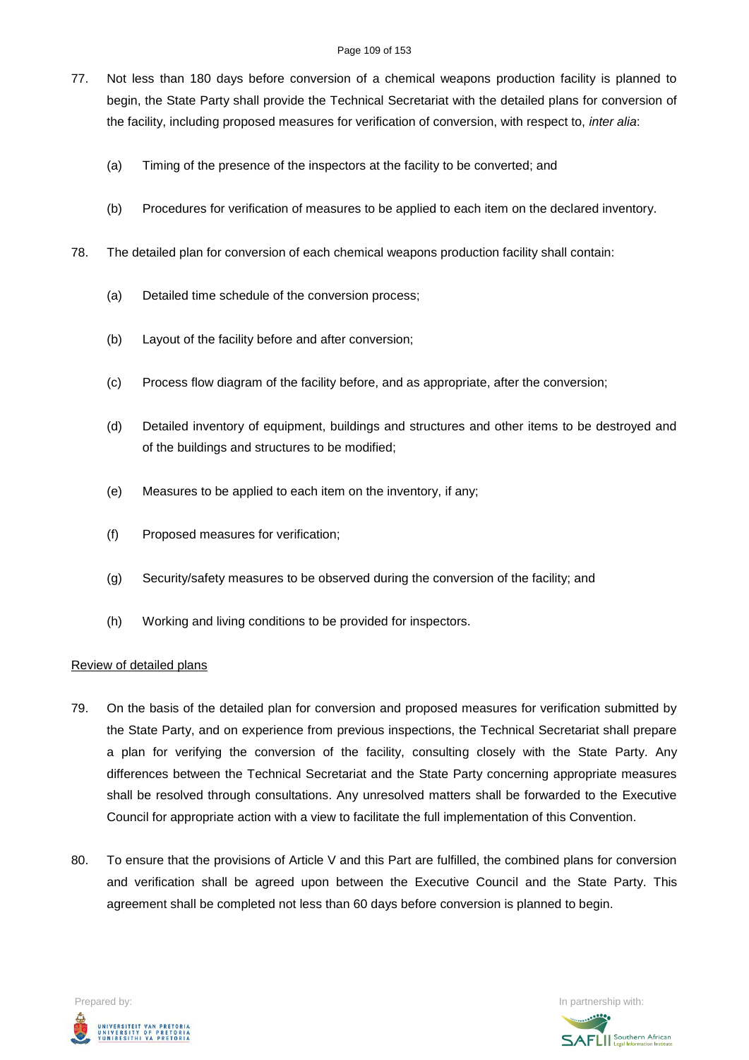77. Not less than 180 days before conversion of a chemical weapons production facility is planned to begin, the State Party shall provide the Technical Secretariat with the detailed plans for conversion of the facility, including proposed measures for verification of conversion, with respect to, *inter alia*:

    (a) Timing of the presence of the inspectors at the facility to be converted; and

    (b) Procedures for verification of measures to be applied to each item on the declared inventory.

78. The detailed plan for conversion of each chemical weapons production facility shall contain:

    (a) Detailed time schedule of the conversion process;

    (b) Layout of the facility before and after conversion;

    (c) Process flow diagram of the facility before, and as appropriate, after the conversion;

    (d) Detailed inventory of equipment, buildings and structures and other items to be destroyed and of the buildings and structures to be modified;

    (e) Measures to be applied to each item on the inventory, if any;

    (f) Proposed measures for verification;

    (g) Security/safety measures to be observed during the conversion of the facility; and

    (h) Working and living conditions to be provided for inspectors.

<u>Review of detailed plans</u>

79. On the basis of the detailed plan for conversion and proposed measures for verification submitted by the State Party, and on experience from previous inspections, the Technical Secretariat shall prepare a plan for verifying the conversion of the facility, consulting closely with the State Party. Any differences between the Technical Secretariat and the State Party concerning appropriate measures shall be resolved through consultations. Any unresolved matters shall be forwarded to the Executive Council for appropriate action with a view to facilitate the full implementation of this Convention.

80. To ensure that the provisions of Article V and this Part are fulfilled, the combined plans for conversion and verification shall be agreed upon between the Executive Council and the State Party. This agreement shall be completed not less than 60 days before conversion is planned to begin.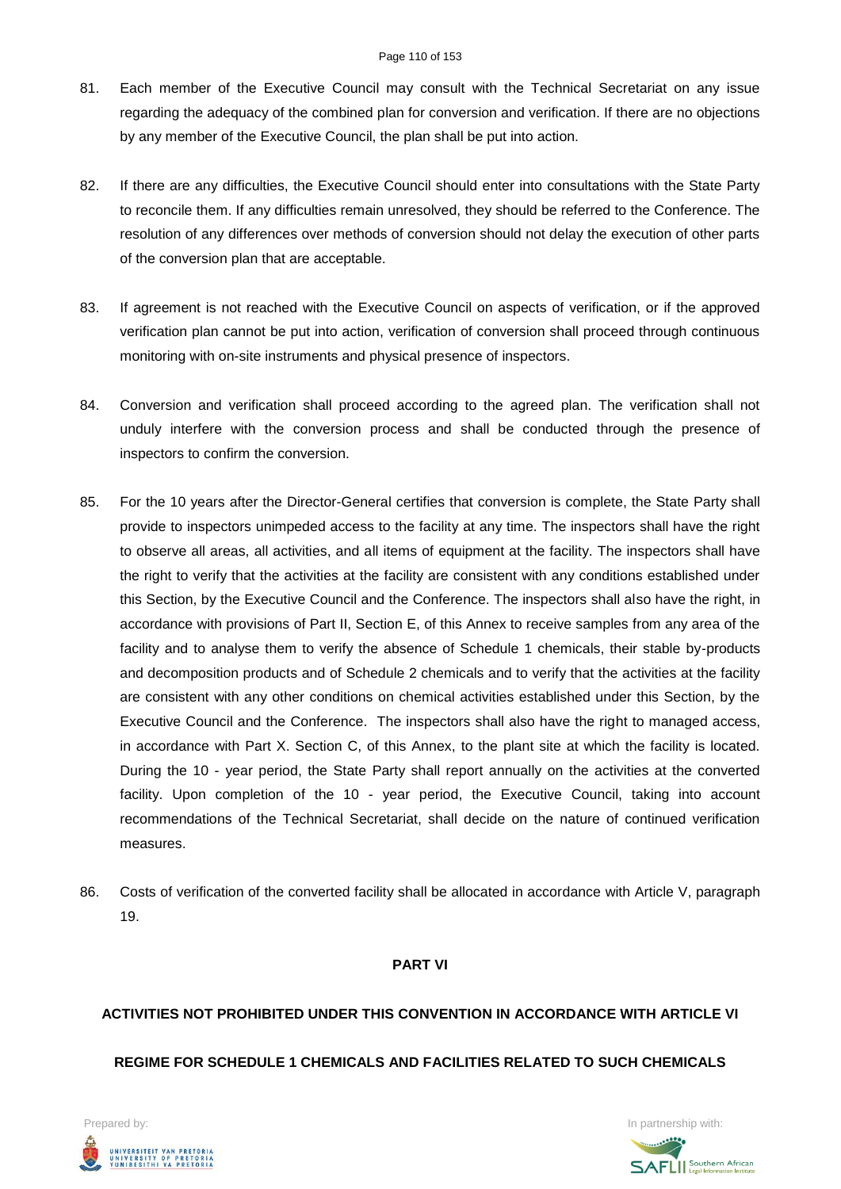81. Each member of the Executive Council may consult with the Technical Secretariat on any issue regarding the adequacy of the combined plan for conversion and verification. If there are no objections by any member of the Executive Council, the plan shall be put into action.

82. If there are any difficulties, the Executive Council should enter into consultations with the State Party to reconcile them. If any difficulties remain unresolved, they should be referred to the Conference. The resolution of any differences over methods of conversion should not delay the execution of other parts of the conversion plan that are acceptable.

83. If agreement is not reached with the Executive Council on aspects of verification, or if the approved verification plan cannot be put into action, verification of conversion shall proceed through continuous monitoring with on-site instruments and physical presence of inspectors.

84. Conversion and verification shall proceed according to the agreed plan. The verification shall not unduly interfere with the conversion process and shall be conducted through the presence of inspectors to confirm the conversion.

85. For the 10 years after the Director-General certifies that conversion is complete, the State Party shall provide to inspectors unimpeded access to the facility at any time. The inspectors shall have the right to observe all areas, all activities, and all items of equipment at the facility. The inspectors shall have the right to verify that the activities at the facility are consistent with any conditions established under this Section, by the Executive Council and the Conference. The inspectors shall also have the right, in accordance with provisions of Part II, Section E, of this Annex to receive samples from any area of the facility and to analyse them to verify the absence of Schedule 1 chemicals, their stable by-products and decomposition products and of Schedule 2 chemicals and to verify that the activities at the facility are consistent with any other conditions on chemical activities established under this Section, by the Executive Council and the Conference. The inspectors shall also have the right to managed access, in accordance with Part X. Section C, of this Annex, to the plant site at which the facility is located. During the 10 - year period, the State Party shall report annually on the activities at the converted facility. Upon completion of the 10 - year period, the Executive Council, taking into account recommendations of the Technical Secretariat, shall decide on the nature of continued verification measures.

86. Costs of verification of the converted facility shall be allocated in accordance with Article V, paragraph 19.

## PART VI

### ACTIVITIES NOT PROHIBITED UNDER THIS CONVENTION IN ACCORDANCE WITH ARTICLE VI

### REGIME FOR SCHEDULE 1 CHEMICALS AND FACILITIES RELATED TO SUCH CHEMICALS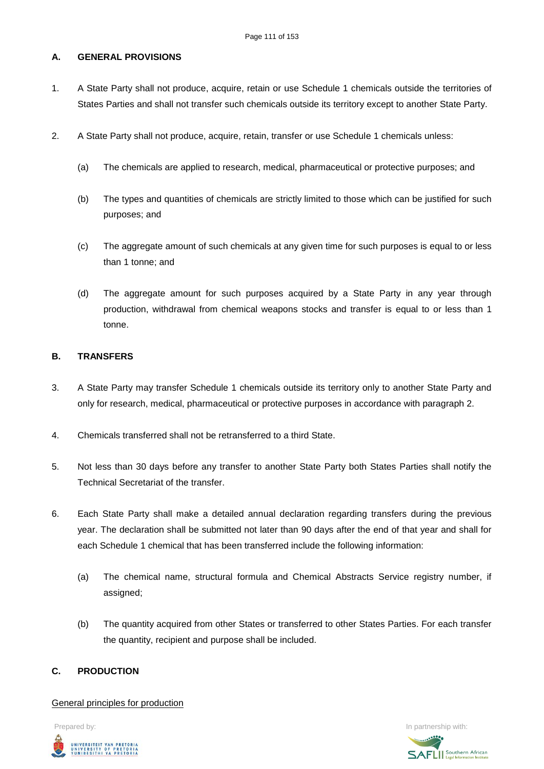## A. GENERAL PROVISIONS

1. A State Party shall not produce, acquire, retain or use Schedule 1 chemicals outside the territories of States Parties and shall not transfer such chemicals outside its territory except to another State Party.

2. A State Party shall not produce, acquire, retain, transfer or use Schedule 1 chemicals unless:

   (a) The chemicals are applied to research, medical, pharmaceutical or protective purposes; and

   (b) The types and quantities of chemicals are strictly limited to those which can be justified for such purposes; and

   (c) The aggregate amount of such chemicals at any given time for such purposes is equal to or less than 1 tonne; and

   (d) The aggregate amount for such purposes acquired by a State Party in any year through production, withdrawal from chemical weapons stocks and transfer is equal to or less than 1 tonne.

## B. TRANSFERS

3. A State Party may transfer Schedule 1 chemicals outside its territory only to another State Party and only for research, medical, pharmaceutical or protective purposes in accordance with paragraph 2.

4. Chemicals transferred shall not be retransferred to a third State.

5. Not less than 30 days before any transfer to another State Party both States Parties shall notify the Technical Secretariat of the transfer.

6. Each State Party shall make a detailed annual declaration regarding transfers during the previous year. The declaration shall be submitted not later than 90 days after the end of that year and shall for each Schedule 1 chemical that has been transferred include the following information:

   (a) The chemical name, structural formula and Chemical Abstracts Service registry number, if assigned;

   (b) The quantity acquired from other States or transferred to other States Parties. For each transfer the quantity, recipient and purpose shall be included.

## C. PRODUCTION

General principles for production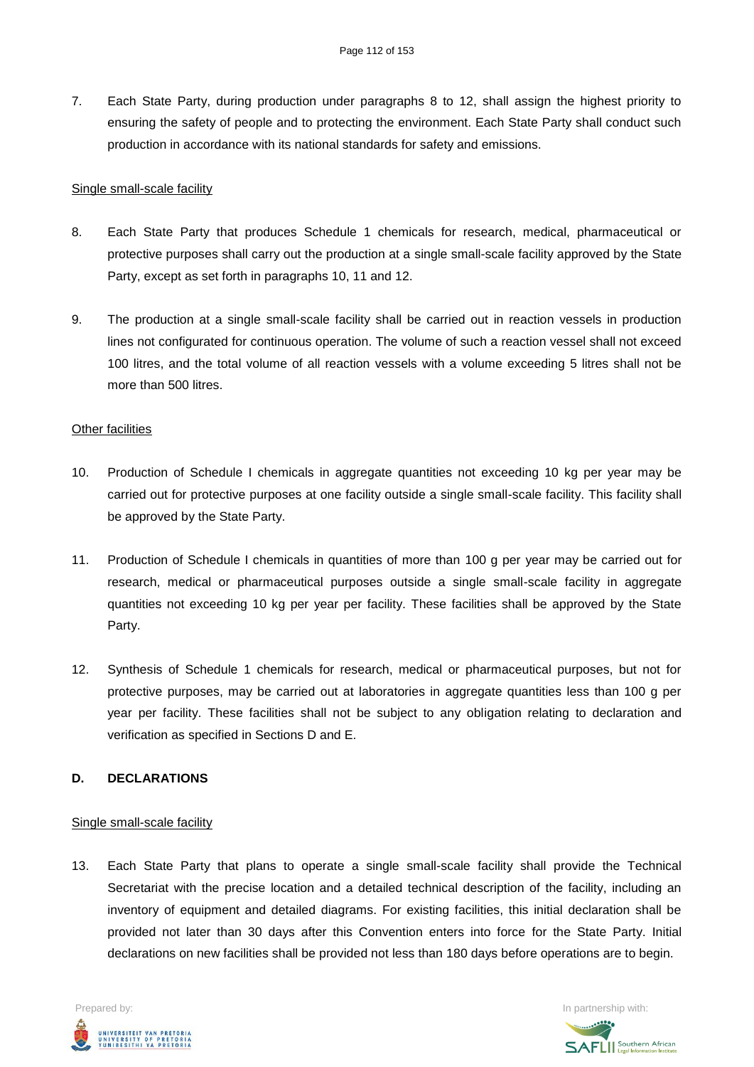7. Each State Party, during production under paragraphs 8 to 12, shall assign the highest priority to ensuring the safety of people and to protecting the environment. Each State Party shall conduct such production in accordance with its national standards for safety and emissions.

<u>Single small-scale facility</u>

8. Each State Party that produces Schedule 1 chemicals for research, medical, pharmaceutical or protective purposes shall carry out the production at a single small-scale facility approved by the State Party, except as set forth in paragraphs 10, 11 and 12.

9. The production at a single small-scale facility shall be carried out in reaction vessels in production lines not configurated for continuous operation. The volume of such a reaction vessel shall not exceed 100 litres, and the total volume of all reaction vessels with a volume exceeding 5 litres shall not be more than 500 litres.

<u>Other facilities</u>

10. Production of Schedule I chemicals in aggregate quantities not exceeding 10 kg per year may be carried out for protective purposes at one facility outside a single small-scale facility. This facility shall be approved by the State Party.

11. Production of Schedule I chemicals in quantities of more than 100 g per year may be carried out for research, medical or pharmaceutical purposes outside a single small-scale facility in aggregate quantities not exceeding 10 kg per year per facility. These facilities shall be approved by the State Party.

12. Synthesis of Schedule 1 chemicals for research, medical or pharmaceutical purposes, but not for protective purposes, may be carried out at laboratories in aggregate quantities less than 100 g per year per facility. These facilities shall not be subject to any obligation relating to declaration and verification as specified in Sections D and E.

### D. DECLARATIONS

<u>Single small-scale facility</u>

13. Each State Party that plans to operate a single small-scale facility shall provide the Technical Secretariat with the precise location and a detailed technical description of the facility, including an inventory of equipment and detailed diagrams. For existing facilities, this initial declaration shall be provided not later than 30 days after this Convention enters into force for the State Party. Initial declarations on new facilities shall be provided not less than 180 days before operations are to begin.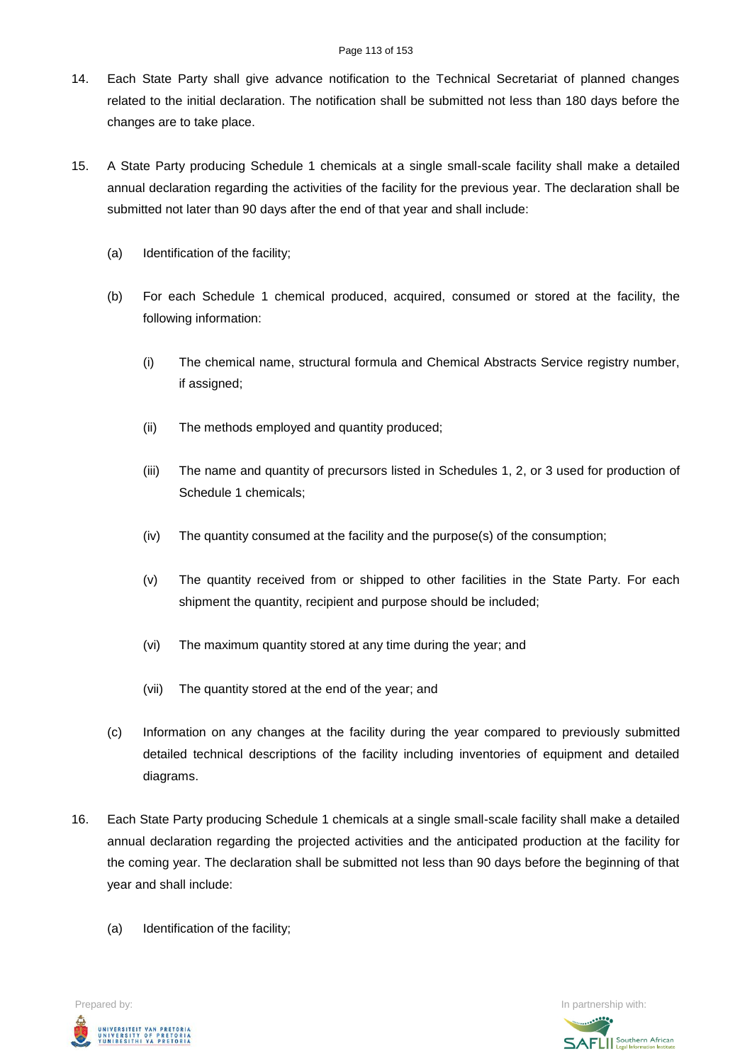14. Each State Party shall give advance notification to the Technical Secretariat of planned changes related to the initial declaration. The notification shall be submitted not less than 180 days before the changes are to take place.

15. A State Party producing Schedule 1 chemicals at a single small-scale facility shall make a detailed annual declaration regarding the activities of the facility for the previous year. The declaration shall be submitted not later than 90 days after the end of that year and shall include:

    (a) Identification of the facility;

    (b) For each Schedule 1 chemical produced, acquired, consumed or stored at the facility, the following information:

        (i) The chemical name, structural formula and Chemical Abstracts Service registry number, if assigned;

        (ii) The methods employed and quantity produced;

        (iii) The name and quantity of precursors listed in Schedules 1, 2, or 3 used for production of Schedule 1 chemicals;

        (iv) The quantity consumed at the facility and the purpose(s) of the consumption;

        (v) The quantity received from or shipped to other facilities in the State Party. For each shipment the quantity, recipient and purpose should be included;

        (vi) The maximum quantity stored at any time during the year; and

        (vii) The quantity stored at the end of the year; and

    (c) Information on any changes at the facility during the year compared to previously submitted detailed technical descriptions of the facility including inventories of equipment and detailed diagrams.

16. Each State Party producing Schedule 1 chemicals at a single small-scale facility shall make a detailed annual declaration regarding the projected activities and the anticipated production at the facility for the coming year. The declaration shall be submitted not less than 90 days before the beginning of that year and shall include:

    (a) Identification of the facility;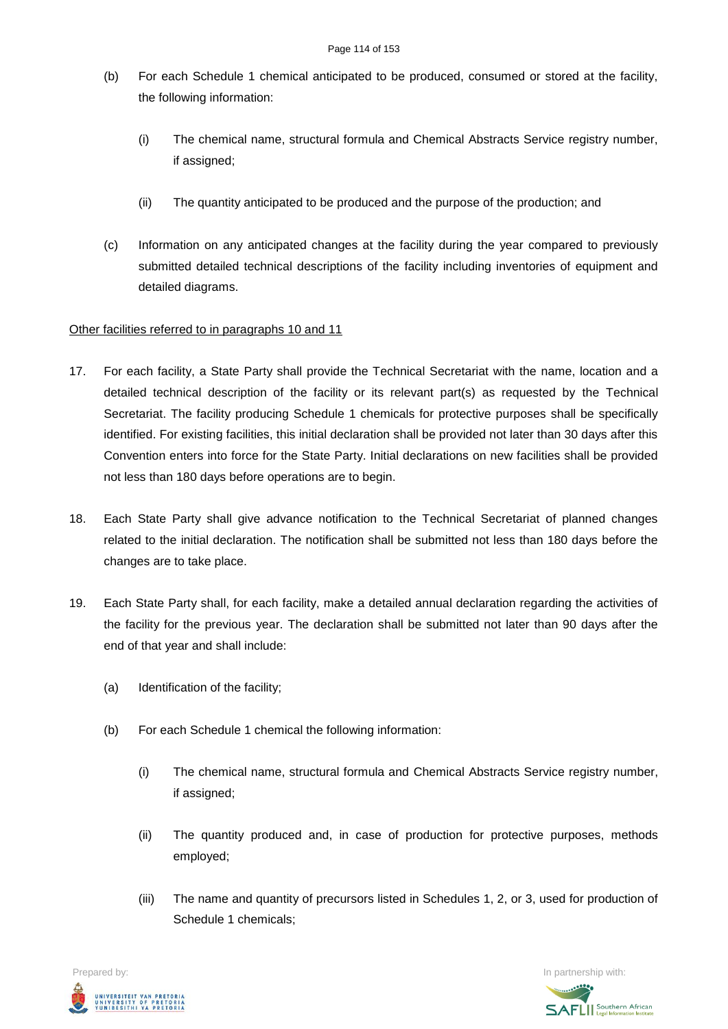(b) For each Schedule 1 chemical anticipated to be produced, consumed or stored at the facility, the following information:

 (i) The chemical name, structural formula and Chemical Abstracts Service registry number, if assigned;

 (ii) The quantity anticipated to be produced and the purpose of the production; and

(c) Information on any anticipated changes at the facility during the year compared to previously submitted detailed technical descriptions of the facility including inventories of equipment and detailed diagrams.

<u>Other facilities referred to in paragraphs 10 and 11</u>

17. For each facility, a State Party shall provide the Technical Secretariat with the name, location and a detailed technical description of the facility or its relevant part(s) as requested by the Technical Secretariat. The facility producing Schedule 1 chemicals for protective purposes shall be specifically identified. For existing facilities, this initial declaration shall be provided not later than 30 days after this Convention enters into force for the State Party. Initial declarations on new facilities shall be provided not less than 180 days before operations are to begin.

18. Each State Party shall give advance notification to the Technical Secretariat of planned changes related to the initial declaration. The notification shall be submitted not less than 180 days before the changes are to take place.

19. Each State Party shall, for each facility, make a detailed annual declaration regarding the activities of the facility for the previous year. The declaration shall be submitted not later than 90 days after the end of that year and shall include:

 (a) Identification of the facility;

 (b) For each Schedule 1 chemical the following information:

  (i) The chemical name, structural formula and Chemical Abstracts Service registry number, if assigned;

  (ii) The quantity produced and, in case of production for protective purposes, methods employed;

  (iii) The name and quantity of precursors listed in Schedules 1, 2, or 3, used for production of Schedule 1 chemicals;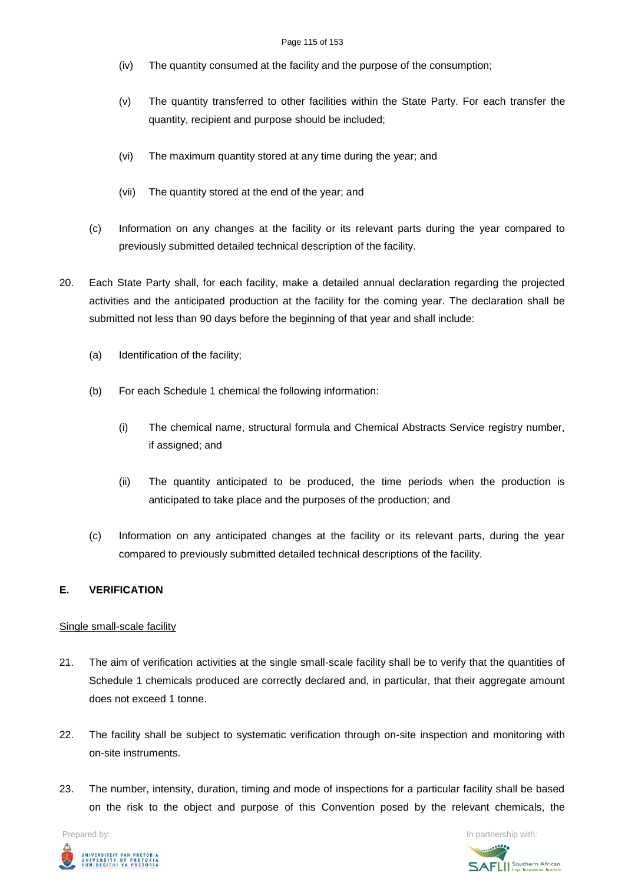(iv) The quantity consumed at the facility and the purpose of the consumption;

(v) The quantity transferred to other facilities within the State Party. For each transfer the quantity, recipient and purpose should be included;

(vi) The maximum quantity stored at any time during the year; and

(vii) The quantity stored at the end of the year; and

(c) Information on any changes at the facility or its relevant parts during the year compared to previously submitted detailed technical description of the facility.

20. Each State Party shall, for each facility, make a detailed annual declaration regarding the projected activities and the anticipated production at the facility for the coming year. The declaration shall be submitted not less than 90 days before the beginning of that year and shall include:

(a) Identification of the facility;

(b) For each Schedule 1 chemical the following information:

(i) The chemical name, structural formula and Chemical Abstracts Service registry number, if assigned; and

(ii) The quantity anticipated to be produced, the time periods when the production is anticipated to take place and the purposes of the production; and

(c) Information on any anticipated changes at the facility or its relevant parts, during the year compared to previously submitted detailed technical descriptions of the facility.

## E. VERIFICATION

Single small-scale facility

21. The aim of verification activities at the single small-scale facility shall be to verify that the quantities of Schedule 1 chemicals produced are correctly declared and, in particular, that their aggregate amount does not exceed 1 tonne.

22. The facility shall be subject to systematic verification through on-site inspection and monitoring with on-site instruments.

23. The number, intensity, duration, timing and mode of inspections for a particular facility shall be based on the risk to the object and purpose of this Convention posed by the relevant chemicals, the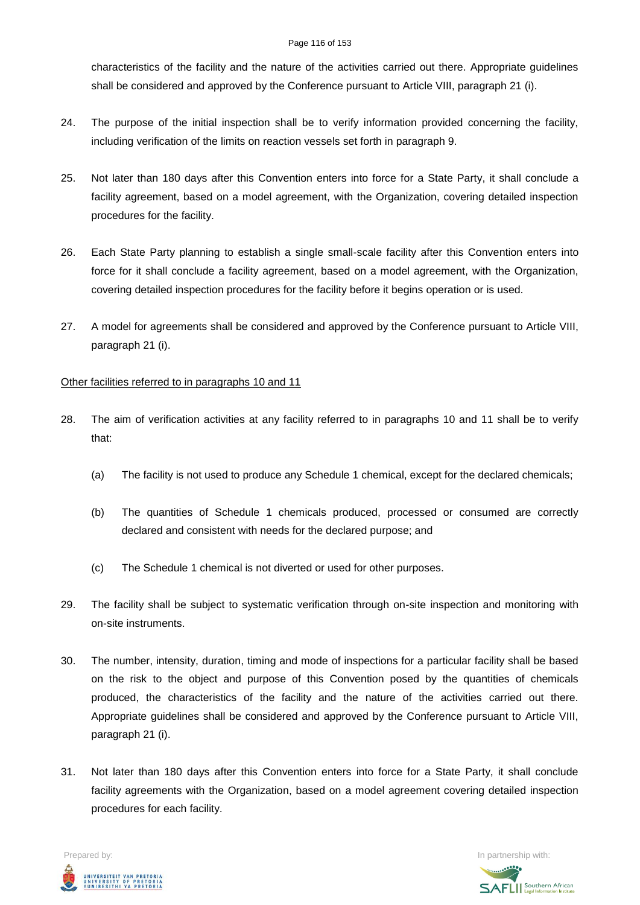characteristics of the facility and the nature of the activities carried out there. Appropriate guidelines shall be considered and approved by the Conference pursuant to Article VIII, paragraph 21 (i).

24. The purpose of the initial inspection shall be to verify information provided concerning the facility, including verification of the limits on reaction vessels set forth in paragraph 9.

25. Not later than 180 days after this Convention enters into force for a State Party, it shall conclude a facility agreement, based on a model agreement, with the Organization, covering detailed inspection procedures for the facility.

26. Each State Party planning to establish a single small-scale facility after this Convention enters into force for it shall conclude a facility agreement, based on a model agreement, with the Organization, covering detailed inspection procedures for the facility before it begins operation or is used.

27. A model for agreements shall be considered and approved by the Conference pursuant to Article VIII, paragraph 21 (i).

<u>Other facilities referred to in paragraphs 10 and 11</u>

28. The aim of verification activities at any facility referred to in paragraphs 10 and 11 shall be to verify that:

    (a) The facility is not used to produce any Schedule 1 chemical, except for the declared chemicals;

    (b) The quantities of Schedule 1 chemicals produced, processed or consumed are correctly declared and consistent with needs for the declared purpose; and

    (c) The Schedule 1 chemical is not diverted or used for other purposes.

29. The facility shall be subject to systematic verification through on-site inspection and monitoring with on-site instruments.

30. The number, intensity, duration, timing and mode of inspections for a particular facility shall be based on the risk to the object and purpose of this Convention posed by the quantities of chemicals produced, the characteristics of the facility and the nature of the activities carried out there. Appropriate guidelines shall be considered and approved by the Conference pursuant to Article VIII, paragraph 21 (i).

31. Not later than 180 days after this Convention enters into force for a State Party, it shall conclude facility agreements with the Organization, based on a model agreement covering detailed inspection procedures for each facility.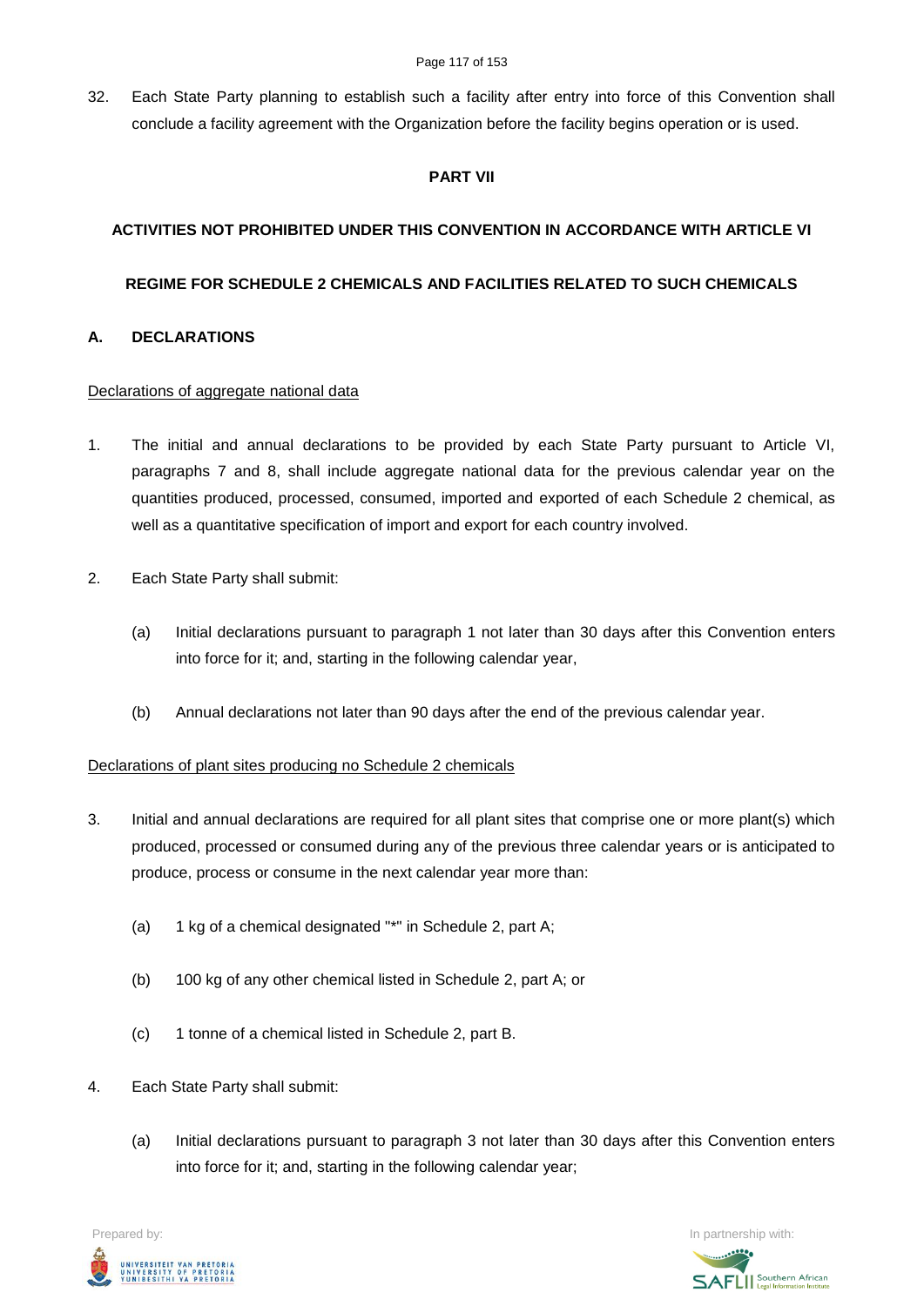32. Each State Party planning to establish such a facility after entry into force of this Convention shall conclude a facility agreement with the Organization before the facility begins operation or is used.

## PART VII

### ACTIVITIES NOT PROHIBITED UNDER THIS CONVENTION IN ACCORDANCE WITH ARTICLE VI

### REGIME FOR SCHEDULE 2 CHEMICALS AND FACILITIES RELATED TO SUCH CHEMICALS

### A. DECLARATIONS

Declarations of aggregate national data

1. The initial and annual declarations to be provided by each State Party pursuant to Article VI, paragraphs 7 and 8, shall include aggregate national data for the previous calendar year on the quantities produced, processed, consumed, imported and exported of each Schedule 2 chemical, as well as a quantitative specification of import and export for each country involved.

2. Each State Party shall submit:

   (a) Initial declarations pursuant to paragraph 1 not later than 30 days after this Convention enters into force for it; and, starting in the following calendar year,

   (b) Annual declarations not later than 90 days after the end of the previous calendar year.

Declarations of plant sites producing no Schedule 2 chemicals

3. Initial and annual declarations are required for all plant sites that comprise one or more plant(s) which produced, processed or consumed during any of the previous three calendar years or is anticipated to produce, process or consume in the next calendar year more than:

   (a) 1 kg of a chemical designated "*" in Schedule 2, part A;

   (b) 100 kg of any other chemical listed in Schedule 2, part A; or

   (c) 1 tonne of a chemical listed in Schedule 2, part B.

4. Each State Party shall submit:

   (a) Initial declarations pursuant to paragraph 3 not later than 30 days after this Convention enters into force for it; and, starting in the following calendar year;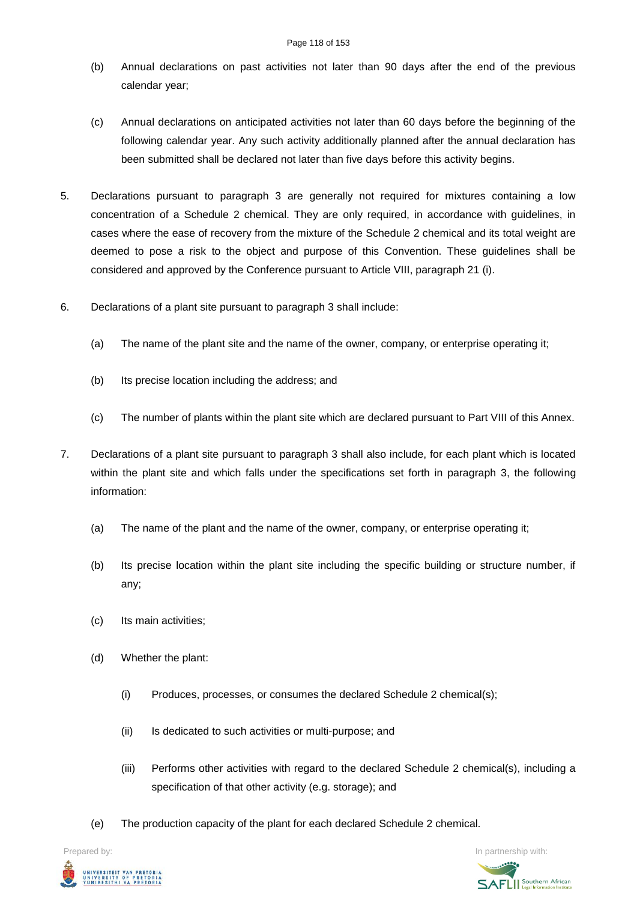(b) Annual declarations on past activities not later than 90 days after the end of the previous calendar year;

(c) Annual declarations on anticipated activities not later than 60 days before the beginning of the following calendar year. Any such activity additionally planned after the annual declaration has been submitted shall be declared not later than five days before this activity begins.

5. Declarations pursuant to paragraph 3 are generally not required for mixtures containing a low concentration of a Schedule 2 chemical. They are only required, in accordance with guidelines, in cases where the ease of recovery from the mixture of the Schedule 2 chemical and its total weight are deemed to pose a risk to the object and purpose of this Convention. These guidelines shall be considered and approved by the Conference pursuant to Article VIII, paragraph 21 (i).

6. Declarations of a plant site pursuant to paragraph 3 shall include:

(a) The name of the plant site and the name of the owner, company, or enterprise operating it;

(b) Its precise location including the address; and

(c) The number of plants within the plant site which are declared pursuant to Part VIII of this Annex.

7. Declarations of a plant site pursuant to paragraph 3 shall also include, for each plant which is located within the plant site and which falls under the specifications set forth in paragraph 3, the following information:

(a) The name of the plant and the name of the owner, company, or enterprise operating it;

(b) Its precise location within the plant site including the specific building or structure number, if any;

(c) Its main activities;

(d) Whether the plant:

(i) Produces, processes, or consumes the declared Schedule 2 chemical(s);

(ii) Is dedicated to such activities or multi-purpose; and

(iii) Performs other activities with regard to the declared Schedule 2 chemical(s), including a specification of that other activity (e.g. storage); and

(e) The production capacity of the plant for each declared Schedule 2 chemical.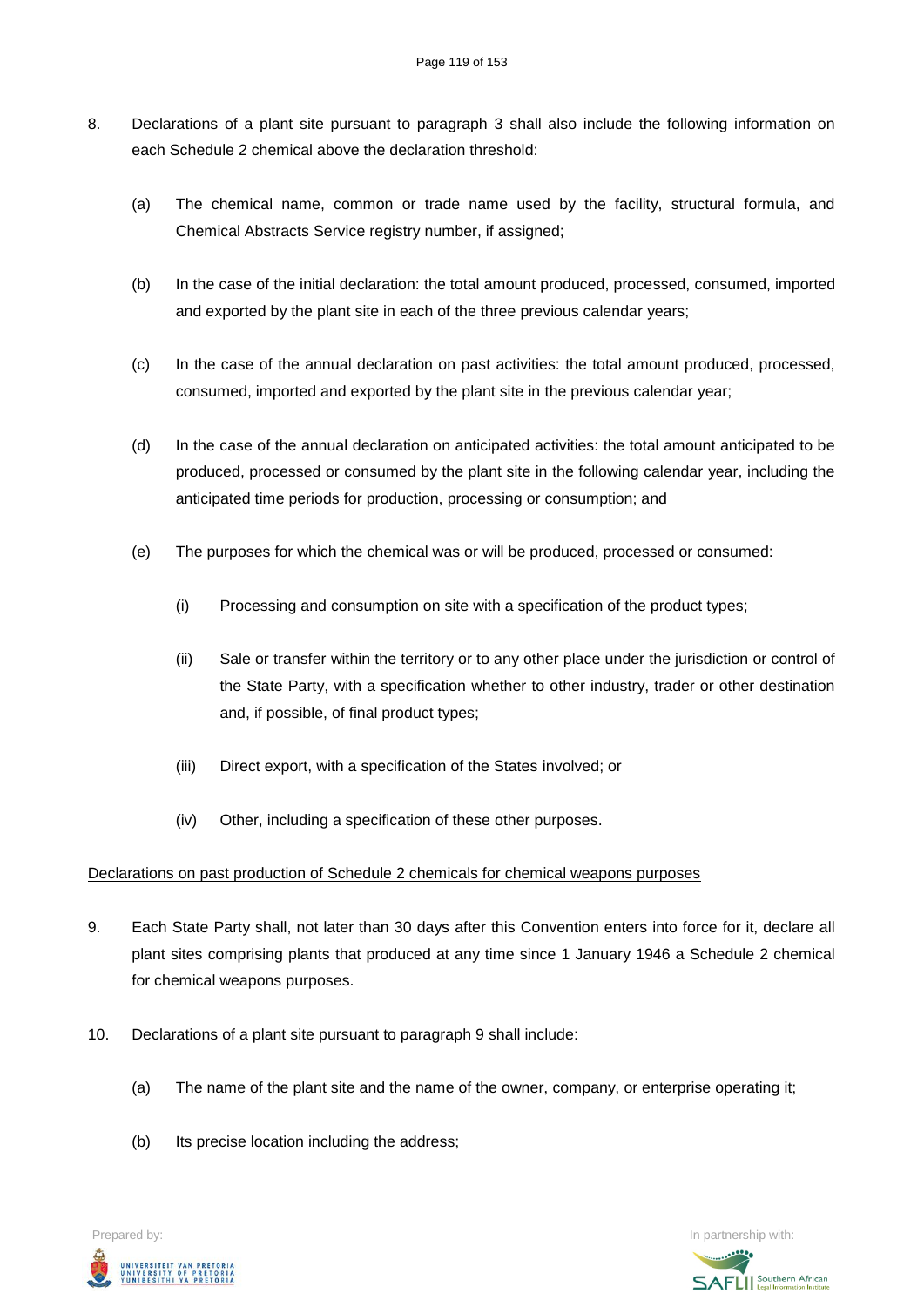8. Declarations of a plant site pursuant to paragraph 3 shall also include the following information on each Schedule 2 chemical above the declaration threshold:

   (a) The chemical name, common or trade name used by the facility, structural formula, and Chemical Abstracts Service registry number, if assigned;

   (b) In the case of the initial declaration: the total amount produced, processed, consumed, imported and exported by the plant site in each of the three previous calendar years;

   (c) In the case of the annual declaration on past activities: the total amount produced, processed, consumed, imported and exported by the plant site in the previous calendar year;

   (d) In the case of the annual declaration on anticipated activities: the total amount anticipated to be produced, processed or consumed by the plant site in the following calendar year, including the anticipated time periods for production, processing or consumption; and

   (e) The purposes for which the chemical was or will be produced, processed or consumed:

      (i) Processing and consumption on site with a specification of the product types;

      (ii) Sale or transfer within the territory or to any other place under the jurisdiction or control of the State Party, with a specification whether to other industry, trader or other destination and, if possible, of final product types;

      (iii) Direct export, with a specification of the States involved; or

      (iv) Other, including a specification of these other purposes.

<u>Declarations on past production of Schedule 2 chemicals for chemical weapons purposes</u>

9. Each State Party shall, not later than 30 days after this Convention enters into force for it, declare all plant sites comprising plants that produced at any time since 1 January 1946 a Schedule 2 chemical for chemical weapons purposes.

10. Declarations of a plant site pursuant to paragraph 9 shall include:

   (a) The name of the plant site and the name of the owner, company, or enterprise operating it;

   (b) Its precise location including the address;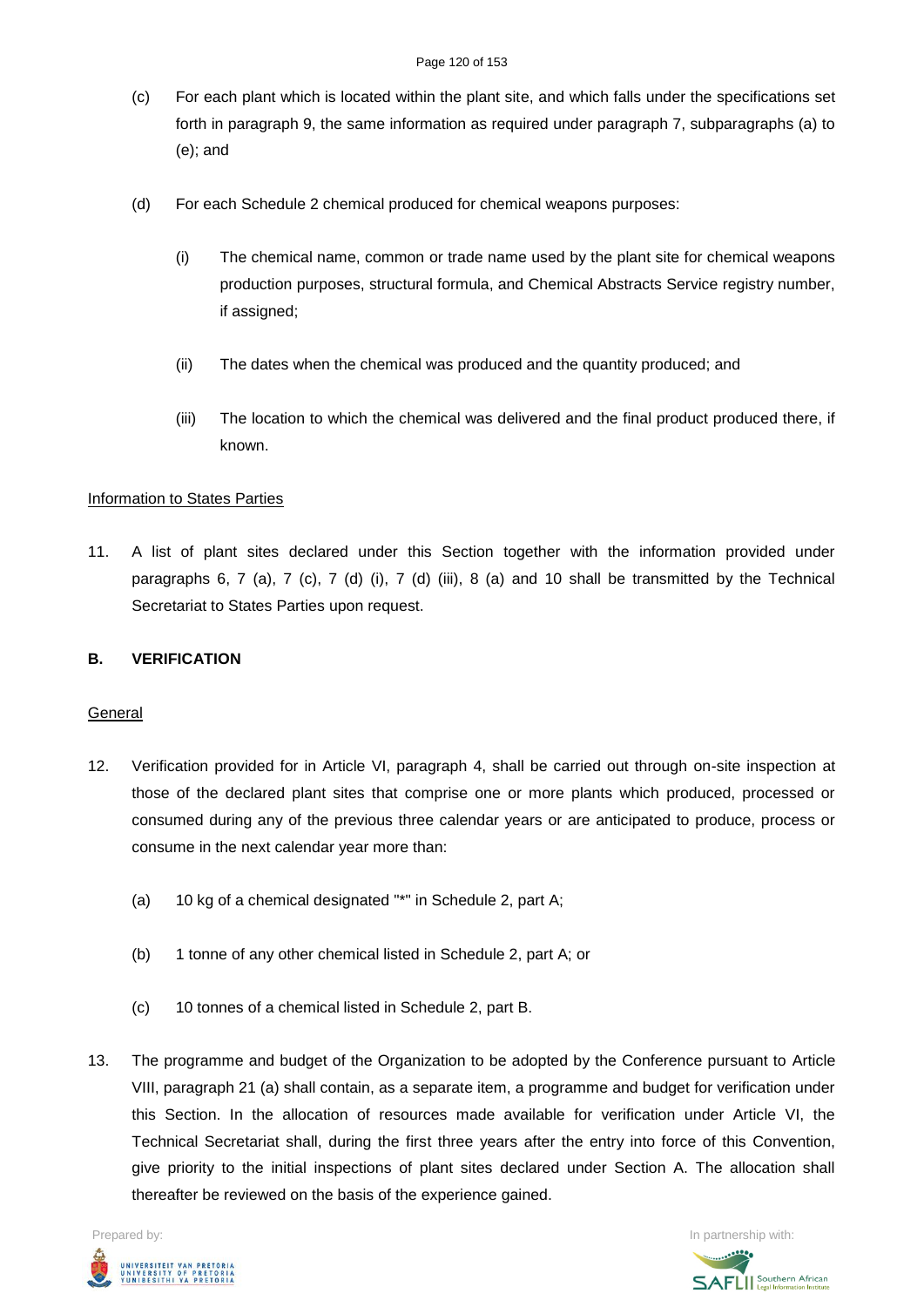(c) For each plant which is located within the plant site, and which falls under the specifications set forth in paragraph 9, the same information as required under paragraph 7, subparagraphs (a) to (e); and

(d) For each Schedule 2 chemical produced for chemical weapons purposes:

(i) The chemical name, common or trade name used by the plant site for chemical weapons production purposes, structural formula, and Chemical Abstracts Service registry number, if assigned;

(ii) The dates when the chemical was produced and the quantity produced; and

(iii) The location to which the chemical was delivered and the final product produced there, if known.

Information to States Parties

11. A list of plant sites declared under this Section together with the information provided under paragraphs 6, 7 (a), 7 (c), 7 (d) (i), 7 (d) (iii), 8 (a) and 10 shall be transmitted by the Technical Secretariat to States Parties upon request.

**B. VERIFICATION**

General

12. Verification provided for in Article VI, paragraph 4, shall be carried out through on-site inspection at those of the declared plant sites that comprise one or more plants which produced, processed or consumed during any of the previous three calendar years or are anticipated to produce, process or consume in the next calendar year more than:

(a) 10 kg of a chemical designated "*" in Schedule 2, part A;

(b) 1 tonne of any other chemical listed in Schedule 2, part A; or

(c) 10 tonnes of a chemical listed in Schedule 2, part B.

13. The programme and budget of the Organization to be adopted by the Conference pursuant to Article VIII, paragraph 21 (a) shall contain, as a separate item, a programme and budget for verification under this Section. In the allocation of resources made available for verification under Article VI, the Technical Secretariat shall, during the first three years after the entry into force of this Convention, give priority to the initial inspections of plant sites declared under Section A. The allocation shall thereafter be reviewed on the basis of the experience gained.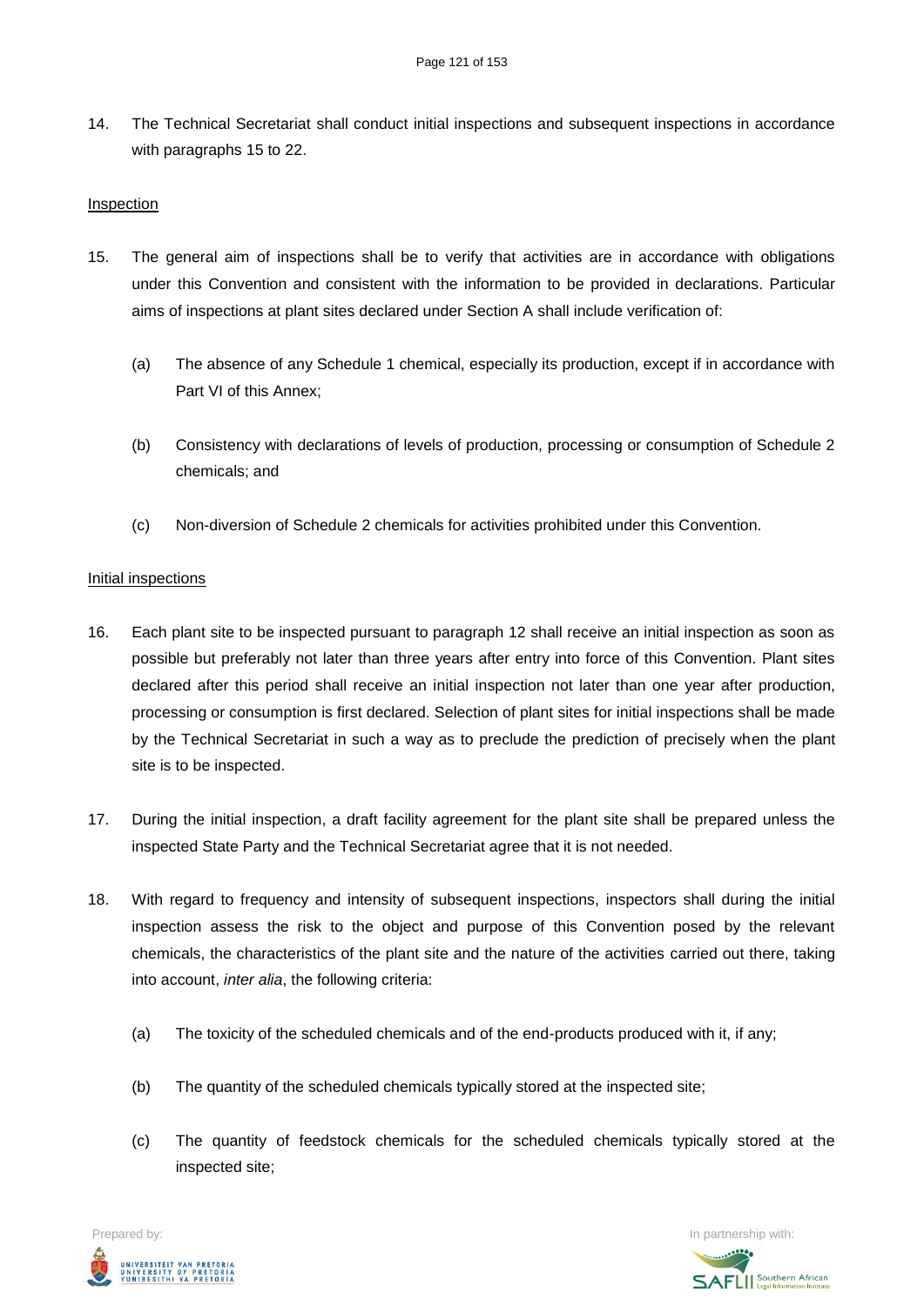14. The Technical Secretariat shall conduct initial inspections and subsequent inspections in accordance with paragraphs 15 to 22.

Inspection

15. The general aim of inspections shall be to verify that activities are in accordance with obligations under this Convention and consistent with the information to be provided in declarations. Particular aims of inspections at plant sites declared under Section A shall include verification of:

   (a) The absence of any Schedule 1 chemical, especially its production, except if in accordance with Part VI of this Annex;

   (b) Consistency with declarations of levels of production, processing or consumption of Schedule 2 chemicals; and

   (c) Non-diversion of Schedule 2 chemicals for activities prohibited under this Convention.

Initial inspections

16. Each plant site to be inspected pursuant to paragraph 12 shall receive an initial inspection as soon as possible but preferably not later than three years after entry into force of this Convention. Plant sites declared after this period shall receive an initial inspection not later than one year after production, processing or consumption is first declared. Selection of plant sites for initial inspections shall be made by the Technical Secretariat in such a way as to preclude the prediction of precisely when the plant site is to be inspected.

17. During the initial inspection, a draft facility agreement for the plant site shall be prepared unless the inspected State Party and the Technical Secretariat agree that it is not needed.

18. With regard to frequency and intensity of subsequent inspections, inspectors shall during the initial inspection assess the risk to the object and purpose of this Convention posed by the relevant chemicals, the characteristics of the plant site and the nature of the activities carried out there, taking into account, *inter alia*, the following criteria:

   (a) The toxicity of the scheduled chemicals and of the end-products produced with it, if any;

   (b) The quantity of the scheduled chemicals typically stored at the inspected site;

   (c) The quantity of feedstock chemicals for the scheduled chemicals typically stored at the inspected site;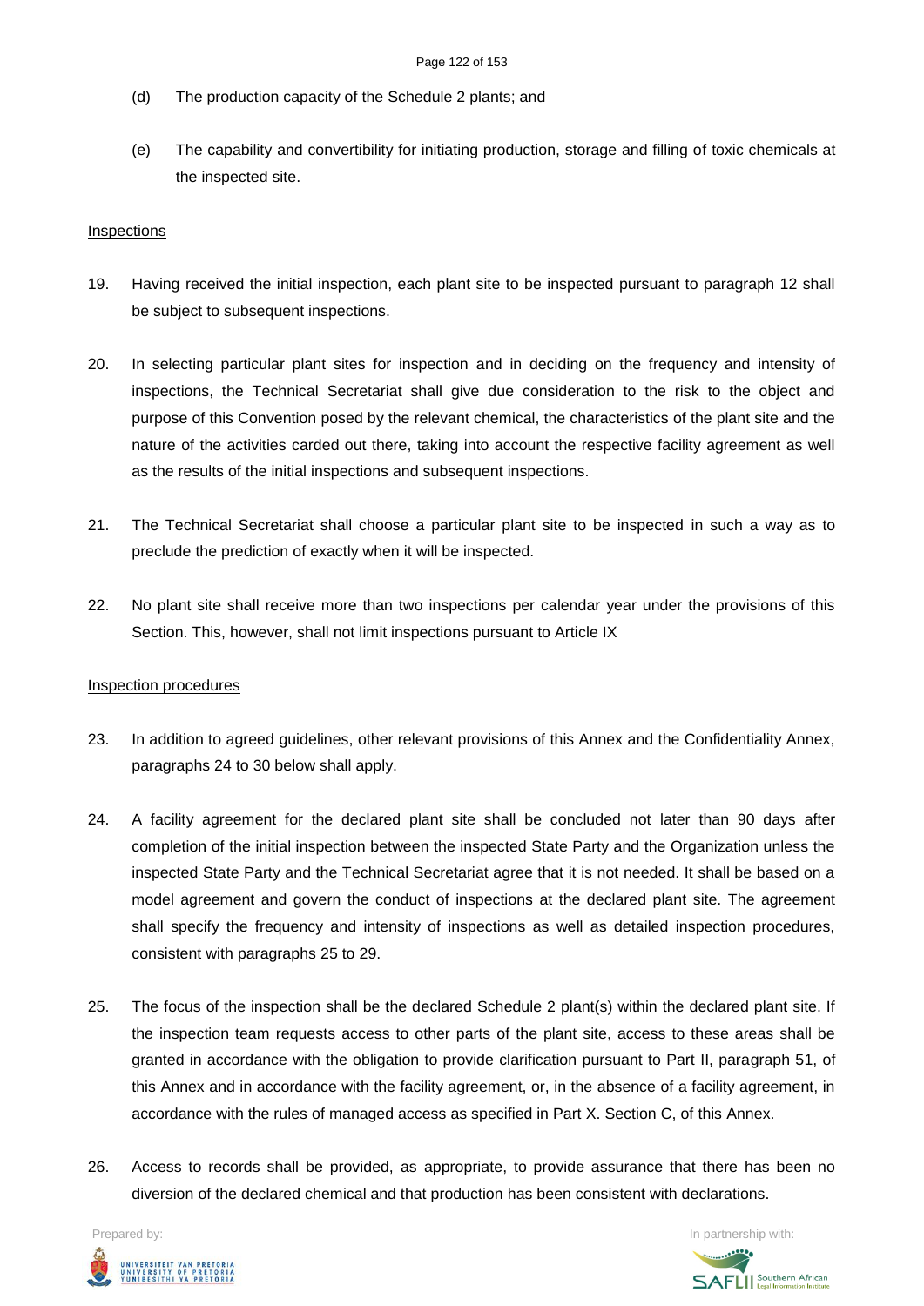(d) The production capacity of the Schedule 2 plants; and

(e) The capability and convertibility for initiating production, storage and filling of toxic chemicals at the inspected site.

Inspections

19. Having received the initial inspection, each plant site to be inspected pursuant to paragraph 12 shall be subject to subsequent inspections.

20. In selecting particular plant sites for inspection and in deciding on the frequency and intensity of inspections, the Technical Secretariat shall give due consideration to the risk to the object and purpose of this Convention posed by the relevant chemical, the characteristics of the plant site and the nature of the activities carded out there, taking into account the respective facility agreement as well as the results of the initial inspections and subsequent inspections.

21. The Technical Secretariat shall choose a particular plant site to be inspected in such a way as to preclude the prediction of exactly when it will be inspected.

22. No plant site shall receive more than two inspections per calendar year under the provisions of this Section. This, however, shall not limit inspections pursuant to Article IX

Inspection procedures

23. In addition to agreed guidelines, other relevant provisions of this Annex and the Confidentiality Annex, paragraphs 24 to 30 below shall apply.

24. A facility agreement for the declared plant site shall be concluded not later than 90 days after completion of the initial inspection between the inspected State Party and the Organization unless the inspected State Party and the Technical Secretariat agree that it is not needed. It shall be based on a model agreement and govern the conduct of inspections at the declared plant site. The agreement shall specify the frequency and intensity of inspections as well as detailed inspection procedures, consistent with paragraphs 25 to 29.

25. The focus of the inspection shall be the declared Schedule 2 plant(s) within the declared plant site. If the inspection team requests access to other parts of the plant site, access to these areas shall be granted in accordance with the obligation to provide clarification pursuant to Part II, paragraph 51, of this Annex and in accordance with the facility agreement, or, in the absence of a facility agreement, in accordance with the rules of managed access as specified in Part X. Section C, of this Annex.

26. Access to records shall be provided, as appropriate, to provide assurance that there has been no diversion of the declared chemical and that production has been consistent with declarations.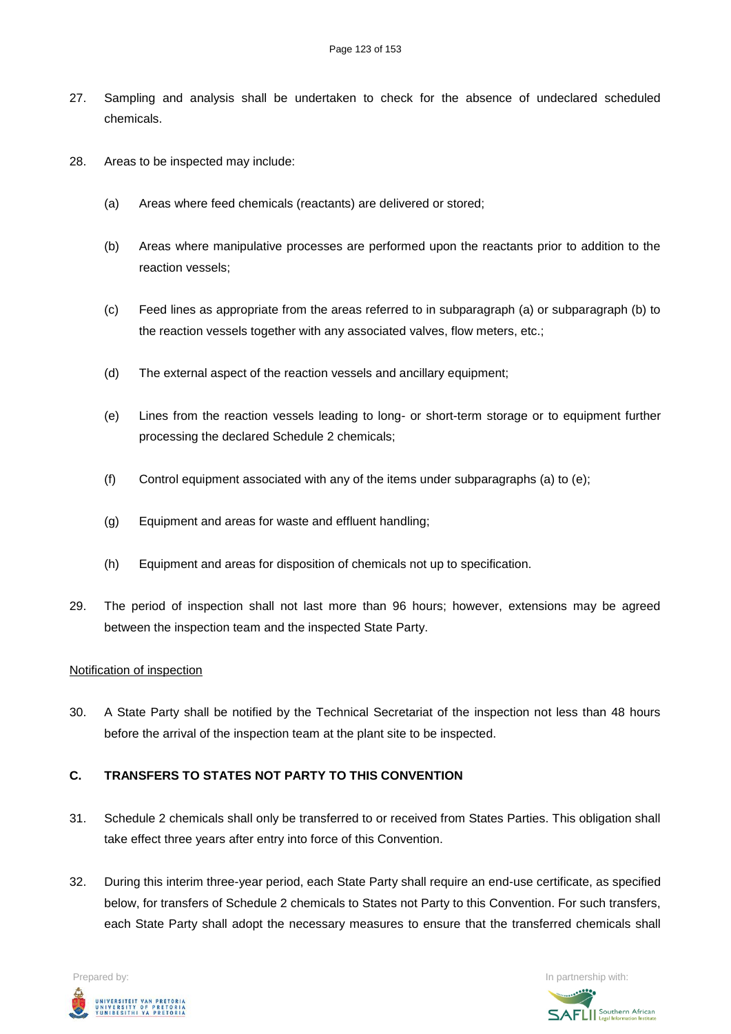27. Sampling and analysis shall be undertaken to check for the absence of undeclared scheduled chemicals.

28. Areas to be inspected may include:

    (a) Areas where feed chemicals (reactants) are delivered or stored;

    (b) Areas where manipulative processes are performed upon the reactants prior to addition to the reaction vessels;

    (c) Feed lines as appropriate from the areas referred to in subparagraph (a) or subparagraph (b) to the reaction vessels together with any associated valves, flow meters, etc.;

    (d) The external aspect of the reaction vessels and ancillary equipment;

    (e) Lines from the reaction vessels leading to long- or short-term storage or to equipment further processing the declared Schedule 2 chemicals;

    (f) Control equipment associated with any of the items under subparagraphs (a) to (e);

    (g) Equipment and areas for waste and effluent handling;

    (h) Equipment and areas for disposition of chemicals not up to specification.

29. The period of inspection shall not last more than 96 hours; however, extensions may be agreed between the inspection team and the inspected State Party.

<u>Notification of inspection</u>

30. A State Party shall be notified by the Technical Secretariat of the inspection not less than 48 hours before the arrival of the inspection team at the plant site to be inspected.

**C. TRANSFERS TO STATES NOT PARTY TO THIS CONVENTION**

31. Schedule 2 chemicals shall only be transferred to or received from States Parties. This obligation shall take effect three years after entry into force of this Convention.

32. During this interim three-year period, each State Party shall require an end-use certificate, as specified below, for transfers of Schedule 2 chemicals to States not Party to this Convention. For such transfers, each State Party shall adopt the necessary measures to ensure that the transferred chemicals shall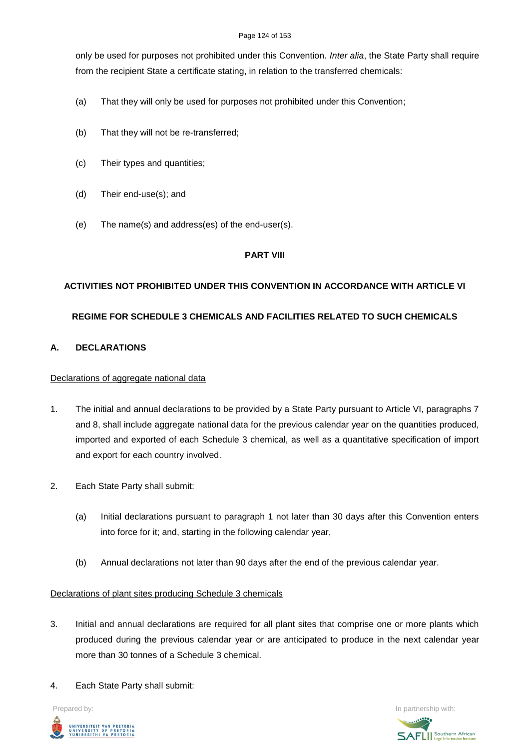only be used for purposes not prohibited under this Convention. *Inter alia*, the State Party shall require from the recipient State a certificate stating, in relation to the transferred chemicals:

(a) That they will only be used for purposes not prohibited under this Convention;

(b) That they will not be re-transferred;

(c) Their types and quantities;

(d) Their end-use(s); and

(e) The name(s) and address(es) of the end-user(s).

## PART VIII

## ACTIVITIES NOT PROHIBITED UNDER THIS CONVENTION IN ACCORDANCE WITH ARTICLE VI

## REGIME FOR SCHEDULE 3 CHEMICALS AND FACILITIES RELATED TO SUCH CHEMICALS

### A. DECLARATIONS

Declarations of aggregate national data

1. The initial and annual declarations to be provided by a State Party pursuant to Article VI, paragraphs 7 and 8, shall include aggregate national data for the previous calendar year on the quantities produced, imported and exported of each Schedule 3 chemical, as well as a quantitative specification of import and export for each country involved.

2. Each State Party shall submit:

   (a) Initial declarations pursuant to paragraph 1 not later than 30 days after this Convention enters into force for it; and, starting in the following calendar year,

   (b) Annual declarations not later than 90 days after the end of the previous calendar year.

Declarations of plant sites producing Schedule 3 chemicals

3. Initial and annual declarations are required for all plant sites that comprise one or more plants which produced during the previous calendar year or are anticipated to produce in the next calendar year more than 30 tonnes of a Schedule 3 chemical.

4. Each State Party shall submit: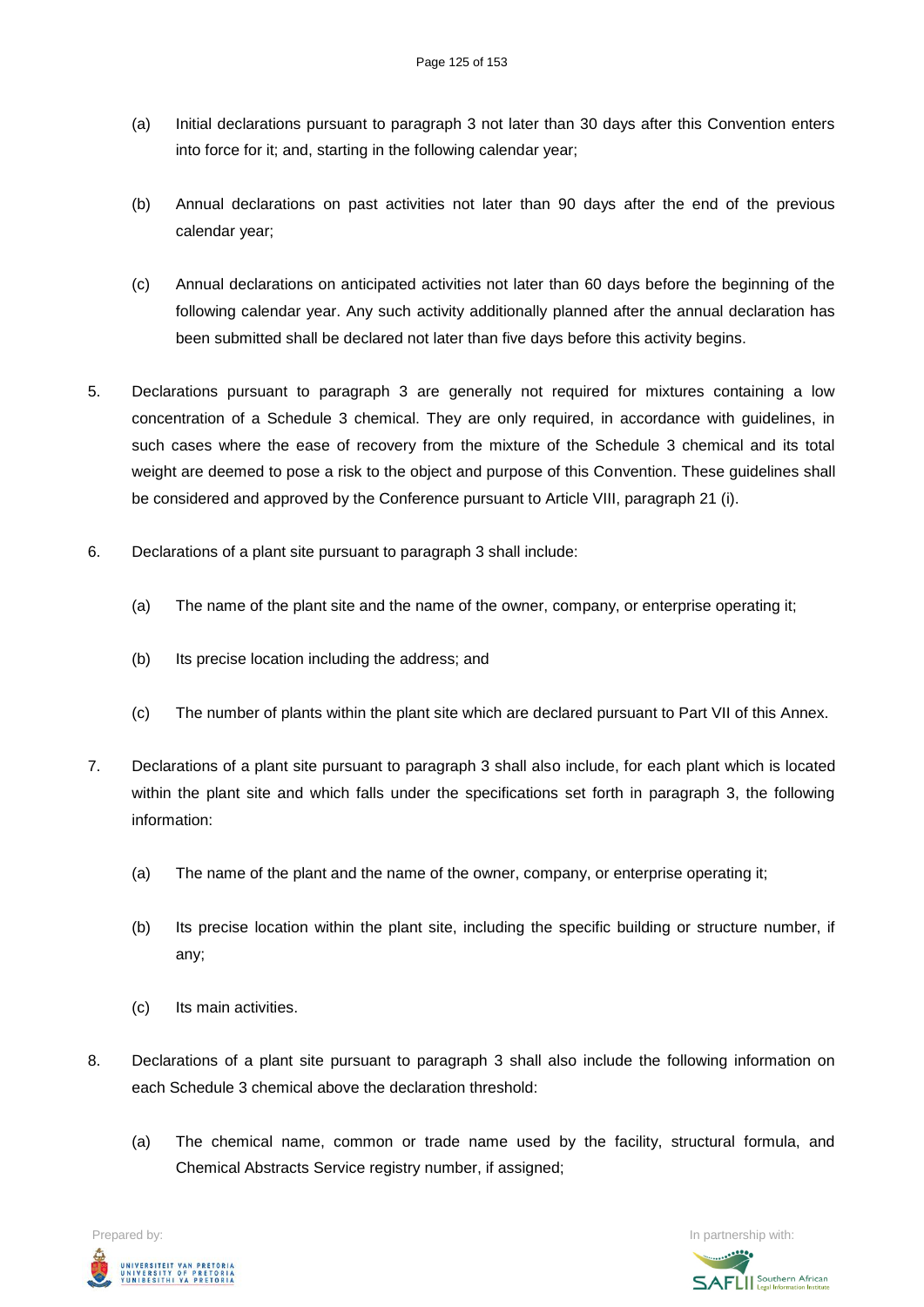(a) Initial declarations pursuant to paragraph 3 not later than 30 days after this Convention enters into force for it; and, starting in the following calendar year;

(b) Annual declarations on past activities not later than 90 days after the end of the previous calendar year;

(c) Annual declarations on anticipated activities not later than 60 days before the beginning of the following calendar year. Any such activity additionally planned after the annual declaration has been submitted shall be declared not later than five days before this activity begins.

5. Declarations pursuant to paragraph 3 are generally not required for mixtures containing a low concentration of a Schedule 3 chemical. They are only required, in accordance with guidelines, in such cases where the ease of recovery from the mixture of the Schedule 3 chemical and its total weight are deemed to pose a risk to the object and purpose of this Convention. These guidelines shall be considered and approved by the Conference pursuant to Article VIII, paragraph 21 (i).

6. Declarations of a plant site pursuant to paragraph 3 shall include:

   (a) The name of the plant site and the name of the owner, company, or enterprise operating it;

   (b) Its precise location including the address; and

   (c) The number of plants within the plant site which are declared pursuant to Part VII of this Annex.

7. Declarations of a plant site pursuant to paragraph 3 shall also include, for each plant which is located within the plant site and which falls under the specifications set forth in paragraph 3, the following information:

   (a) The name of the plant and the name of the owner, company, or enterprise operating it;

   (b) Its precise location within the plant site, including the specific building or structure number, if any;

   (c) Its main activities.

8. Declarations of a plant site pursuant to paragraph 3 shall also include the following information on each Schedule 3 chemical above the declaration threshold:

   (a) The chemical name, common or trade name used by the facility, structural formula, and Chemical Abstracts Service registry number, if assigned;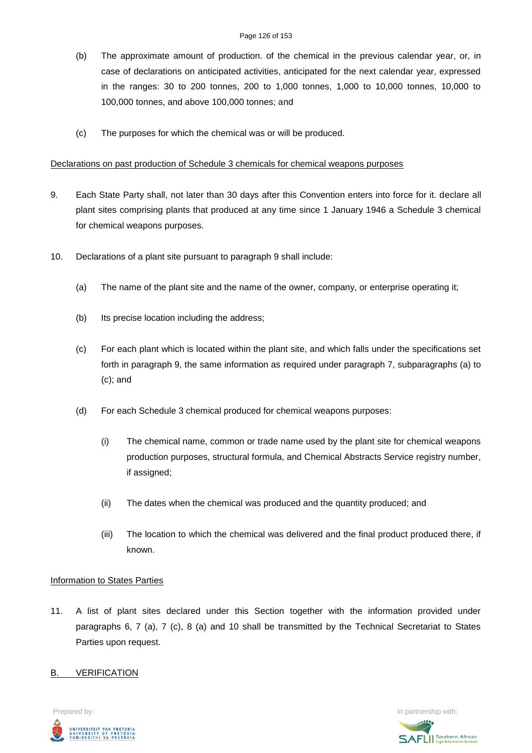(b) The approximate amount of production. of the chemical in the previous calendar year, or, in case of declarations on anticipated activities, anticipated for the next calendar year, expressed in the ranges: 30 to 200 tonnes, 200 to 1,000 tonnes, 1,000 to 10,000 tonnes, 10,000 to 100,000 tonnes, and above 100,000 tonnes; and

(c) The purposes for which the chemical was or will be produced.

Declarations on past production of Schedule 3 chemicals for chemical weapons purposes

9. Each State Party shall, not later than 30 days after this Convention enters into force for it. declare all plant sites comprising plants that produced at any time since 1 January 1946 a Schedule 3 chemical for chemical weapons purposes.

10. Declarations of a plant site pursuant to paragraph 9 shall include:

   (a) The name of the plant site and the name of the owner, company, or enterprise operating it;

   (b) Its precise location including the address;

   (c) For each plant which is located within the plant site, and which falls under the specifications set forth in paragraph 9, the same information as required under paragraph 7, subparagraphs (a) to (c); and

   (d) For each Schedule 3 chemical produced for chemical weapons purposes:

      (i) The chemical name, common or trade name used by the plant site for chemical weapons production purposes, structural formula, and Chemical Abstracts Service registry number, if assigned;

      (ii) The dates when the chemical was produced and the quantity produced; and

      (iii) The location to which the chemical was delivered and the final product produced there, if known.

Information to States Parties

11. A list of plant sites declared under this Section together with the information provided under paragraphs 6, 7 (a), 7 (c), 8 (a) and 10 shall be transmitted by the Technical Secretariat to States Parties upon request.

B. VERIFICATION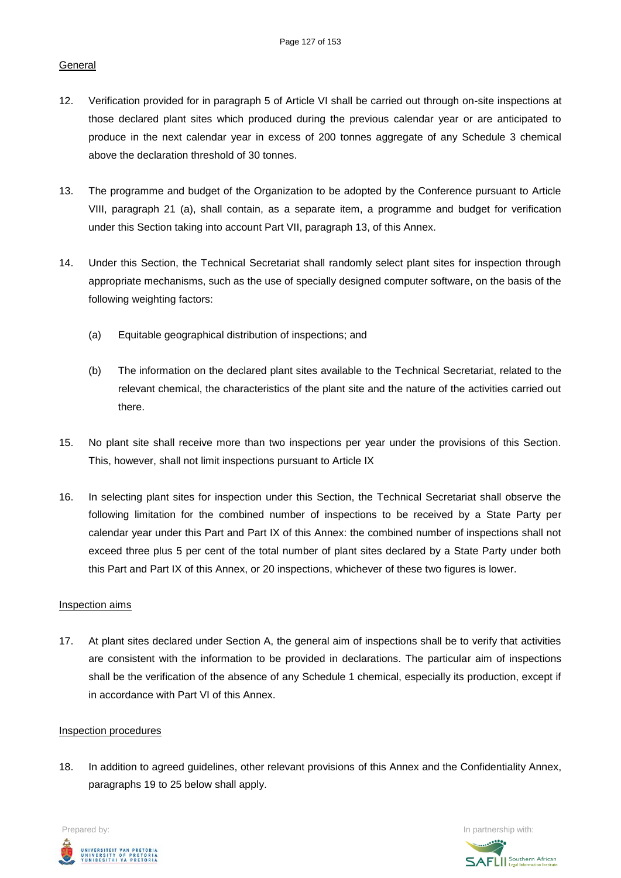General

12. Verification provided for in paragraph 5 of Article VI shall be carried out through on-site inspections at those declared plant sites which produced during the previous calendar year or are anticipated to produce in the next calendar year in excess of 200 tonnes aggregate of any Schedule 3 chemical above the declaration threshold of 30 tonnes.

13. The programme and budget of the Organization to be adopted by the Conference pursuant to Article VIII, paragraph 21 (a), shall contain, as a separate item, a programme and budget for verification under this Section taking into account Part VII, paragraph 13, of this Annex.

14. Under this Section, the Technical Secretariat shall randomly select plant sites for inspection through appropriate mechanisms, such as the use of specially designed computer software, on the basis of the following weighting factors:

    (a) Equitable geographical distribution of inspections; and

    (b) The information on the declared plant sites available to the Technical Secretariat, related to the relevant chemical, the characteristics of the plant site and the nature of the activities carried out there.

15. No plant site shall receive more than two inspections per year under the provisions of this Section. This, however, shall not limit inspections pursuant to Article IX

16. In selecting plant sites for inspection under this Section, the Technical Secretariat shall observe the following limitation for the combined number of inspections to be received by a State Party per calendar year under this Part and Part IX of this Annex: the combined number of inspections shall not exceed three plus 5 per cent of the total number of plant sites declared by a State Party under both this Part and Part IX of this Annex, or 20 inspections, whichever of these two figures is lower.

Inspection aims

17. At plant sites declared under Section A, the general aim of inspections shall be to verify that activities are consistent with the information to be provided in declarations. The particular aim of inspections shall be the verification of the absence of any Schedule 1 chemical, especially its production, except if in accordance with Part VI of this Annex.

Inspection procedures

18. In addition to agreed guidelines, other relevant provisions of this Annex and the Confidentiality Annex, paragraphs 19 to 25 below shall apply.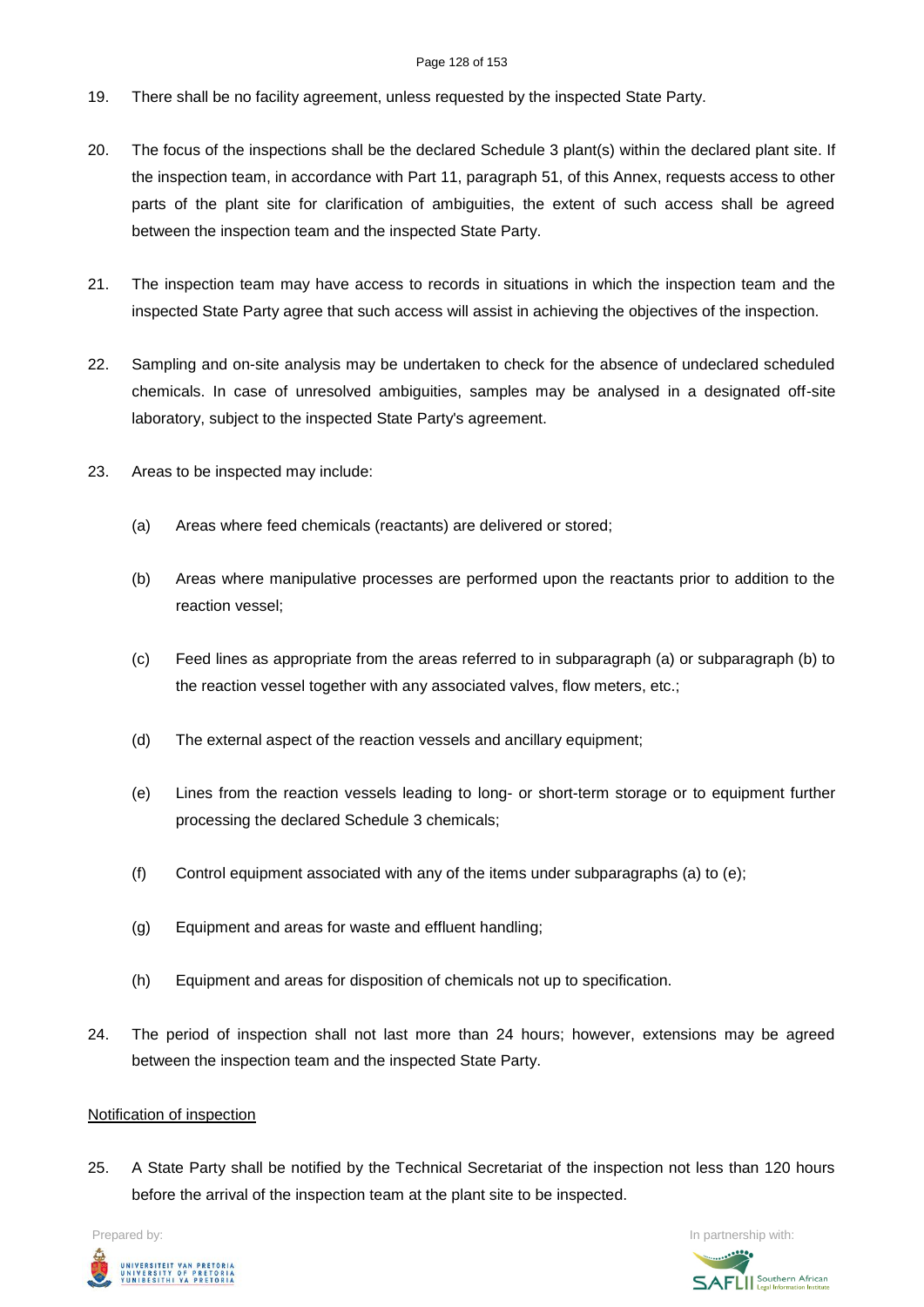19. There shall be no facility agreement, unless requested by the inspected State Party.

20. The focus of the inspections shall be the declared Schedule 3 plant(s) within the declared plant site. If the inspection team, in accordance with Part 11, paragraph 51, of this Annex, requests access to other parts of the plant site for clarification of ambiguities, the extent of such access shall be agreed between the inspection team and the inspected State Party.

21. The inspection team may have access to records in situations in which the inspection team and the inspected State Party agree that such access will assist in achieving the objectives of the inspection.

22. Sampling and on-site analysis may be undertaken to check for the absence of undeclared scheduled chemicals. In case of unresolved ambiguities, samples may be analysed in a designated off-site laboratory, subject to the inspected State Party's agreement.

23. Areas to be inspected may include:

    (a) Areas where feed chemicals (reactants) are delivered or stored;

    (b) Areas where manipulative processes are performed upon the reactants prior to addition to the reaction vessel;

    (c) Feed lines as appropriate from the areas referred to in subparagraph (a) or subparagraph (b) to the reaction vessel together with any associated valves, flow meters, etc.;

    (d) The external aspect of the reaction vessels and ancillary equipment;

    (e) Lines from the reaction vessels leading to long- or short-term storage or to equipment further processing the declared Schedule 3 chemicals;

    (f) Control equipment associated with any of the items under subparagraphs (a) to (e);

    (g) Equipment and areas for waste and effluent handling;

    (h) Equipment and areas for disposition of chemicals not up to specification.

24. The period of inspection shall not last more than 24 hours; however, extensions may be agreed between the inspection team and the inspected State Party.

<u>Notification of inspection</u>

25. A State Party shall be notified by the Technical Secretariat of the inspection not less than 120 hours before the arrival of the inspection team at the plant site to be inspected.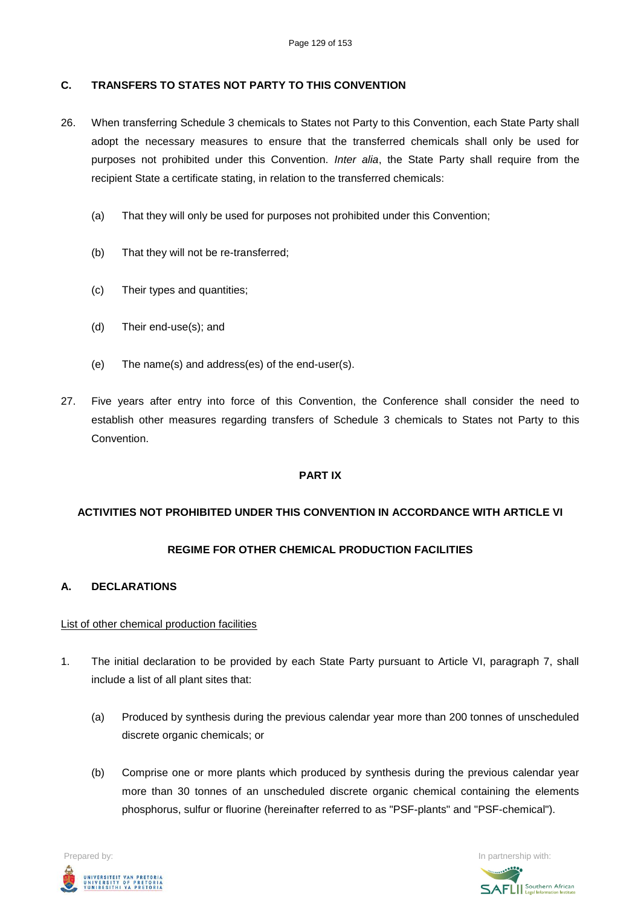## C. TRANSFERS TO STATES NOT PARTY TO THIS CONVENTION

26. When transferring Schedule 3 chemicals to States not Party to this Convention, each State Party shall adopt the necessary measures to ensure that the transferred chemicals shall only be used for purposes not prohibited under this Convention. *Inter alia*, the State Party shall require from the recipient State a certificate stating, in relation to the transferred chemicals:

    (a) That they will only be used for purposes not prohibited under this Convention;

    (b) That they will not be re-transferred;

    (c) Their types and quantities;

    (d) Their end-use(s); and

    (e) The name(s) and address(es) of the end-user(s).

27. Five years after entry into force of this Convention, the Conference shall consider the need to establish other measures regarding transfers of Schedule 3 chemicals to States not Party to this Convention.

# PART IX

## ACTIVITIES NOT PROHIBITED UNDER THIS CONVENTION IN ACCORDANCE WITH ARTICLE VI

## REGIME FOR OTHER CHEMICAL PRODUCTION FACILITIES

## A. DECLARATIONS

<u>List of other chemical production facilities</u>

1. The initial declaration to be provided by each State Party pursuant to Article VI, paragraph 7, shall include a list of all plant sites that:

    (a) Produced by synthesis during the previous calendar year more than 200 tonnes of unscheduled discrete organic chemicals; or

    (b) Comprise one or more plants which produced by synthesis during the previous calendar year more than 30 tonnes of an unscheduled discrete organic chemical containing the elements phosphorus, sulfur or fluorine (hereinafter referred to as "PSF-plants" and "PSF-chemical").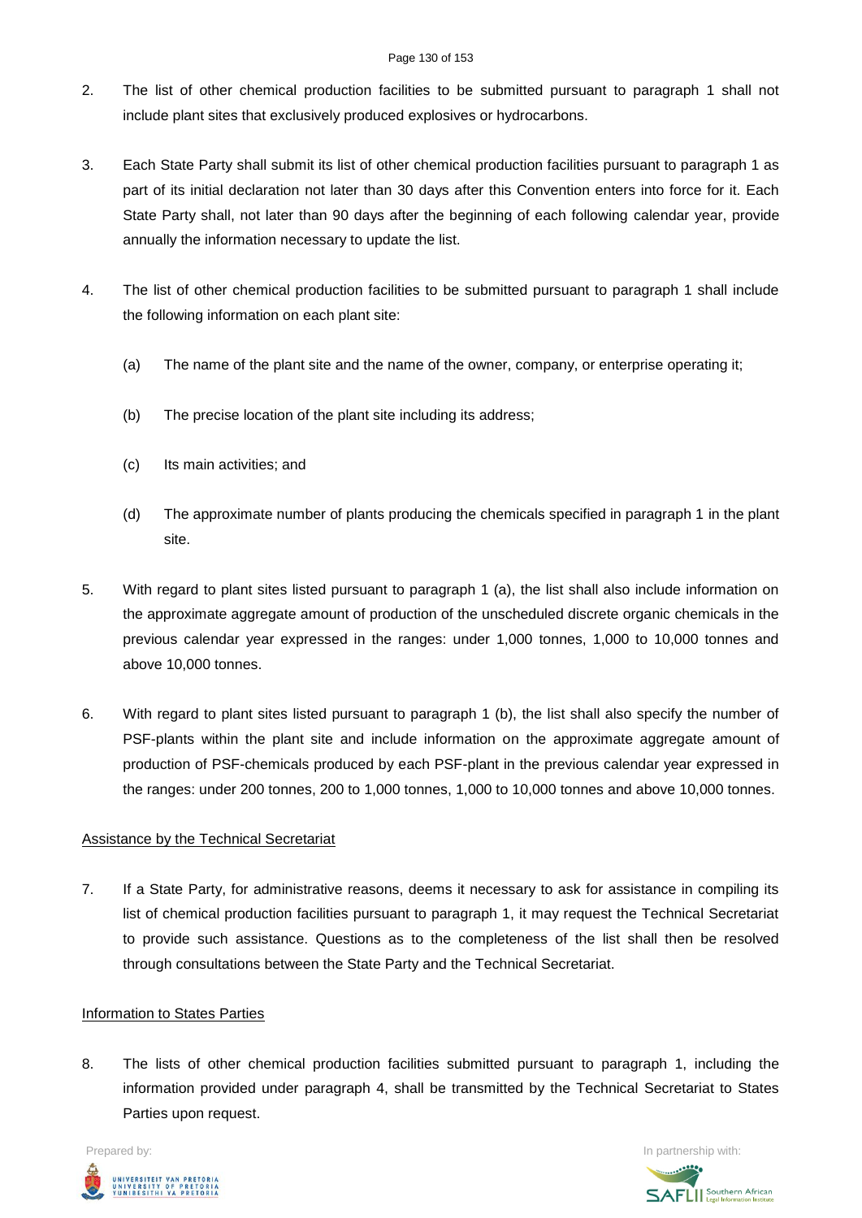2. The list of other chemical production facilities to be submitted pursuant to paragraph 1 shall not include plant sites that exclusively produced explosives or hydrocarbons.

3. Each State Party shall submit its list of other chemical production facilities pursuant to paragraph 1 as part of its initial declaration not later than 30 days after this Convention enters into force for it. Each State Party shall, not later than 90 days after the beginning of each following calendar year, provide annually the information necessary to update the list.

4. The list of other chemical production facilities to be submitted pursuant to paragraph 1 shall include the following information on each plant site:

   (a) The name of the plant site and the name of the owner, company, or enterprise operating it;

   (b) The precise location of the plant site including its address;

   (c) Its main activities; and

   (d) The approximate number of plants producing the chemicals specified in paragraph 1 in the plant site.

5. With regard to plant sites listed pursuant to paragraph 1 (a), the list shall also include information on the approximate aggregate amount of production of the unscheduled discrete organic chemicals in the previous calendar year expressed in the ranges: under 1,000 tonnes, 1,000 to 10,000 tonnes and above 10,000 tonnes.

6. With regard to plant sites listed pursuant to paragraph 1 (b), the list shall also specify the number of PSF-plants within the plant site and include information on the approximate aggregate amount of production of PSF-chemicals produced by each PSF-plant in the previous calendar year expressed in the ranges: under 200 tonnes, 200 to 1,000 tonnes, 1,000 to 10,000 tonnes and above 10,000 tonnes.

Assistance by the Technical Secretariat

7. If a State Party, for administrative reasons, deems it necessary to ask for assistance in compiling its list of chemical production facilities pursuant to paragraph 1, it may request the Technical Secretariat to provide such assistance. Questions as to the completeness of the list shall then be resolved through consultations between the State Party and the Technical Secretariat.

Information to States Parties

8. The lists of other chemical production facilities submitted pursuant to paragraph 1, including the information provided under paragraph 4, shall be transmitted by the Technical Secretariat to States Parties upon request.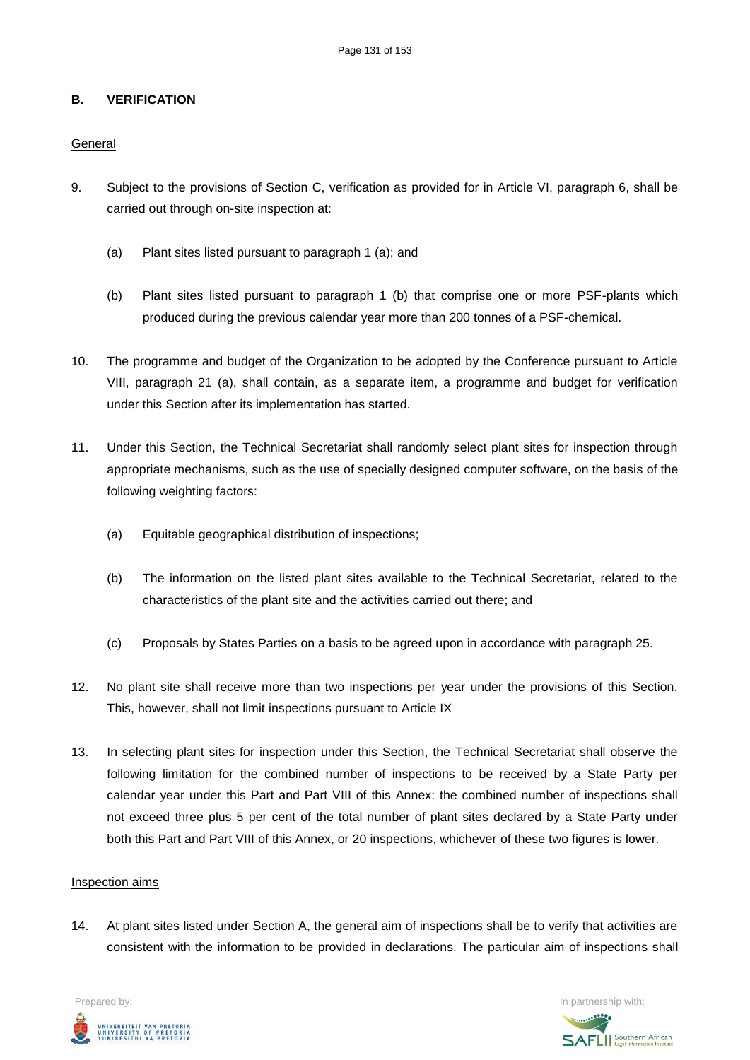## B. VERIFICATION

General

9. Subject to the provisions of Section C, verification as provided for in Article VI, paragraph 6, shall be carried out through on-site inspection at:

   (a) Plant sites listed pursuant to paragraph 1 (a); and

   (b) Plant sites listed pursuant to paragraph 1 (b) that comprise one or more PSF-plants which produced during the previous calendar year more than 200 tonnes of a PSF-chemical.

10. The programme and budget of the Organization to be adopted by the Conference pursuant to Article VIII, paragraph 21 (a), shall contain, as a separate item, a programme and budget for verification under this Section after its implementation has started.

11. Under this Section, the Technical Secretariat shall randomly select plant sites for inspection through appropriate mechanisms, such as the use of specially designed computer software, on the basis of the following weighting factors:

   (a) Equitable geographical distribution of inspections;

   (b) The information on the listed plant sites available to the Technical Secretariat, related to the characteristics of the plant site and the activities carried out there; and

   (c) Proposals by States Parties on a basis to be agreed upon in accordance with paragraph 25.

12. No plant site shall receive more than two inspections per year under the provisions of this Section. This, however, shall not limit inspections pursuant to Article IX

13. In selecting plant sites for inspection under this Section, the Technical Secretariat shall observe the following limitation for the combined number of inspections to be received by a State Party per calendar year under this Part and Part VIII of this Annex: the combined number of inspections shall not exceed three plus 5 per cent of the total number of plant sites declared by a State Party under both this Part and Part VIII of this Annex, or 20 inspections, whichever of these two figures is lower.

Inspection aims

14. At plant sites listed under Section A, the general aim of inspections shall be to verify that activities are consistent with the information to be provided in declarations. The particular aim of inspections shall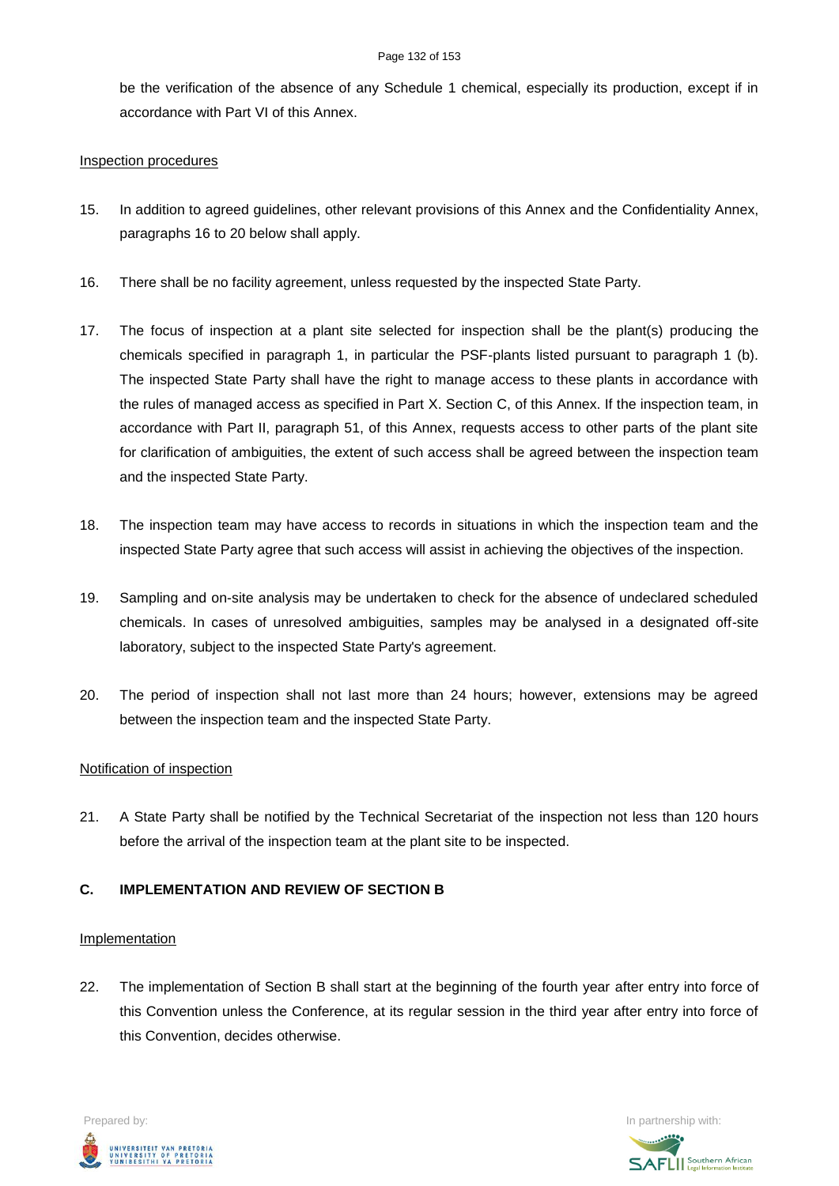be the verification of the absence of any Schedule 1 chemical, especially its production, except if in accordance with Part VI of this Annex.

Inspection procedures

15. In addition to agreed guidelines, other relevant provisions of this Annex and the Confidentiality Annex, paragraphs 16 to 20 below shall apply.

16. There shall be no facility agreement, unless requested by the inspected State Party.

17. The focus of inspection at a plant site selected for inspection shall be the plant(s) producing the chemicals specified in paragraph 1, in particular the PSF-plants listed pursuant to paragraph 1 (b). The inspected State Party shall have the right to manage access to these plants in accordance with the rules of managed access as specified in Part X. Section C, of this Annex. If the inspection team, in accordance with Part II, paragraph 51, of this Annex, requests access to other parts of the plant site for clarification of ambiguities, the extent of such access shall be agreed between the inspection team and the inspected State Party.

18. The inspection team may have access to records in situations in which the inspection team and the inspected State Party agree that such access will assist in achieving the objectives of the inspection.

19. Sampling and on-site analysis may be undertaken to check for the absence of undeclared scheduled chemicals. In cases of unresolved ambiguities, samples may be analysed in a designated off-site laboratory, subject to the inspected State Party's agreement.

20. The period of inspection shall not last more than 24 hours; however, extensions may be agreed between the inspection team and the inspected State Party.

Notification of inspection

21. A State Party shall be notified by the Technical Secretariat of the inspection not less than 120 hours before the arrival of the inspection team at the plant site to be inspected.

**C. IMPLEMENTATION AND REVIEW OF SECTION B**

Implementation

22. The implementation of Section B shall start at the beginning of the fourth year after entry into force of this Convention unless the Conference, at its regular session in the third year after entry into force of this Convention, decides otherwise.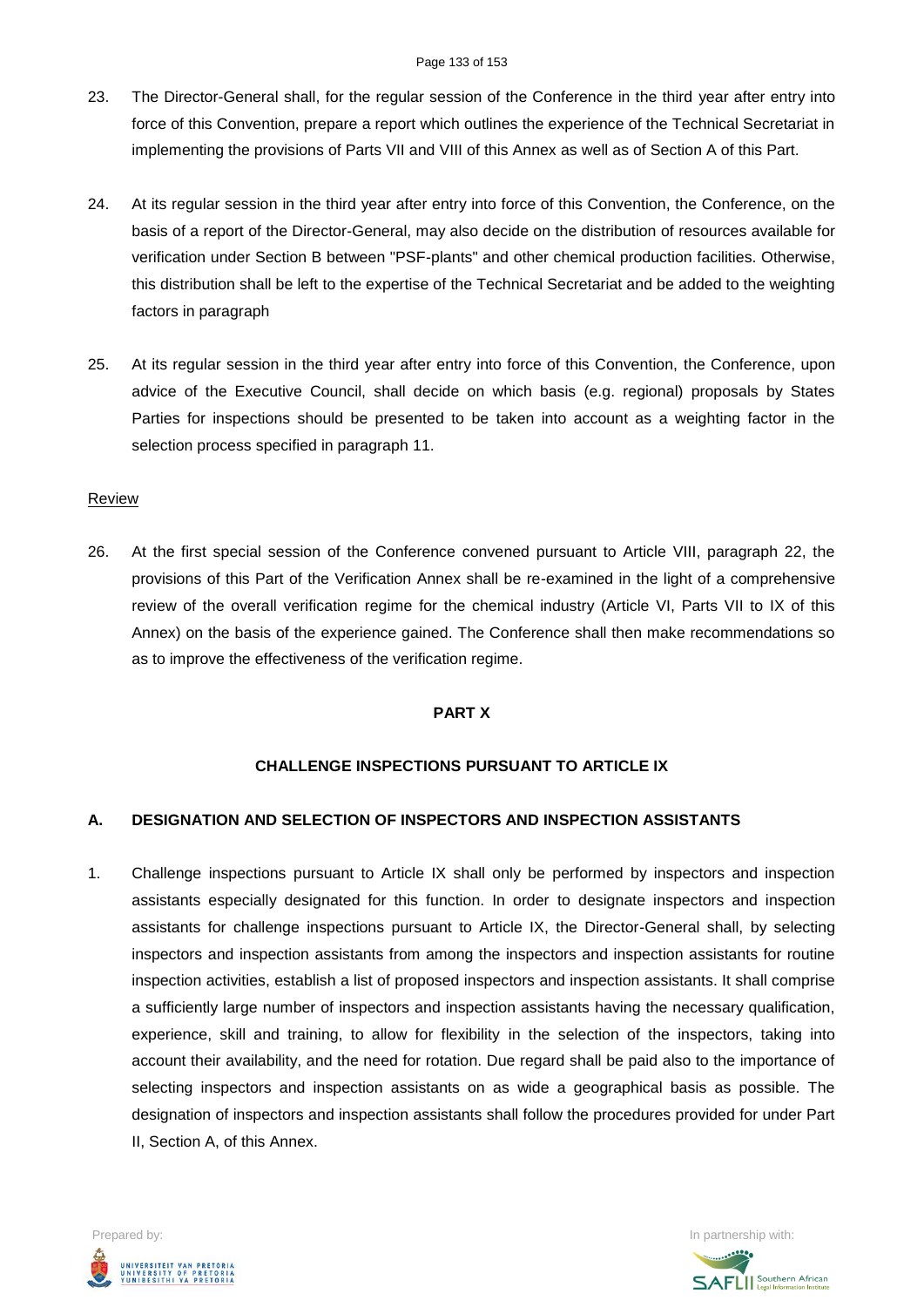23. The Director-General shall, for the regular session of the Conference in the third year after entry into force of this Convention, prepare a report which outlines the experience of the Technical Secretariat in implementing the provisions of Parts VII and VIII of this Annex as well as of Section A of this Part.

24. At its regular session in the third year after entry into force of this Convention, the Conference, on the basis of a report of the Director-General, may also decide on the distribution of resources available for verification under Section B between "PSF-plants" and other chemical production facilities. Otherwise, this distribution shall be left to the expertise of the Technical Secretariat and be added to the weighting factors in paragraph

25. At its regular session in the third year after entry into force of this Convention, the Conference, upon advice of the Executive Council, shall decide on which basis (e.g. regional) proposals by States Parties for inspections should be presented to be taken into account as a weighting factor in the selection process specified in paragraph 11.

Review

26. At the first special session of the Conference convened pursuant to Article VIII, paragraph 22, the provisions of this Part of the Verification Annex shall be re-examined in the light of a comprehensive review of the overall verification regime for the chemical industry (Article VI, Parts VII to IX of this Annex) on the basis of the experience gained. The Conference shall then make recommendations so as to improve the effectiveness of the verification regime.

## PART X

## CHALLENGE INSPECTIONS PURSUANT TO ARTICLE IX

### A. DESIGNATION AND SELECTION OF INSPECTORS AND INSPECTION ASSISTANTS

1. Challenge inspections pursuant to Article IX shall only be performed by inspectors and inspection assistants especially designated for this function. In order to designate inspectors and inspection assistants for challenge inspections pursuant to Article IX, the Director-General shall, by selecting inspectors and inspection assistants from among the inspectors and inspection assistants for routine inspection activities, establish a list of proposed inspectors and inspection assistants. It shall comprise a sufficiently large number of inspectors and inspection assistants having the necessary qualification, experience, skill and training, to allow for flexibility in the selection of the inspectors, taking into account their availability, and the need for rotation. Due regard shall be paid also to the importance of selecting inspectors and inspection assistants on as wide a geographical basis as possible. The designation of inspectors and inspection assistants shall follow the procedures provided for under Part II, Section A, of this Annex.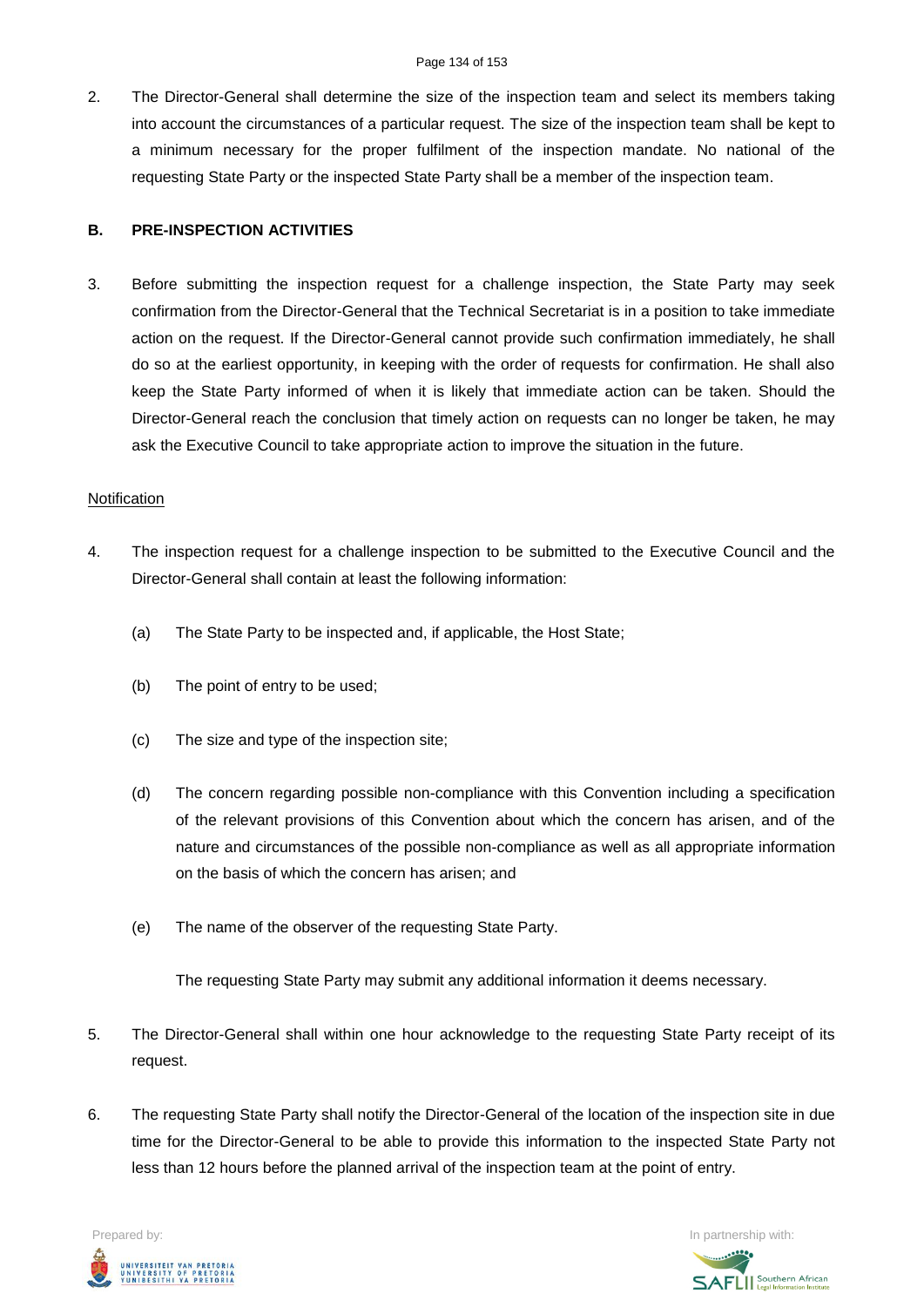2. The Director-General shall determine the size of the inspection team and select its members taking into account the circumstances of a particular request. The size of the inspection team shall be kept to a minimum necessary for the proper fulfilment of the inspection mandate. No national of the requesting State Party or the inspected State Party shall be a member of the inspection team.

### B. PRE-INSPECTION ACTIVITIES

3. Before submitting the inspection request for a challenge inspection, the State Party may seek confirmation from the Director-General that the Technical Secretariat is in a position to take immediate action on the request. If the Director-General cannot provide such confirmation immediately, he shall do so at the earliest opportunity, in keeping with the order of requests for confirmation. He shall also keep the State Party informed of when it is likely that immediate action can be taken. Should the Director-General reach the conclusion that timely action on requests can no longer be taken, he may ask the Executive Council to take appropriate action to improve the situation in the future.

<u>Notification</u>

4. The inspection request for a challenge inspection to be submitted to the Executive Council and the Director-General shall contain at least the following information:

   (a) The State Party to be inspected and, if applicable, the Host State;

   (b) The point of entry to be used;

   (c) The size and type of the inspection site;

   (d) The concern regarding possible non-compliance with this Convention including a specification of the relevant provisions of this Convention about which the concern has arisen, and of the nature and circumstances of the possible non-compliance as well as all appropriate information on the basis of which the concern has arisen; and

   (e) The name of the observer of the requesting State Party.

   The requesting State Party may submit any additional information it deems necessary.

5. The Director-General shall within one hour acknowledge to the requesting State Party receipt of its request.

6. The requesting State Party shall notify the Director-General of the location of the inspection site in due time for the Director-General to be able to provide this information to the inspected State Party not less than 12 hours before the planned arrival of the inspection team at the point of entry.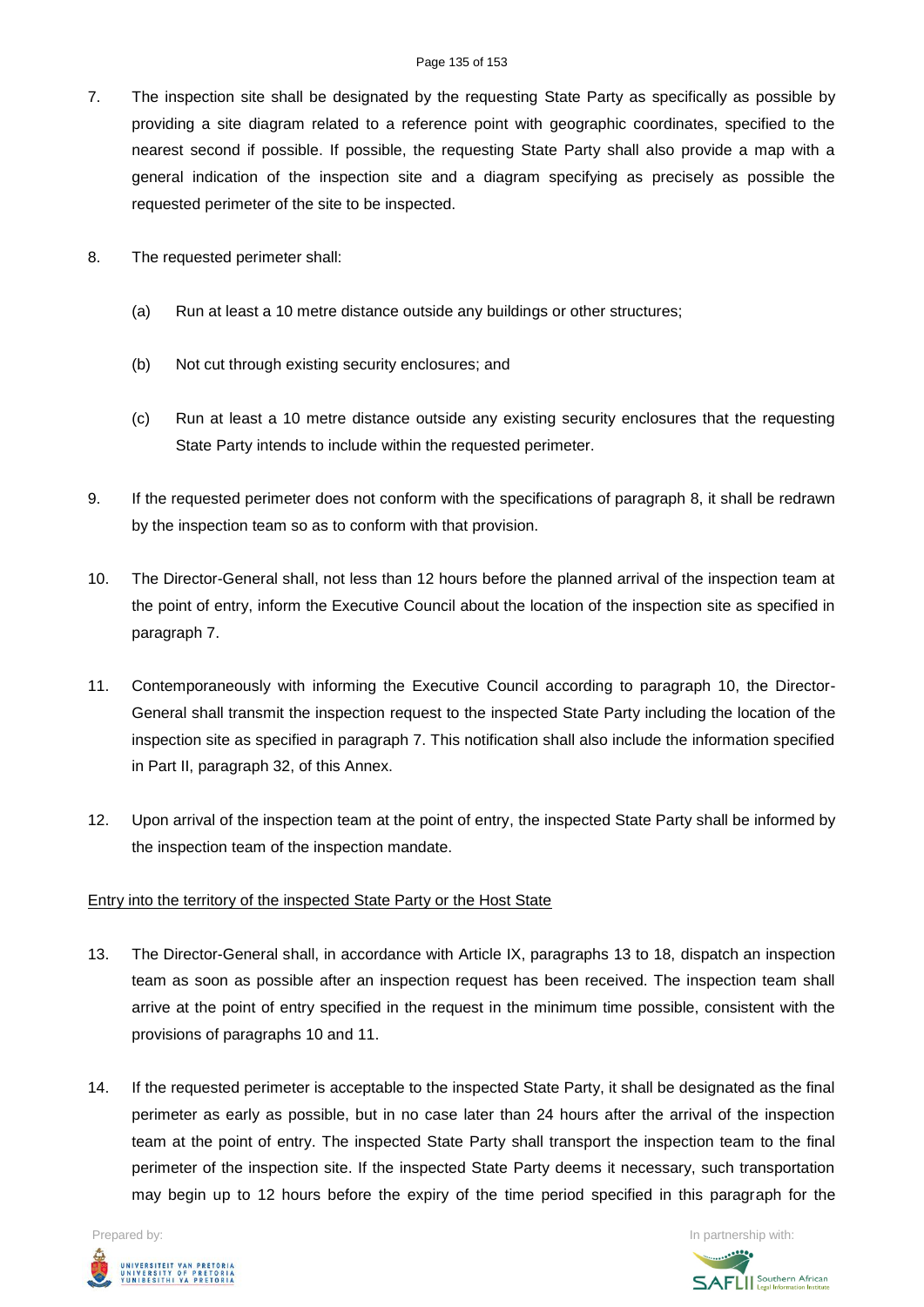7. The inspection site shall be designated by the requesting State Party as specifically as possible by providing a site diagram related to a reference point with geographic coordinates, specified to the nearest second if possible. If possible, the requesting State Party shall also provide a map with a general indication of the inspection site and a diagram specifying as precisely as possible the requested perimeter of the site to be inspected.

8. The requested perimeter shall:

   (a) Run at least a 10 metre distance outside any buildings or other structures;

   (b) Not cut through existing security enclosures; and

   (c) Run at least a 10 metre distance outside any existing security enclosures that the requesting State Party intends to include within the requested perimeter.

9. If the requested perimeter does not conform with the specifications of paragraph 8, it shall be redrawn by the inspection team so as to conform with that provision.

10. The Director-General shall, not less than 12 hours before the planned arrival of the inspection team at the point of entry, inform the Executive Council about the location of the inspection site as specified in paragraph 7.

11. Contemporaneously with informing the Executive Council according to paragraph 10, the Director-General shall transmit the inspection request to the inspected State Party including the location of the inspection site as specified in paragraph 7. This notification shall also include the information specified in Part II, paragraph 32, of this Annex.

12. Upon arrival of the inspection team at the point of entry, the inspected State Party shall be informed by the inspection team of the inspection mandate.

<u>Entry into the territory of the inspected State Party or the Host State</u>

13. The Director-General shall, in accordance with Article IX, paragraphs 13 to 18, dispatch an inspection team as soon as possible after an inspection request has been received. The inspection team shall arrive at the point of entry specified in the request in the minimum time possible, consistent with the provisions of paragraphs 10 and 11.

14. If the requested perimeter is acceptable to the inspected State Party, it shall be designated as the final perimeter as early as possible, but in no case later than 24 hours after the arrival of the inspection team at the point of entry. The inspected State Party shall transport the inspection team to the final perimeter of the inspection site. If the inspected State Party deems it necessary, such transportation may begin up to 12 hours before the expiry of the time period specified in this paragraph for the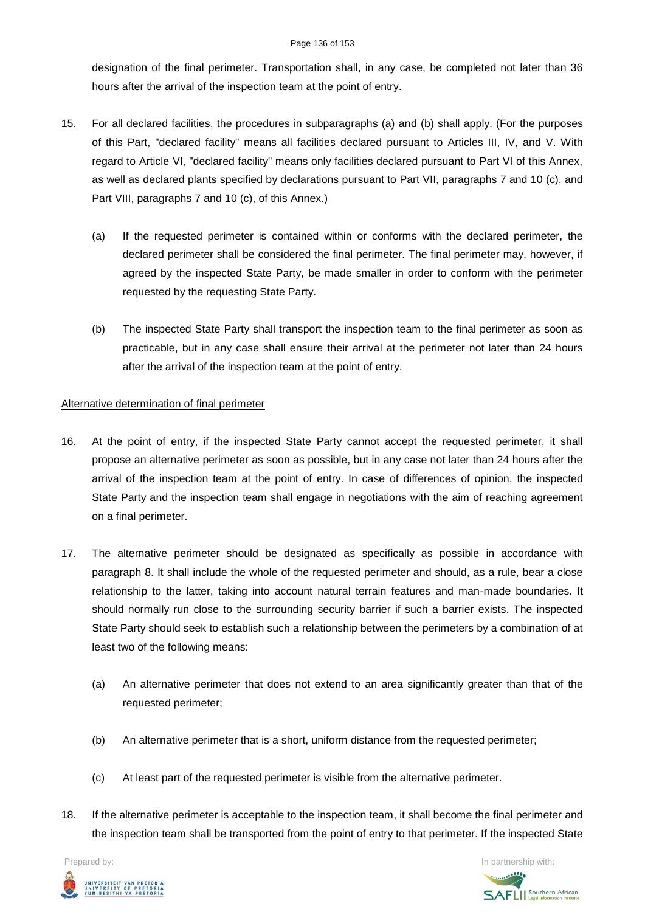designation of the final perimeter. Transportation shall, in any case, be completed not later than 36 hours after the arrival of the inspection team at the point of entry.

15. For all declared facilities, the procedures in subparagraphs (a) and (b) shall apply. (For the purposes of this Part, "declared facility" means all facilities declared pursuant to Articles III, IV, and V. With regard to Article VI, "declared facility" means only facilities declared pursuant to Part VI of this Annex, as well as declared plants specified by declarations pursuant to Part VII, paragraphs 7 and 10 (c), and Part VIII, paragraphs 7 and 10 (c), of this Annex.)

    (a) If the requested perimeter is contained within or conforms with the declared perimeter, the declared perimeter shall be considered the final perimeter. The final perimeter may, however, if agreed by the inspected State Party, be made smaller in order to conform with the perimeter requested by the requesting State Party.

    (b) The inspected State Party shall transport the inspection team to the final perimeter as soon as practicable, but in any case shall ensure their arrival at the perimeter not later than 24 hours after the arrival of the inspection team at the point of entry.

Alternative determination of final perimeter

16. At the point of entry, if the inspected State Party cannot accept the requested perimeter, it shall propose an alternative perimeter as soon as possible, but in any case not later than 24 hours after the arrival of the inspection team at the point of entry. In case of differences of opinion, the inspected State Party and the inspection team shall engage in negotiations with the aim of reaching agreement on a final perimeter.

17. The alternative perimeter should be designated as specifically as possible in accordance with paragraph 8. It shall include the whole of the requested perimeter and should, as a rule, bear a close relationship to the latter, taking into account natural terrain features and man-made boundaries. It should normally run close to the surrounding security barrier if such a barrier exists. The inspected State Party should seek to establish such a relationship between the perimeters by a combination of at least two of the following means:

    (a) An alternative perimeter that does not extend to an area significantly greater than that of the requested perimeter;

    (b) An alternative perimeter that is a short, uniform distance from the requested perimeter;

    (c) At least part of the requested perimeter is visible from the alternative perimeter.

18. If the alternative perimeter is acceptable to the inspection team, it shall become the final perimeter and the inspection team shall be transported from the point of entry to that perimeter. If the inspected State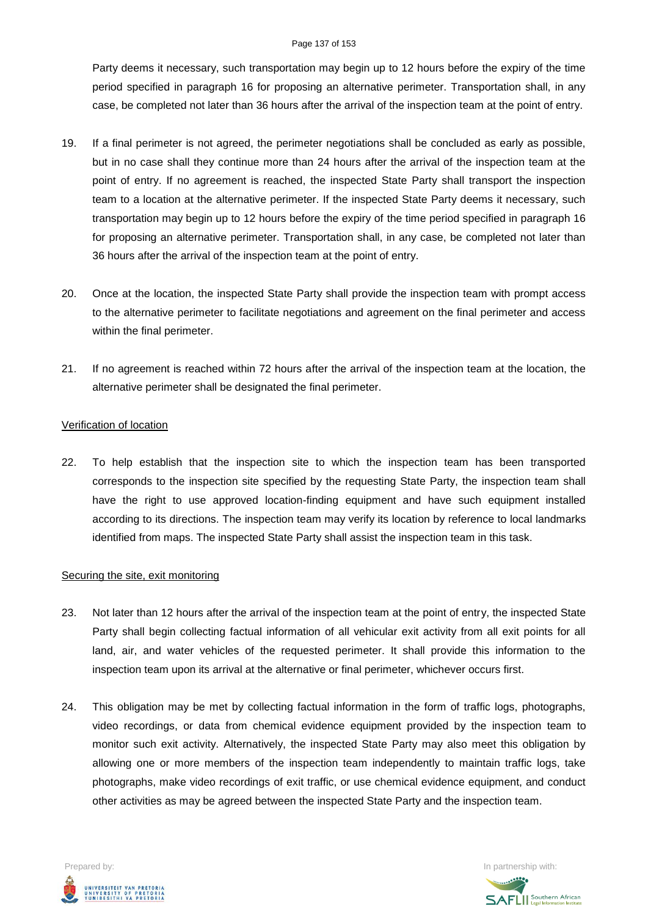Party deems it necessary, such transportation may begin up to 12 hours before the expiry of the time period specified in paragraph 16 for proposing an alternative perimeter. Transportation shall, in any case, be completed not later than 36 hours after the arrival of the inspection team at the point of entry.

19. If a final perimeter is not agreed, the perimeter negotiations shall be concluded as early as possible, but in no case shall they continue more than 24 hours after the arrival of the inspection team at the point of entry. If no agreement is reached, the inspected State Party shall transport the inspection team to a location at the alternative perimeter. If the inspected State Party deems it necessary, such transportation may begin up to 12 hours before the expiry of the time period specified in paragraph 16 for proposing an alternative perimeter. Transportation shall, in any case, be completed not later than 36 hours after the arrival of the inspection team at the point of entry.

20. Once at the location, the inspected State Party shall provide the inspection team with prompt access to the alternative perimeter to facilitate negotiations and agreement on the final perimeter and access within the final perimeter.

21. If no agreement is reached within 72 hours after the arrival of the inspection team at the location, the alternative perimeter shall be designated the final perimeter.

Verification of location

22. To help establish that the inspection site to which the inspection team has been transported corresponds to the inspection site specified by the requesting State Party, the inspection team shall have the right to use approved location-finding equipment and have such equipment installed according to its directions. The inspection team may verify its location by reference to local landmarks identified from maps. The inspected State Party shall assist the inspection team in this task.

Securing the site, exit monitoring

23. Not later than 12 hours after the arrival of the inspection team at the point of entry, the inspected State Party shall begin collecting factual information of all vehicular exit activity from all exit points for all land, air, and water vehicles of the requested perimeter. It shall provide this information to the inspection team upon its arrival at the alternative or final perimeter, whichever occurs first.

24. This obligation may be met by collecting factual information in the form of traffic logs, photographs, video recordings, or data from chemical evidence equipment provided by the inspection team to monitor such exit activity. Alternatively, the inspected State Party may also meet this obligation by allowing one or more members of the inspection team independently to maintain traffic logs, take photographs, make video recordings of exit traffic, or use chemical evidence equipment, and conduct other activities as may be agreed between the inspected State Party and the inspection team.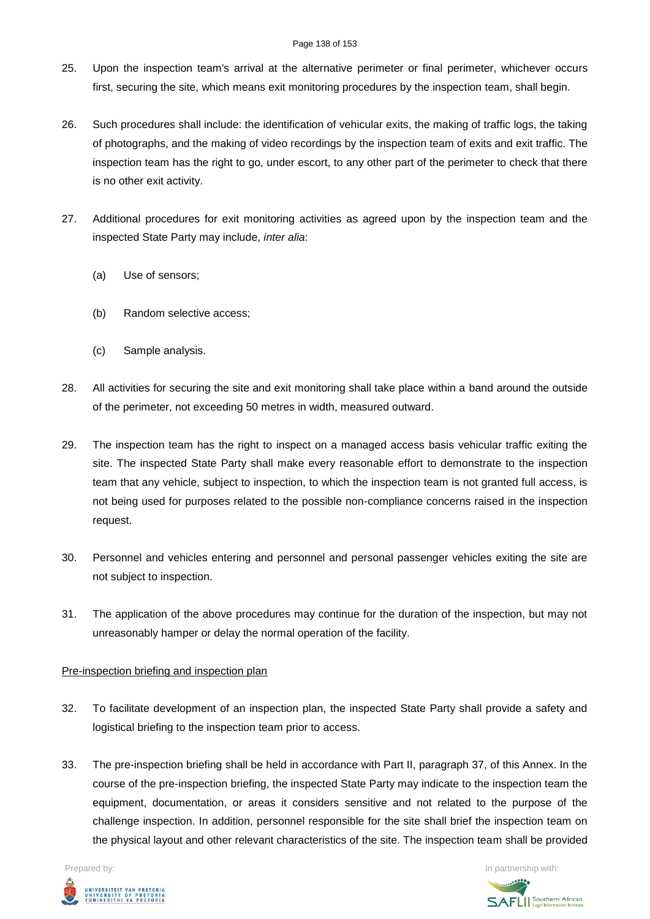25. Upon the inspection team's arrival at the alternative perimeter or final perimeter, whichever occurs first, securing the site, which means exit monitoring procedures by the inspection team, shall begin.

26. Such procedures shall include: the identification of vehicular exits, the making of traffic logs, the taking of photographs, and the making of video recordings by the inspection team of exits and exit traffic. The inspection team has the right to go, under escort, to any other part of the perimeter to check that there is no other exit activity.

27. Additional procedures for exit monitoring activities as agreed upon by the inspection team and the inspected State Party may include, *inter alia*:

    (a) Use of sensors;

    (b) Random selective access;

    (c) Sample analysis.

28. All activities for securing the site and exit monitoring shall take place within a band around the outside of the perimeter, not exceeding 50 metres in width, measured outward.

29. The inspection team has the right to inspect on a managed access basis vehicular traffic exiting the site. The inspected State Party shall make every reasonable effort to demonstrate to the inspection team that any vehicle, subject to inspection, to which the inspection team is not granted full access, is not being used for purposes related to the possible non-compliance concerns raised in the inspection request.

30. Personnel and vehicles entering and personnel and personal passenger vehicles exiting the site are not subject to inspection.

31. The application of the above procedures may continue for the duration of the inspection, but may not unreasonably hamper or delay the normal operation of the facility.

Pre-inspection briefing and inspection plan

32. To facilitate development of an inspection plan, the inspected State Party shall provide a safety and logistical briefing to the inspection team prior to access.

33. The pre-inspection briefing shall be held in accordance with Part II, paragraph 37, of this Annex. In the course of the pre-inspection briefing, the inspected State Party may indicate to the inspection team the equipment, documentation, or areas it considers sensitive and not related to the purpose of the challenge inspection. In addition, personnel responsible for the site shall brief the inspection team on the physical layout and other relevant characteristics of the site. The inspection team shall be provided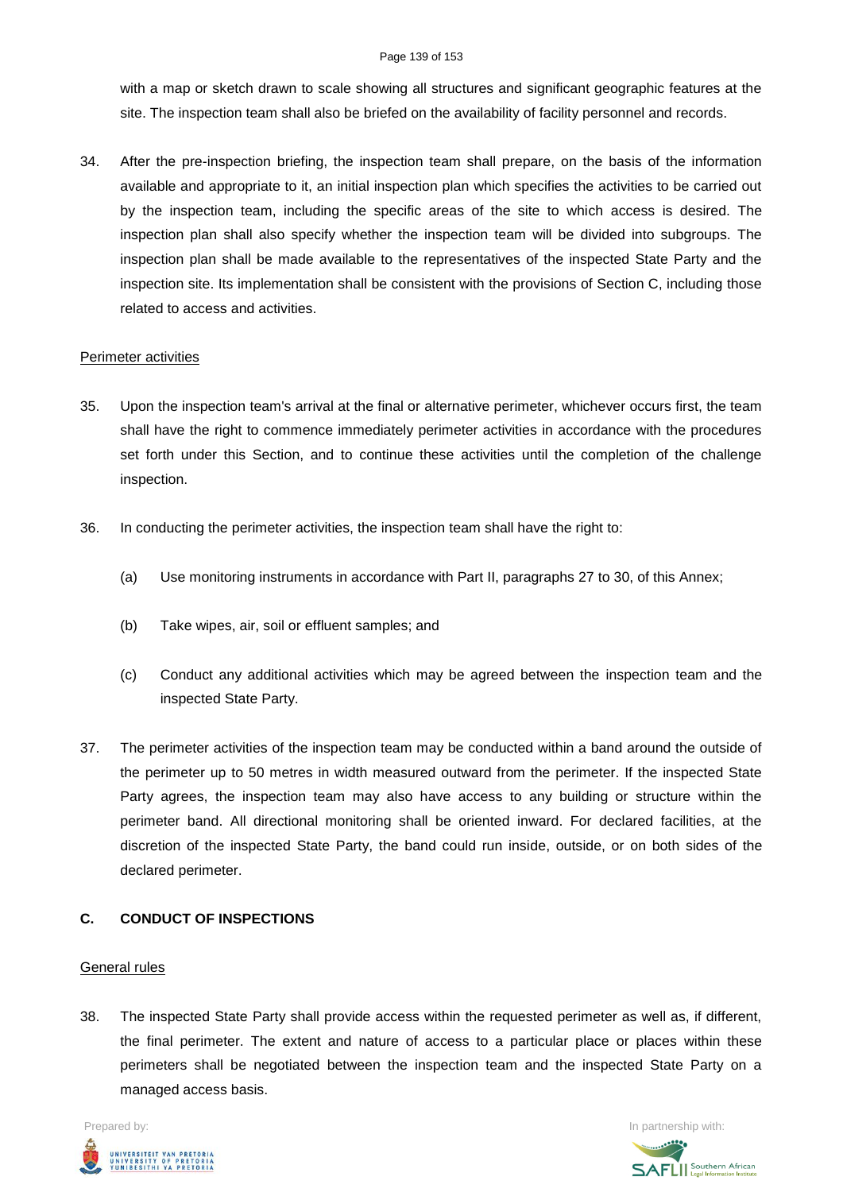with a map or sketch drawn to scale showing all structures and significant geographic features at the site. The inspection team shall also be briefed on the availability of facility personnel and records.

34. After the pre-inspection briefing, the inspection team shall prepare, on the basis of the information available and appropriate to it, an initial inspection plan which specifies the activities to be carried out by the inspection team, including the specific areas of the site to which access is desired. The inspection plan shall also specify whether the inspection team will be divided into subgroups. The inspection plan shall be made available to the representatives of the inspected State Party and the inspection site. Its implementation shall be consistent with the provisions of Section C, including those related to access and activities.

Perimeter activities

35. Upon the inspection team's arrival at the final or alternative perimeter, whichever occurs first, the team shall have the right to commence immediately perimeter activities in accordance with the procedures set forth under this Section, and to continue these activities until the completion of the challenge inspection.

36. In conducting the perimeter activities, the inspection team shall have the right to:

    (a) Use monitoring instruments in accordance with Part II, paragraphs 27 to 30, of this Annex;

    (b) Take wipes, air, soil or effluent samples; and

    (c) Conduct any additional activities which may be agreed between the inspection team and the inspected State Party.

37. The perimeter activities of the inspection team may be conducted within a band around the outside of the perimeter up to 50 metres in width measured outward from the perimeter. If the inspected State Party agrees, the inspection team may also have access to any building or structure within the perimeter band. All directional monitoring shall be oriented inward. For declared facilities, at the discretion of the inspected State Party, the band could run inside, outside, or on both sides of the declared perimeter.

## C. CONDUCT OF INSPECTIONS

General rules

38. The inspected State Party shall provide access within the requested perimeter as well as, if different, the final perimeter. The extent and nature of access to a particular place or places within these perimeters shall be negotiated between the inspection team and the inspected State Party on a managed access basis.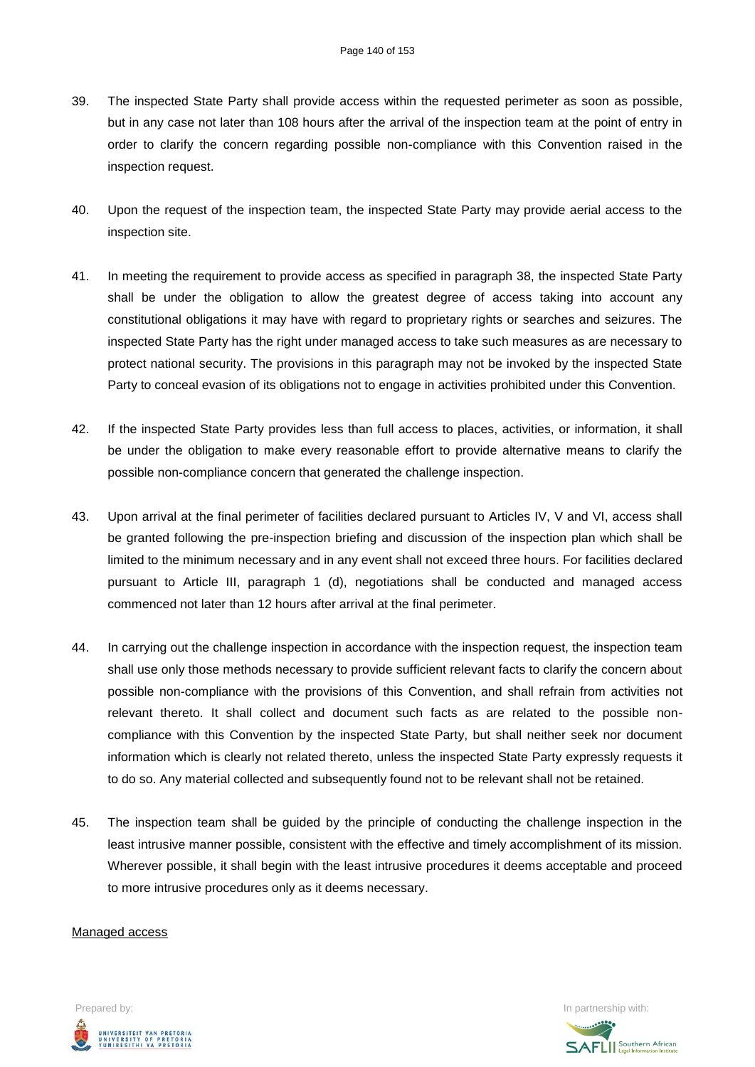39. The inspected State Party shall provide access within the requested perimeter as soon as possible, but in any case not later than 108 hours after the arrival of the inspection team at the point of entry in order to clarify the concern regarding possible non-compliance with this Convention raised in the inspection request.

40. Upon the request of the inspection team, the inspected State Party may provide aerial access to the inspection site.

41. In meeting the requirement to provide access as specified in paragraph 38, the inspected State Party shall be under the obligation to allow the greatest degree of access taking into account any constitutional obligations it may have with regard to proprietary rights or searches and seizures. The inspected State Party has the right under managed access to take such measures as are necessary to protect national security. The provisions in this paragraph may not be invoked by the inspected State Party to conceal evasion of its obligations not to engage in activities prohibited under this Convention.

42. If the inspected State Party provides less than full access to places, activities, or information, it shall be under the obligation to make every reasonable effort to provide alternative means to clarify the possible non-compliance concern that generated the challenge inspection.

43. Upon arrival at the final perimeter of facilities declared pursuant to Articles IV, V and VI, access shall be granted following the pre-inspection briefing and discussion of the inspection plan which shall be limited to the minimum necessary and in any event shall not exceed three hours. For facilities declared pursuant to Article III, paragraph 1 (d), negotiations shall be conducted and managed access commenced not later than 12 hours after arrival at the final perimeter.

44. In carrying out the challenge inspection in accordance with the inspection request, the inspection team shall use only those methods necessary to provide sufficient relevant facts to clarify the concern about possible non-compliance with the provisions of this Convention, and shall refrain from activities not relevant thereto. It shall collect and document such facts as are related to the possible non-compliance with this Convention by the inspected State Party, but shall neither seek nor document information which is clearly not related thereto, unless the inspected State Party expressly requests it to do so. Any material collected and subsequently found not to be relevant shall not be retained.

45. The inspection team shall be guided by the principle of conducting the challenge inspection in the least intrusive manner possible, consistent with the effective and timely accomplishment of its mission. Wherever possible, it shall begin with the least intrusive procedures it deems acceptable and proceed to more intrusive procedures only as it deems necessary.

Managed access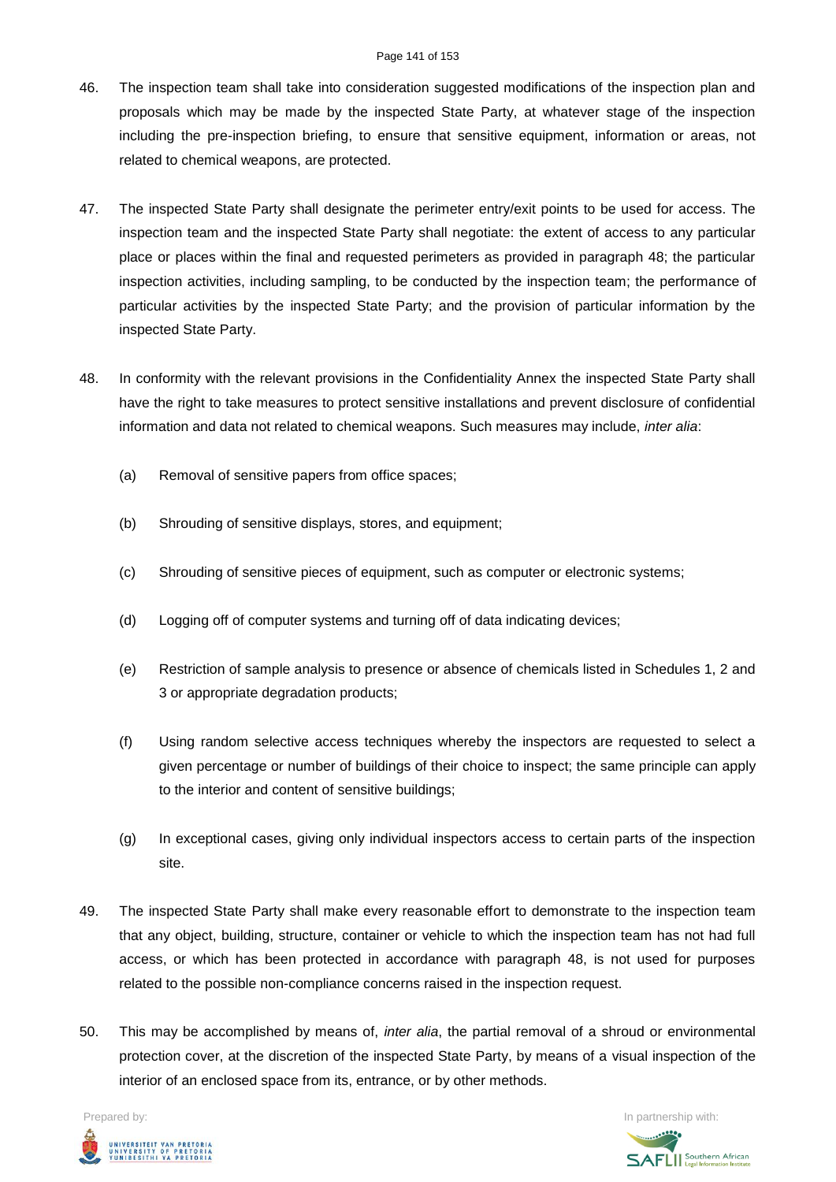46. The inspection team shall take into consideration suggested modifications of the inspection plan and proposals which may be made by the inspected State Party, at whatever stage of the inspection including the pre-inspection briefing, to ensure that sensitive equipment, information or areas, not related to chemical weapons, are protected.

47. The inspected State Party shall designate the perimeter entry/exit points to be used for access. The inspection team and the inspected State Party shall negotiate: the extent of access to any particular place or places within the final and requested perimeters as provided in paragraph 48; the particular inspection activities, including sampling, to be conducted by the inspection team; the performance of particular activities by the inspected State Party; and the provision of particular information by the inspected State Party.

48. In conformity with the relevant provisions in the Confidentiality Annex the inspected State Party shall have the right to take measures to protect sensitive installations and prevent disclosure of confidential information and data not related to chemical weapons. Such measures may include, *inter alia*:

    (a) Removal of sensitive papers from office spaces;

    (b) Shrouding of sensitive displays, stores, and equipment;

    (c) Shrouding of sensitive pieces of equipment, such as computer or electronic systems;

    (d) Logging off of computer systems and turning off of data indicating devices;

    (e) Restriction of sample analysis to presence or absence of chemicals listed in Schedules 1, 2 and 3 or appropriate degradation products;

    (f) Using random selective access techniques whereby the inspectors are requested to select a given percentage or number of buildings of their choice to inspect; the same principle can apply to the interior and content of sensitive buildings;

    (g) In exceptional cases, giving only individual inspectors access to certain parts of the inspection site.

49. The inspected State Party shall make every reasonable effort to demonstrate to the inspection team that any object, building, structure, container or vehicle to which the inspection team has not had full access, or which has been protected in accordance with paragraph 48, is not used for purposes related to the possible non-compliance concerns raised in the inspection request.

50. This may be accomplished by means of, *inter alia*, the partial removal of a shroud or environmental protection cover, at the discretion of the inspected State Party, by means of a visual inspection of the interior of an enclosed space from its, entrance, or by other methods.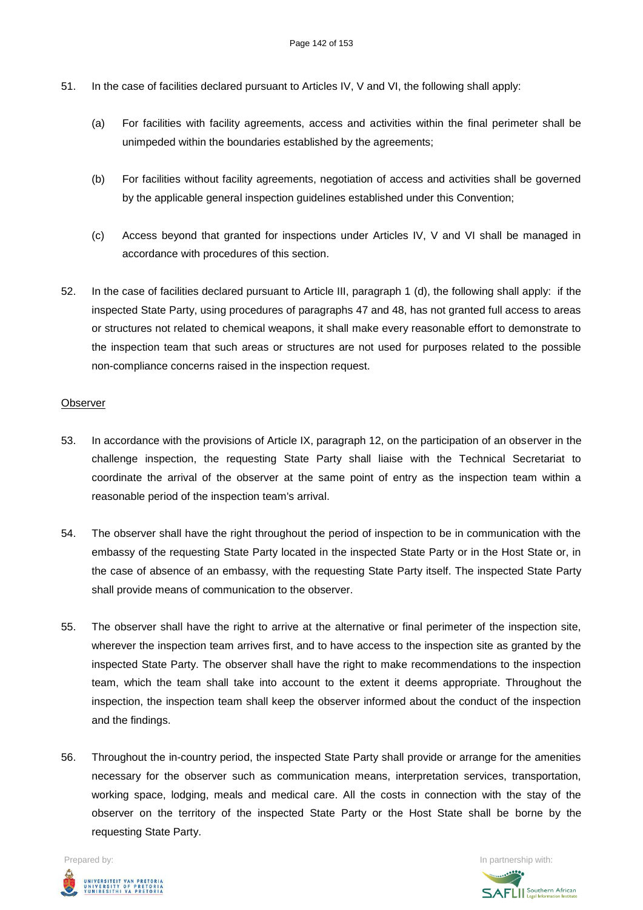51. In the case of facilities declared pursuant to Articles IV, V and VI, the following shall apply:

    (a) For facilities with facility agreements, access and activities within the final perimeter shall be unimpeded within the boundaries established by the agreements;

    (b) For facilities without facility agreements, negotiation of access and activities shall be governed by the applicable general inspection guidelines established under this Convention;

    (c) Access beyond that granted for inspections under Articles IV, V and VI shall be managed in accordance with procedures of this section.

52. In the case of facilities declared pursuant to Article III, paragraph 1 (d), the following shall apply: if the inspected State Party, using procedures of paragraphs 47 and 48, has not granted full access to areas or structures not related to chemical weapons, it shall make every reasonable effort to demonstrate to the inspection team that such areas or structures are not used for purposes related to the possible non-compliance concerns raised in the inspection request.

<u>Observer</u>

53. In accordance with the provisions of Article IX, paragraph 12, on the participation of an observer in the challenge inspection, the requesting State Party shall liaise with the Technical Secretariat to coordinate the arrival of the observer at the same point of entry as the inspection team within a reasonable period of the inspection team's arrival.

54. The observer shall have the right throughout the period of inspection to be in communication with the embassy of the requesting State Party located in the inspected State Party or in the Host State or, in the case of absence of an embassy, with the requesting State Party itself. The inspected State Party shall provide means of communication to the observer.

55. The observer shall have the right to arrive at the alternative or final perimeter of the inspection site, wherever the inspection team arrives first, and to have access to the inspection site as granted by the inspected State Party. The observer shall have the right to make recommendations to the inspection team, which the team shall take into account to the extent it deems appropriate. Throughout the inspection, the inspection team shall keep the observer informed about the conduct of the inspection and the findings.

56. Throughout the in-country period, the inspected State Party shall provide or arrange for the amenities necessary for the observer such as communication means, interpretation services, transportation, working space, lodging, meals and medical care. All the costs in connection with the stay of the observer on the territory of the inspected State Party or the Host State shall be borne by the requesting State Party.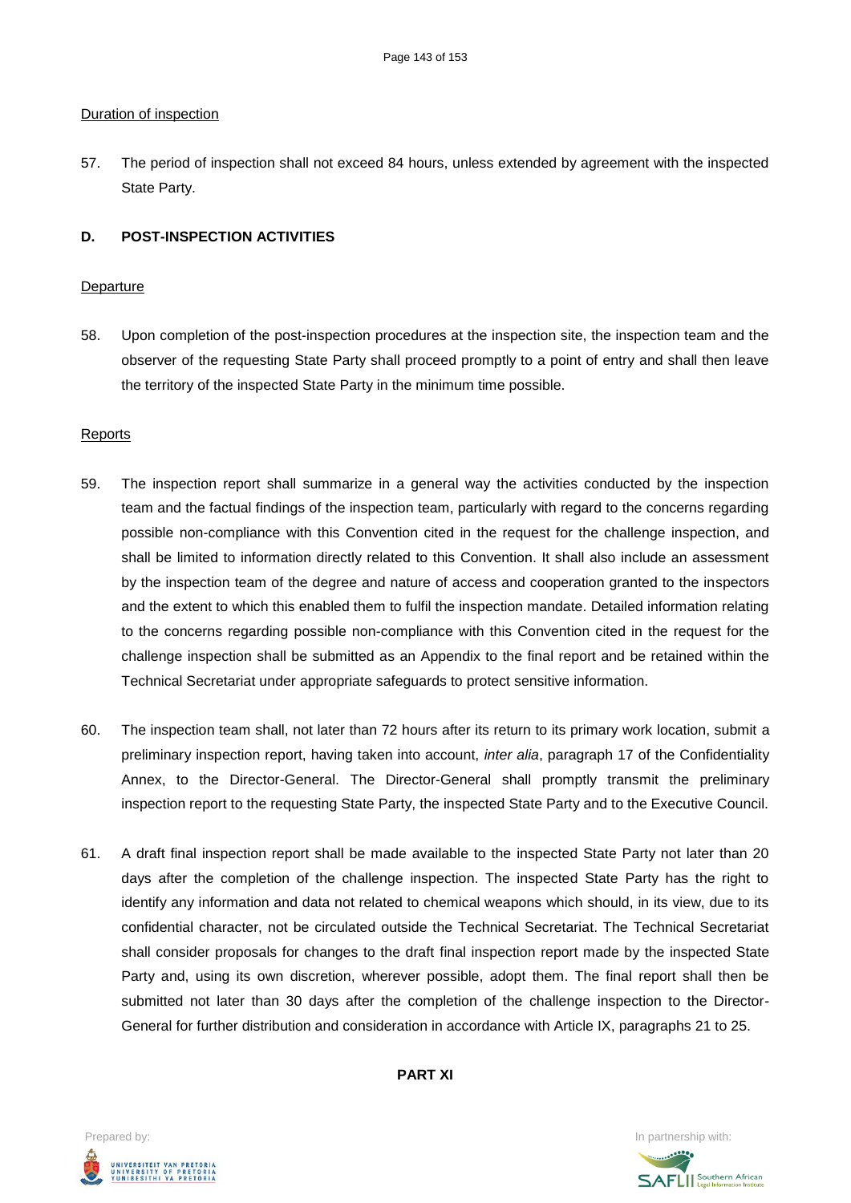Duration of inspection

57. The period of inspection shall not exceed 84 hours, unless extended by agreement with the inspected State Party.

### D. POST-INSPECTION ACTIVITIES

Departure

58. Upon completion of the post-inspection procedures at the inspection site, the inspection team and the observer of the requesting State Party shall proceed promptly to a point of entry and shall then leave the territory of the inspected State Party in the minimum time possible.

Reports

59. The inspection report shall summarize in a general way the activities conducted by the inspection team and the factual findings of the inspection team, particularly with regard to the concerns regarding possible non-compliance with this Convention cited in the request for the challenge inspection, and shall be limited to information directly related to this Convention. It shall also include an assessment by the inspection team of the degree and nature of access and cooperation granted to the inspectors and the extent to which this enabled them to fulfil the inspection mandate. Detailed information relating to the concerns regarding possible non-compliance with this Convention cited in the request for the challenge inspection shall be submitted as an Appendix to the final report and be retained within the Technical Secretariat under appropriate safeguards to protect sensitive information.

60. The inspection team shall, not later than 72 hours after its return to its primary work location, submit a preliminary inspection report, having taken into account, *inter alia*, paragraph 17 of the Confidentiality Annex, to the Director-General. The Director-General shall promptly transmit the preliminary inspection report to the requesting State Party, the inspected State Party and to the Executive Council.

61. A draft final inspection report shall be made available to the inspected State Party not later than 20 days after the completion of the challenge inspection. The inspected State Party has the right to identify any information and data not related to chemical weapons which should, in its view, due to its confidential character, not be circulated outside the Technical Secretariat. The Technical Secretariat shall consider proposals for changes to the draft final inspection report made by the inspected State Party and, using its own discretion, wherever possible, adopt them. The final report shall then be submitted not later than 30 days after the completion of the challenge inspection to the Director-General for further distribution and consideration in accordance with Article IX, paragraphs 21 to 25.

## PART XI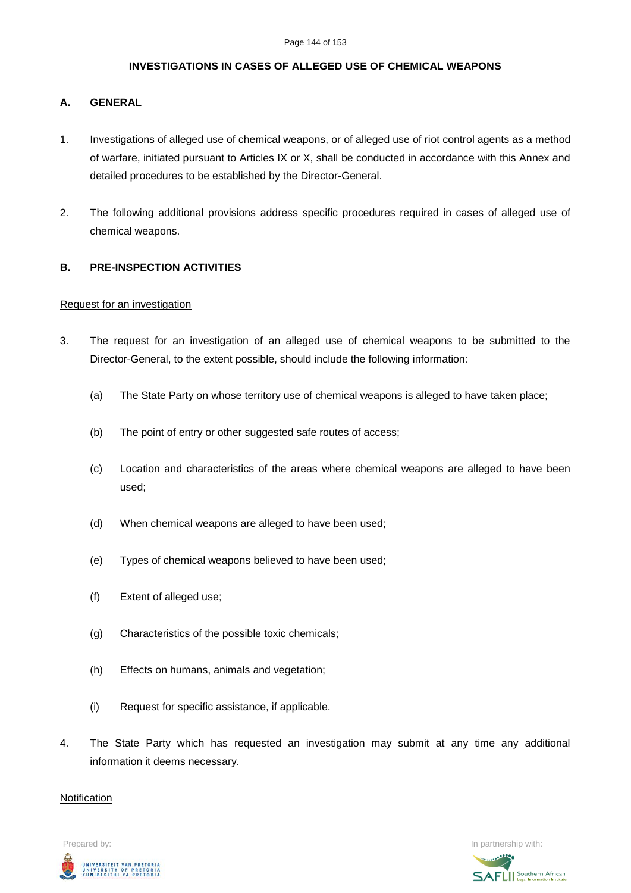## INVESTIGATIONS IN CASES OF ALLEGED USE OF CHEMICAL WEAPONS

### A. GENERAL

1. Investigations of alleged use of chemical weapons, or of alleged use of riot control agents as a method of warfare, initiated pursuant to Articles IX or X, shall be conducted in accordance with this Annex and detailed procedures to be established by the Director-General.

2. The following additional provisions address specific procedures required in cases of alleged use of chemical weapons.

### B. PRE-INSPECTION ACTIVITIES

Request for an investigation

3. The request for an investigation of an alleged use of chemical weapons to be submitted to the Director-General, to the extent possible, should include the following information:

   (a) The State Party on whose territory use of chemical weapons is alleged to have taken place;

   (b) The point of entry or other suggested safe routes of access;

   (c) Location and characteristics of the areas where chemical weapons are alleged to have been used;

   (d) When chemical weapons are alleged to have been used;

   (e) Types of chemical weapons believed to have been used;

   (f) Extent of alleged use;

   (g) Characteristics of the possible toxic chemicals;

   (h) Effects on humans, animals and vegetation;

   (i) Request for specific assistance, if applicable.

4. The State Party which has requested an investigation may submit at any time any additional information it deems necessary.

Notification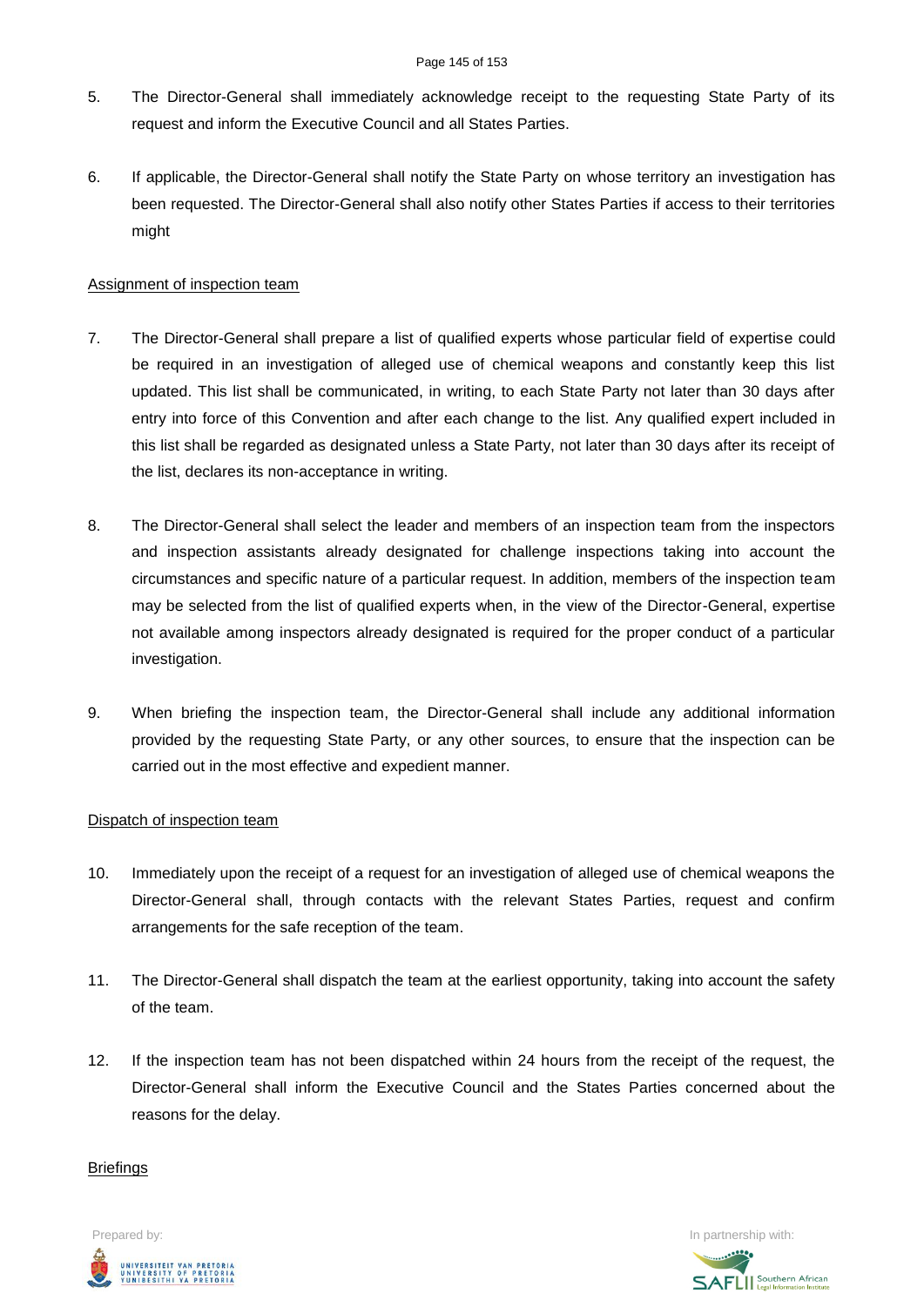5. The Director-General shall immediately acknowledge receipt to the requesting State Party of its request and inform the Executive Council and all States Parties.

6. If applicable, the Director-General shall notify the State Party on whose territory an investigation has been requested. The Director-General shall also notify other States Parties if access to their territories might

Assignment of inspection team

7. The Director-General shall prepare a list of qualified experts whose particular field of expertise could be required in an investigation of alleged use of chemical weapons and constantly keep this list updated. This list shall be communicated, in writing, to each State Party not later than 30 days after entry into force of this Convention and after each change to the list. Any qualified expert included in this list shall be regarded as designated unless a State Party, not later than 30 days after its receipt of the list, declares its non-acceptance in writing.

8. The Director-General shall select the leader and members of an inspection team from the inspectors and inspection assistants already designated for challenge inspections taking into account the circumstances and specific nature of a particular request. In addition, members of the inspection team may be selected from the list of qualified experts when, in the view of the Director-General, expertise not available among inspectors already designated is required for the proper conduct of a particular investigation.

9. When briefing the inspection team, the Director-General shall include any additional information provided by the requesting State Party, or any other sources, to ensure that the inspection can be carried out in the most effective and expedient manner.

Dispatch of inspection team

10. Immediately upon the receipt of a request for an investigation of alleged use of chemical weapons the Director-General shall, through contacts with the relevant States Parties, request and confirm arrangements for the safe reception of the team.

11. The Director-General shall dispatch the team at the earliest opportunity, taking into account the safety of the team.

12. If the inspection team has not been dispatched within 24 hours from the receipt of the request, the Director-General shall inform the Executive Council and the States Parties concerned about the reasons for the delay.

Briefings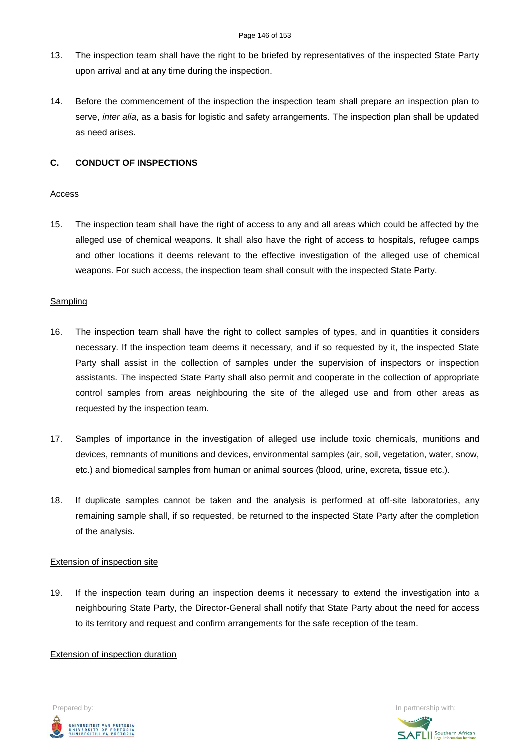13. The inspection team shall have the right to be briefed by representatives of the inspected State Party upon arrival and at any time during the inspection.

14. Before the commencement of the inspection the inspection team shall prepare an inspection plan to serve, *inter alia*, as a basis for logistic and safety arrangements. The inspection plan shall be updated as need arises.

### C. CONDUCT OF INSPECTIONS

Access

15. The inspection team shall have the right of access to any and all areas which could be affected by the alleged use of chemical weapons. It shall also have the right of access to hospitals, refugee camps and other locations it deems relevant to the effective investigation of the alleged use of chemical weapons. For such access, the inspection team shall consult with the inspected State Party.

Sampling

16. The inspection team shall have the right to collect samples of types, and in quantities it considers necessary. If the inspection team deems it necessary, and if so requested by it, the inspected State Party shall assist in the collection of samples under the supervision of inspectors or inspection assistants. The inspected State Party shall also permit and cooperate in the collection of appropriate control samples from areas neighbouring the site of the alleged use and from other areas as requested by the inspection team.

17. Samples of importance in the investigation of alleged use include toxic chemicals, munitions and devices, remnants of munitions and devices, environmental samples (air, soil, vegetation, water, snow, etc.) and biomedical samples from human or animal sources (blood, urine, excreta, tissue etc.).

18. If duplicate samples cannot be taken and the analysis is performed at off-site laboratories, any remaining sample shall, if so requested, be returned to the inspected State Party after the completion of the analysis.

Extension of inspection site

19. If the inspection team during an inspection deems it necessary to extend the investigation into a neighbouring State Party, the Director-General shall notify that State Party about the need for access to its territory and request and confirm arrangements for the safe reception of the team.

Extension of inspection duration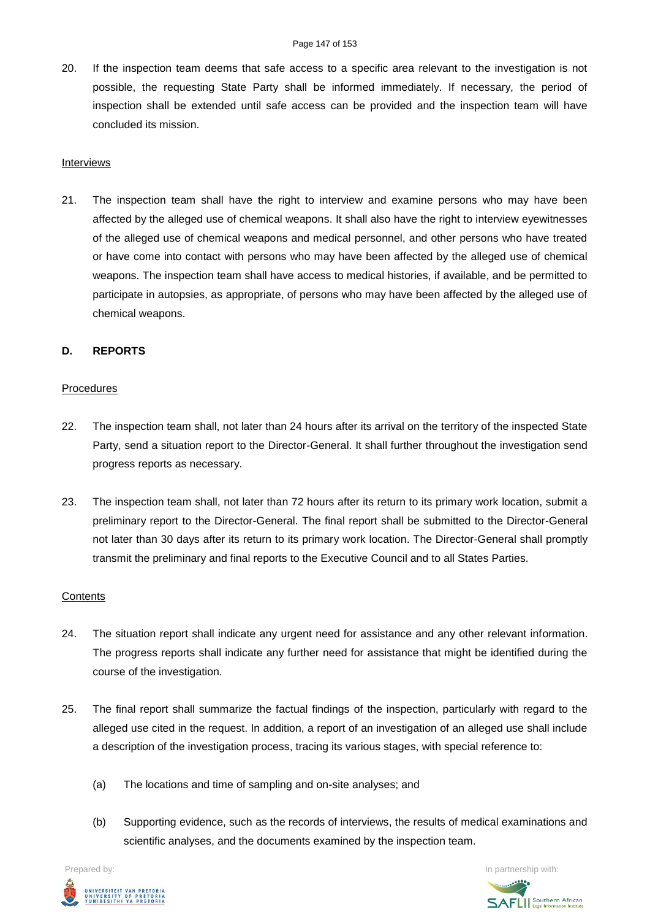20. If the inspection team deems that safe access to a specific area relevant to the investigation is not possible, the requesting State Party shall be informed immediately. If necessary, the period of inspection shall be extended until safe access can be provided and the inspection team will have concluded its mission.

Interviews

21. The inspection team shall have the right to interview and examine persons who may have been affected by the alleged use of chemical weapons. It shall also have the right to interview eyewitnesses of the alleged use of chemical weapons and medical personnel, and other persons who have treated or have come into contact with persons who may have been affected by the alleged use of chemical weapons. The inspection team shall have access to medical histories, if available, and be permitted to participate in autopsies, as appropriate, of persons who may have been affected by the alleged use of chemical weapons.

**D. REPORTS**

Procedures

22. The inspection team shall, not later than 24 hours after its arrival on the territory of the inspected State Party, send a situation report to the Director-General. It shall further throughout the investigation send progress reports as necessary.

23. The inspection team shall, not later than 72 hours after its return to its primary work location, submit a preliminary report to the Director-General. The final report shall be submitted to the Director-General not later than 30 days after its return to its primary work location. The Director-General shall promptly transmit the preliminary and final reports to the Executive Council and to all States Parties.

Contents

24. The situation report shall indicate any urgent need for assistance and any other relevant information. The progress reports shall indicate any further need for assistance that might be identified during the course of the investigation.

25. The final report shall summarize the factual findings of the inspection, particularly with regard to the alleged use cited in the request. In addition, a report of an investigation of an alleged use shall include a description of the investigation process, tracing its various stages, with special reference to:

    (a) The locations and time of sampling and on-site analyses; and

    (b) Supporting evidence, such as the records of interviews, the results of medical examinations and scientific analyses, and the documents examined by the inspection team.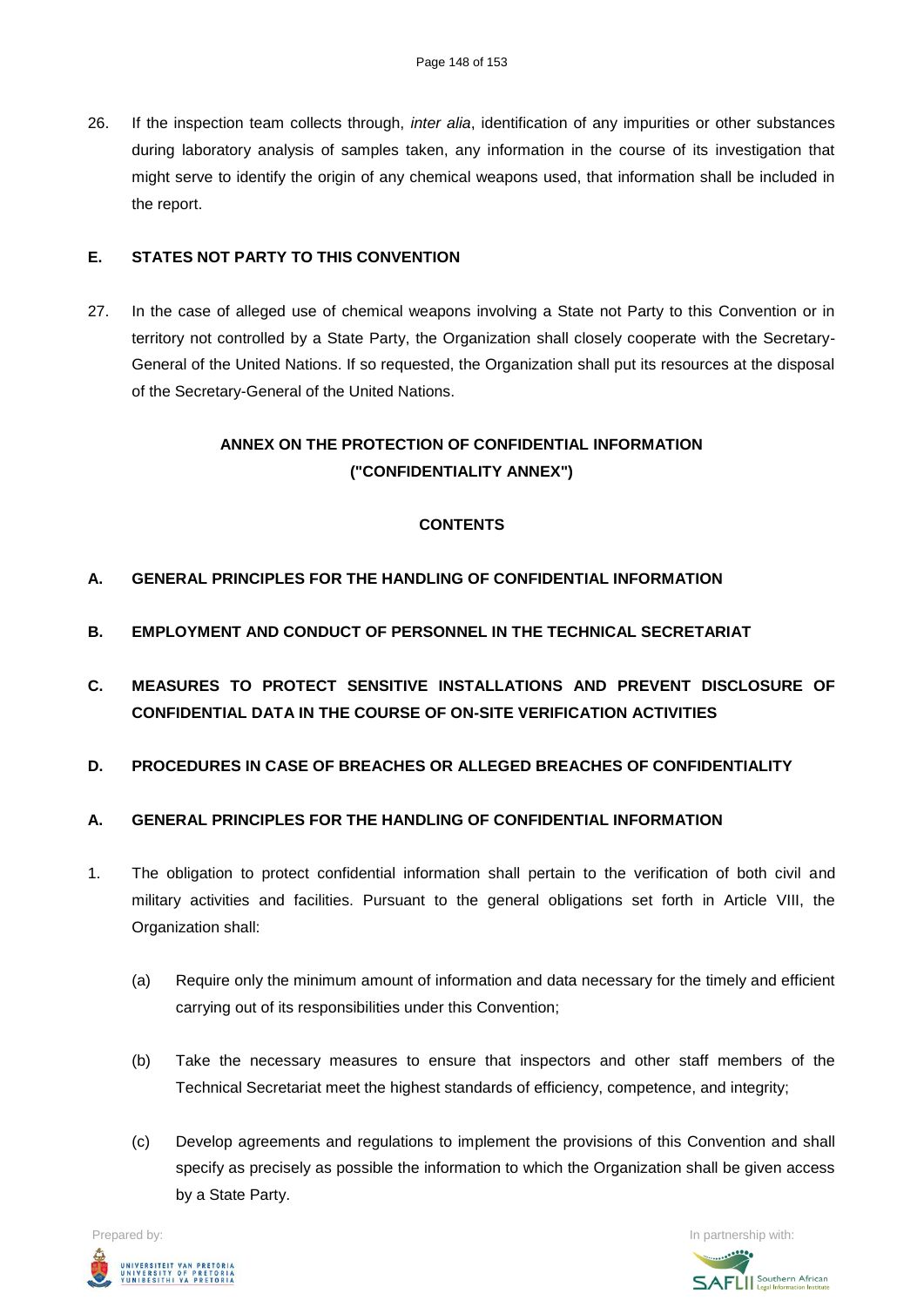26. If the inspection team collects through, *inter alia*, identification of any impurities or other substances during laboratory analysis of samples taken, any information in the course of its investigation that might serve to identify the origin of any chemical weapons used, that information shall be included in the report.

**E. STATES NOT PARTY TO THIS CONVENTION**

27. In the case of alleged use of chemical weapons involving a State not Party to this Convention or in territory not controlled by a State Party, the Organization shall closely cooperate with the Secretary-General of the United Nations. If so requested, the Organization shall put its resources at the disposal of the Secretary-General of the United Nations.

## ANNEX ON THE PROTECTION OF CONFIDENTIAL INFORMATION ("CONFIDENTIALITY ANNEX")

**CONTENTS**

**A. GENERAL PRINCIPLES FOR THE HANDLING OF CONFIDENTIAL INFORMATION**

**B. EMPLOYMENT AND CONDUCT OF PERSONNEL IN THE TECHNICAL SECRETARIAT**

**C. MEASURES TO PROTECT SENSITIVE INSTALLATIONS AND PREVENT DISCLOSURE OF CONFIDENTIAL DATA IN THE COURSE OF ON-SITE VERIFICATION ACTIVITIES**

**D. PROCEDURES IN CASE OF BREACHES OR ALLEGED BREACHES OF CONFIDENTIALITY**

**A. GENERAL PRINCIPLES FOR THE HANDLING OF CONFIDENTIAL INFORMATION**

1. The obligation to protect confidential information shall pertain to the verification of both civil and military activities and facilities. Pursuant to the general obligations set forth in Article VIII, the Organization shall:

   (a) Require only the minimum amount of information and data necessary for the timely and efficient carrying out of its responsibilities under this Convention;

   (b) Take the necessary measures to ensure that inspectors and other staff members of the Technical Secretariat meet the highest standards of efficiency, competence, and integrity;

   (c) Develop agreements and regulations to implement the provisions of this Convention and shall specify as precisely as possible the information to which the Organization shall be given access by a State Party.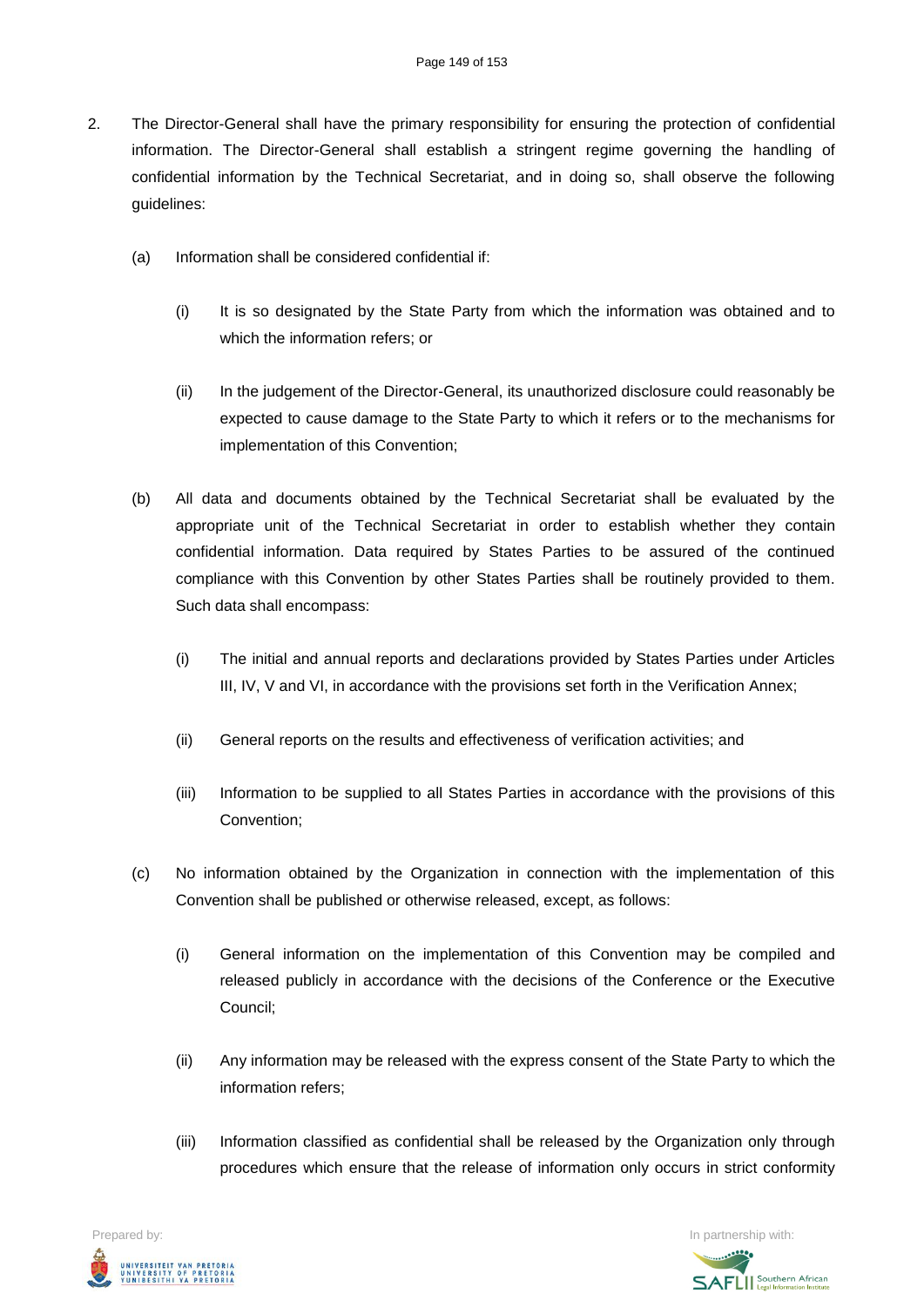2. The Director-General shall have the primary responsibility for ensuring the protection of confidential information. The Director-General shall establish a stringent regime governing the handling of confidential information by the Technical Secretariat, and in doing so, shall observe the following guidelines:

   (a) Information shall be considered confidential if:

      (i) It is so designated by the State Party from which the information was obtained and to which the information refers; or

      (ii) In the judgement of the Director-General, its unauthorized disclosure could reasonably be expected to cause damage to the State Party to which it refers or to the mechanisms for implementation of this Convention;

   (b) All data and documents obtained by the Technical Secretariat shall be evaluated by the appropriate unit of the Technical Secretariat in order to establish whether they contain confidential information. Data required by States Parties to be assured of the continued compliance with this Convention by other States Parties shall be routinely provided to them. Such data shall encompass:

      (i) The initial and annual reports and declarations provided by States Parties under Articles III, IV, V and VI, in accordance with the provisions set forth in the Verification Annex;

      (ii) General reports on the results and effectiveness of verification activities; and

      (iii) Information to be supplied to all States Parties in accordance with the provisions of this Convention;

   (c) No information obtained by the Organization in connection with the implementation of this Convention shall be published or otherwise released, except, as follows:

      (i) General information on the implementation of this Convention may be compiled and released publicly in accordance with the decisions of the Conference or the Executive Council;

      (ii) Any information may be released with the express consent of the State Party to which the information refers;

      (iii) Information classified as confidential shall be released by the Organization only through procedures which ensure that the release of information only occurs in strict conformity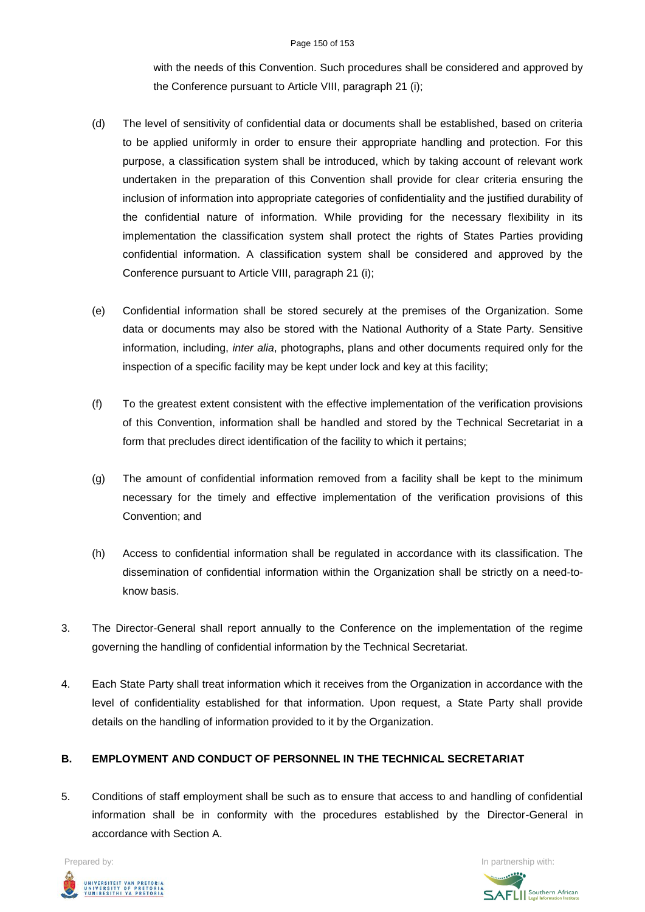with the needs of this Convention. Such procedures shall be considered and approved by the Conference pursuant to Article VIII, paragraph 21 (i);

(d) The level of sensitivity of confidential data or documents shall be established, based on criteria to be applied uniformly in order to ensure their appropriate handling and protection. For this purpose, a classification system shall be introduced, which by taking account of relevant work undertaken in the preparation of this Convention shall provide for clear criteria ensuring the inclusion of information into appropriate categories of confidentiality and the justified durability of the confidential nature of information. While providing for the necessary flexibility in its implementation the classification system shall protect the rights of States Parties providing confidential information. A classification system shall be considered and approved by the Conference pursuant to Article VIII, paragraph 21 (i);

(e) Confidential information shall be stored securely at the premises of the Organization. Some data or documents may also be stored with the National Authority of a State Party. Sensitive information, including, *inter alia*, photographs, plans and other documents required only for the inspection of a specific facility may be kept under lock and key at this facility;

(f) To the greatest extent consistent with the effective implementation of the verification provisions of this Convention, information shall be handled and stored by the Technical Secretariat in a form that precludes direct identification of the facility to which it pertains;

(g) The amount of confidential information removed from a facility shall be kept to the minimum necessary for the timely and effective implementation of the verification provisions of this Convention; and

(h) Access to confidential information shall be regulated in accordance with its classification. The dissemination of confidential information within the Organization shall be strictly on a need-to-know basis.

3. The Director-General shall report annually to the Conference on the implementation of the regime governing the handling of confidential information by the Technical Secretariat.

4. Each State Party shall treat information which it receives from the Organization in accordance with the level of confidentiality established for that information. Upon request, a State Party shall provide details on the handling of information provided to it by the Organization.

**B. EMPLOYMENT AND CONDUCT OF PERSONNEL IN THE TECHNICAL SECRETARIAT**

5. Conditions of staff employment shall be such as to ensure that access to and handling of confidential information shall be in conformity with the procedures established by the Director-General in accordance with Section A.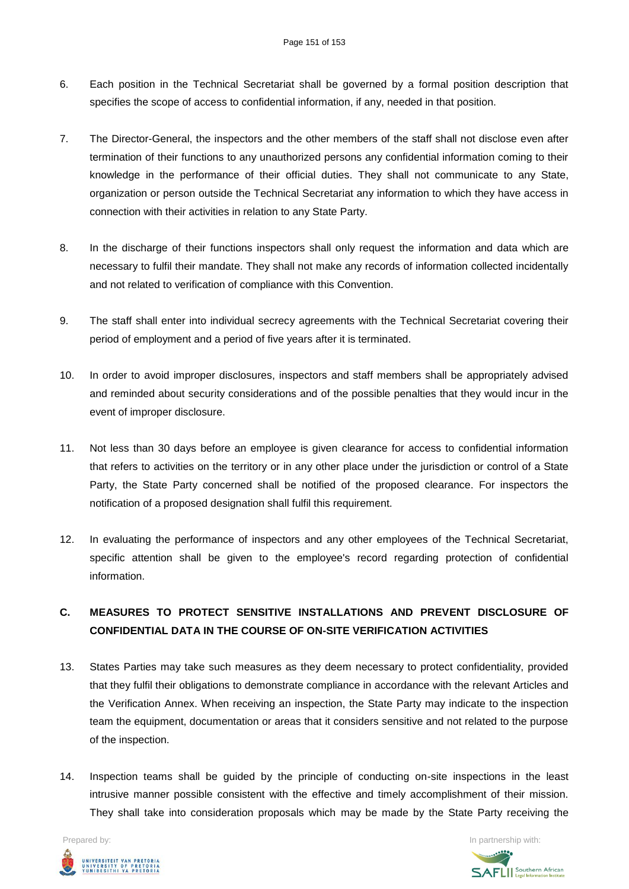6. Each position in the Technical Secretariat shall be governed by a formal position description that specifies the scope of access to confidential information, if any, needed in that position.

7. The Director-General, the inspectors and the other members of the staff shall not disclose even after termination of their functions to any unauthorized persons any confidential information coming to their knowledge in the performance of their official duties. They shall not communicate to any State, organization or person outside the Technical Secretariat any information to which they have access in connection with their activities in relation to any State Party.

8. In the discharge of their functions inspectors shall only request the information and data which are necessary to fulfil their mandate. They shall not make any records of information collected incidentally and not related to verification of compliance with this Convention.

9. The staff shall enter into individual secrecy agreements with the Technical Secretariat covering their period of employment and a period of five years after it is terminated.

10. In order to avoid improper disclosures, inspectors and staff members shall be appropriately advised and reminded about security considerations and of the possible penalties that they would incur in the event of improper disclosure.

11. Not less than 30 days before an employee is given clearance for access to confidential information that refers to activities on the territory or in any other place under the jurisdiction or control of a State Party, the State Party concerned shall be notified of the proposed clearance. For inspectors the notification of a proposed designation shall fulfil this requirement.

12. In evaluating the performance of inspectors and any other employees of the Technical Secretariat, specific attention shall be given to the employee's record regarding protection of confidential information.

## C. MEASURES TO PROTECT SENSITIVE INSTALLATIONS AND PREVENT DISCLOSURE OF CONFIDENTIAL DATA IN THE COURSE OF ON-SITE VERIFICATION ACTIVITIES

13. States Parties may take such measures as they deem necessary to protect confidentiality, provided that they fulfil their obligations to demonstrate compliance in accordance with the relevant Articles and the Verification Annex. When receiving an inspection, the State Party may indicate to the inspection team the equipment, documentation or areas that it considers sensitive and not related to the purpose of the inspection.

14. Inspection teams shall be guided by the principle of conducting on-site inspections in the least intrusive manner possible consistent with the effective and timely accomplishment of their mission. They shall take into consideration proposals which may be made by the State Party receiving the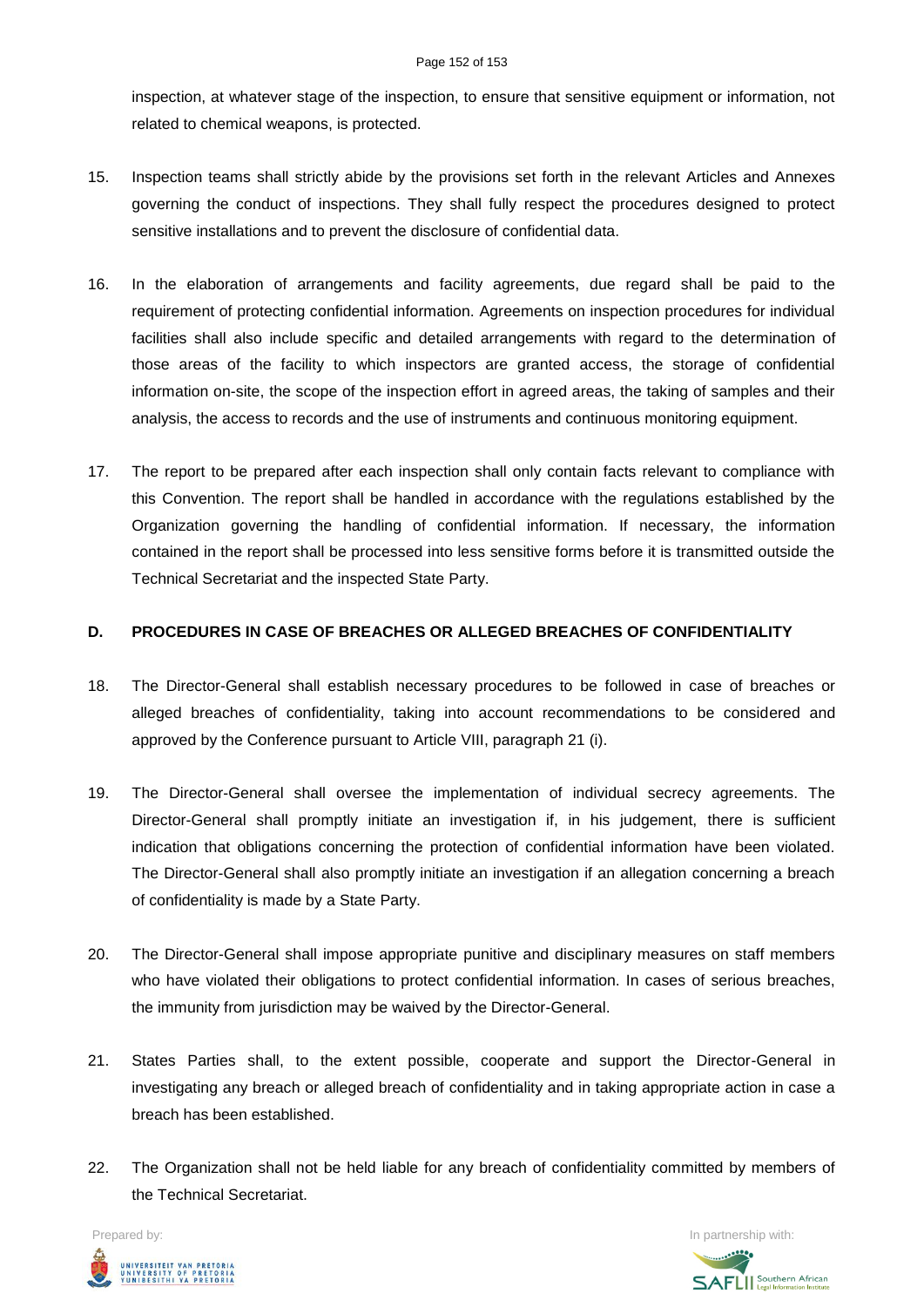inspection, at whatever stage of the inspection, to ensure that sensitive equipment or information, not related to chemical weapons, is protected.

15. Inspection teams shall strictly abide by the provisions set forth in the relevant Articles and Annexes governing the conduct of inspections. They shall fully respect the procedures designed to protect sensitive installations and to prevent the disclosure of confidential data.

16. In the elaboration of arrangements and facility agreements, due regard shall be paid to the requirement of protecting confidential information. Agreements on inspection procedures for individual facilities shall also include specific and detailed arrangements with regard to the determination of those areas of the facility to which inspectors are granted access, the storage of confidential information on-site, the scope of the inspection effort in agreed areas, the taking of samples and their analysis, the access to records and the use of instruments and continuous monitoring equipment.

17. The report to be prepared after each inspection shall only contain facts relevant to compliance with this Convention. The report shall be handled in accordance with the regulations established by the Organization governing the handling of confidential information. If necessary, the information contained in the report shall be processed into less sensitive forms before it is transmitted outside the Technical Secretariat and the inspected State Party.

**D. PROCEDURES IN CASE OF BREACHES OR ALLEGED BREACHES OF CONFIDENTIALITY**

18. The Director-General shall establish necessary procedures to be followed in case of breaches or alleged breaches of confidentiality, taking into account recommendations to be considered and approved by the Conference pursuant to Article VIII, paragraph 21 (i).

19. The Director-General shall oversee the implementation of individual secrecy agreements. The Director-General shall promptly initiate an investigation if, in his judgement, there is sufficient indication that obligations concerning the protection of confidential information have been violated. The Director-General shall also promptly initiate an investigation if an allegation concerning a breach of confidentiality is made by a State Party.

20. The Director-General shall impose appropriate punitive and disciplinary measures on staff members who have violated their obligations to protect confidential information. In cases of serious breaches, the immunity from jurisdiction may be waived by the Director-General.

21. States Parties shall, to the extent possible, cooperate and support the Director-General in investigating any breach or alleged breach of confidentiality and in taking appropriate action in case a breach has been established.

22. The Organization shall not be held liable for any breach of confidentiality committed by members of the Technical Secretariat.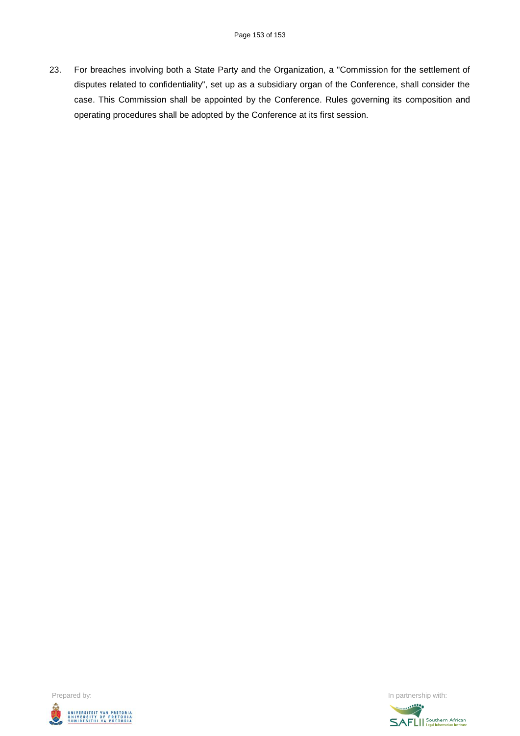23. For breaches involving both a State Party and the Organization, a "Commission for the settlement of disputes related to confidentiality", set up as a subsidiary organ of the Conference, shall consider the case. This Commission shall be appointed by the Conference. Rules governing its composition and operating procedures shall be adopted by the Conference at its first session.